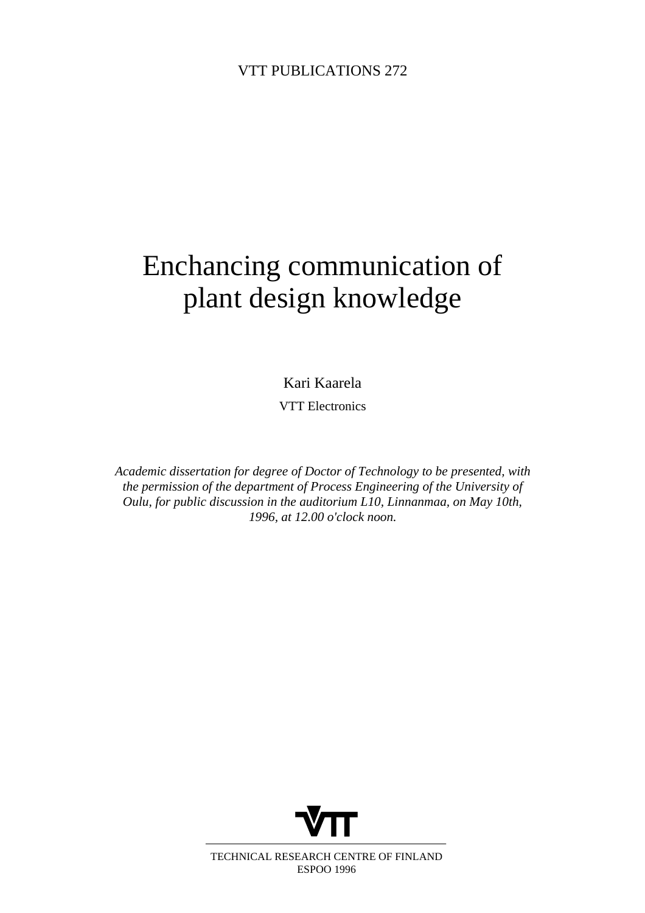VTT PUBLICATIONS 272

# Enchancing communication of plant design knowledge

Kari Kaarela

VTT Electronics

*Academic dissertation for degree of Doctor of Technology to be presented, with the permission of the department of Process Engineering of the University of Oulu, for public discussion in the auditorium L10, Linnanmaa, on May 10th, 1996, at 12.00 o'clock noon.*

VTT

TECHNICAL RESEARCH CENTRE OF FINLAND
ESPOO 1996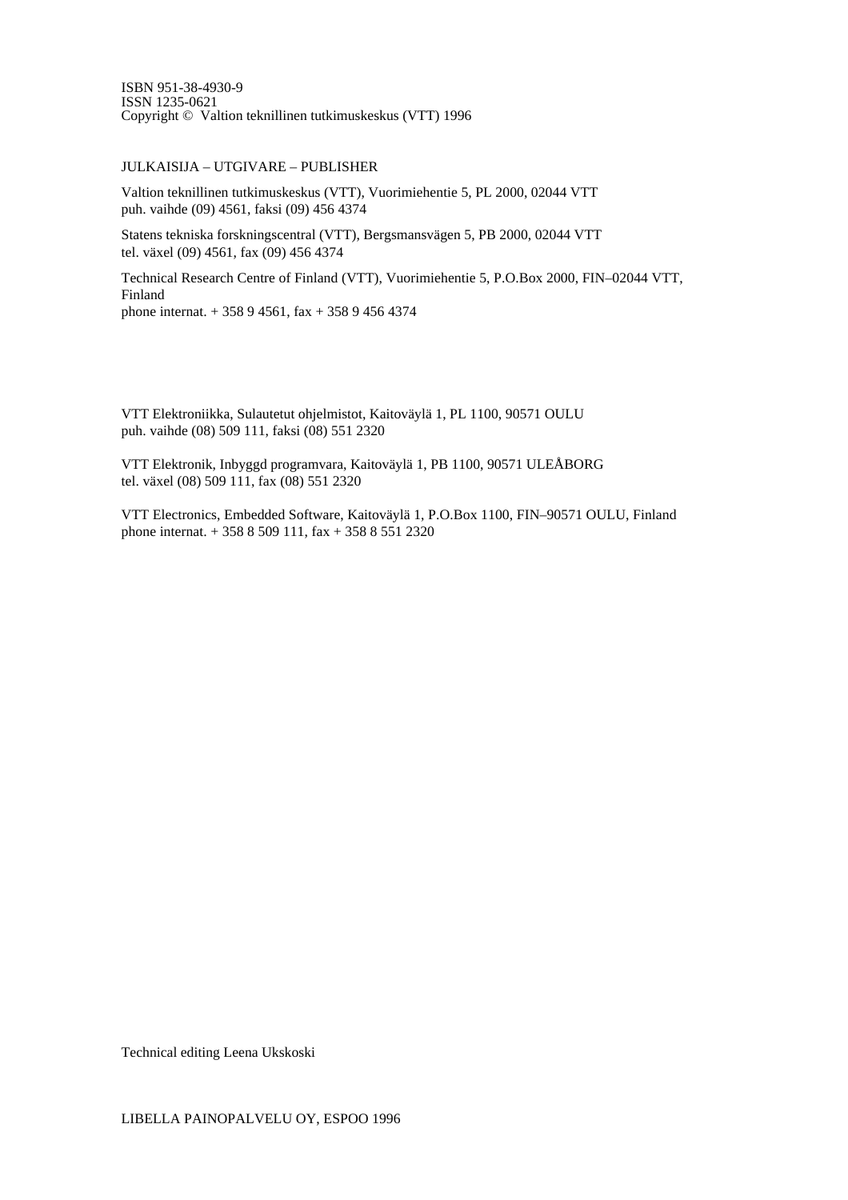ISBN 951-38-4930-9
ISSN 1235-0621
Copyright © Valtion teknillinen tutkimuskeskus (VTT) 1996

JULKAISIJA – UTGIVARE – PUBLISHER

Valtion teknillinen tutkimuskeskus (VTT), Vuorimiehentie 5, PL 2000, 02044 VTT
puh. vaihde (09) 4561, faksi (09) 456 4374

Statens tekniska forskningscentral (VTT), Bergsmansvägen 5, PB 2000, 02044 VTT
tel. växel (09) 4561, fax (09) 456 4374

Technical Research Centre of Finland (VTT), Vuorimiehentie 5, P.O.Box 2000, FIN–02044 VTT, Finland
phone internat. + 358 9 4561, fax + 358 9 456 4374

VTT Elektroniikka, Sulautetut ohjelmistot, Kaitoväylä 1, PL 1100, 90571 OULU
puh. vaihde (08) 509 111, faksi (08) 551 2320

VTT Elektronik, Inbyggd programvara, Kaitoväylä 1, PB 1100, 90571 ULEÅBORG
tel. växel (08) 509 111, fax (08) 551 2320

VTT Electronics, Embedded Software, Kaitoväylä 1, P.O.Box 1100, FIN–90571 OULU, Finland
phone internat. + 358 8 509 111, fax + 358 8 551 2320

Technical editing Leena Ukskoski

LIBELLA PAINOPALVELU OY, ESPOO 1996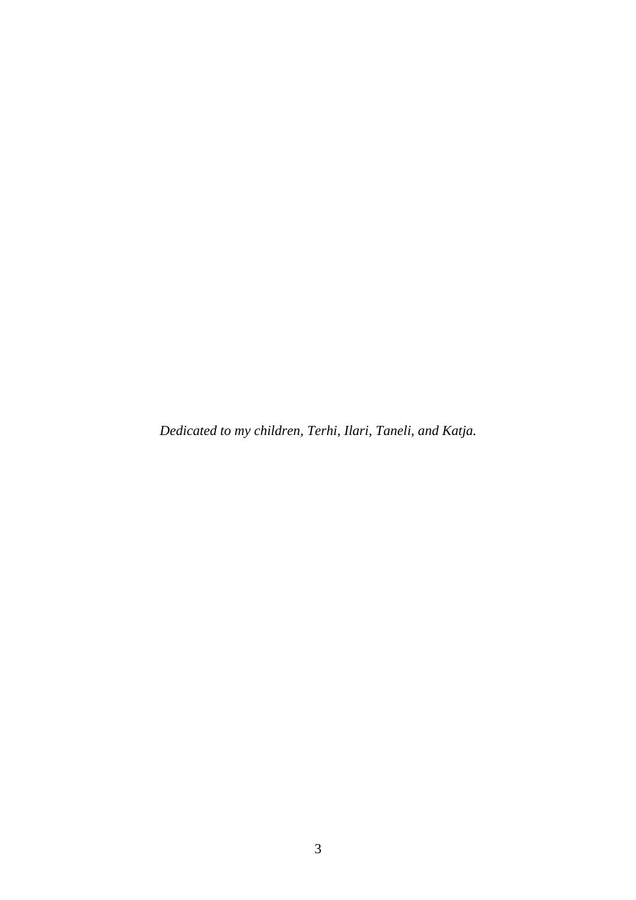*Dedicated to my children, Terhi, Ilari, Taneli, and Katja.*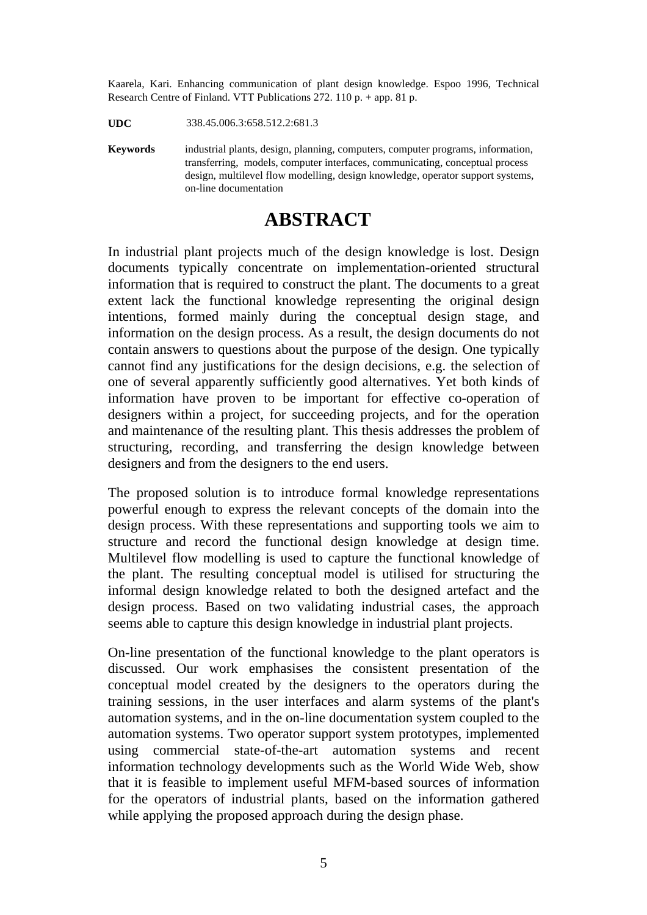Kaarela, Kari. Enhancing communication of plant design knowledge. Espoo 1996, Technical Research Centre of Finland. VTT Publications 272. 110 p. + app. 81 p.

**UDC** 338.45.006.3:658.512.2:681.3

**Keywords** industrial plants, design, planning, computers, computer programs, information, transferring, models, computer interfaces, communicating, conceptual process design, multilevel flow modelling, design knowledge, operator support systems, on-line documentation

# ABSTRACT

In industrial plant projects much of the design knowledge is lost. Design documents typically concentrate on implementation-oriented structural information that is required to construct the plant. The documents to a great extent lack the functional knowledge representing the original design intentions, formed mainly during the conceptual design stage, and information on the design process. As a result, the design documents do not contain answers to questions about the purpose of the design. One typically cannot find any justifications for the design decisions, e.g. the selection of one of several apparently sufficiently good alternatives. Yet both kinds of information have proven to be important for effective co-operation of designers within a project, for succeeding projects, and for the operation and maintenance of the resulting plant. This thesis addresses the problem of structuring, recording, and transferring the design knowledge between designers and from the designers to the end users.

The proposed solution is to introduce formal knowledge representations powerful enough to express the relevant concepts of the domain into the design process. With these representations and supporting tools we aim to structure and record the functional design knowledge at design time. Multilevel flow modelling is used to capture the functional knowledge of the plant. The resulting conceptual model is utilised for structuring the informal design knowledge related to both the designed artefact and the design process. Based on two validating industrial cases, the approach seems able to capture this design knowledge in industrial plant projects.

On-line presentation of the functional knowledge to the plant operators is discussed. Our work emphasises the consistent presentation of the conceptual model created by the designers to the operators during the training sessions, in the user interfaces and alarm systems of the plant's automation systems, and in the on-line documentation system coupled to the automation systems. Two operator support system prototypes, implemented using commercial state-of-the-art automation systems and recent information technology developments such as the World Wide Web, show that it is feasible to implement useful MFM-based sources of information for the operators of industrial plants, based on the information gathered while applying the proposed approach during the design phase.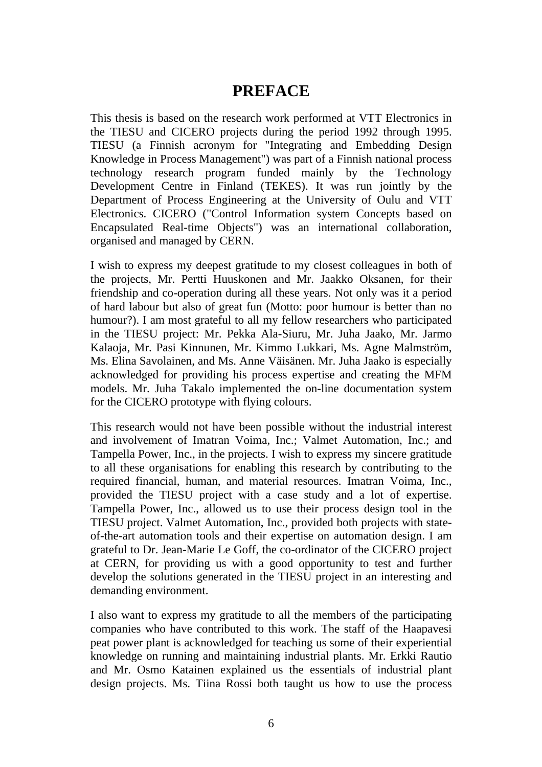# PREFACE

This thesis is based on the research work performed at VTT Electronics in the TIESU and CICERO projects during the period 1992 through 1995. TIESU (a Finnish acronym for "Integrating and Embedding Design Knowledge in Process Management") was part of a Finnish national process technology research program funded mainly by the Technology Development Centre in Finland (TEKES). It was run jointly by the Department of Process Engineering at the University of Oulu and VTT Electronics. CICERO ("Control Information system Concepts based on Encapsulated Real-time Objects") was an international collaboration, organised and managed by CERN.

I wish to express my deepest gratitude to my closest colleagues in both of the projects, Mr. Pertti Huuskonen and Mr. Jaakko Oksanen, for their friendship and co-operation during all these years. Not only was it a period of hard labour but also of great fun (Motto: poor humour is better than no humour?). I am most grateful to all my fellow researchers who participated in the TIESU project: Mr. Pekka Ala-Siuru, Mr. Juha Jaako, Mr. Jarmo Kalaoja, Mr. Pasi Kinnunen, Mr. Kimmo Lukkari, Ms. Agne Malmström, Ms. Elina Savolainen, and Ms. Anne Väisänen. Mr. Juha Jaako is especially acknowledged for providing his process expertise and creating the MFM models. Mr. Juha Takalo implemented the on-line documentation system for the CICERO prototype with flying colours.

This research would not have been possible without the industrial interest and involvement of Imatran Voima, Inc.; Valmet Automation, Inc.; and Tampella Power, Inc., in the projects. I wish to express my sincere gratitude to all these organisations for enabling this research by contributing to the required financial, human, and material resources. Imatran Voima, Inc., provided the TIESU project with a case study and a lot of expertise. Tampella Power, Inc., allowed us to use their process design tool in the TIESU project. Valmet Automation, Inc., provided both projects with state-of-the-art automation tools and their expertise on automation design. I am grateful to Dr. Jean-Marie Le Goff, the co-ordinator of the CICERO project at CERN, for providing us with a good opportunity to test and further develop the solutions generated in the TIESU project in an interesting and demanding environment.

I also want to express my gratitude to all the members of the participating companies who have contributed to this work. The staff of the Haapavesi peat power plant is acknowledged for teaching us some of their experiential knowledge on running and maintaining industrial plants. Mr. Erkki Rautio and Mr. Osmo Katainen explained us the essentials of industrial plant design projects. Ms. Tiina Rossi both taught us how to use the process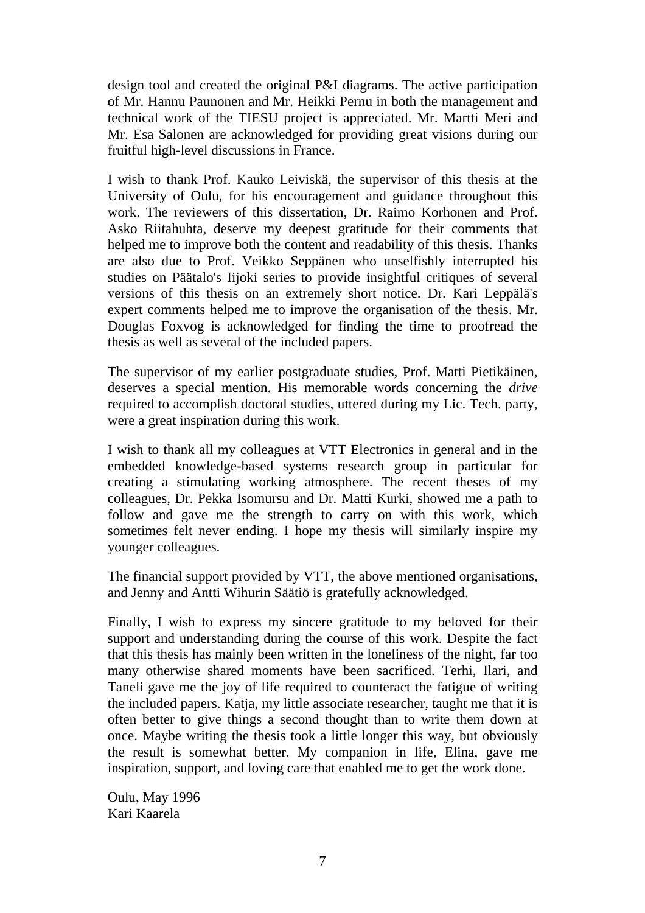design tool and created the original P&I diagrams. The active participation of Mr. Hannu Paunonen and Mr. Heikki Pernu in both the management and technical work of the TIESU project is appreciated. Mr. Martti Meri and Mr. Esa Salonen are acknowledged for providing great visions during our fruitful high-level discussions in France.

I wish to thank Prof. Kauko Leiviskä, the supervisor of this thesis at the University of Oulu, for his encouragement and guidance throughout this work. The reviewers of this dissertation, Dr. Raimo Korhonen and Prof. Asko Riitahuhta, deserve my deepest gratitude for their comments that helped me to improve both the content and readability of this thesis. Thanks are also due to Prof. Veikko Seppänen who unselfishly interrupted his studies on Päätalo's Iijoki series to provide insightful critiques of several versions of this thesis on an extremely short notice. Dr. Kari Leppälä's expert comments helped me to improve the organisation of the thesis. Mr. Douglas Foxvog is acknowledged for finding the time to proofread the thesis as well as several of the included papers.

The supervisor of my earlier postgraduate studies, Prof. Matti Pietikäinen, deserves a special mention. His memorable words concerning the *drive* required to accomplish doctoral studies, uttered during my Lic. Tech. party, were a great inspiration during this work.

I wish to thank all my colleagues at VTT Electronics in general and in the embedded knowledge-based systems research group in particular for creating a stimulating working atmosphere. The recent theses of my colleagues, Dr. Pekka Isomursu and Dr. Matti Kurki, showed me a path to follow and gave me the strength to carry on with this work, which sometimes felt never ending. I hope my thesis will similarly inspire my younger colleagues.

The financial support provided by VTT, the above mentioned organisations, and Jenny and Antti Wihurin Säätiö is gratefully acknowledged.

Finally, I wish to express my sincere gratitude to my beloved for their support and understanding during the course of this work. Despite the fact that this thesis has mainly been written in the loneliness of the night, far too many otherwise shared moments have been sacrificed. Terhi, Ilari, and Taneli gave me the joy of life required to counteract the fatigue of writing the included papers. Katja, my little associate researcher, taught me that it is often better to give things a second thought than to write them down at once. Maybe writing the thesis took a little longer this way, but obviously the result is somewhat better. My companion in life, Elina, gave me inspiration, support, and loving care that enabled me to get the work done.

Oulu, May 1996
Kari Kaarela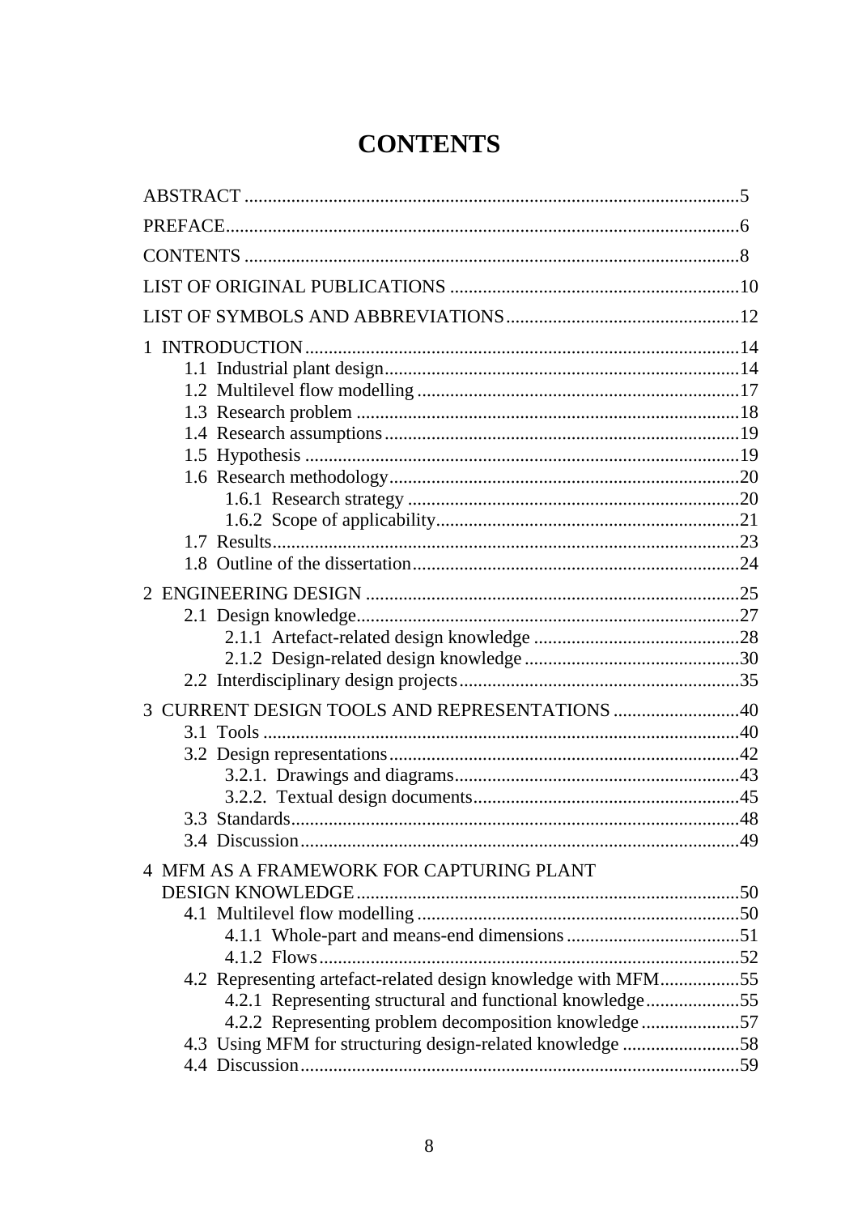# CONTENTS

ABSTRACT ....................................................................................................5

PREFACE......................................................................................................6

CONTENTS ..................................................................................................8

LIST OF ORIGINAL PUBLICATIONS ..............................................................10

LIST OF SYMBOLS AND ABBREVIATIONS ......................................................12

1 INTRODUCTION ........................................................................................14
- 1.1 Industrial plant design.............................................................................14
- 1.2 Multilevel flow modelling .......................................................................17
- 1.3 Research problem ...................................................................................18
- 1.4 Research assumptions.............................................................................19
- 1.5 Hypothesis .............................................................................................19
- 1.6 Research methodology............................................................................20
  - 1.6.1 Research strategy .............................................................................20
  - 1.6.2 Scope of applicability.......................................................................21
- 1.7 Results....................................................................................................23
- 1.8 Outline of the dissertation.......................................................................24

2 ENGINEERING DESIGN ................................................................................25
- 2.1 Design knowledge...................................................................................27
  - 2.1.1 Artefact-related design knowledge ...................................................28
  - 2.1.2 Design-related design knowledge ....................................................30
- 2.2 Interdisciplinary design projects.............................................................35

3 CURRENT DESIGN TOOLS AND REPRESENTATIONS ...................................40
- 3.1 Tools .......................................................................................................40
- 3.2 Design representations............................................................................42
  - 3.2.1. Drawings and diagrams...................................................................43
  - 3.2.2. Textual design documents...............................................................45
- 3.3 Standards.................................................................................................48
- 3.4 Discussion...............................................................................................49

4 MFM AS A FRAMEWORK FOR CAPTURING PLANT DESIGN KNOWLEDGE....................................................................................50
- 4.1 Multilevel flow modelling .......................................................................50
  - 4.1.1 Whole-part and means-end dimensions ...........................................51
  - 4.1.2 Flows...............................................................................................52
- 4.2 Representing artefact-related design knowledge with MFM..................55
  - 4.2.1 Representing structural and functional knowledge..........................55
  - 4.2.2 Representing problem decomposition knowledge ...........................57
- 4.3 Using MFM for structuring design-related knowledge ..........................58
- 4.4 Discussion...............................................................................................59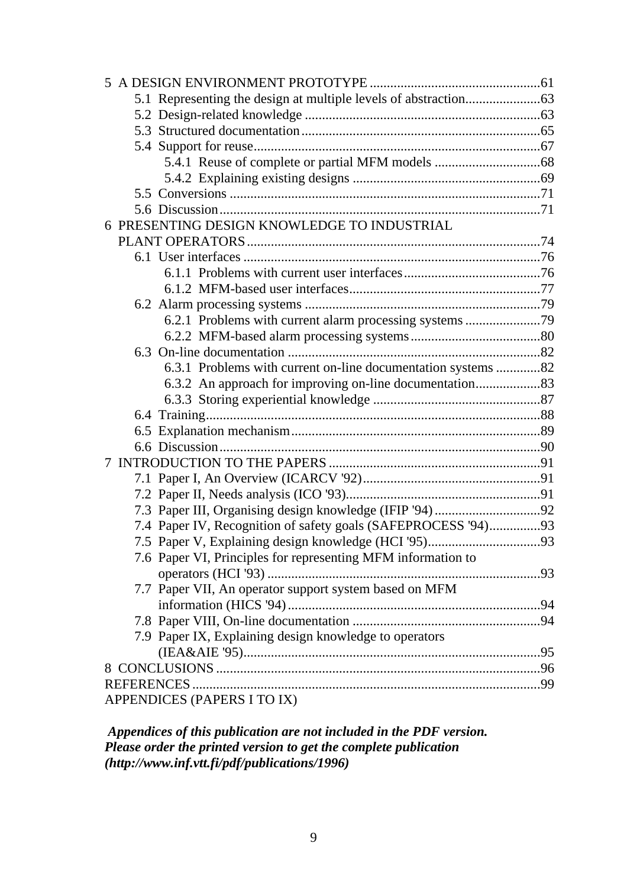5 A DESIGN ENVIRONMENT PROTOTYPE ....................................................61
- 5.1 Representing the design at multiple levels of abstraction......................63
- 5.2 Design-related knowledge ....................................................................63
- 5.3 Structured documentation.....................................................................65
- 5.4 Support for reuse...................................................................................67
  - 5.4.1 Reuse of complete or partial MFM models ...............................68
  - 5.4.2 Explaining existing designs .......................................................69
- 5.5 Conversions ..........................................................................................71
- 5.6 Discussion.............................................................................................71

6 PRESENTING DESIGN KNOWLEDGE TO INDUSTRIAL PLANT OPERATORS.....................................................................................74
- 6.1 User interfaces ......................................................................................76
  - 6.1.1 Problems with current user interfaces........................................76
  - 6.1.2 MFM-based user interfaces........................................................77
- 6.2 Alarm processing systems ....................................................................79
  - 6.2.1 Problems with current alarm processing systems ......................79
  - 6.2.2 MFM-based alarm processing systems......................................80
- 6.3 On-line documentation .........................................................................82
  - 6.3.1 Problems with current on-line documentation systems .............82
  - 6.3.2 An approach for improving on-line documentation...................83
  - 6.3.3 Storing experiential knowledge .................................................87
- 6.4 Training.................................................................................................88
- 6.5 Explanation mechanism........................................................................89
- 6.6 Discussion.............................................................................................90

7 INTRODUCTION TO THE PAPERS ..............................................................91
- 7.1 Paper I, An Overview (ICARCV '92)....................................................91
- 7.2 Paper II, Needs analysis (ICO '93).........................................................91
- 7.3 Paper III, Organising design knowledge (IFIP '94)...............................92
- 7.4 Paper IV, Recognition of safety goals (SAFEPROCESS '94)...............93
- 7.5 Paper V, Explaining design knowledge (HCI '95).................................93
- 7.6 Paper VI, Principles for representing MFM information to operators (HCI '93) ...............................................................................93
- 7.7 Paper VII, An operator support system based on MFM information (HICS '94).........................................................................94
- 7.8 Paper VIII, On-line documentation ......................................................94
- 7.9 Paper IX, Explaining design knowledge to operators (IEA&AIE '95)......................................................................................95

8 CONCLUSIONS ..............................................................................................96

REFERENCES .....................................................................................................99

APPENDICES (PAPERS I TO IX)

***Appendices of this publication are not included in the PDF version. Please order the printed version to get the complete publication (http://www.inf.vtt.fi/pdf/publications/1996)***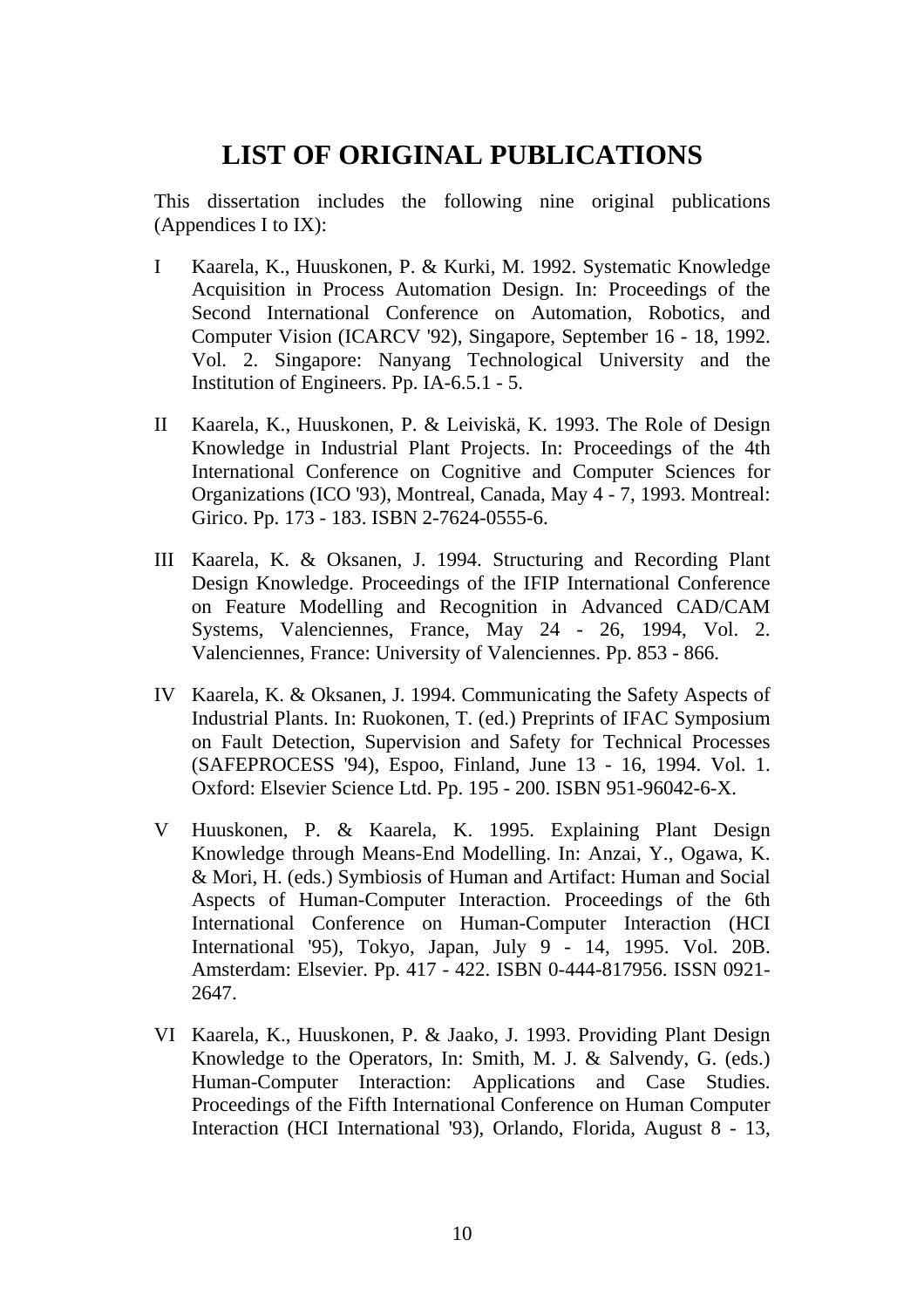# LIST OF ORIGINAL PUBLICATIONS

This dissertation includes the following nine original publications (Appendices I to IX):

I Kaarela, K., Huuskonen, P. & Kurki, M. 1992. Systematic Knowledge Acquisition in Process Automation Design. In: Proceedings of the Second International Conference on Automation, Robotics, and Computer Vision (ICARCV '92), Singapore, September 16 - 18, 1992. Vol. 2. Singapore: Nanyang Technological University and the Institution of Engineers. Pp. IA-6.5.1 - 5.

II Kaarela, K., Huuskonen, P. & Leiviskä, K. 1993. The Role of Design Knowledge in Industrial Plant Projects. In: Proceedings of the 4th International Conference on Cognitive and Computer Sciences for Organizations (ICO '93), Montreal, Canada, May 4 - 7, 1993. Montreal: Girico. Pp. 173 - 183. ISBN 2-7624-0555-6.

III Kaarela, K. & Oksanen, J. 1994. Structuring and Recording Plant Design Knowledge. Proceedings of the IFIP International Conference on Feature Modelling and Recognition in Advanced CAD/CAM Systems, Valenciennes, France, May 24 - 26, 1994, Vol. 2. Valenciennes, France: University of Valenciennes. Pp. 853 - 866.

IV Kaarela, K. & Oksanen, J. 1994. Communicating the Safety Aspects of Industrial Plants. In: Ruokonen, T. (ed.) Preprints of IFAC Symposium on Fault Detection, Supervision and Safety for Technical Processes (SAFEPROCESS '94), Espoo, Finland, June 13 - 16, 1994. Vol. 1. Oxford: Elsevier Science Ltd. Pp. 195 - 200. ISBN 951-96042-6-X.

V Huuskonen, P. & Kaarela, K. 1995. Explaining Plant Design Knowledge through Means-End Modelling. In: Anzai, Y., Ogawa, K. & Mori, H. (eds.) Symbiosis of Human and Artifact: Human and Social Aspects of Human-Computer Interaction. Proceedings of the 6th International Conference on Human-Computer Interaction (HCI International '95), Tokyo, Japan, July 9 - 14, 1995. Vol. 20B. Amsterdam: Elsevier. Pp. 417 - 422. ISBN 0-444-817956. ISSN 0921-2647.

VI Kaarela, K., Huuskonen, P. & Jaako, J. 1993. Providing Plant Design Knowledge to the Operators, In: Smith, M. J. & Salvendy, G. (eds.) Human-Computer Interaction: Applications and Case Studies. Proceedings of the Fifth International Conference on Human Computer Interaction (HCI International '93), Orlando, Florida, August 8 - 13,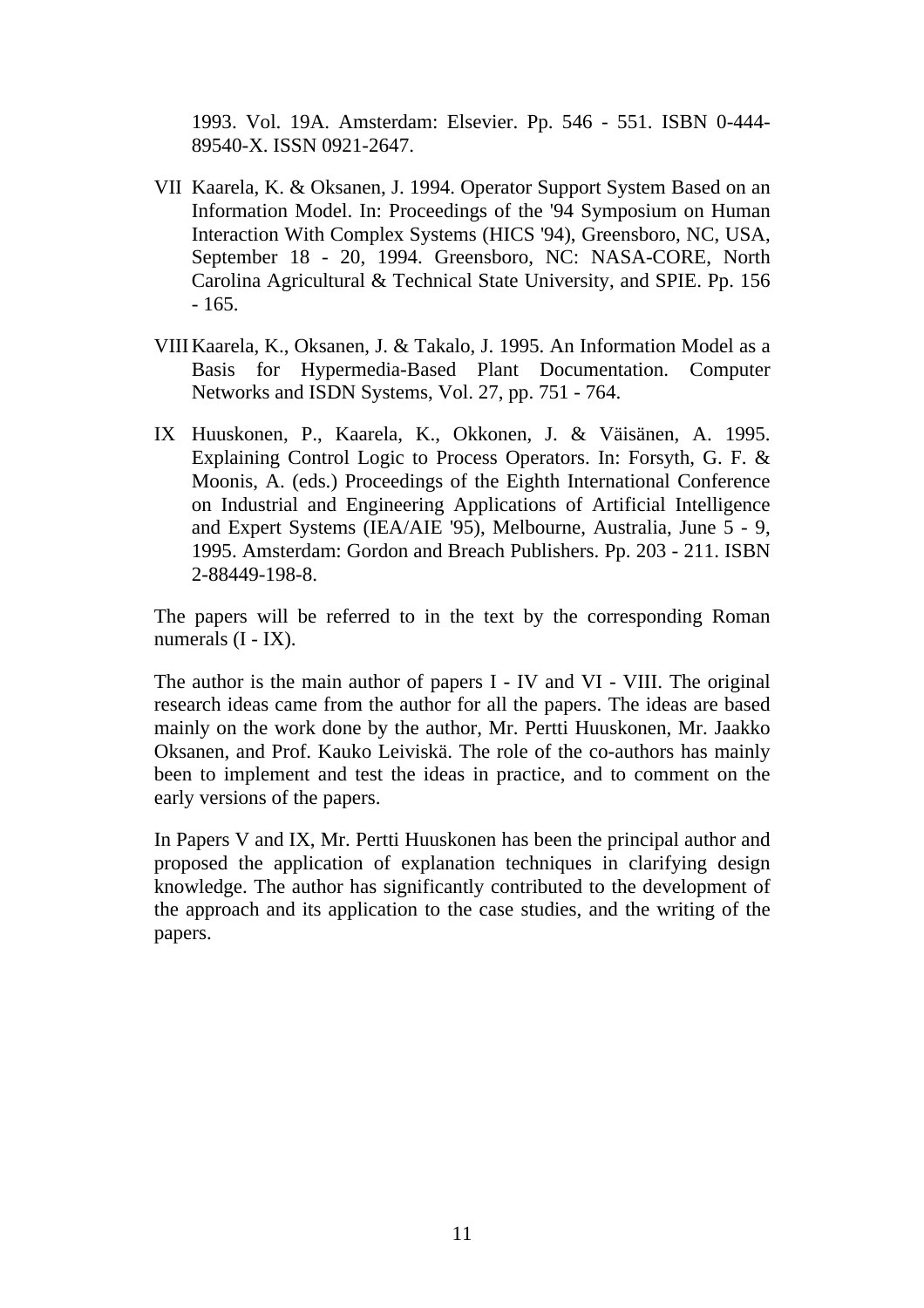1993. Vol. 19A. Amsterdam: Elsevier. Pp. 546 - 551. ISBN 0-444-89540-X. ISSN 0921-2647.

VII Kaarela, K. & Oksanen, J. 1994. Operator Support System Based on an Information Model. In: Proceedings of the '94 Symposium on Human Interaction With Complex Systems (HICS '94), Greensboro, NC, USA, September 18 - 20, 1994. Greensboro, NC: NASA-CORE, North Carolina Agricultural & Technical State University, and SPIE. Pp. 156 - 165.

VIII Kaarela, K., Oksanen, J. & Takalo, J. 1995. An Information Model as a Basis for Hypermedia-Based Plant Documentation. Computer Networks and ISDN Systems, Vol. 27, pp. 751 - 764.

IX Huuskonen, P., Kaarela, K., Okkonen, J. & Väisänen, A. 1995. Explaining Control Logic to Process Operators. In: Forsyth, G. F. & Moonis, A. (eds.) Proceedings of the Eighth International Conference on Industrial and Engineering Applications of Artificial Intelligence and Expert Systems (IEA/AIE '95), Melbourne, Australia, June 5 - 9, 1995. Amsterdam: Gordon and Breach Publishers. Pp. 203 - 211. ISBN 2-88449-198-8.

The papers will be referred to in the text by the corresponding Roman numerals (I - IX).

The author is the main author of papers I - IV and VI - VIII. The original research ideas came from the author for all the papers. The ideas are based mainly on the work done by the author, Mr. Pertti Huuskonen, Mr. Jaakko Oksanen, and Prof. Kauko Leiviskä. The role of the co-authors has mainly been to implement and test the ideas in practice, and to comment on the early versions of the papers.

In Papers V and IX, Mr. Pertti Huuskonen has been the principal author and proposed the application of explanation techniques in clarifying design knowledge. The author has significantly contributed to the development of the approach and its application to the case studies, and the writing of the papers.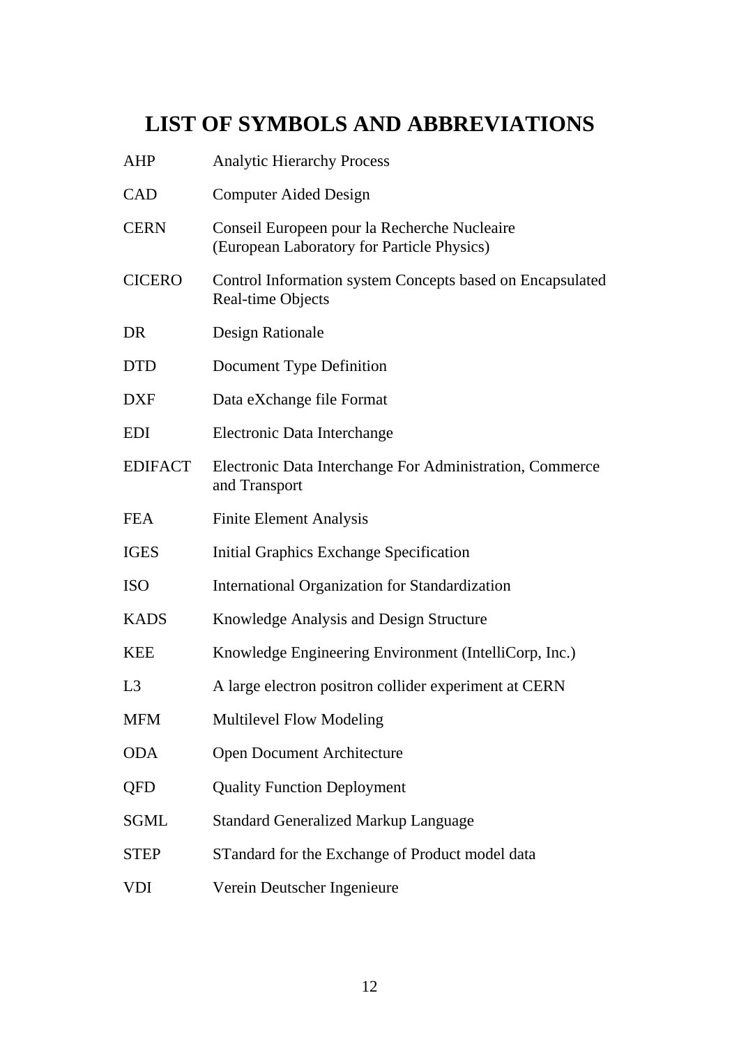# LIST OF SYMBOLS AND ABBREVIATIONS

| | |
|---|---|
| AHP | Analytic Hierarchy Process |
| CAD | Computer Aided Design |
| CERN | Conseil Europeen pour la Recherche Nucleaire (European Laboratory for Particle Physics) |
| CICERO | Control Information system Concepts based on Encapsulated Real-time Objects |
| DR | Design Rationale |
| DTD | Document Type Definition |
| DXF | Data eXchange file Format |
| EDI | Electronic Data Interchange |
| EDIFACT | Electronic Data Interchange For Administration, Commerce and Transport |
| FEA | Finite Element Analysis |
| IGES | Initial Graphics Exchange Specification |
| ISO | International Organization for Standardization |
| KADS | Knowledge Analysis and Design Structure |
| KEE | Knowledge Engineering Environment (IntelliCorp, Inc.) |
| L3 | A large electron positron collider experiment at CERN |
| MFM | Multilevel Flow Modeling |
| ODA | Open Document Architecture |
| QFD | Quality Function Deployment |
| SGML | Standard Generalized Markup Language |
| STEP | STandard for the Exchange of Product model data |
| VDI | Verein Deutscher Ingenieure |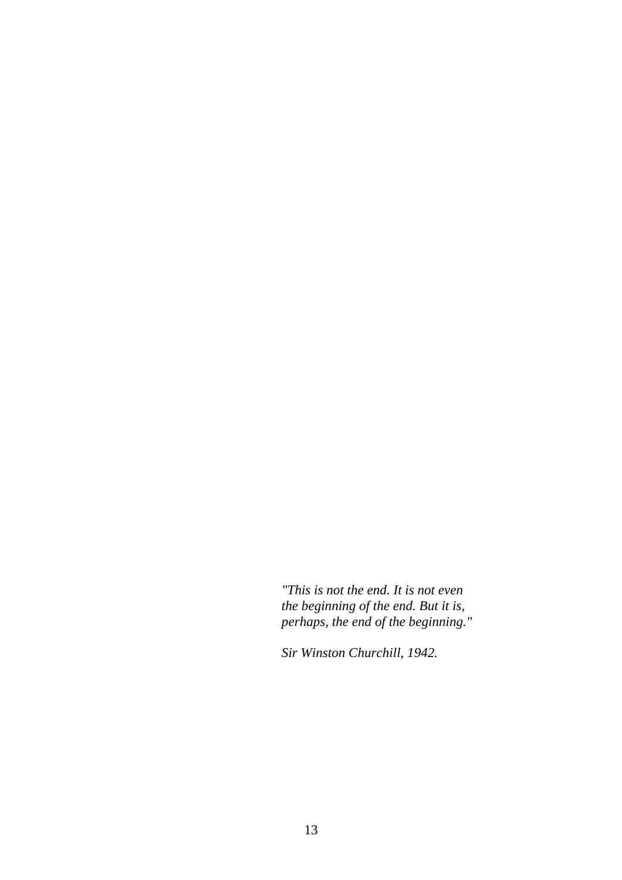*"This is not the end. It is not even the beginning of the end. But it is, perhaps, the end of the beginning."*

*Sir Winston Churchill, 1942.*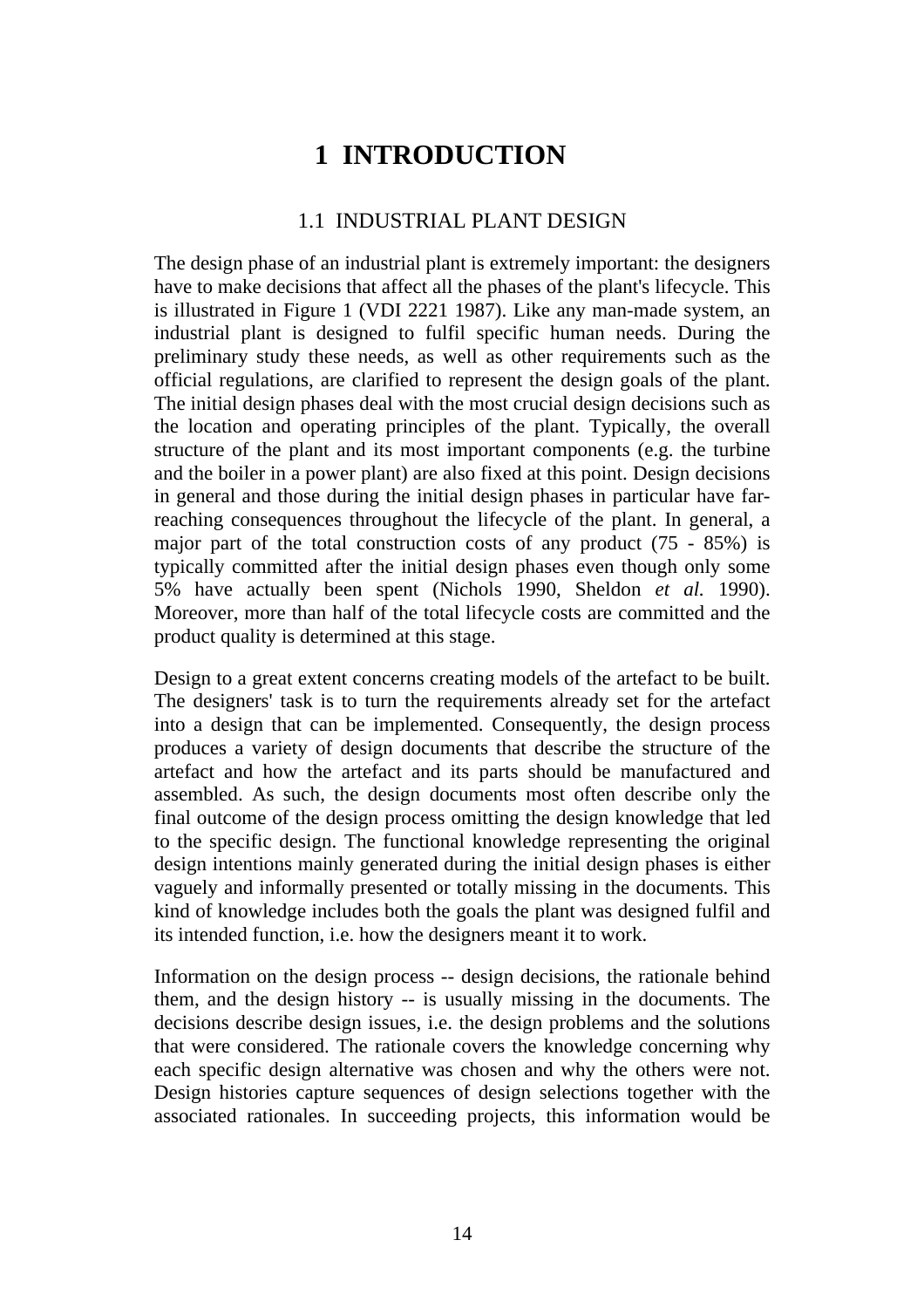# 1 INTRODUCTION

## 1.1 INDUSTRIAL PLANT DESIGN

The design phase of an industrial plant is extremely important: the designers have to make decisions that affect all the phases of the plant's lifecycle. This is illustrated in Figure 1 (VDI 2221 1987). Like any man-made system, an industrial plant is designed to fulfil specific human needs. During the preliminary study these needs, as well as other requirements such as the official regulations, are clarified to represent the design goals of the plant. The initial design phases deal with the most crucial design decisions such as the location and operating principles of the plant. Typically, the overall structure of the plant and its most important components (e.g. the turbine and the boiler in a power plant) are also fixed at this point. Design decisions in general and those during the initial design phases in particular have far-reaching consequences throughout the lifecycle of the plant. In general, a major part of the total construction costs of any product (75 - 85%) is typically committed after the initial design phases even though only some 5% have actually been spent (Nichols 1990, Sheldon *et al.* 1990). Moreover, more than half of the total lifecycle costs are committed and the product quality is determined at this stage.

Design to a great extent concerns creating models of the artefact to be built. The designers' task is to turn the requirements already set for the artefact into a design that can be implemented. Consequently, the design process produces a variety of design documents that describe the structure of the artefact and how the artefact and its parts should be manufactured and assembled. As such, the design documents most often describe only the final outcome of the design process omitting the design knowledge that led to the specific design. The functional knowledge representing the original design intentions mainly generated during the initial design phases is either vaguely and informally presented or totally missing in the documents. This kind of knowledge includes both the goals the plant was designed fulfil and its intended function, i.e. how the designers meant it to work.

Information on the design process -- design decisions, the rationale behind them, and the design history -- is usually missing in the documents. The decisions describe design issues, i.e. the design problems and the solutions that were considered. The rationale covers the knowledge concerning why each specific design alternative was chosen and why the others were not. Design histories capture sequences of design selections together with the associated rationales. In succeeding projects, this information would be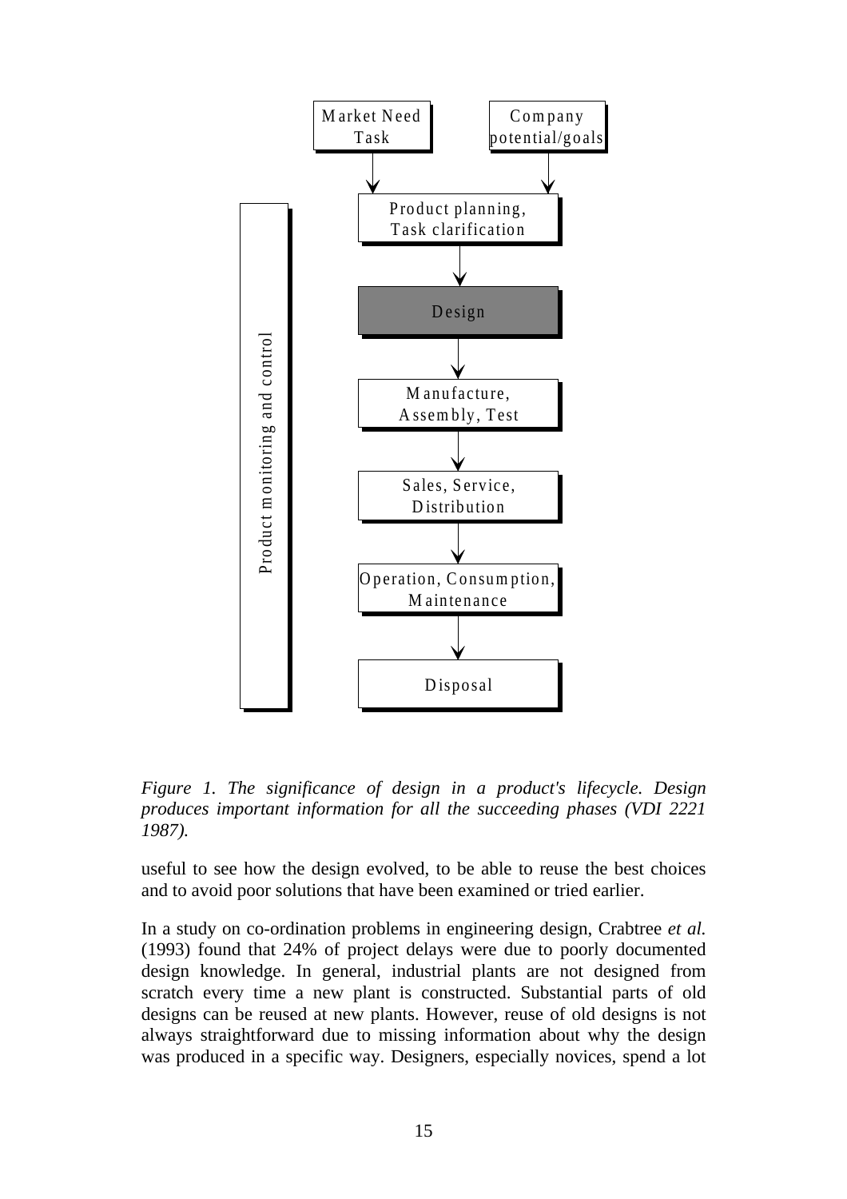*Figure 1. The significance of design in a product's lifecycle. Design produces important information for all the succeeding phases (VDI 2221 1987).*

useful to see how the design evolved, to be able to reuse the best choices and to avoid poor solutions that have been examined or tried earlier.

In a study on co-ordination problems in engineering design, Crabtree *et al.* (1993) found that 24% of project delays were due to poorly documented design knowledge. In general, industrial plants are not designed from scratch every time a new plant is constructed. Substantial parts of old designs can be reused at new plants. However, reuse of old designs is not always straightforward due to missing information about why the design was produced in a specific way. Designers, especially novices, spend a lot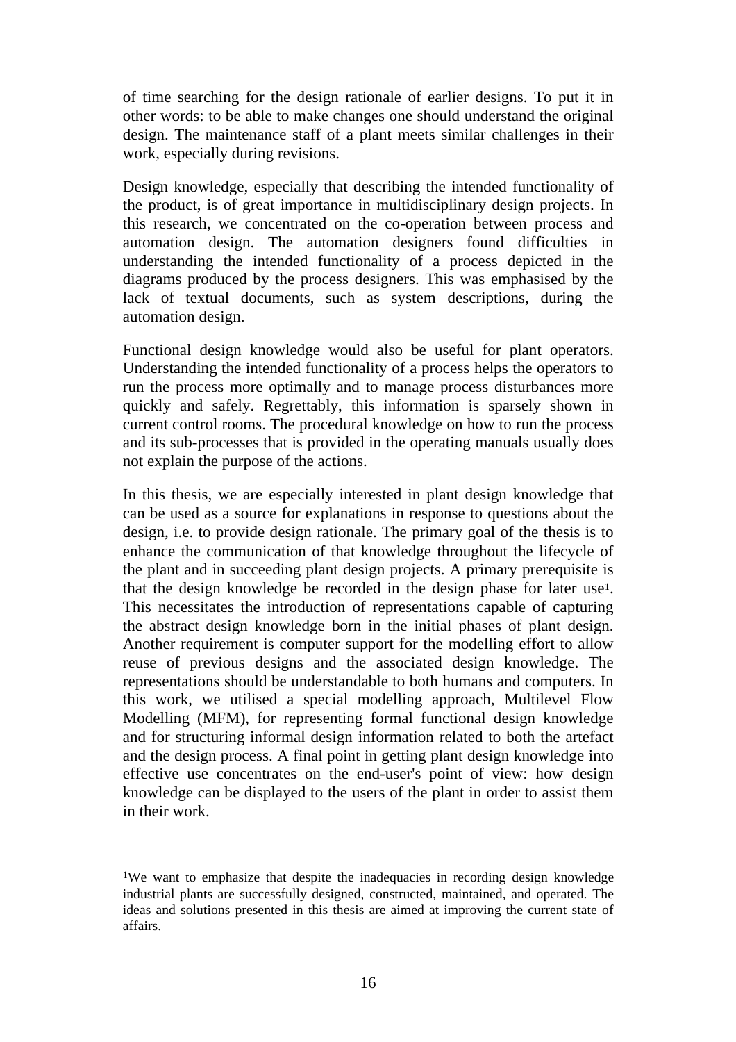of time searching for the design rationale of earlier designs. To put it in other words: to be able to make changes one should understand the original design. The maintenance staff of a plant meets similar challenges in their work, especially during revisions.

Design knowledge, especially that describing the intended functionality of the product, is of great importance in multidisciplinary design projects. In this research, we concentrated on the co-operation between process and automation design. The automation designers found difficulties in understanding the intended functionality of a process depicted in the diagrams produced by the process designers. This was emphasised by the lack of textual documents, such as system descriptions, during the automation design.

Functional design knowledge would also be useful for plant operators. Understanding the intended functionality of a process helps the operators to run the process more optimally and to manage process disturbances more quickly and safely. Regrettably, this information is sparsely shown in current control rooms. The procedural knowledge on how to run the process and its sub-processes that is provided in the operating manuals usually does not explain the purpose of the actions.

In this thesis, we are especially interested in plant design knowledge that can be used as a source for explanations in response to questions about the design, i.e. to provide design rationale. The primary goal of the thesis is to enhance the communication of that knowledge throughout the lifecycle of the plant and in succeeding plant design projects. A primary prerequisite is that the design knowledge be recorded in the design phase for later use[1]. This necessitates the introduction of representations capable of capturing the abstract design knowledge born in the initial phases of plant design. Another requirement is computer support for the modelling effort to allow reuse of previous designs and the associated design knowledge. The representations should be understandable to both humans and computers. In this work, we utilised a special modelling approach, Multilevel Flow Modelling (MFM), for representing formal functional design knowledge and for structuring informal design information related to both the artefact and the design process. A final point in getting plant design knowledge into effective use concentrates on the end-user's point of view: how design knowledge can be displayed to the users of the plant in order to assist them in their work.

---

[1]We want to emphasize that despite the inadequacies in recording design knowledge industrial plants are successfully designed, constructed, maintained, and operated. The ideas and solutions presented in this thesis are aimed at improving the current state of affairs.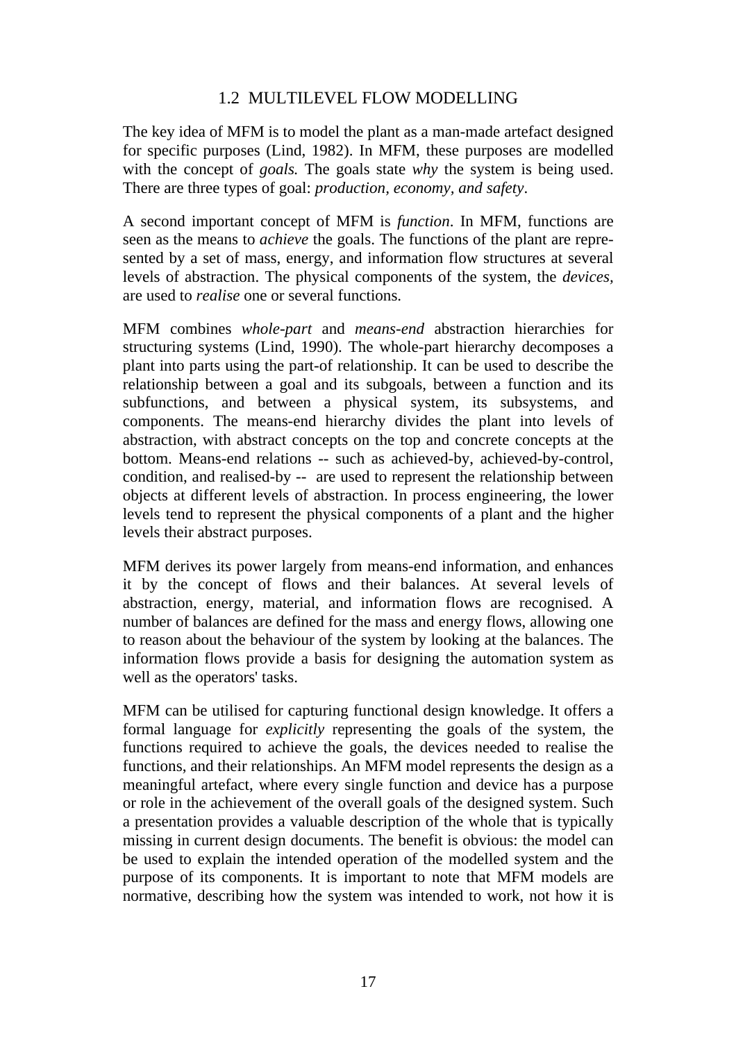## 1.2 MULTILEVEL FLOW MODELLING

The key idea of MFM is to model the plant as a man-made artefact designed for specific purposes (Lind, 1982). In MFM, these purposes are modelled with the concept of *goals.* The goals state *why* the system is being used. There are three types of goal: *production*, *economy*, *and safety*.

A second important concept of MFM is *function*. In MFM, functions are seen as the means to *achieve* the goals. The functions of the plant are represented by a set of mass, energy, and information flow structures at several levels of abstraction. The physical components of the system, the *devices*, are used to *realise* one or several functions.

MFM combines *whole-part* and *means-end* abstraction hierarchies for structuring systems (Lind, 1990). The whole-part hierarchy decomposes a plant into parts using the part-of relationship. It can be used to describe the relationship between a goal and its subgoals, between a function and its subfunctions, and between a physical system, its subsystems, and components. The means-end hierarchy divides the plant into levels of abstraction, with abstract concepts on the top and concrete concepts at the bottom. Means-end relations -- such as achieved-by, achieved-by-control, condition, and realised-by -- are used to represent the relationship between objects at different levels of abstraction. In process engineering, the lower levels tend to represent the physical components of a plant and the higher levels their abstract purposes.

MFM derives its power largely from means-end information, and enhances it by the concept of flows and their balances. At several levels of abstraction, energy, material, and information flows are recognised. A number of balances are defined for the mass and energy flows, allowing one to reason about the behaviour of the system by looking at the balances. The information flows provide a basis for designing the automation system as well as the operators' tasks.

MFM can be utilised for capturing functional design knowledge. It offers a formal language for *explicitly* representing the goals of the system, the functions required to achieve the goals, the devices needed to realise the functions, and their relationships. An MFM model represents the design as a meaningful artefact, where every single function and device has a purpose or role in the achievement of the overall goals of the designed system. Such a presentation provides a valuable description of the whole that is typically missing in current design documents. The benefit is obvious: the model can be used to explain the intended operation of the modelled system and the purpose of its components. It is important to note that MFM models are normative, describing how the system was intended to work, not how it is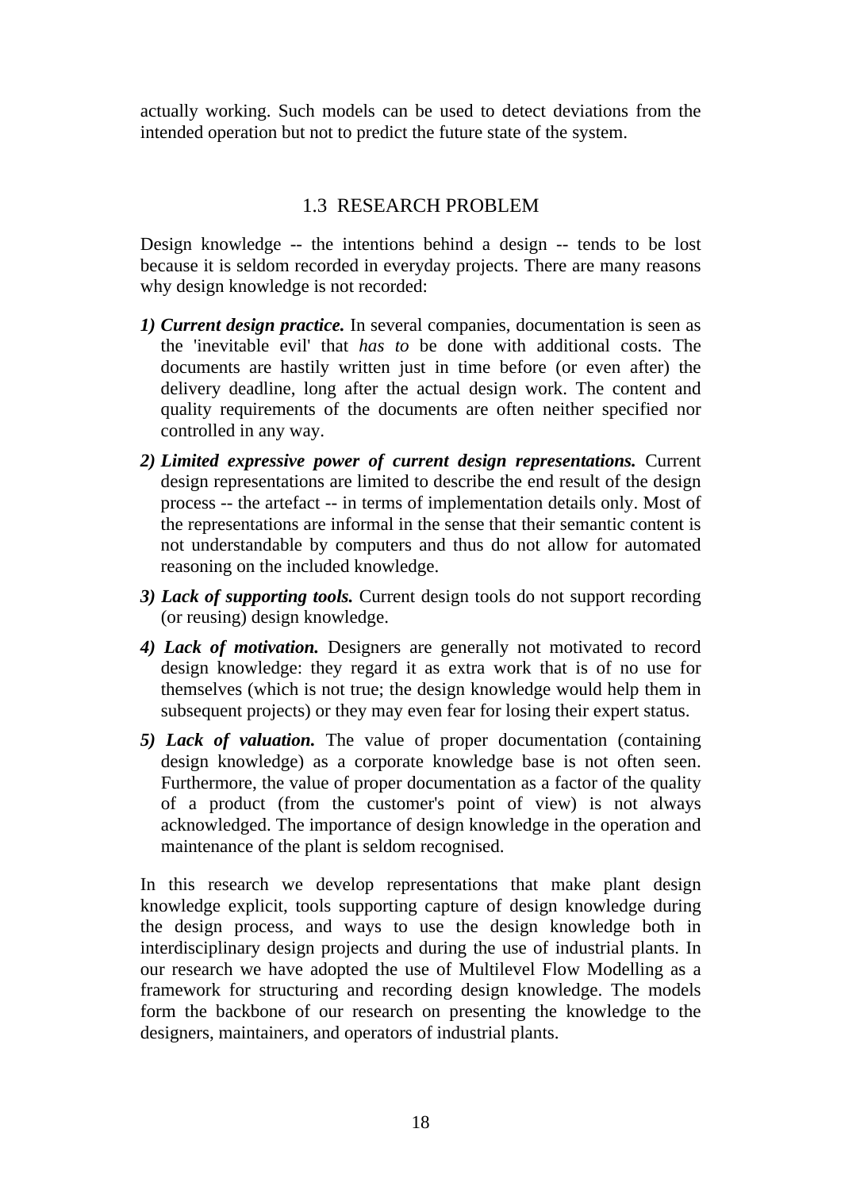actually working. Such models can be used to detect deviations from the intended operation but not to predict the future state of the system.

## 1.3 RESEARCH PROBLEM

Design knowledge -- the intentions behind a design -- tends to be lost because it is seldom recorded in everyday projects. There are many reasons why design knowledge is not recorded:

1) ***Current design practice.*** In several companies, documentation is seen as the 'inevitable evil' that *has to* be done with additional costs. The documents are hastily written just in time before (or even after) the delivery deadline, long after the actual design work. The content and quality requirements of the documents are often neither specified nor controlled in any way.

2) ***Limited expressive power of current design representations.*** Current design representations are limited to describe the end result of the design process -- the artefact -- in terms of implementation details only. Most of the representations are informal in the sense that their semantic content is not understandable by computers and thus do not allow for automated reasoning on the included knowledge.

3) ***Lack of supporting tools.*** Current design tools do not support recording (or reusing) design knowledge.

4) ***Lack of motivation.*** Designers are generally not motivated to record design knowledge: they regard it as extra work that is of no use for themselves (which is not true; the design knowledge would help them in subsequent projects) or they may even fear for losing their expert status.

5) ***Lack of valuation.*** The value of proper documentation (containing design knowledge) as a corporate knowledge base is not often seen. Furthermore, the value of proper documentation as a factor of the quality of a product (from the customer's point of view) is not always acknowledged. The importance of design knowledge in the operation and maintenance of the plant is seldom recognised.

In this research we develop representations that make plant design knowledge explicit, tools supporting capture of design knowledge during the design process, and ways to use the design knowledge both in interdisciplinary design projects and during the use of industrial plants. In our research we have adopted the use of Multilevel Flow Modelling as a framework for structuring and recording design knowledge. The models form the backbone of our research on presenting the knowledge to the designers, maintainers, and operators of industrial plants.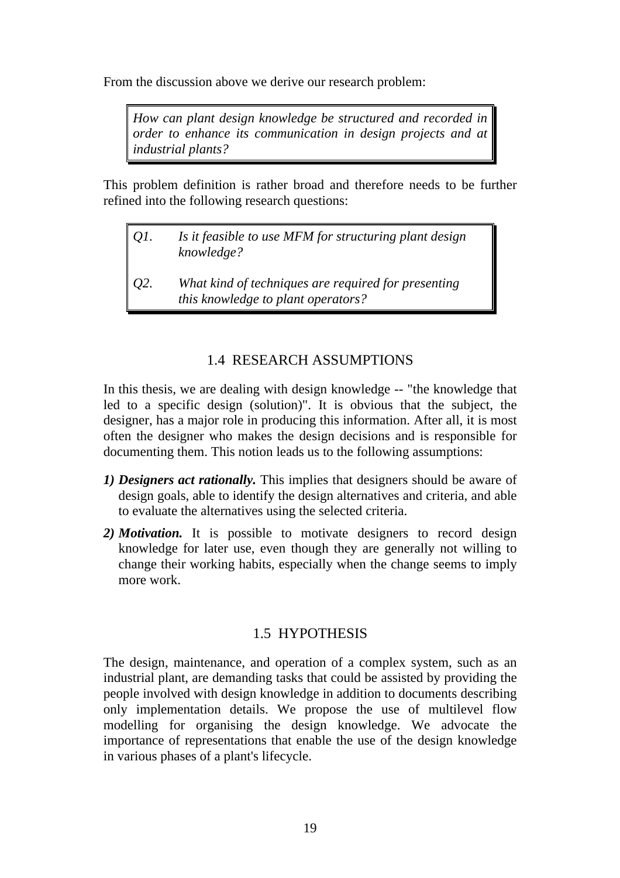From the discussion above we derive our research problem:

> *How can plant design knowledge be structured and recorded in order to enhance its communication in design projects and at industrial plants?*

This problem definition is rather broad and therefore needs to be further refined into the following research questions:

> *Q1. Is it feasible to use MFM for structuring plant design knowledge?*
>
> *Q2. What kind of techniques are required for presenting this knowledge to plant operators?*

## 1.4 RESEARCH ASSUMPTIONS

In this thesis, we are dealing with design knowledge -- "the knowledge that led to a specific design (solution)". It is obvious that the subject, the designer, has a major role in producing this information. After all, it is most often the designer who makes the design decisions and is responsible for documenting them. This notion leads us to the following assumptions:

1) ***Designers act rationally.*** This implies that designers should be aware of design goals, able to identify the design alternatives and criteria, and able to evaluate the alternatives using the selected criteria.
2) ***Motivation.*** It is possible to motivate designers to record design knowledge for later use, even though they are generally not willing to change their working habits, especially when the change seems to imply more work.

## 1.5 HYPOTHESIS

The design, maintenance, and operation of a complex system, such as an industrial plant, are demanding tasks that could be assisted by providing the people involved with design knowledge in addition to documents describing only implementation details. We propose the use of multilevel flow modelling for organising the design knowledge. We advocate the importance of representations that enable the use of the design knowledge in various phases of a plant's lifecycle.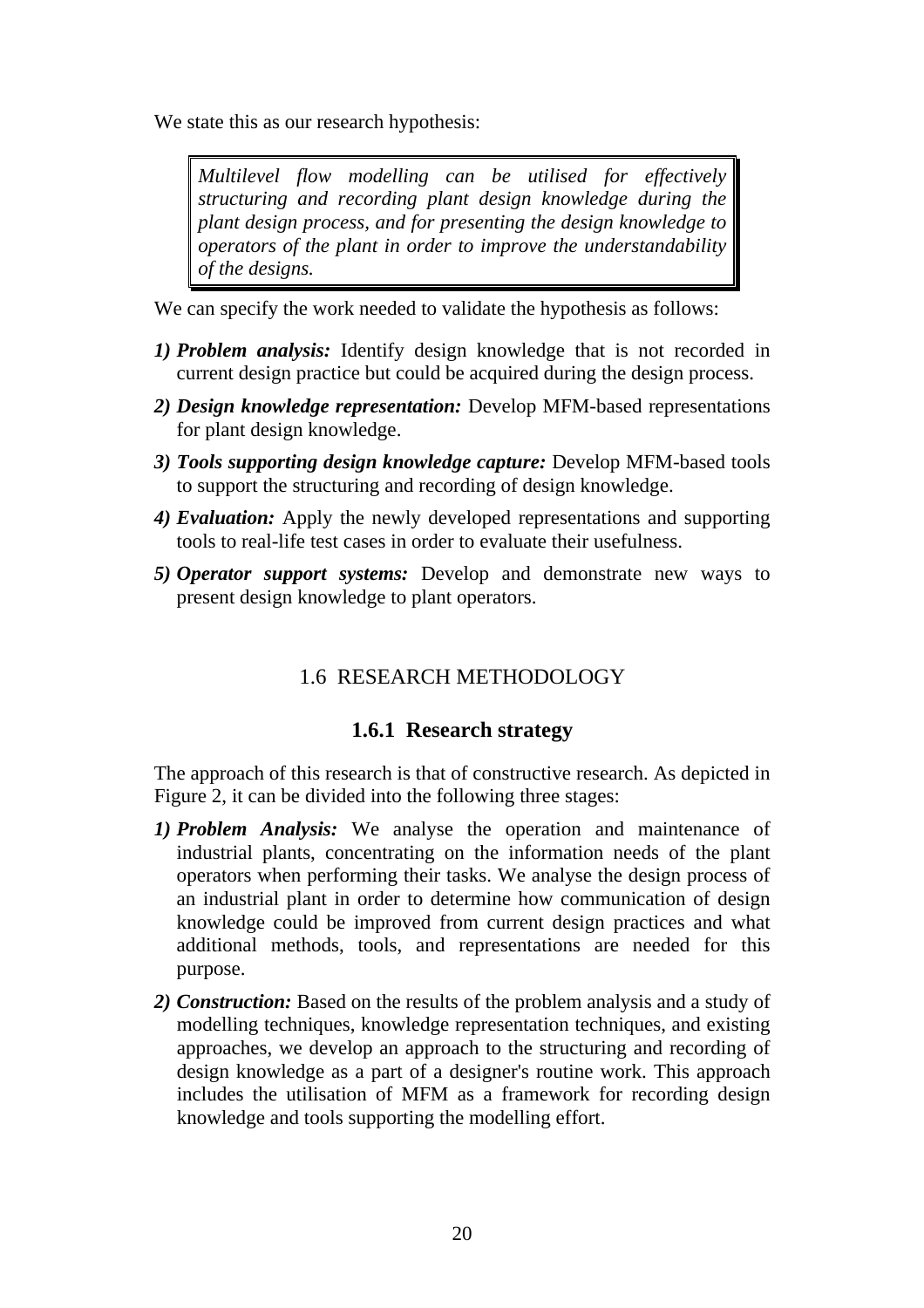We state this as our research hypothesis:

> *Multilevel flow modelling can be utilised for effectively structuring and recording plant design knowledge during the plant design process, and for presenting the design knowledge to operators of the plant in order to improve the understandability of the designs.*

We can specify the work needed to validate the hypothesis as follows:

1) ***Problem analysis:*** Identify design knowledge that is not recorded in current design practice but could be acquired during the design process.
2) ***Design knowledge representation:*** Develop MFM-based representations for plant design knowledge.
3) ***Tools supporting design knowledge capture:*** Develop MFM-based tools to support the structuring and recording of design knowledge.
4) ***Evaluation:*** Apply the newly developed representations and supporting tools to real-life test cases in order to evaluate their usefulness.
5) ***Operator support systems:*** Develop and demonstrate new ways to present design knowledge to plant operators.

## 1.6 RESEARCH METHODOLOGY

### 1.6.1 Research strategy

The approach of this research is that of constructive research. As depicted in Figure 2, it can be divided into the following three stages:

1) ***Problem Analysis:*** We analyse the operation and maintenance of industrial plants, concentrating on the information needs of the plant operators when performing their tasks. We analyse the design process of an industrial plant in order to determine how communication of design knowledge could be improved from current design practices and what additional methods, tools, and representations are needed for this purpose.
2) ***Construction:*** Based on the results of the problem analysis and a study of modelling techniques, knowledge representation techniques, and existing approaches, we develop an approach to the structuring and recording of design knowledge as a part of a designer's routine work. This approach includes the utilisation of MFM as a framework for recording design knowledge and tools supporting the modelling effort.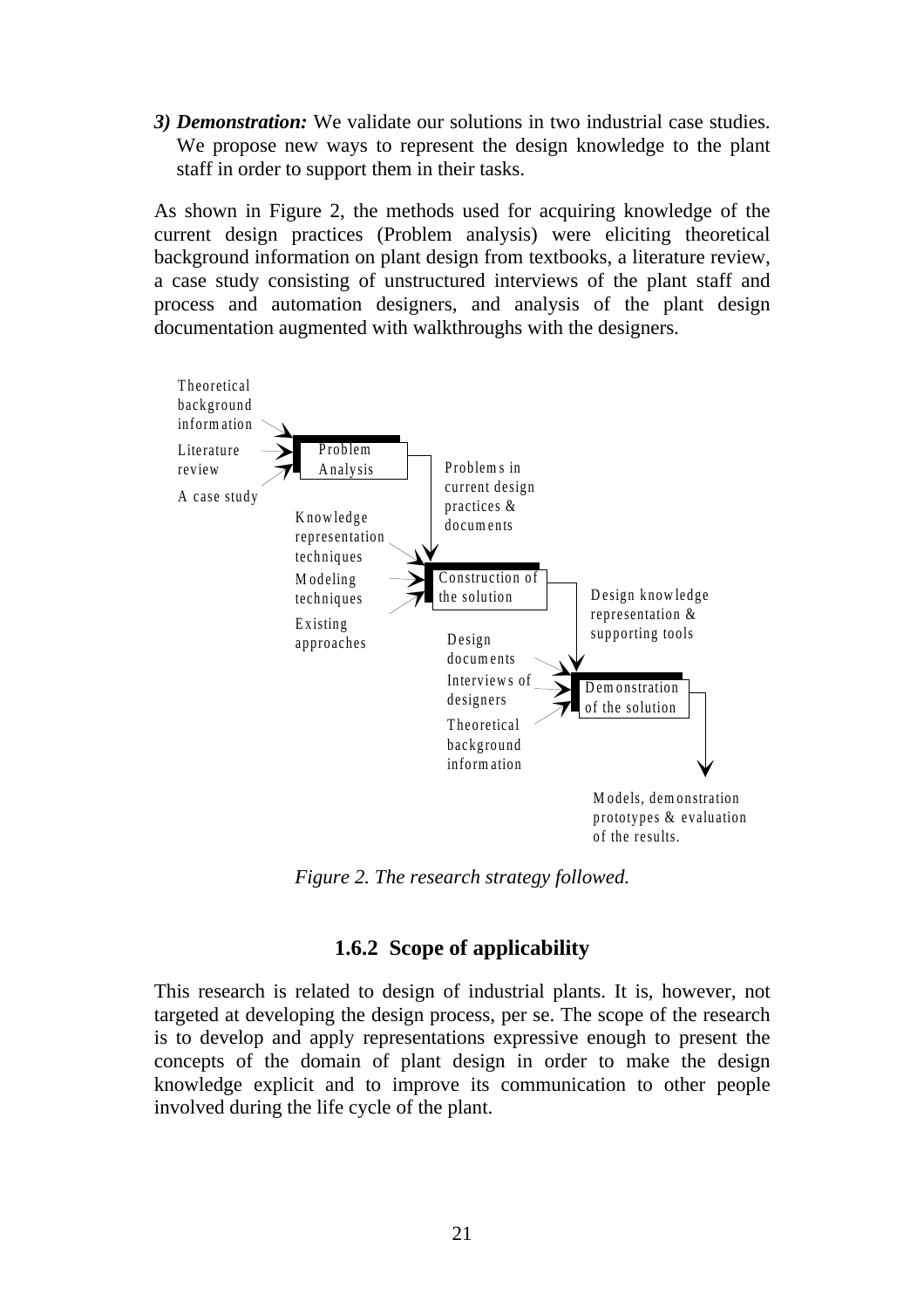*3) Demonstration:* We validate our solutions in two industrial case studies. We propose new ways to represent the design knowledge to the plant staff in order to support them in their tasks.

As shown in Figure 2, the methods used for acquiring knowledge of the current design practices (Problem analysis) were eliciting theoretical background information on plant design from textbooks, a literature review, a case study consisting of unstructured interviews of the plant staff and process and automation designers, and analysis of the plant design documentation augmented with walkthroughs with the designers.

Theoretical background information

Literature review

A case study

Problem Analysis

Problems in current design practices & documents

Knowledge representation techniques

Modeling techniques

Existing approaches

Construction of the solution

Design knowledge representation & supporting tools

Design documents

Interviews of designers

Theoretical background information

Demonstration of the solution

Models, demonstration prototypes & evaluation of the results.

*Figure 2. The research strategy followed.*

### 1.6.2 Scope of applicability

This research is related to design of industrial plants. It is, however, not targeted at developing the design process, per se. The scope of the research is to develop and apply representations expressive enough to present the concepts of the domain of plant design in order to make the design knowledge explicit and to improve its communication to other people involved during the life cycle of the plant.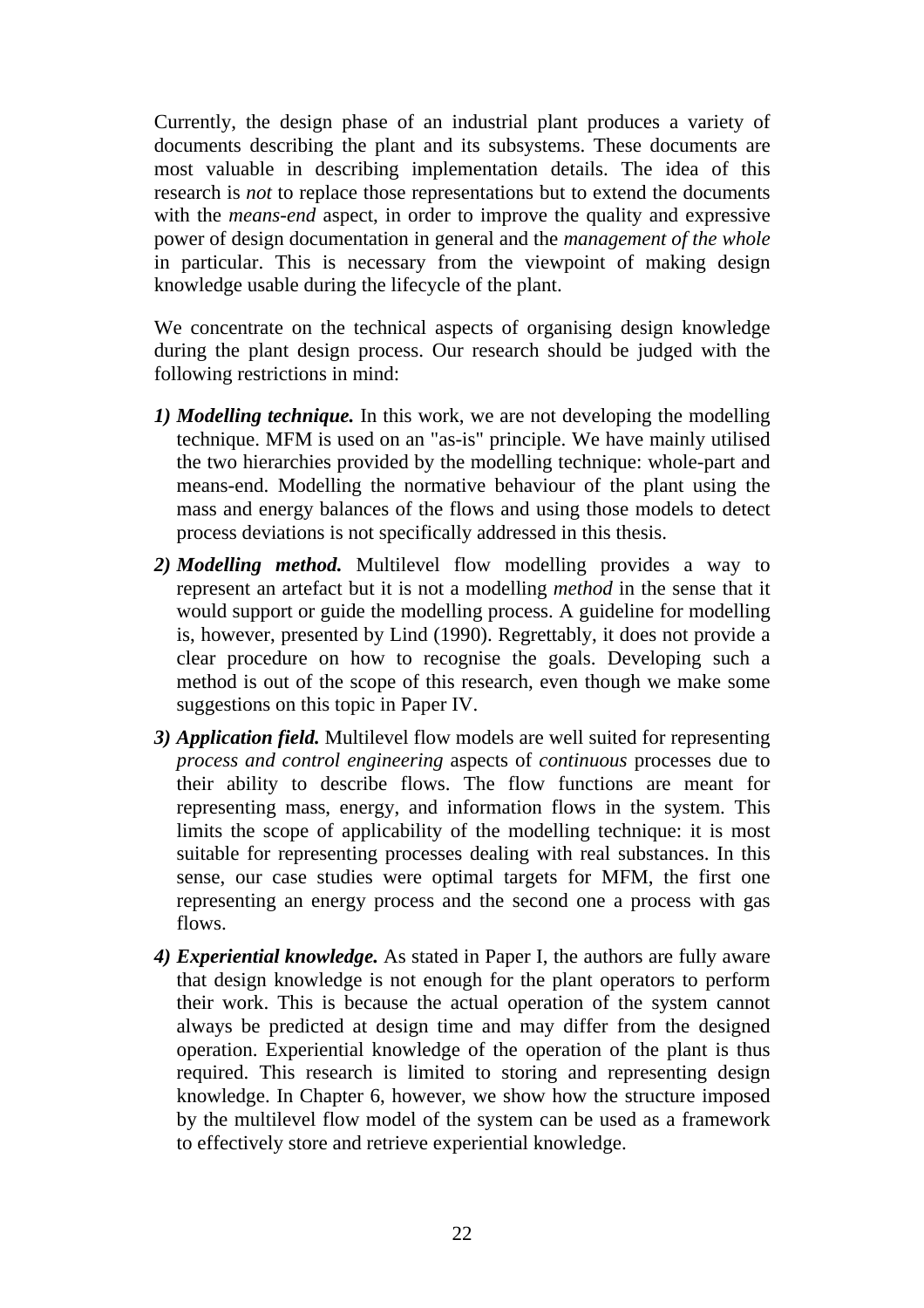Currently, the design phase of an industrial plant produces a variety of documents describing the plant and its subsystems. These documents are most valuable in describing implementation details. The idea of this research is *not* to replace those representations but to extend the documents with the *means-end* aspect, in order to improve the quality and expressive power of design documentation in general and the *management of the whole* in particular. This is necessary from the viewpoint of making design knowledge usable during the lifecycle of the plant.

We concentrate on the technical aspects of organising design knowledge during the plant design process. Our research should be judged with the following restrictions in mind:

1) ***Modelling technique.*** In this work, we are not developing the modelling technique. MFM is used on an "as-is" principle. We have mainly utilised the two hierarchies provided by the modelling technique: whole-part and means-end. Modelling the normative behaviour of the plant using the mass and energy balances of the flows and using those models to detect process deviations is not specifically addressed in this thesis.
2) ***Modelling method.*** Multilevel flow modelling provides a way to represent an artefact but it is not a modelling *method* in the sense that it would support or guide the modelling process. A guideline for modelling is, however, presented by Lind (1990). Regrettably, it does not provide a clear procedure on how to recognise the goals. Developing such a method is out of the scope of this research, even though we make some suggestions on this topic in Paper IV.
3) ***Application field.*** Multilevel flow models are well suited for representing *process and control engineering* aspects of *continuous* processes due to their ability to describe flows. The flow functions are meant for representing mass, energy, and information flows in the system. This limits the scope of applicability of the modelling technique: it is most suitable for representing processes dealing with real substances. In this sense, our case studies were optimal targets for MFM, the first one representing an energy process and the second one a process with gas flows.
4) ***Experiential knowledge.*** As stated in Paper I, the authors are fully aware that design knowledge is not enough for the plant operators to perform their work. This is because the actual operation of the system cannot always be predicted at design time and may differ from the designed operation. Experiential knowledge of the operation of the plant is thus required. This research is limited to storing and representing design knowledge. In Chapter 6, however, we show how the structure imposed by the multilevel flow model of the system can be used as a framework to effectively store and retrieve experiential knowledge.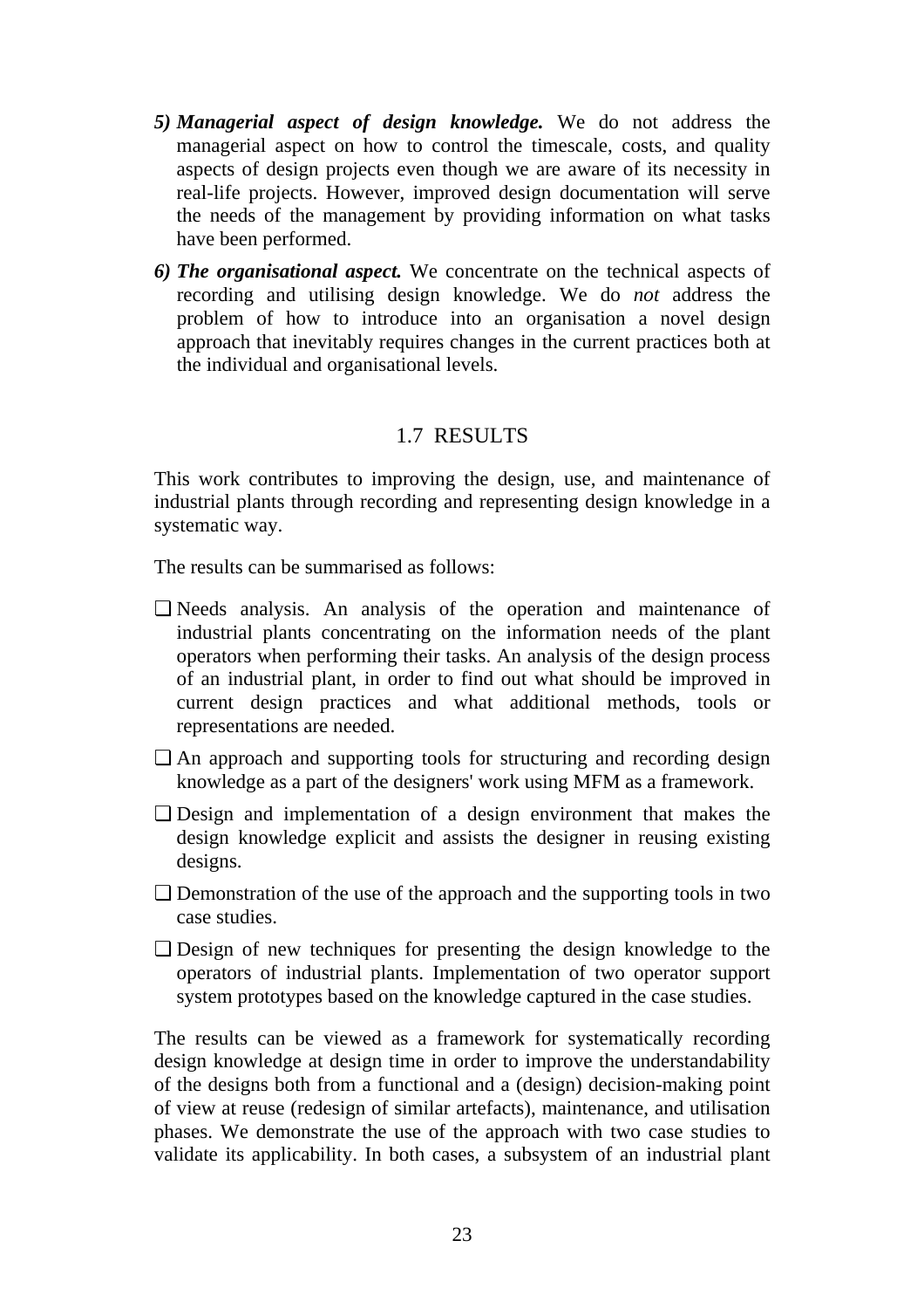5) ***Managerial aspect of design knowledge.*** We do not address the managerial aspect on how to control the timescale, costs, and quality aspects of design projects even though we are aware of its necessity in real-life projects. However, improved design documentation will serve the needs of the management by providing information on what tasks have been performed.

6) ***The organisational aspect.*** We concentrate on the technical aspects of recording and utilising design knowledge. We do *not* address the problem of how to introduce into an organisation a novel design approach that inevitably requires changes in the current practices both at the individual and organisational levels.

## 1.7 RESULTS

This work contributes to improving the design, use, and maintenance of industrial plants through recording and representing design knowledge in a systematic way.

The results can be summarised as follows:

- ❑ Needs analysis. An analysis of the operation and maintenance of industrial plants concentrating on the information needs of the plant operators when performing their tasks. An analysis of the design process of an industrial plant, in order to find out what should be improved in current design practices and what additional methods, tools or representations are needed.
- ❑ An approach and supporting tools for structuring and recording design knowledge as a part of the designers' work using MFM as a framework.
- ❑ Design and implementation of a design environment that makes the design knowledge explicit and assists the designer in reusing existing designs.
- ❑ Demonstration of the use of the approach and the supporting tools in two case studies.
- ❑ Design of new techniques for presenting the design knowledge to the operators of industrial plants. Implementation of two operator support system prototypes based on the knowledge captured in the case studies.

The results can be viewed as a framework for systematically recording design knowledge at design time in order to improve the understandability of the designs both from a functional and a (design) decision-making point of view at reuse (redesign of similar artefacts), maintenance, and utilisation phases. We demonstrate the use of the approach with two case studies to validate its applicability. In both cases, a subsystem of an industrial plant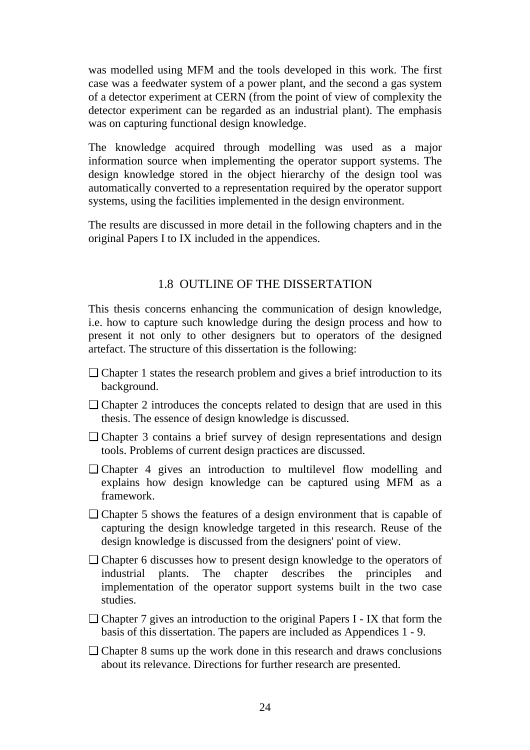was modelled using MFM and the tools developed in this work. The first case was a feedwater system of a power plant, and the second a gas system of a detector experiment at CERN (from the point of view of complexity the detector experiment can be regarded as an industrial plant). The emphasis was on capturing functional design knowledge.

The knowledge acquired through modelling was used as a major information source when implementing the operator support systems. The design knowledge stored in the object hierarchy of the design tool was automatically converted to a representation required by the operator support systems, using the facilities implemented in the design environment.

The results are discussed in more detail in the following chapters and in the original Papers I to IX included in the appendices.

## 1.8 OUTLINE OF THE DISSERTATION

This thesis concerns enhancing the communication of design knowledge, i.e. how to capture such knowledge during the design process and how to present it not only to other designers but to operators of the designed artefact. The structure of this dissertation is the following:

- Chapter 1 states the research problem and gives a brief introduction to its background.
- Chapter 2 introduces the concepts related to design that are used in this thesis. The essence of design knowledge is discussed.
- Chapter 3 contains a brief survey of design representations and design tools. Problems of current design practices are discussed.
- Chapter 4 gives an introduction to multilevel flow modelling and explains how design knowledge can be captured using MFM as a framework.
- Chapter 5 shows the features of a design environment that is capable of capturing the design knowledge targeted in this research. Reuse of the design knowledge is discussed from the designers' point of view.
- Chapter 6 discusses how to present design knowledge to the operators of industrial plants. The chapter describes the principles and implementation of the operator support systems built in the two case studies.
- Chapter 7 gives an introduction to the original Papers I - IX that form the basis of this dissertation. The papers are included as Appendices 1 - 9.
- Chapter 8 sums up the work done in this research and draws conclusions about its relevance. Directions for further research are presented.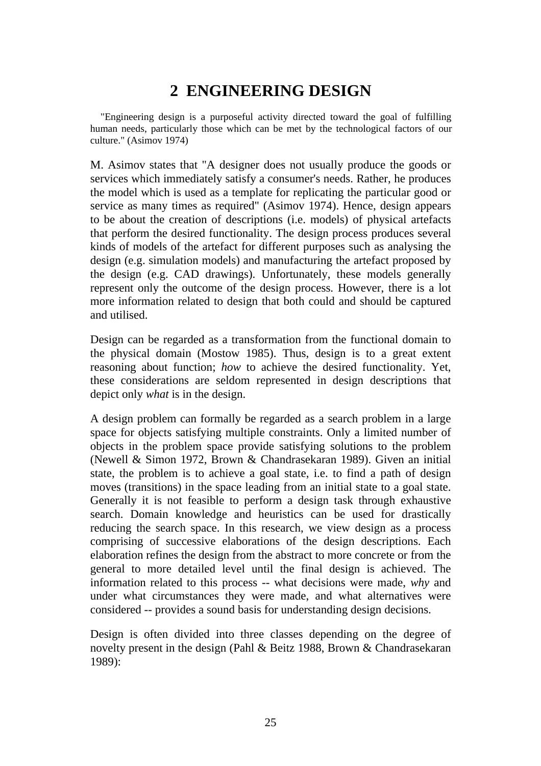# 2 ENGINEERING DESIGN

"Engineering design is a purposeful activity directed toward the goal of fulfilling human needs, particularly those which can be met by the technological factors of our culture." (Asimov 1974)

M. Asimov states that "A designer does not usually produce the goods or services which immediately satisfy a consumer's needs. Rather, he produces the model which is used as a template for replicating the particular good or service as many times as required" (Asimov 1974). Hence, design appears to be about the creation of descriptions (i.e. models) of physical artefacts that perform the desired functionality. The design process produces several kinds of models of the artefact for different purposes such as analysing the design (e.g. simulation models) and manufacturing the artefact proposed by the design (e.g. CAD drawings). Unfortunately, these models generally represent only the outcome of the design process. However, there is a lot more information related to design that both could and should be captured and utilised.

Design can be regarded as a transformation from the functional domain to the physical domain (Mostow 1985). Thus, design is to a great extent reasoning about function; *how* to achieve the desired functionality. Yet, these considerations are seldom represented in design descriptions that depict only *what* is in the design.

A design problem can formally be regarded as a search problem in a large space for objects satisfying multiple constraints. Only a limited number of objects in the problem space provide satisfying solutions to the problem (Newell & Simon 1972, Brown & Chandrasekaran 1989). Given an initial state, the problem is to achieve a goal state, i.e. to find a path of design moves (transitions) in the space leading from an initial state to a goal state. Generally it is not feasible to perform a design task through exhaustive search. Domain knowledge and heuristics can be used for drastically reducing the search space. In this research, we view design as a process comprising of successive elaborations of the design descriptions. Each elaboration refines the design from the abstract to more concrete or from the general to more detailed level until the final design is achieved. The information related to this process -- what decisions were made, *why* and under what circumstances they were made, and what alternatives were considered -- provides a sound basis for understanding design decisions.

Design is often divided into three classes depending on the degree of novelty present in the design (Pahl & Beitz 1988, Brown & Chandrasekaran 1989):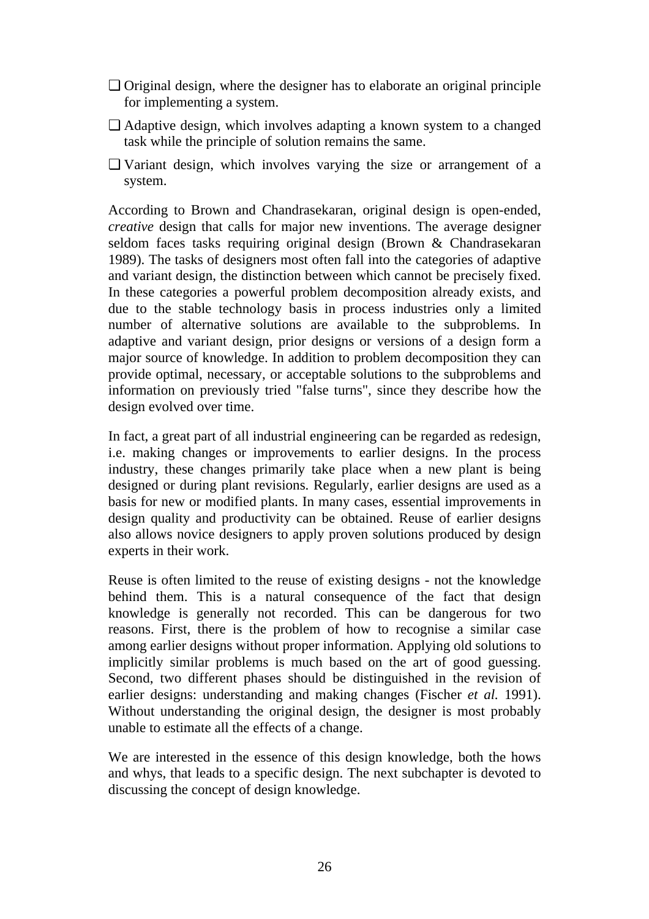- Original design, where the designer has to elaborate an original principle for implementing a system.
- Adaptive design, which involves adapting a known system to a changed task while the principle of solution remains the same.
- Variant design, which involves varying the size or arrangement of a system.

According to Brown and Chandrasekaran, original design is open-ended, *creative* design that calls for major new inventions. The average designer seldom faces tasks requiring original design (Brown & Chandrasekaran 1989). The tasks of designers most often fall into the categories of adaptive and variant design, the distinction between which cannot be precisely fixed. In these categories a powerful problem decomposition already exists, and due to the stable technology basis in process industries only a limited number of alternative solutions are available to the subproblems. In adaptive and variant design, prior designs or versions of a design form a major source of knowledge. In addition to problem decomposition they can provide optimal, necessary, or acceptable solutions to the subproblems and information on previously tried "false turns", since they describe how the design evolved over time.

In fact, a great part of all industrial engineering can be regarded as redesign, i.e. making changes or improvements to earlier designs. In the process industry, these changes primarily take place when a new plant is being designed or during plant revisions. Regularly, earlier designs are used as a basis for new or modified plants. In many cases, essential improvements in design quality and productivity can be obtained. Reuse of earlier designs also allows novice designers to apply proven solutions produced by design experts in their work.

Reuse is often limited to the reuse of existing designs - not the knowledge behind them. This is a natural consequence of the fact that design knowledge is generally not recorded. This can be dangerous for two reasons. First, there is the problem of how to recognise a similar case among earlier designs without proper information. Applying old solutions to implicitly similar problems is much based on the art of good guessing. Second, two different phases should be distinguished in the revision of earlier designs: understanding and making changes (Fischer *et al.* 1991). Without understanding the original design, the designer is most probably unable to estimate all the effects of a change.

We are interested in the essence of this design knowledge, both the hows and whys, that leads to a specific design. The next subchapter is devoted to discussing the concept of design knowledge.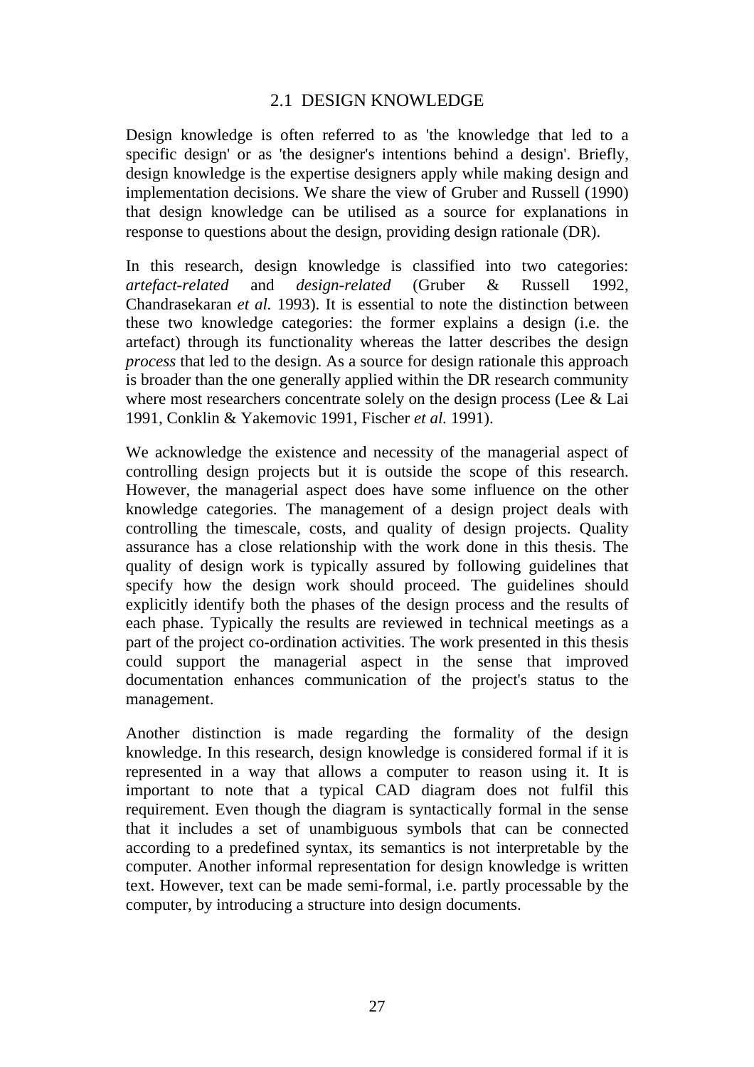## 2.1 DESIGN KNOWLEDGE

Design knowledge is often referred to as 'the knowledge that led to a specific design' or as 'the designer's intentions behind a design'. Briefly, design knowledge is the expertise designers apply while making design and implementation decisions. We share the view of Gruber and Russell (1990) that design knowledge can be utilised as a source for explanations in response to questions about the design, providing design rationale (DR).

In this research, design knowledge is classified into two categories: *artefact-related* and *design-related* (Gruber & Russell 1992, Chandrasekaran *et al.* 1993). It is essential to note the distinction between these two knowledge categories: the former explains a design (i.e. the artefact) through its functionality whereas the latter describes the design *process* that led to the design. As a source for design rationale this approach is broader than the one generally applied within the DR research community where most researchers concentrate solely on the design process (Lee & Lai 1991, Conklin & Yakemovic 1991, Fischer *et al.* 1991).

We acknowledge the existence and necessity of the managerial aspect of controlling design projects but it is outside the scope of this research. However, the managerial aspect does have some influence on the other knowledge categories. The management of a design project deals with controlling the timescale, costs, and quality of design projects. Quality assurance has a close relationship with the work done in this thesis. The quality of design work is typically assured by following guidelines that specify how the design work should proceed. The guidelines should explicitly identify both the phases of the design process and the results of each phase. Typically the results are reviewed in technical meetings as a part of the project co-ordination activities. The work presented in this thesis could support the managerial aspect in the sense that improved documentation enhances communication of the project's status to the management.

Another distinction is made regarding the formality of the design knowledge. In this research, design knowledge is considered formal if it is represented in a way that allows a computer to reason using it. It is important to note that a typical CAD diagram does not fulfil this requirement. Even though the diagram is syntactically formal in the sense that it includes a set of unambiguous symbols that can be connected according to a predefined syntax, its semantics is not interpretable by the computer. Another informal representation for design knowledge is written text. However, text can be made semi-formal, i.e. partly processable by the computer, by introducing a structure into design documents.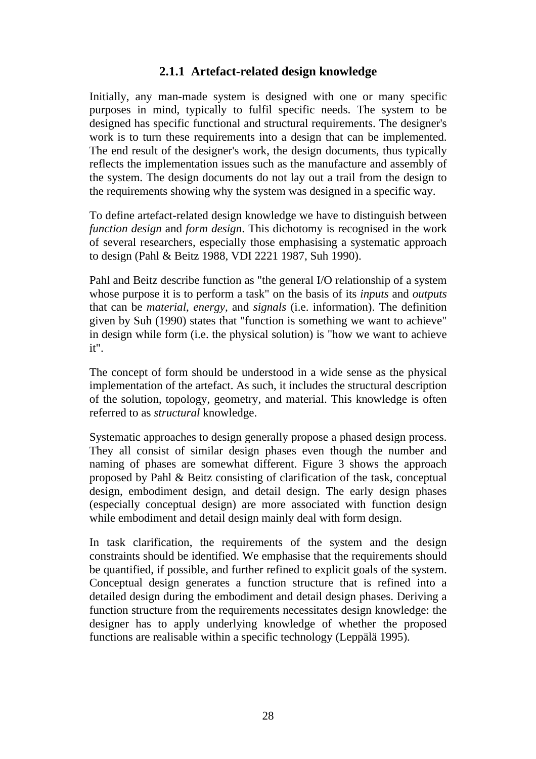### 2.1.1 Artefact-related design knowledge

Initially, any man-made system is designed with one or many specific purposes in mind, typically to fulfil specific needs. The system to be designed has specific functional and structural requirements. The designer's work is to turn these requirements into a design that can be implemented. The end result of the designer's work, the design documents, thus typically reflects the implementation issues such as the manufacture and assembly of the system. The design documents do not lay out a trail from the design to the requirements showing why the system was designed in a specific way.

To define artefact-related design knowledge we have to distinguish between *function design* and *form design*. This dichotomy is recognised in the work of several researchers, especially those emphasising a systematic approach to design (Pahl & Beitz 1988, VDI 2221 1987, Suh 1990).

Pahl and Beitz describe function as "the general I/O relationship of a system whose purpose it is to perform a task" on the basis of its *inputs* and *outputs* that can be *material*, *energy*, and *signals* (i.e. information). The definition given by Suh (1990) states that "function is something we want to achieve" in design while form (i.e. the physical solution) is "how we want to achieve it".

The concept of form should be understood in a wide sense as the physical implementation of the artefact. As such, it includes the structural description of the solution, topology, geometry, and material. This knowledge is often referred to as *structural* knowledge.

Systematic approaches to design generally propose a phased design process. They all consist of similar design phases even though the number and naming of phases are somewhat different. Figure 3 shows the approach proposed by Pahl & Beitz consisting of clarification of the task, conceptual design, embodiment design, and detail design. The early design phases (especially conceptual design) are more associated with function design while embodiment and detail design mainly deal with form design.

In task clarification, the requirements of the system and the design constraints should be identified. We emphasise that the requirements should be quantified, if possible, and further refined to explicit goals of the system. Conceptual design generates a function structure that is refined into a detailed design during the embodiment and detail design phases. Deriving a function structure from the requirements necessitates design knowledge: the designer has to apply underlying knowledge of whether the proposed functions are realisable within a specific technology (Leppälä 1995).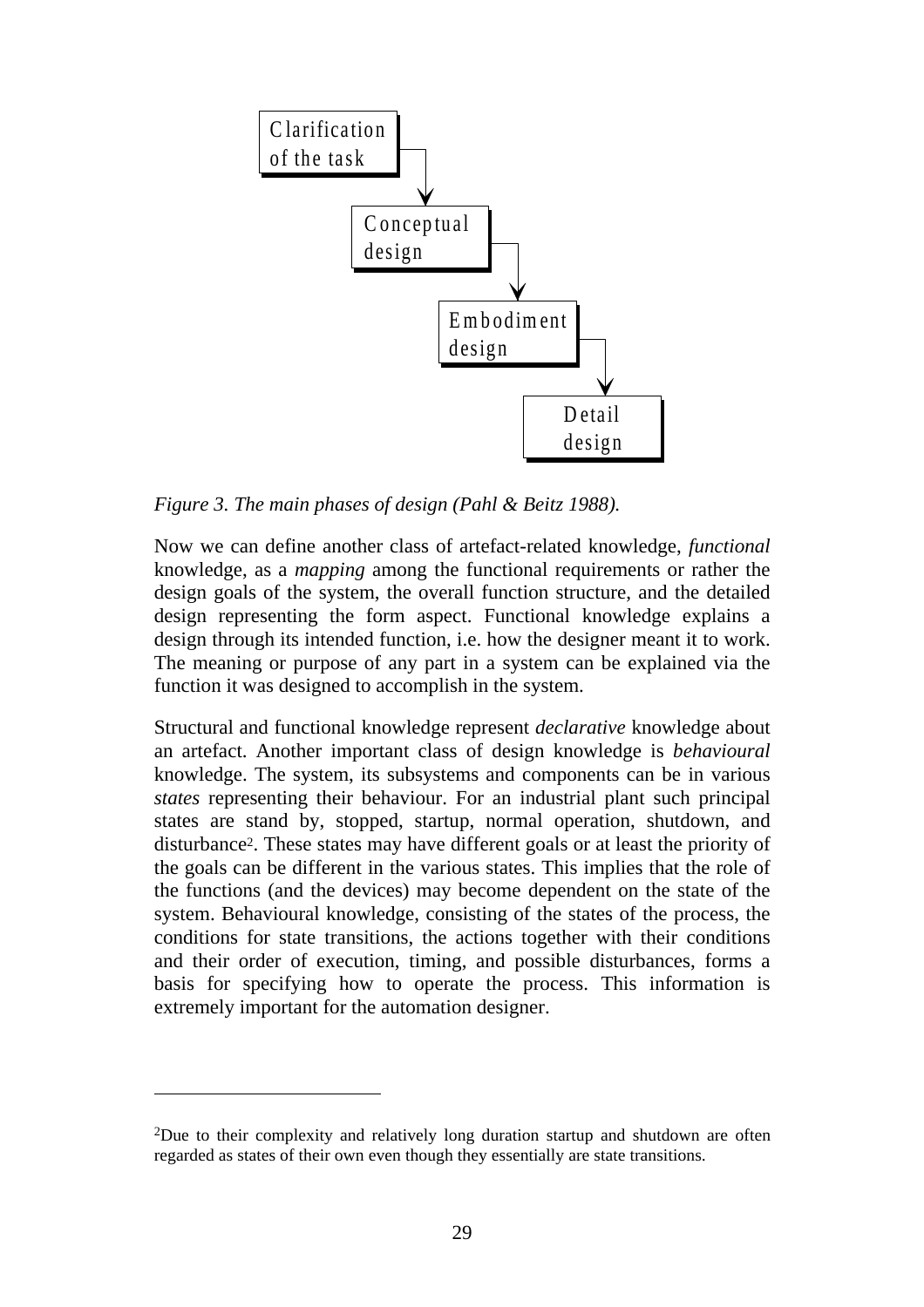Clarification of the task

Conceptual design

Embodiment design

Detail design

*Figure 3. The main phases of design (Pahl & Beitz 1988).*

Now we can define another class of artefact-related knowledge, *functional* knowledge, as a *mapping* among the functional requirements or rather the design goals of the system, the overall function structure, and the detailed design representing the form aspect. Functional knowledge explains a design through its intended function, i.e. how the designer meant it to work. The meaning or purpose of any part in a system can be explained via the function it was designed to accomplish in the system.

Structural and functional knowledge represent *declarative* knowledge about an artefact. Another important class of design knowledge is *behavioural* knowledge. The system, its subsystems and components can be in various *states* representing their behaviour. For an industrial plant such principal states are stand by, stopped, startup, normal operation, shutdown, and disturbance[2]. These states may have different goals or at least the priority of the goals can be different in the various states. This implies that the role of the functions (and the devices) may become dependent on the state of the system. Behavioural knowledge, consisting of the states of the process, the conditions for state transitions, the actions together with their conditions and their order of execution, timing, and possible disturbances, forms a basis for specifying how to operate the process. This information is extremely important for the automation designer.

[2]Due to their complexity and relatively long duration startup and shutdown are often regarded as states of their own even though they essentially are state transitions.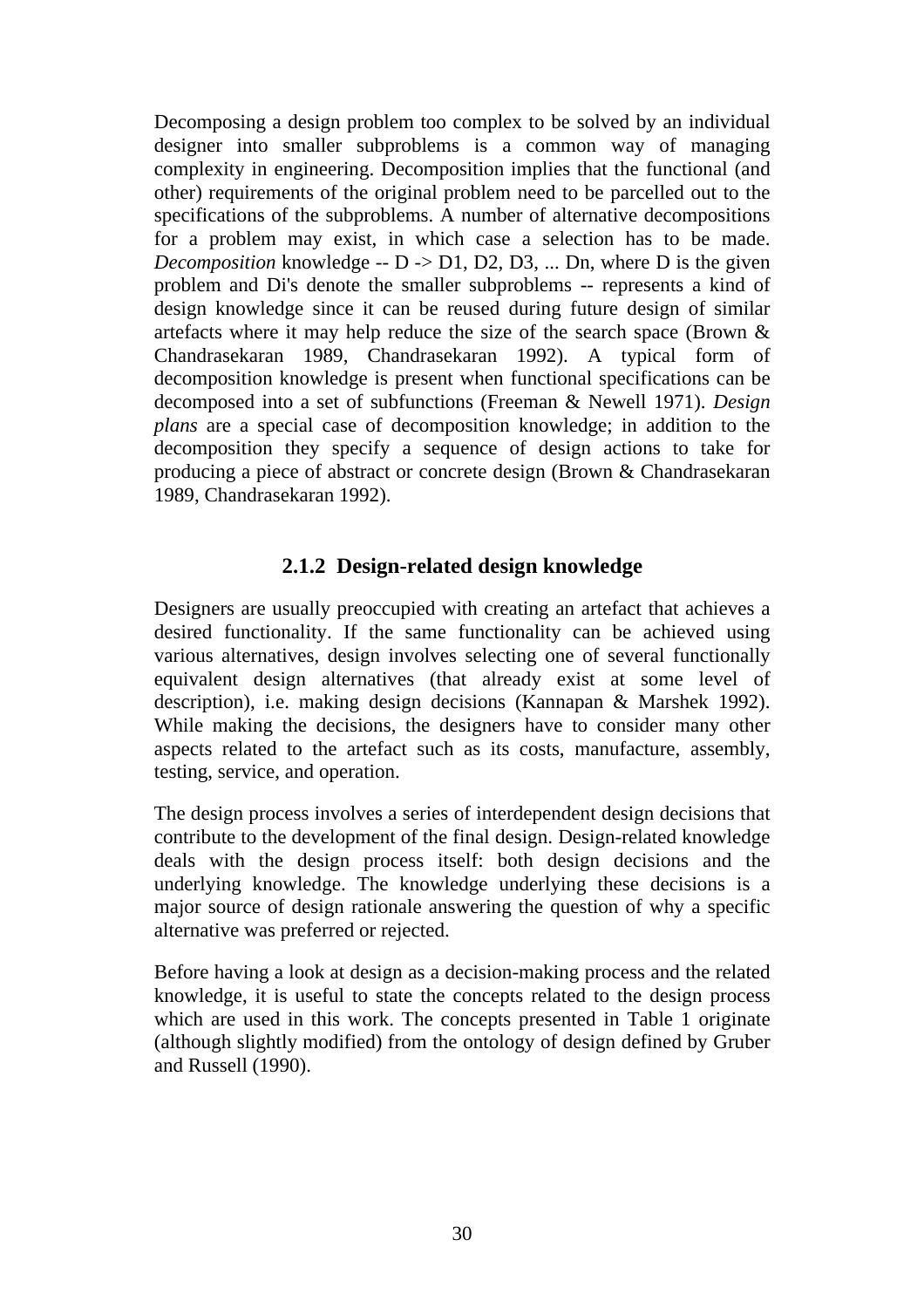Decomposing a design problem too complex to be solved by an individual designer into smaller subproblems is a common way of managing complexity in engineering. Decomposition implies that the functional (and other) requirements of the original problem need to be parcelled out to the specifications of the subproblems. A number of alternative decompositions for a problem may exist, in which case a selection has to be made. *Decomposition* knowledge -- D -> D1, D2, D3, ... Dn, where D is the given problem and Di's denote the smaller subproblems -- represents a kind of design knowledge since it can be reused during future design of similar artefacts where it may help reduce the size of the search space (Brown & Chandrasekaran 1989, Chandrasekaran 1992). A typical form of decomposition knowledge is present when functional specifications can be decomposed into a set of subfunctions (Freeman & Newell 1971). *Design plans* are a special case of decomposition knowledge; in addition to the decomposition they specify a sequence of design actions to take for producing a piece of abstract or concrete design (Brown & Chandrasekaran 1989, Chandrasekaran 1992).

### 2.1.2 Design-related design knowledge

Designers are usually preoccupied with creating an artefact that achieves a desired functionality. If the same functionality can be achieved using various alternatives, design involves selecting one of several functionally equivalent design alternatives (that already exist at some level of description), i.e. making design decisions (Kannapan & Marshek 1992). While making the decisions, the designers have to consider many other aspects related to the artefact such as its costs, manufacture, assembly, testing, service, and operation.

The design process involves a series of interdependent design decisions that contribute to the development of the final design. Design-related knowledge deals with the design process itself: both design decisions and the underlying knowledge. The knowledge underlying these decisions is a major source of design rationale answering the question of why a specific alternative was preferred or rejected.

Before having a look at design as a decision-making process and the related knowledge, it is useful to state the concepts related to the design process which are used in this work. The concepts presented in Table 1 originate (although slightly modified) from the ontology of design defined by Gruber and Russell (1990).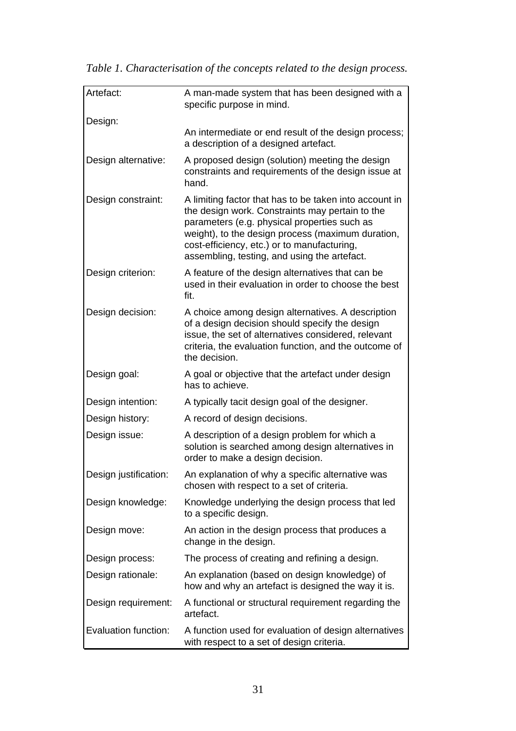*Table 1. Characterisation of the concepts related to the design process.*

| | |
|---|---|
| Artefact: | A man-made system that has been designed with a specific purpose in mind. |
| Design: | An intermediate or end result of the design process; a description of a designed artefact. |
| Design alternative: | A proposed design (solution) meeting the design constraints and requirements of the design issue at hand. |
| Design constraint: | A limiting factor that has to be taken into account in the design work. Constraints may pertain to the parameters (e.g. physical properties such as weight), to the design process (maximum duration, cost-efficiency, etc.) or to manufacturing, assembling, testing, and using the artefact. |
| Design criterion: | A feature of the design alternatives that can be used in their evaluation in order to choose the best fit. |
| Design decision: | A choice among design alternatives. A description of a design decision should specify the design issue, the set of alternatives considered, relevant criteria, the evaluation function, and the outcome of the decision. |
| Design goal: | A goal or objective that the artefact under design has to achieve. |
| Design intention: | A typically tacit design goal of the designer. |
| Design history: | A record of design decisions. |
| Design issue: | A description of a design problem for which a solution is searched among design alternatives in order to make a design decision. |
| Design justification: | An explanation of why a specific alternative was chosen with respect to a set of criteria. |
| Design knowledge: | Knowledge underlying the design process that led to a specific design. |
| Design move: | An action in the design process that produces a change in the design. |
| Design process: | The process of creating and refining a design. |
| Design rationale: | An explanation (based on design knowledge) of how and why an artefact is designed the way it is. |
| Design requirement: | A functional or structural requirement regarding the artefact. |
| Evaluation function: | A function used for evaluation of design alternatives with respect to a set of design criteria. |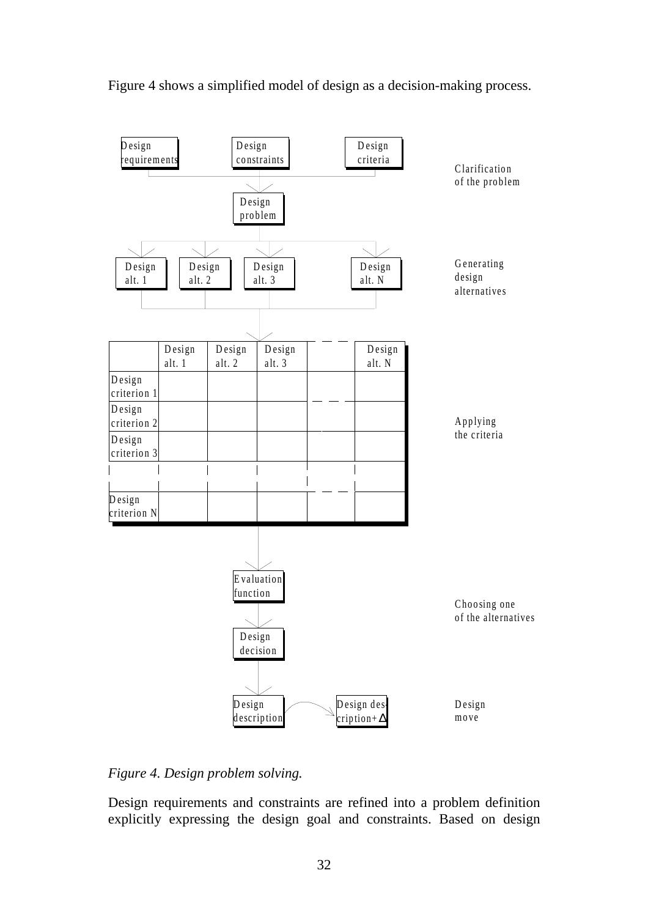Figure 4 shows a simplified model of design as a decision-making process.

*Figure 4. Design problem solving.*

Design requirements and constraints are refined into a problem definition explicitly expressing the design goal and constraints. Based on design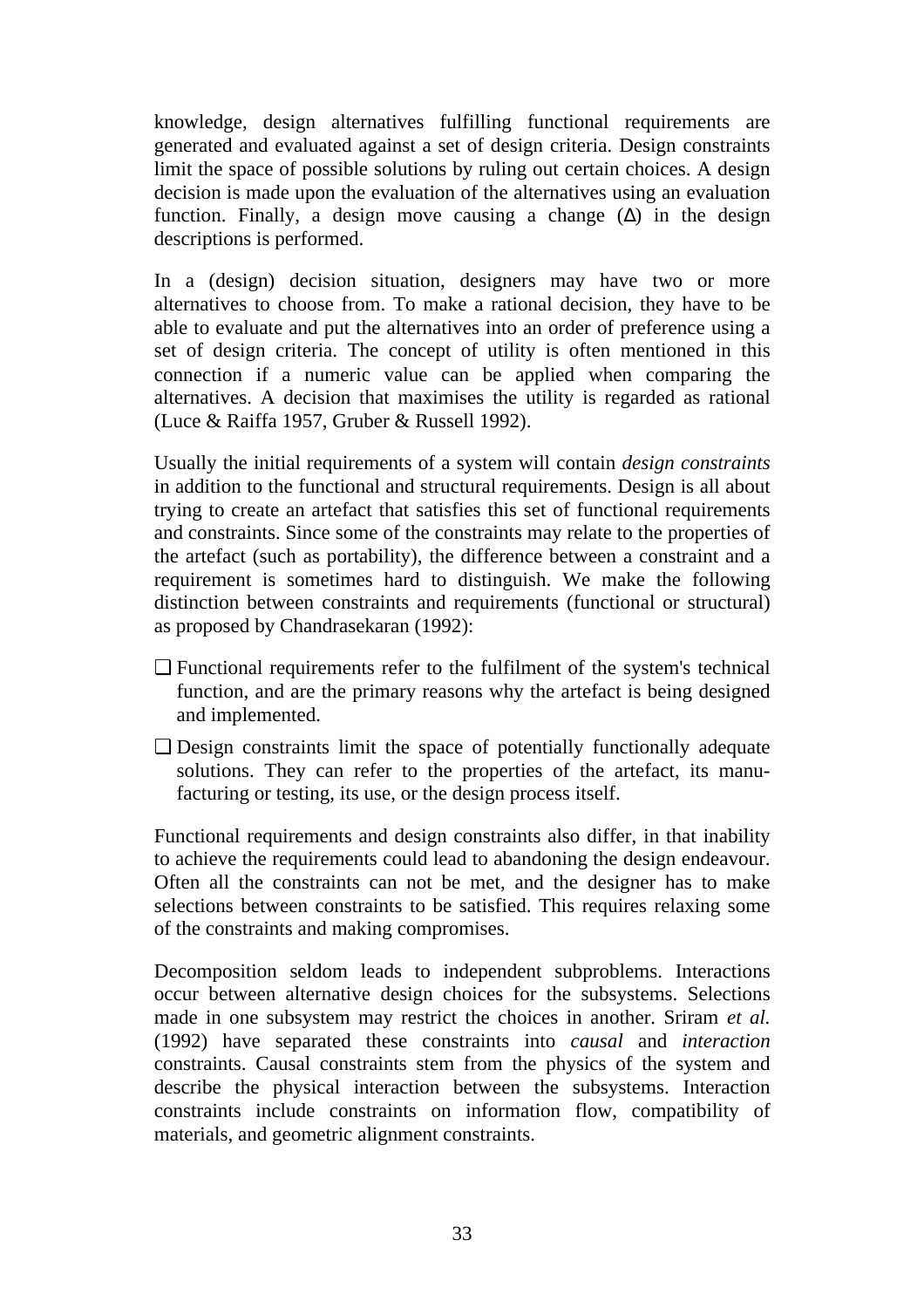knowledge, design alternatives fulfilling functional requirements are generated and evaluated against a set of design criteria. Design constraints limit the space of possible solutions by ruling out certain choices. A design decision is made upon the evaluation of the alternatives using an evaluation function. Finally, a design move causing a change ($\Delta$) in the design descriptions is performed.

In a (design) decision situation, designers may have two or more alternatives to choose from. To make a rational decision, they have to be able to evaluate and put the alternatives into an order of preference using a set of design criteria. The concept of utility is often mentioned in this connection if a numeric value can be applied when comparing the alternatives. A decision that maximises the utility is regarded as rational (Luce & Raiffa 1957, Gruber & Russell 1992).

Usually the initial requirements of a system will contain *design constraints* in addition to the functional and structural requirements. Design is all about trying to create an artefact that satisfies this set of functional requirements and constraints. Since some of the constraints may relate to the properties of the artefact (such as portability), the difference between a constraint and a requirement is sometimes hard to distinguish. We make the following distinction between constraints and requirements (functional or structural) as proposed by Chandrasekaran (1992):

- Functional requirements refer to the fulfilment of the system's technical function, and are the primary reasons why the artefact is being designed and implemented.
- Design constraints limit the space of potentially functionally adequate solutions. They can refer to the properties of the artefact, its manufacturing or testing, its use, or the design process itself.

Functional requirements and design constraints also differ, in that inability to achieve the requirements could lead to abandoning the design endeavour. Often all the constraints can not be met, and the designer has to make selections between constraints to be satisfied. This requires relaxing some of the constraints and making compromises.

Decomposition seldom leads to independent subproblems. Interactions occur between alternative design choices for the subsystems. Selections made in one subsystem may restrict the choices in another. Sriram *et al.* (1992) have separated these constraints into *causal* and *interaction* constraints. Causal constraints stem from the physics of the system and describe the physical interaction between the subsystems. Interaction constraints include constraints on information flow, compatibility of materials, and geometric alignment constraints.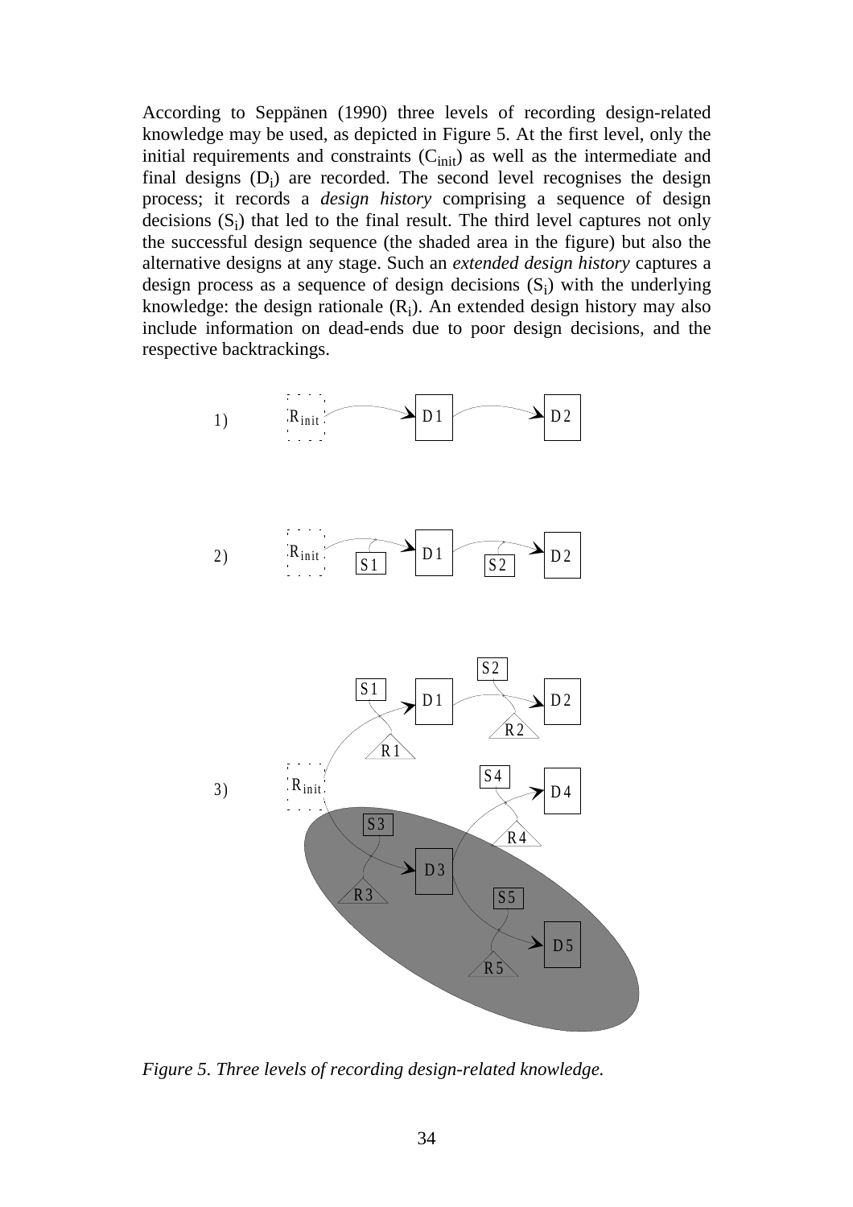According to Seppänen (1990) three levels of recording design-related knowledge may be used, as depicted in Figure 5. At the first level, only the initial requirements and constraints ($C_{init}$) as well as the intermediate and final designs ($D_i$) are recorded. The second level recognises the design process; it records a *design history* comprising a sequence of design decisions ($S_i$) that led to the final result. The third level captures not only the successful design sequence (the shaded area in the figure) but also the alternative designs at any stage. Such an *extended design history* captures a design process as a sequence of design decisions ($S_i$) with the underlying knowledge: the design rationale ($R_i$). An extended design history may also include information on dead-ends due to poor design decisions, and the respective backtrackings.

*Figure 5. Three levels of recording design-related knowledge.*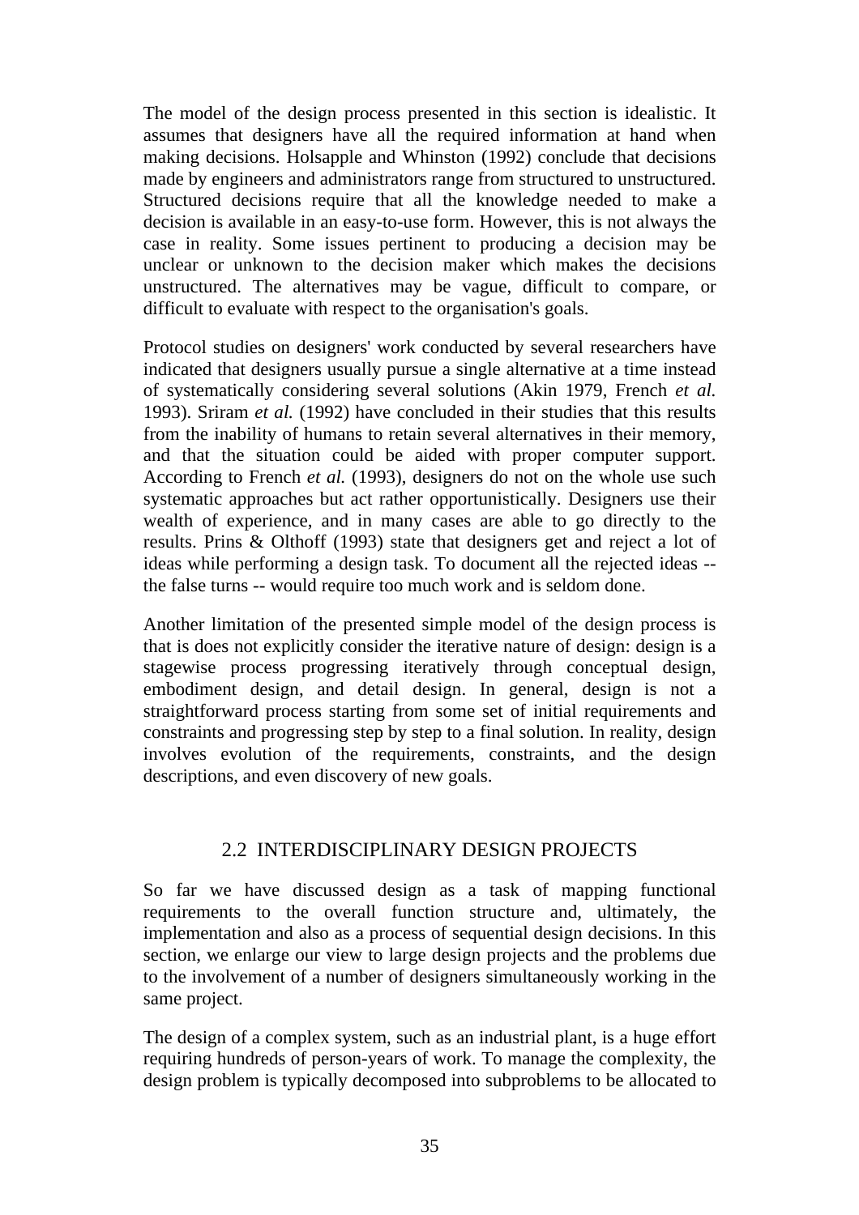The model of the design process presented in this section is idealistic. It assumes that designers have all the required information at hand when making decisions. Holsapple and Whinston (1992) conclude that decisions made by engineers and administrators range from structured to unstructured. Structured decisions require that all the knowledge needed to make a decision is available in an easy-to-use form. However, this is not always the case in reality. Some issues pertinent to producing a decision may be unclear or unknown to the decision maker which makes the decisions unstructured. The alternatives may be vague, difficult to compare, or difficult to evaluate with respect to the organisation's goals.

Protocol studies on designers' work conducted by several researchers have indicated that designers usually pursue a single alternative at a time instead of systematically considering several solutions (Akin 1979, French *et al.* 1993). Sriram *et al.* (1992) have concluded in their studies that this results from the inability of humans to retain several alternatives in their memory, and that the situation could be aided with proper computer support. According to French *et al.* (1993), designers do not on the whole use such systematic approaches but act rather opportunistically. Designers use their wealth of experience, and in many cases are able to go directly to the results. Prins & Olthoff (1993) state that designers get and reject a lot of ideas while performing a design task. To document all the rejected ideas -- the false turns -- would require too much work and is seldom done.

Another limitation of the presented simple model of the design process is that is does not explicitly consider the iterative nature of design: design is a stagewise process progressing iteratively through conceptual design, embodiment design, and detail design. In general, design is not a straightforward process starting from some set of initial requirements and constraints and progressing step by step to a final solution. In reality, design involves evolution of the requirements, constraints, and the design descriptions, and even discovery of new goals.

## 2.2 INTERDISCIPLINARY DESIGN PROJECTS

So far we have discussed design as a task of mapping functional requirements to the overall function structure and, ultimately, the implementation and also as a process of sequential design decisions. In this section, we enlarge our view to large design projects and the problems due to the involvement of a number of designers simultaneously working in the same project.

The design of a complex system, such as an industrial plant, is a huge effort requiring hundreds of person-years of work. To manage the complexity, the design problem is typically decomposed into subproblems to be allocated to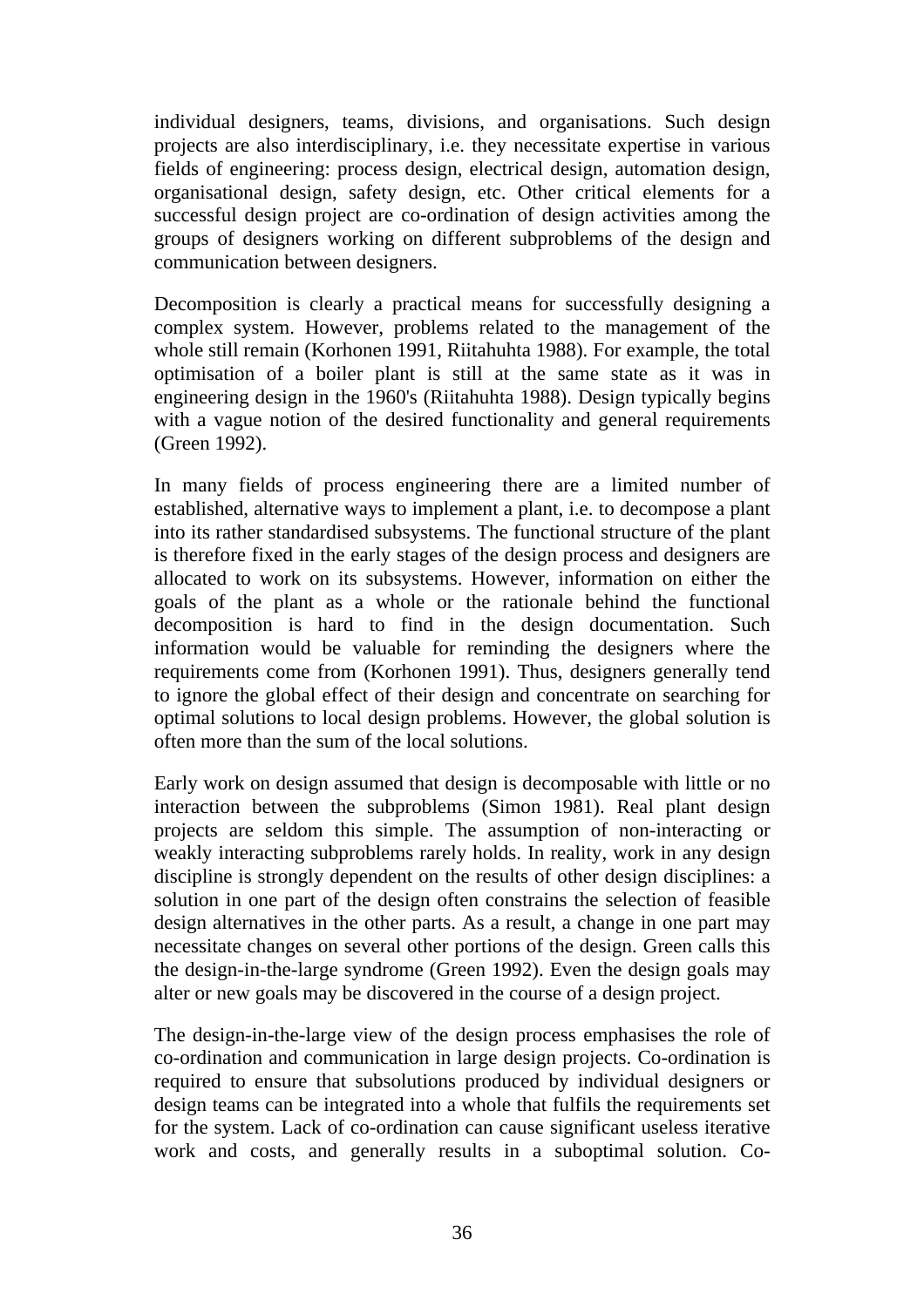individual designers, teams, divisions, and organisations. Such design projects are also interdisciplinary, i.e. they necessitate expertise in various fields of engineering: process design, electrical design, automation design, organisational design, safety design, etc. Other critical elements for a successful design project are co-ordination of design activities among the groups of designers working on different subproblems of the design and communication between designers.

Decomposition is clearly a practical means for successfully designing a complex system. However, problems related to the management of the whole still remain (Korhonen 1991, Riitahuhta 1988). For example, the total optimisation of a boiler plant is still at the same state as it was in engineering design in the 1960's (Riitahuhta 1988). Design typically begins with a vague notion of the desired functionality and general requirements (Green 1992).

In many fields of process engineering there are a limited number of established, alternative ways to implement a plant, i.e. to decompose a plant into its rather standardised subsystems. The functional structure of the plant is therefore fixed in the early stages of the design process and designers are allocated to work on its subsystems. However, information on either the goals of the plant as a whole or the rationale behind the functional decomposition is hard to find in the design documentation. Such information would be valuable for reminding the designers where the requirements come from (Korhonen 1991). Thus, designers generally tend to ignore the global effect of their design and concentrate on searching for optimal solutions to local design problems. However, the global solution is often more than the sum of the local solutions.

Early work on design assumed that design is decomposable with little or no interaction between the subproblems (Simon 1981). Real plant design projects are seldom this simple. The assumption of non-interacting or weakly interacting subproblems rarely holds. In reality, work in any design discipline is strongly dependent on the results of other design disciplines: a solution in one part of the design often constrains the selection of feasible design alternatives in the other parts. As a result, a change in one part may necessitate changes on several other portions of the design. Green calls this the design-in-the-large syndrome (Green 1992). Even the design goals may alter or new goals may be discovered in the course of a design project.

The design-in-the-large view of the design process emphasises the role of co-ordination and communication in large design projects. Co-ordination is required to ensure that subsolutions produced by individual designers or design teams can be integrated into a whole that fulfils the requirements set for the system. Lack of co-ordination can cause significant useless iterative work and costs, and generally results in a suboptimal solution. Co-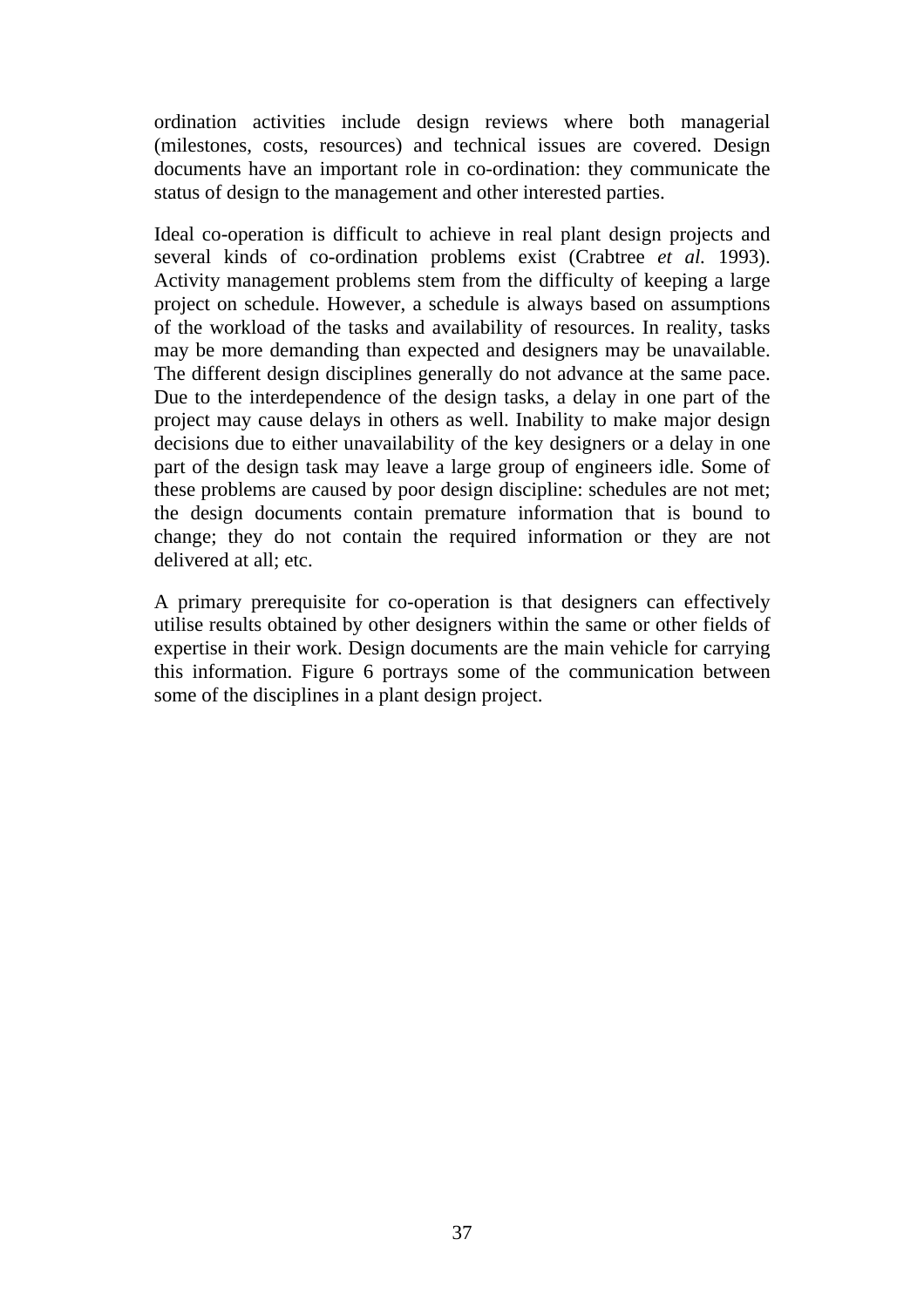ordination activities include design reviews where both managerial (milestones, costs, resources) and technical issues are covered. Design documents have an important role in co-ordination: they communicate the status of design to the management and other interested parties.

Ideal co-operation is difficult to achieve in real plant design projects and several kinds of co-ordination problems exist (Crabtree *et al.* 1993). Activity management problems stem from the difficulty of keeping a large project on schedule. However, a schedule is always based on assumptions of the workload of the tasks and availability of resources. In reality, tasks may be more demanding than expected and designers may be unavailable. The different design disciplines generally do not advance at the same pace. Due to the interdependence of the design tasks, a delay in one part of the project may cause delays in others as well. Inability to make major design decisions due to either unavailability of the key designers or a delay in one part of the design task may leave a large group of engineers idle. Some of these problems are caused by poor design discipline: schedules are not met; the design documents contain premature information that is bound to change; they do not contain the required information or they are not delivered at all; etc.

A primary prerequisite for co-operation is that designers can effectively utilise results obtained by other designers within the same or other fields of expertise in their work. Design documents are the main vehicle for carrying this information. Figure 6 portrays some of the communication between some of the disciplines in a plant design project.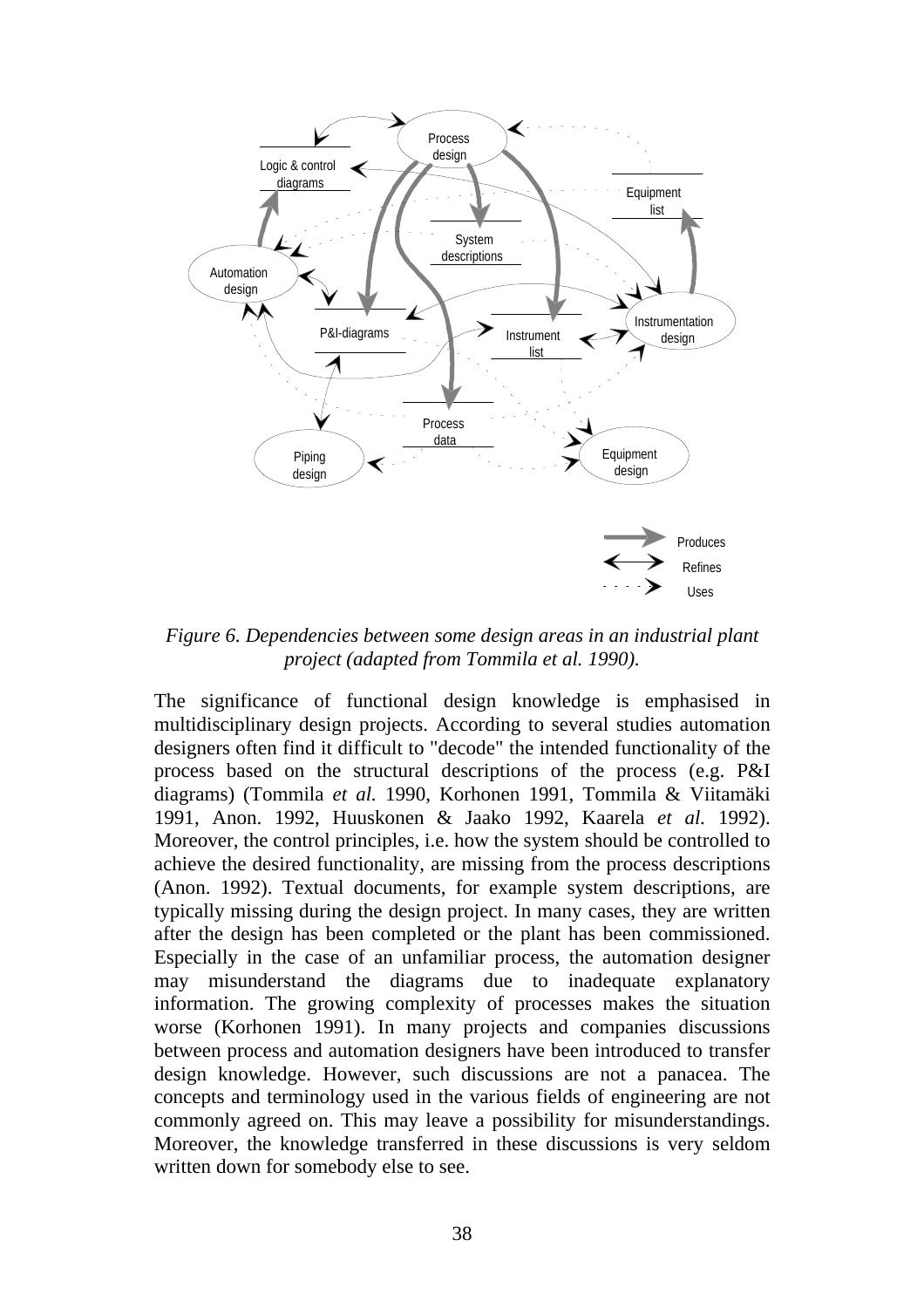*Figure 6. Dependencies between some design areas in an industrial plant project (adapted from Tommila et al. 1990).*

The significance of functional design knowledge is emphasised in multidisciplinary design projects. According to several studies automation designers often find it difficult to "decode" the intended functionality of the process based on the structural descriptions of the process (e.g. P&I diagrams) (Tommila *et al.* 1990, Korhonen 1991, Tommila & Viitamäki 1991, Anon. 1992, Huuskonen & Jaako 1992, Kaarela *et al.* 1992). Moreover, the control principles, i.e. how the system should be controlled to achieve the desired functionality, are missing from the process descriptions (Anon. 1992). Textual documents, for example system descriptions, are typically missing during the design project. In many cases, they are written after the design has been completed or the plant has been commissioned. Especially in the case of an unfamiliar process, the automation designer may misunderstand the diagrams due to inadequate explanatory information. The growing complexity of processes makes the situation worse (Korhonen 1991). In many projects and companies discussions between process and automation designers have been introduced to transfer design knowledge. However, such discussions are not a panacea. The concepts and terminology used in the various fields of engineering are not commonly agreed on. This may leave a possibility for misunderstandings. Moreover, the knowledge transferred in these discussions is very seldom written down for somebody else to see.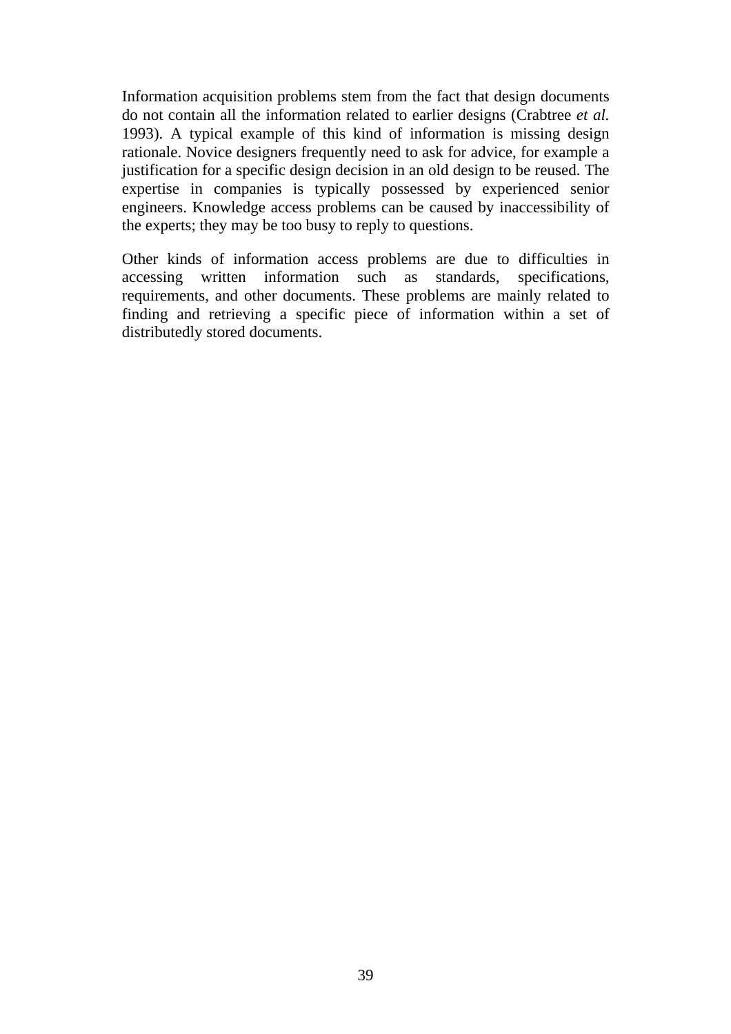Information acquisition problems stem from the fact that design documents do not contain all the information related to earlier designs (Crabtree *et al.* 1993). A typical example of this kind of information is missing design rationale. Novice designers frequently need to ask for advice, for example a justification for a specific design decision in an old design to be reused. The expertise in companies is typically possessed by experienced senior engineers. Knowledge access problems can be caused by inaccessibility of the experts; they may be too busy to reply to questions.

Other kinds of information access problems are due to difficulties in accessing written information such as standards, specifications, requirements, and other documents. These problems are mainly related to finding and retrieving a specific piece of information within a set of distributedly stored documents.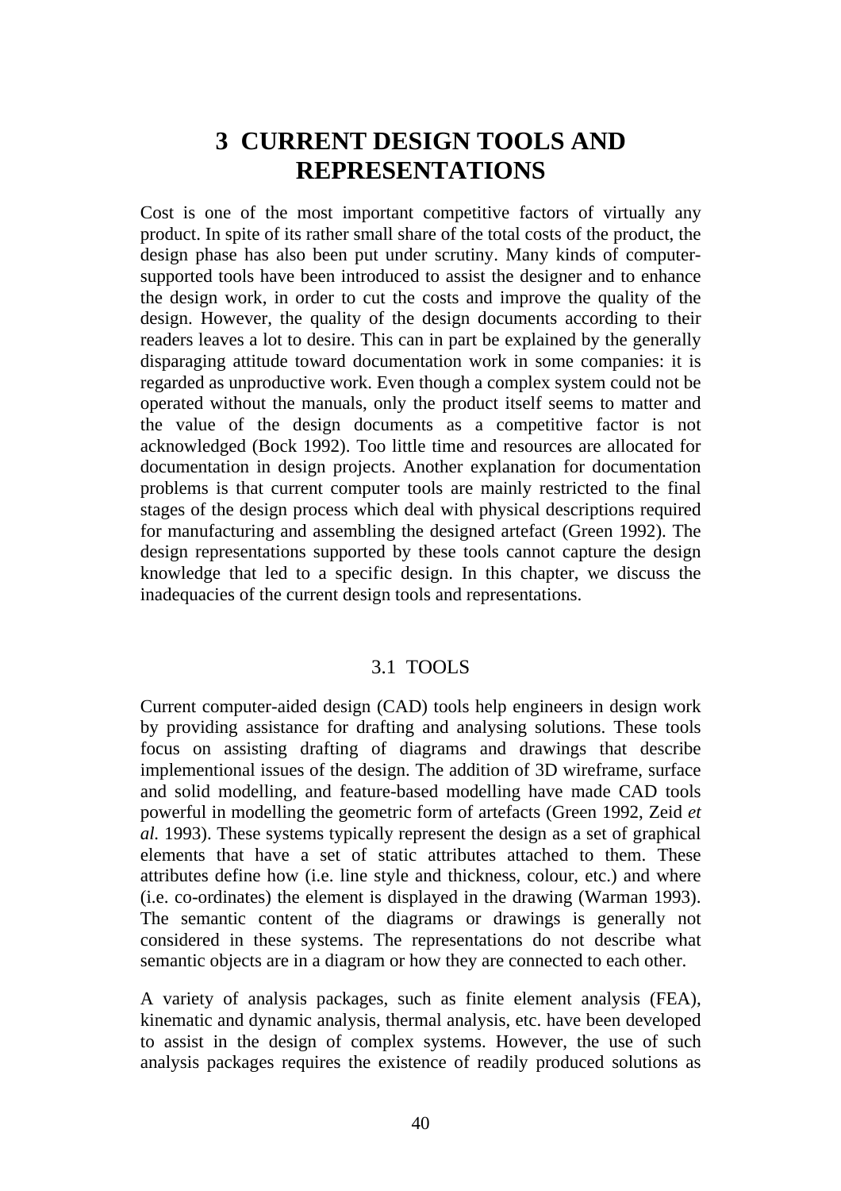# 3 CURRENT DESIGN TOOLS AND REPRESENTATIONS

Cost is one of the most important competitive factors of virtually any product. In spite of its rather small share of the total costs of the product, the design phase has also been put under scrutiny. Many kinds of computer-supported tools have been introduced to assist the designer and to enhance the design work, in order to cut the costs and improve the quality of the design. However, the quality of the design documents according to their readers leaves a lot to desire. This can in part be explained by the generally disparaging attitude toward documentation work in some companies: it is regarded as unproductive work. Even though a complex system could not be operated without the manuals, only the product itself seems to matter and the value of the design documents as a competitive factor is not acknowledged (Bock 1992). Too little time and resources are allocated for documentation in design projects. Another explanation for documentation problems is that current computer tools are mainly restricted to the final stages of the design process which deal with physical descriptions required for manufacturing and assembling the designed artefact (Green 1992). The design representations supported by these tools cannot capture the design knowledge that led to a specific design. In this chapter, we discuss the inadequacies of the current design tools and representations.

## 3.1 TOOLS

Current computer-aided design (CAD) tools help engineers in design work by providing assistance for drafting and analysing solutions. These tools focus on assisting drafting of diagrams and drawings that describe implementional issues of the design. The addition of 3D wireframe, surface and solid modelling, and feature-based modelling have made CAD tools powerful in modelling the geometric form of artefacts (Green 1992, Zeid *et al.* 1993). These systems typically represent the design as a set of graphical elements that have a set of static attributes attached to them. These attributes define how (i.e. line style and thickness, colour, etc.) and where (i.e. co-ordinates) the element is displayed in the drawing (Warman 1993). The semantic content of the diagrams or drawings is generally not considered in these systems. The representations do not describe what semantic objects are in a diagram or how they are connected to each other.

A variety of analysis packages, such as finite element analysis (FEA), kinematic and dynamic analysis, thermal analysis, etc. have been developed to assist in the design of complex systems. However, the use of such analysis packages requires the existence of readily produced solutions as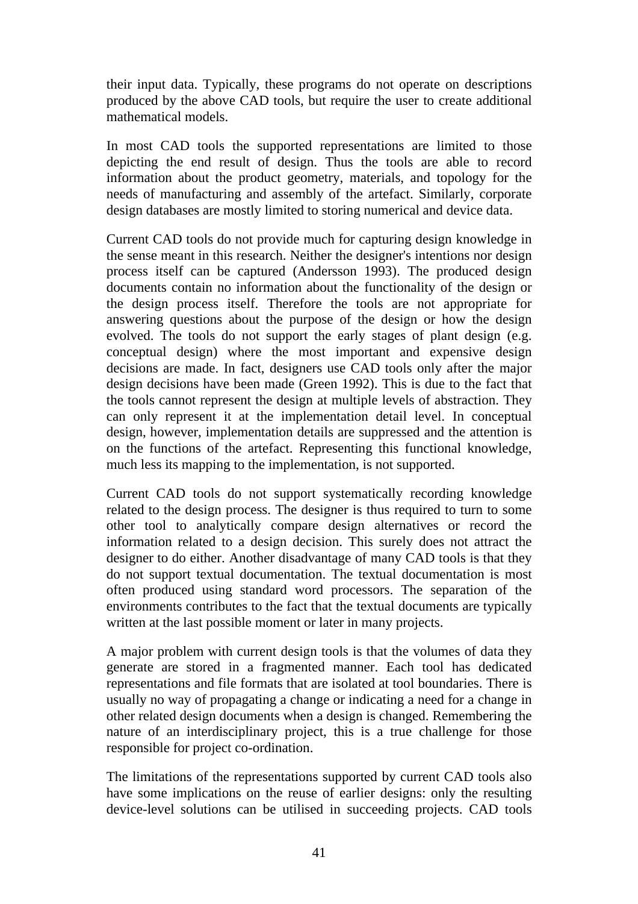their input data. Typically, these programs do not operate on descriptions produced by the above CAD tools, but require the user to create additional mathematical models.

In most CAD tools the supported representations are limited to those depicting the end result of design. Thus the tools are able to record information about the product geometry, materials, and topology for the needs of manufacturing and assembly of the artefact. Similarly, corporate design databases are mostly limited to storing numerical and device data.

Current CAD tools do not provide much for capturing design knowledge in the sense meant in this research. Neither the designer's intentions nor design process itself can be captured (Andersson 1993). The produced design documents contain no information about the functionality of the design or the design process itself. Therefore the tools are not appropriate for answering questions about the purpose of the design or how the design evolved. The tools do not support the early stages of plant design (e.g. conceptual design) where the most important and expensive design decisions are made. In fact, designers use CAD tools only after the major design decisions have been made (Green 1992). This is due to the fact that the tools cannot represent the design at multiple levels of abstraction. They can only represent it at the implementation detail level. In conceptual design, however, implementation details are suppressed and the attention is on the functions of the artefact. Representing this functional knowledge, much less its mapping to the implementation, is not supported.

Current CAD tools do not support systematically recording knowledge related to the design process. The designer is thus required to turn to some other tool to analytically compare design alternatives or record the information related to a design decision. This surely does not attract the designer to do either. Another disadvantage of many CAD tools is that they do not support textual documentation. The textual documentation is most often produced using standard word processors. The separation of the environments contributes to the fact that the textual documents are typically written at the last possible moment or later in many projects.

A major problem with current design tools is that the volumes of data they generate are stored in a fragmented manner. Each tool has dedicated representations and file formats that are isolated at tool boundaries. There is usually no way of propagating a change or indicating a need for a change in other related design documents when a design is changed. Remembering the nature of an interdisciplinary project, this is a true challenge for those responsible for project co-ordination.

The limitations of the representations supported by current CAD tools also have some implications on the reuse of earlier designs: only the resulting device-level solutions can be utilised in succeeding projects. CAD tools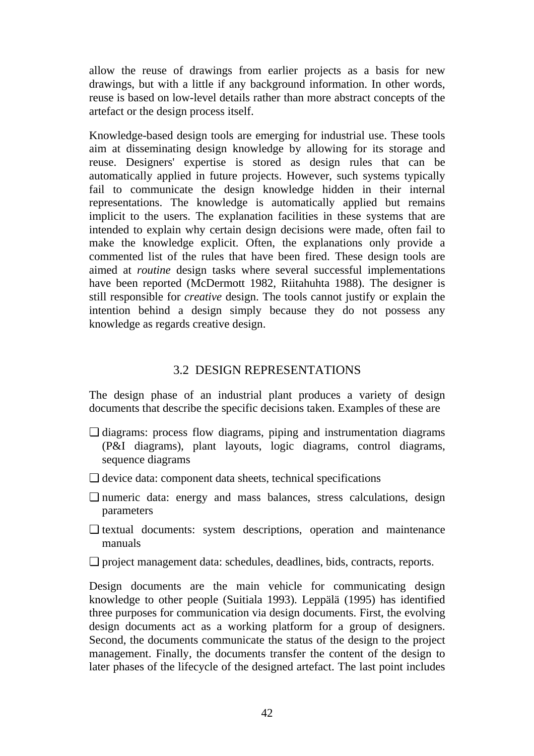allow the reuse of drawings from earlier projects as a basis for new drawings, but with a little if any background information. In other words, reuse is based on low-level details rather than more abstract concepts of the artefact or the design process itself.

Knowledge-based design tools are emerging for industrial use. These tools aim at disseminating design knowledge by allowing for its storage and reuse. Designers' expertise is stored as design rules that can be automatically applied in future projects. However, such systems typically fail to communicate the design knowledge hidden in their internal representations. The knowledge is automatically applied but remains implicit to the users. The explanation facilities in these systems that are intended to explain why certain design decisions were made, often fail to make the knowledge explicit. Often, the explanations only provide a commented list of the rules that have been fired. These design tools are aimed at *routine* design tasks where several successful implementations have been reported (McDermott 1982, Riitahuhta 1988). The designer is still responsible for *creative* design. The tools cannot justify or explain the intention behind a design simply because they do not possess any knowledge as regards creative design.

## 3.2 DESIGN REPRESENTATIONS

The design phase of an industrial plant produces a variety of design documents that describe the specific decisions taken. Examples of these are

- diagrams: process flow diagrams, piping and instrumentation diagrams (P&I diagrams), plant layouts, logic diagrams, control diagrams, sequence diagrams
- device data: component data sheets, technical specifications
- numeric data: energy and mass balances, stress calculations, design parameters
- textual documents: system descriptions, operation and maintenance manuals
- project management data: schedules, deadlines, bids, contracts, reports.

Design documents are the main vehicle for communicating design knowledge to other people (Suitiala 1993). Leppälä (1995) has identified three purposes for communication via design documents. First, the evolving design documents act as a working platform for a group of designers. Second, the documents communicate the status of the design to the project management. Finally, the documents transfer the content of the design to later phases of the lifecycle of the designed artefact. The last point includes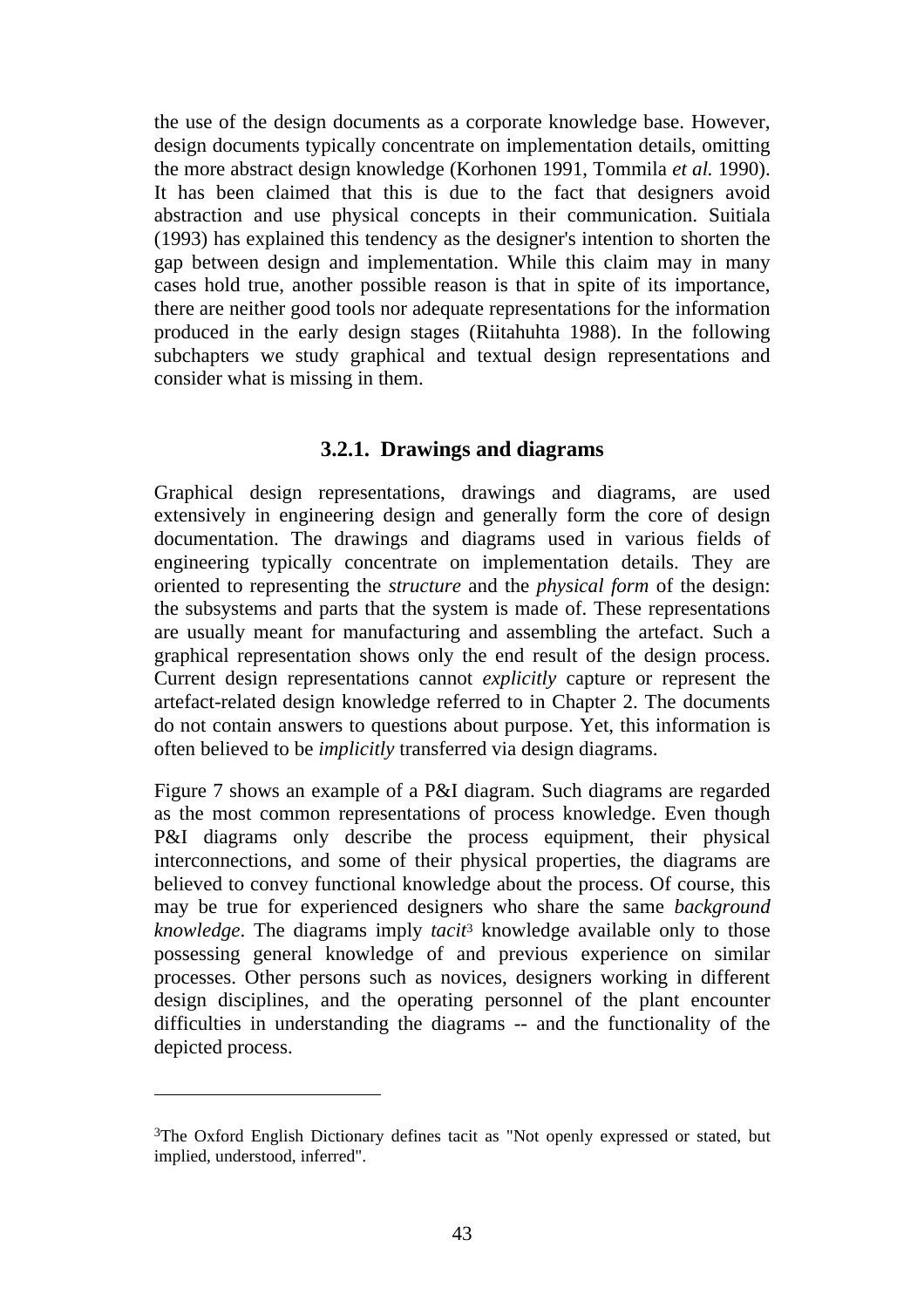the use of the design documents as a corporate knowledge base. However, design documents typically concentrate on implementation details, omitting the more abstract design knowledge (Korhonen 1991, Tommila *et al.* 1990). It has been claimed that this is due to the fact that designers avoid abstraction and use physical concepts in their communication. Suitiala (1993) has explained this tendency as the designer's intention to shorten the gap between design and implementation. While this claim may in many cases hold true, another possible reason is that in spite of its importance, there are neither good tools nor adequate representations for the information produced in the early design stages (Riitahuhta 1988). In the following subchapters we study graphical and textual design representations and consider what is missing in them.

### 3.2.1. Drawings and diagrams

Graphical design representations, drawings and diagrams, are used extensively in engineering design and generally form the core of design documentation. The drawings and diagrams used in various fields of engineering typically concentrate on implementation details. They are oriented to representing the *structure* and the *physical form* of the design: the subsystems and parts that the system is made of. These representations are usually meant for manufacturing and assembling the artefact. Such a graphical representation shows only the end result of the design process. Current design representations cannot *explicitly* capture or represent the artefact-related design knowledge referred to in Chapter 2. The documents do not contain answers to questions about purpose. Yet, this information is often believed to be *implicitly* transferred via design diagrams.

Figure 7 shows an example of a P&I diagram. Such diagrams are regarded as the most common representations of process knowledge. Even though P&I diagrams only describe the process equipment, their physical interconnections, and some of their physical properties, the diagrams are believed to convey functional knowledge about the process. Of course, this may be true for experienced designers who share the same *background knowledge*. The diagrams imply *tacit*[3] knowledge available only to those possessing general knowledge of and previous experience on similar processes. Other persons such as novices, designers working in different design disciplines, and the operating personnel of the plant encounter difficulties in understanding the diagrams -- and the functionality of the depicted process.

---

[3]The Oxford English Dictionary defines tacit as "Not openly expressed or stated, but implied, understood, inferred".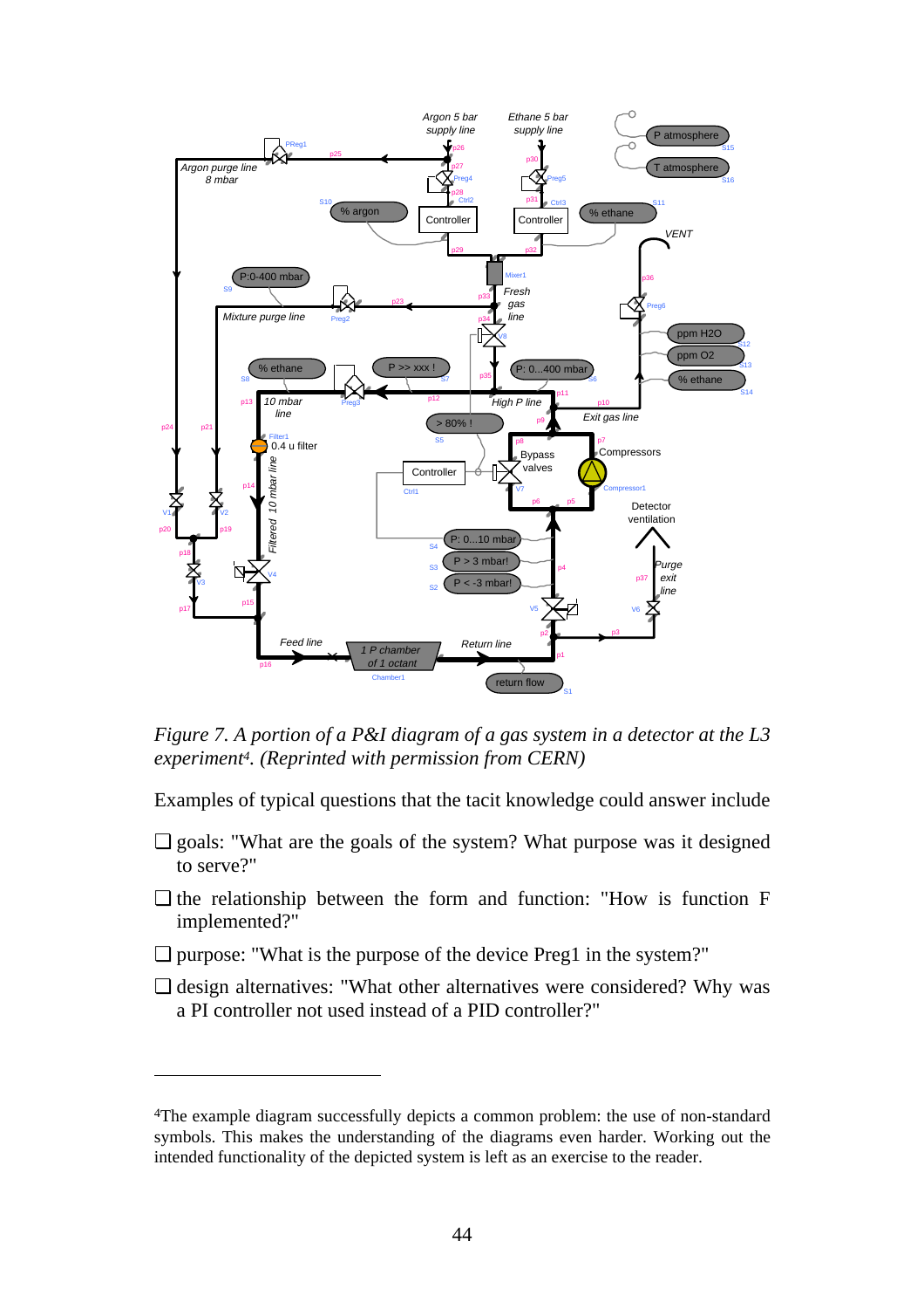*Figure 7. A portion of a P&I diagram of a gas system in a detector at the L3 experiment[4]. (Reprinted with permission from CERN)*

Examples of typical questions that the tacit knowledge could answer include

- ❑ goals: "What are the goals of the system? What purpose was it designed to serve?"
- ❑ the relationship between the form and function: "How is function F implemented?"
- ❑ purpose: "What is the purpose of the device Preg1 in the system?"
- ❑ design alternatives: "What other alternatives were considered? Why was a PI controller not used instead of a PID controller?"

---

[4]The example diagram successfully depicts a common problem: the use of non-standard symbols. This makes the understanding of the diagrams even harder. Working out the intended functionality of the depicted system is left as an exercise to the reader.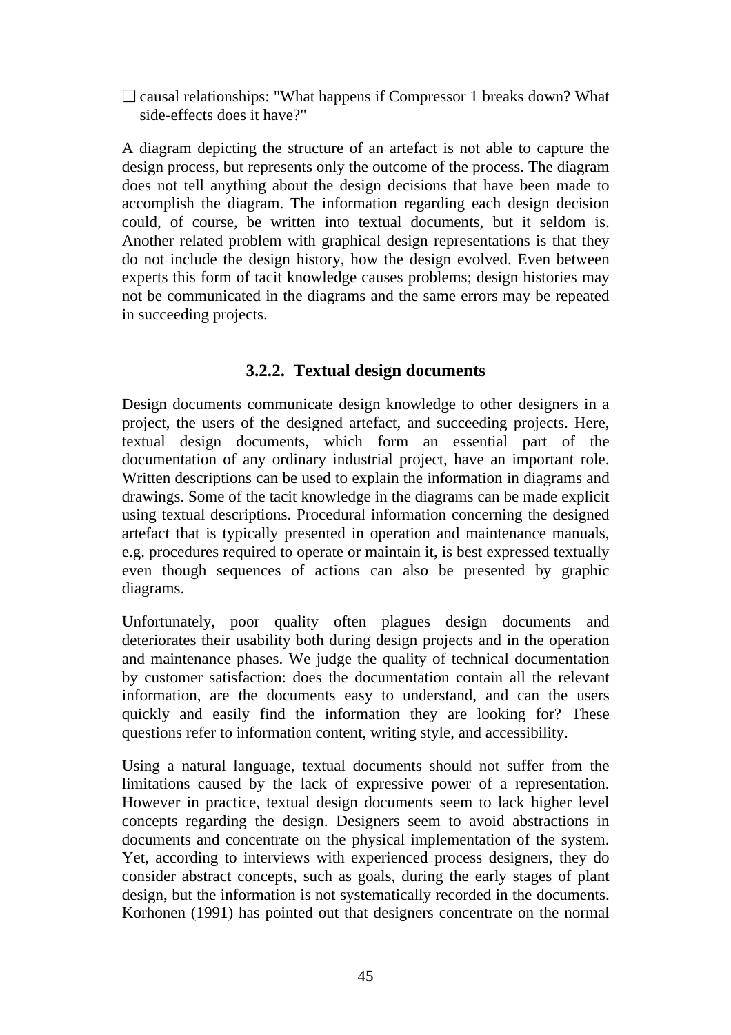- causal relationships: "What happens if Compressor 1 breaks down? What side-effects does it have?"

A diagram depicting the structure of an artefact is not able to capture the design process, but represents only the outcome of the process. The diagram does not tell anything about the design decisions that have been made to accomplish the diagram. The information regarding each design decision could, of course, be written into textual documents, but it seldom is. Another related problem with graphical design representations is that they do not include the design history, how the design evolved. Even between experts this form of tacit knowledge causes problems; design histories may not be communicated in the diagrams and the same errors may be repeated in succeeding projects.

### 3.2.2. Textual design documents

Design documents communicate design knowledge to other designers in a project, the users of the designed artefact, and succeeding projects. Here, textual design documents, which form an essential part of the documentation of any ordinary industrial project, have an important role. Written descriptions can be used to explain the information in diagrams and drawings. Some of the tacit knowledge in the diagrams can be made explicit using textual descriptions. Procedural information concerning the designed artefact that is typically presented in operation and maintenance manuals, e.g. procedures required to operate or maintain it, is best expressed textually even though sequences of actions can also be presented by graphic diagrams.

Unfortunately, poor quality often plagues design documents and deteriorates their usability both during design projects and in the operation and maintenance phases. We judge the quality of technical documentation by customer satisfaction: does the documentation contain all the relevant information, are the documents easy to understand, and can the users quickly and easily find the information they are looking for? These questions refer to information content, writing style, and accessibility.

Using a natural language, textual documents should not suffer from the limitations caused by the lack of expressive power of a representation. However in practice, textual design documents seem to lack higher level concepts regarding the design. Designers seem to avoid abstractions in documents and concentrate on the physical implementation of the system. Yet, according to interviews with experienced process designers, they do consider abstract concepts, such as goals, during the early stages of plant design, but the information is not systematically recorded in the documents. Korhonen (1991) has pointed out that designers concentrate on the normal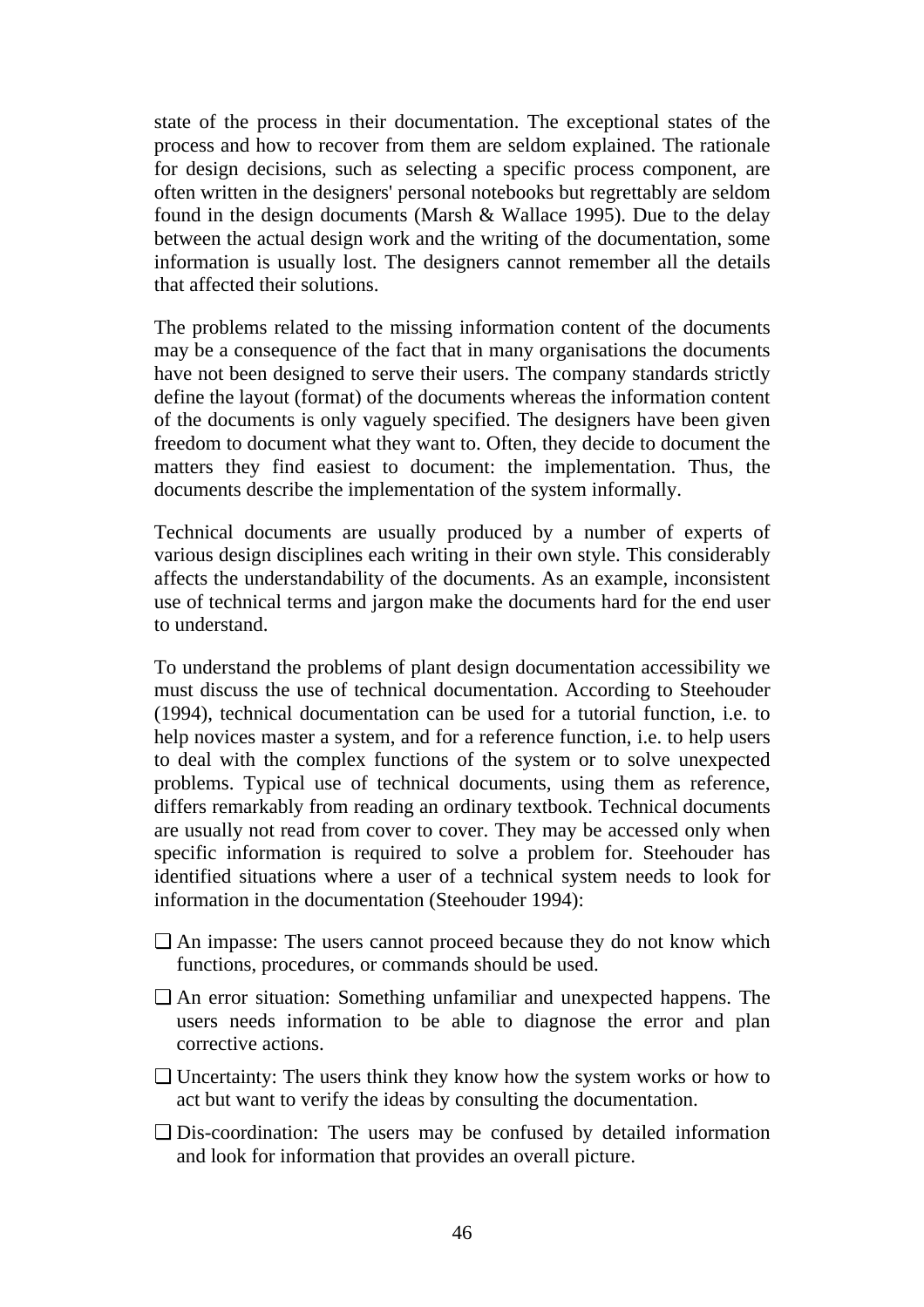state of the process in their documentation. The exceptional states of the process and how to recover from them are seldom explained. The rationale for design decisions, such as selecting a specific process component, are often written in the designers' personal notebooks but regrettably are seldom found in the design documents (Marsh & Wallace 1995). Due to the delay between the actual design work and the writing of the documentation, some information is usually lost. The designers cannot remember all the details that affected their solutions.

The problems related to the missing information content of the documents may be a consequence of the fact that in many organisations the documents have not been designed to serve their users. The company standards strictly define the layout (format) of the documents whereas the information content of the documents is only vaguely specified. The designers have been given freedom to document what they want to. Often, they decide to document the matters they find easiest to document: the implementation. Thus, the documents describe the implementation of the system informally.

Technical documents are usually produced by a number of experts of various design disciplines each writing in their own style. This considerably affects the understandability of the documents. As an example, inconsistent use of technical terms and jargon make the documents hard for the end user to understand.

To understand the problems of plant design documentation accessibility we must discuss the use of technical documentation. According to Steehouder (1994), technical documentation can be used for a tutorial function, i.e. to help novices master a system, and for a reference function, i.e. to help users to deal with the complex functions of the system or to solve unexpected problems. Typical use of technical documents, using them as reference, differs remarkably from reading an ordinary textbook. Technical documents are usually not read from cover to cover. They may be accessed only when specific information is required to solve a problem for. Steehouder has identified situations where a user of a technical system needs to look for information in the documentation (Steehouder 1994):

- An impasse: The users cannot proceed because they do not know which functions, procedures, or commands should be used.
- An error situation: Something unfamiliar and unexpected happens. The users needs information to be able to diagnose the error and plan corrective actions.
- Uncertainty: The users think they know how the system works or how to act but want to verify the ideas by consulting the documentation.
- Dis-coordination: The users may be confused by detailed information and look for information that provides an overall picture.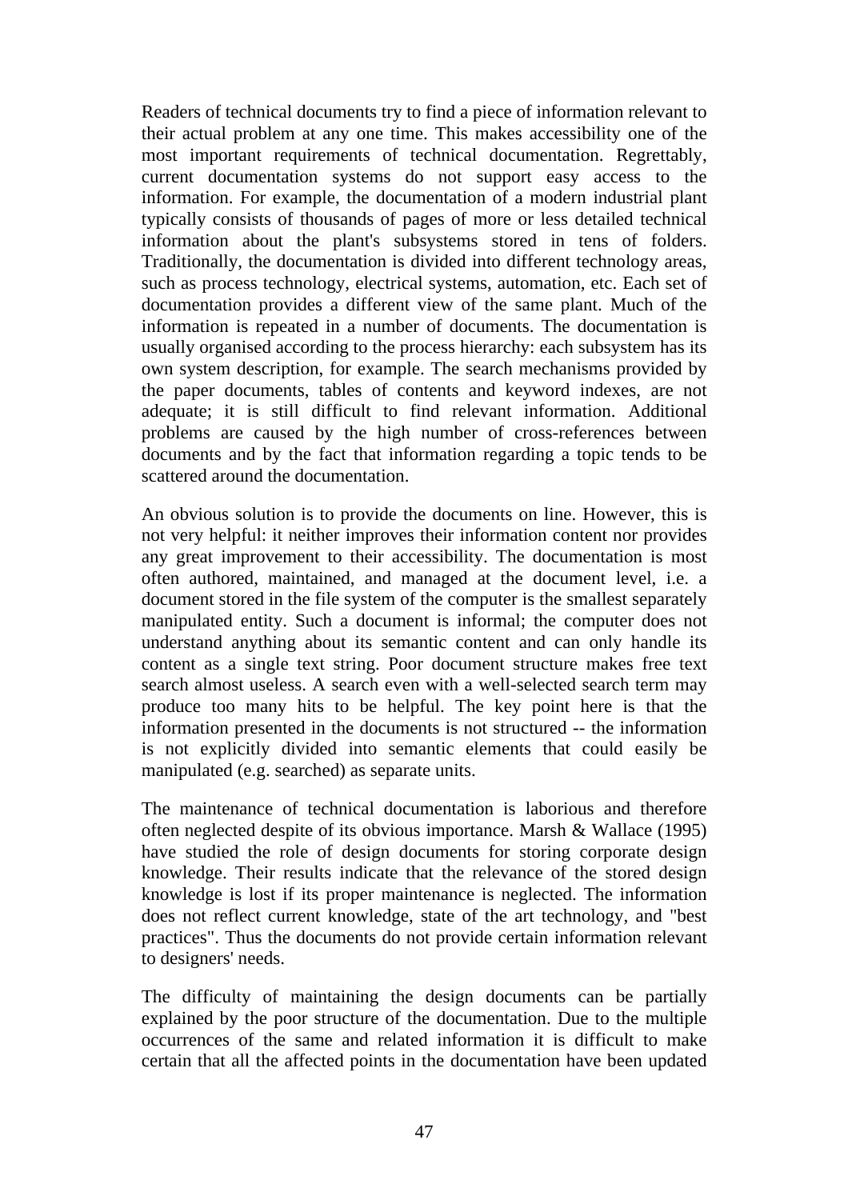Readers of technical documents try to find a piece of information relevant to their actual problem at any one time. This makes accessibility one of the most important requirements of technical documentation. Regrettably, current documentation systems do not support easy access to the information. For example, the documentation of a modern industrial plant typically consists of thousands of pages of more or less detailed technical information about the plant's subsystems stored in tens of folders. Traditionally, the documentation is divided into different technology areas, such as process technology, electrical systems, automation, etc. Each set of documentation provides a different view of the same plant. Much of the information is repeated in a number of documents. The documentation is usually organised according to the process hierarchy: each subsystem has its own system description, for example. The search mechanisms provided by the paper documents, tables of contents and keyword indexes, are not adequate; it is still difficult to find relevant information. Additional problems are caused by the high number of cross-references between documents and by the fact that information regarding a topic tends to be scattered around the documentation.

An obvious solution is to provide the documents on line. However, this is not very helpful: it neither improves their information content nor provides any great improvement to their accessibility. The documentation is most often authored, maintained, and managed at the document level, i.e. a document stored in the file system of the computer is the smallest separately manipulated entity. Such a document is informal; the computer does not understand anything about its semantic content and can only handle its content as a single text string. Poor document structure makes free text search almost useless. A search even with a well-selected search term may produce too many hits to be helpful. The key point here is that the information presented in the documents is not structured -- the information is not explicitly divided into semantic elements that could easily be manipulated (e.g. searched) as separate units.

The maintenance of technical documentation is laborious and therefore often neglected despite of its obvious importance. Marsh & Wallace (1995) have studied the role of design documents for storing corporate design knowledge. Their results indicate that the relevance of the stored design knowledge is lost if its proper maintenance is neglected. The information does not reflect current knowledge, state of the art technology, and "best practices". Thus the documents do not provide certain information relevant to designers' needs.

The difficulty of maintaining the design documents can be partially explained by the poor structure of the documentation. Due to the multiple occurrences of the same and related information it is difficult to make certain that all the affected points in the documentation have been updated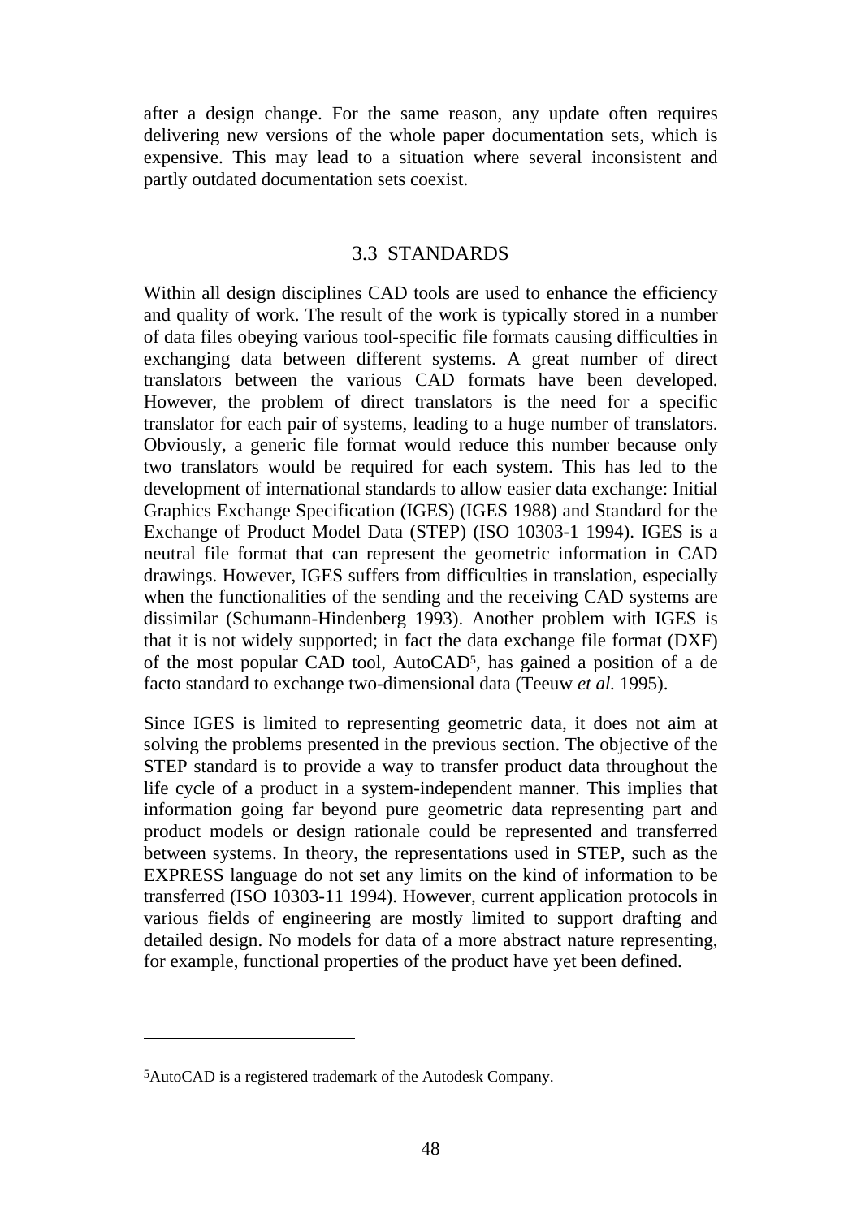after a design change. For the same reason, any update often requires delivering new versions of the whole paper documentation sets, which is expensive. This may lead to a situation where several inconsistent and partly outdated documentation sets coexist.

## 3.3 STANDARDS

Within all design disciplines CAD tools are used to enhance the efficiency and quality of work. The result of the work is typically stored in a number of data files obeying various tool-specific file formats causing difficulties in exchanging data between different systems. A great number of direct translators between the various CAD formats have been developed. However, the problem of direct translators is the need for a specific translator for each pair of systems, leading to a huge number of translators. Obviously, a generic file format would reduce this number because only two translators would be required for each system. This has led to the development of international standards to allow easier data exchange: Initial Graphics Exchange Specification (IGES) (IGES 1988) and Standard for the Exchange of Product Model Data (STEP) (ISO 10303-1 1994). IGES is a neutral file format that can represent the geometric information in CAD drawings. However, IGES suffers from difficulties in translation, especially when the functionalities of the sending and the receiving CAD systems are dissimilar (Schumann-Hindenberg 1993). Another problem with IGES is that it is not widely supported; in fact the data exchange file format (DXF) of the most popular CAD tool, AutoCAD[5], has gained a position of a de facto standard to exchange two-dimensional data (Teeuw *et al.* 1995).

Since IGES is limited to representing geometric data, it does not aim at solving the problems presented in the previous section. The objective of the STEP standard is to provide a way to transfer product data throughout the life cycle of a product in a system-independent manner. This implies that information going far beyond pure geometric data representing part and product models or design rationale could be represented and transferred between systems. In theory, the representations used in STEP, such as the EXPRESS language do not set any limits on the kind of information to be transferred (ISO 10303-11 1994). However, current application protocols in various fields of engineering are mostly limited to support drafting and detailed design. No models for data of a more abstract nature representing, for example, functional properties of the product have yet been defined.

---

[5]AutoCAD is a registered trademark of the Autodesk Company.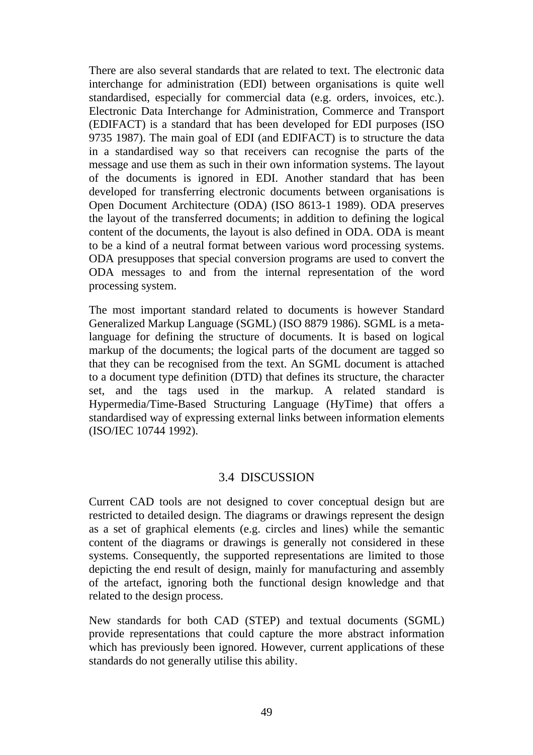There are also several standards that are related to text. The electronic data interchange for administration (EDI) between organisations is quite well standardised, especially for commercial data (e.g. orders, invoices, etc.). Electronic Data Interchange for Administration, Commerce and Transport (EDIFACT) is a standard that has been developed for EDI purposes (ISO 9735 1987). The main goal of EDI (and EDIFACT) is to structure the data in a standardised way so that receivers can recognise the parts of the message and use them as such in their own information systems. The layout of the documents is ignored in EDI. Another standard that has been developed for transferring electronic documents between organisations is Open Document Architecture (ODA) (ISO 8613-1 1989). ODA preserves the layout of the transferred documents; in addition to defining the logical content of the documents, the layout is also defined in ODA. ODA is meant to be a kind of a neutral format between various word processing systems. ODA presupposes that special conversion programs are used to convert the ODA messages to and from the internal representation of the word processing system.

The most important standard related to documents is however Standard Generalized Markup Language (SGML) (ISO 8879 1986). SGML is a meta-language for defining the structure of documents. It is based on logical markup of the documents; the logical parts of the document are tagged so that they can be recognised from the text. An SGML document is attached to a document type definition (DTD) that defines its structure, the character set, and the tags used in the markup. A related standard is Hypermedia/Time-Based Structuring Language (HyTime) that offers a standardised way of expressing external links between information elements (ISO/IEC 10744 1992).

## 3.4 DISCUSSION

Current CAD tools are not designed to cover conceptual design but are restricted to detailed design. The diagrams or drawings represent the design as a set of graphical elements (e.g. circles and lines) while the semantic content of the diagrams or drawings is generally not considered in these systems. Consequently, the supported representations are limited to those depicting the end result of design, mainly for manufacturing and assembly of the artefact, ignoring both the functional design knowledge and that related to the design process.

New standards for both CAD (STEP) and textual documents (SGML) provide representations that could capture the more abstract information which has previously been ignored. However, current applications of these standards do not generally utilise this ability.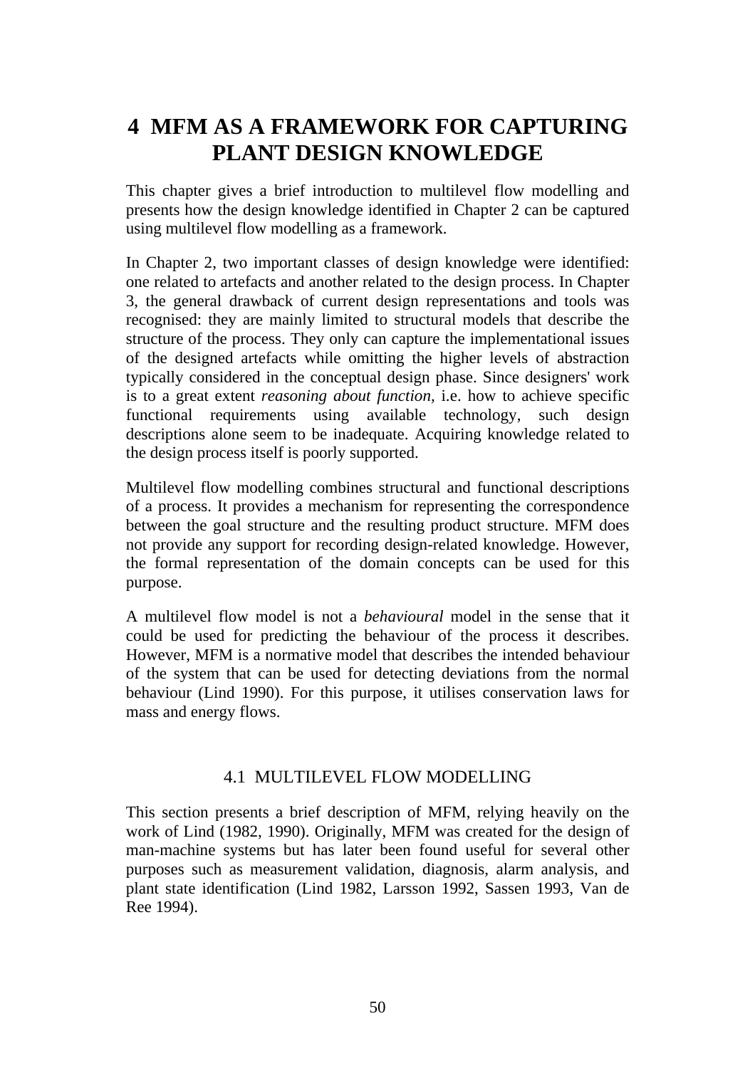# 4 MFM AS A FRAMEWORK FOR CAPTURING PLANT DESIGN KNOWLEDGE

This chapter gives a brief introduction to multilevel flow modelling and presents how the design knowledge identified in Chapter 2 can be captured using multilevel flow modelling as a framework.

In Chapter 2, two important classes of design knowledge were identified: one related to artefacts and another related to the design process. In Chapter 3, the general drawback of current design representations and tools was recognised: they are mainly limited to structural models that describe the structure of the process. They only can capture the implementational issues of the designed artefacts while omitting the higher levels of abstraction typically considered in the conceptual design phase. Since designers' work is to a great extent *reasoning about function*, i.e. how to achieve specific functional requirements using available technology, such design descriptions alone seem to be inadequate. Acquiring knowledge related to the design process itself is poorly supported.

Multilevel flow modelling combines structural and functional descriptions of a process. It provides a mechanism for representing the correspondence between the goal structure and the resulting product structure. MFM does not provide any support for recording design-related knowledge. However, the formal representation of the domain concepts can be used for this purpose.

A multilevel flow model is not a *behavioural* model in the sense that it could be used for predicting the behaviour of the process it describes. However, MFM is a normative model that describes the intended behaviour of the system that can be used for detecting deviations from the normal behaviour (Lind 1990). For this purpose, it utilises conservation laws for mass and energy flows.

## 4.1 MULTILEVEL FLOW MODELLING

This section presents a brief description of MFM, relying heavily on the work of Lind (1982, 1990). Originally, MFM was created for the design of man-machine systems but has later been found useful for several other purposes such as measurement validation, diagnosis, alarm analysis, and plant state identification (Lind 1982, Larsson 1992, Sassen 1993, Van de Ree 1994).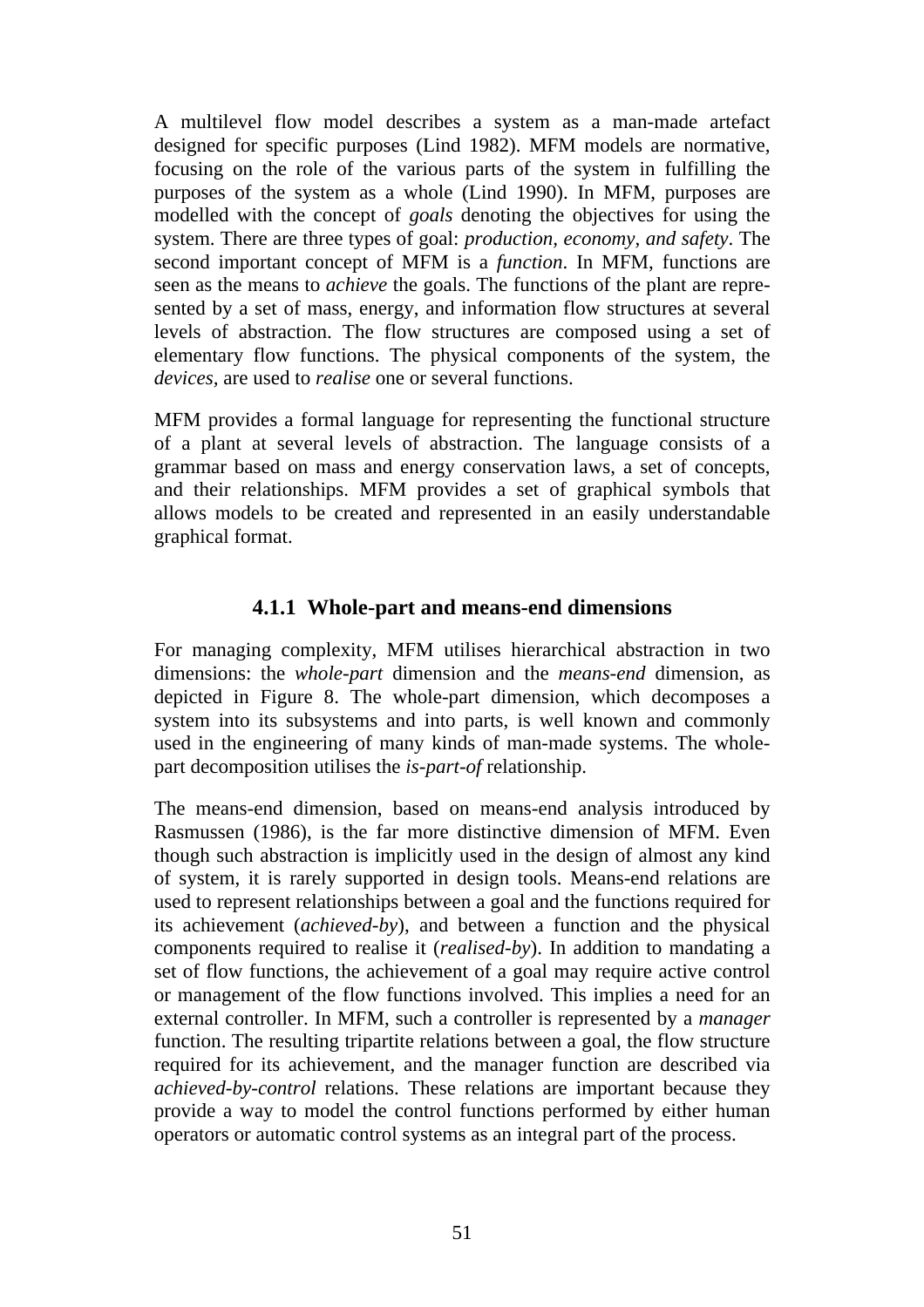A multilevel flow model describes a system as a man-made artefact designed for specific purposes (Lind 1982). MFM models are normative, focusing on the role of the various parts of the system in fulfilling the purposes of the system as a whole (Lind 1990). In MFM, purposes are modelled with the concept of *goals* denoting the objectives for using the system. There are three types of goal: *production, economy, and safety*. The second important concept of MFM is a *function*. In MFM, functions are seen as the means to *achieve* the goals. The functions of the plant are represented by a set of mass, energy, and information flow structures at several levels of abstraction. The flow structures are composed using a set of elementary flow functions. The physical components of the system, the *devices,* are used to *realise* one or several functions.

MFM provides a formal language for representing the functional structure of a plant at several levels of abstraction. The language consists of a grammar based on mass and energy conservation laws, a set of concepts, and their relationships. MFM provides a set of graphical symbols that allows models to be created and represented in an easily understandable graphical format.

### 4.1.1 Whole-part and means-end dimensions

For managing complexity, MFM utilises hierarchical abstraction in two dimensions: the *whole-part* dimension and the *means-end* dimension, as depicted in Figure 8. The whole-part dimension, which decomposes a system into its subsystems and into parts, is well known and commonly used in the engineering of many kinds of man-made systems. The whole-part decomposition utilises the *is-part-of* relationship.

The means-end dimension, based on means-end analysis introduced by Rasmussen (1986), is the far more distinctive dimension of MFM. Even though such abstraction is implicitly used in the design of almost any kind of system, it is rarely supported in design tools. Means-end relations are used to represent relationships between a goal and the functions required for its achievement (*achieved-by*), and between a function and the physical components required to realise it (*realised-by*). In addition to mandating a set of flow functions, the achievement of a goal may require active control or management of the flow functions involved. This implies a need for an external controller. In MFM, such a controller is represented by a *manager* function. The resulting tripartite relations between a goal, the flow structure required for its achievement, and the manager function are described via *achieved-by-control* relations. These relations are important because they provide a way to model the control functions performed by either human operators or automatic control systems as an integral part of the process.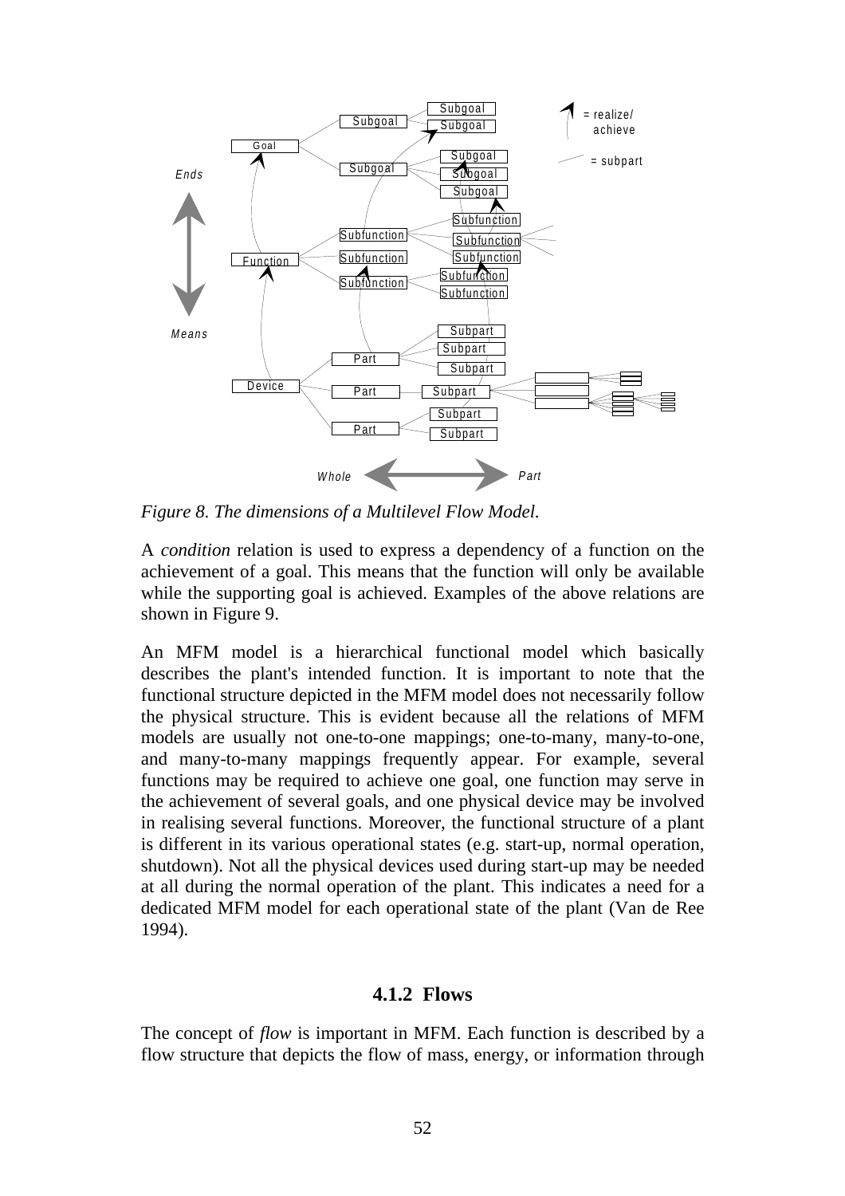*Figure 8. The dimensions of a Multilevel Flow Model.*

A *condition* relation is used to express a dependency of a function on the achievement of a goal. This means that the function will only be available while the supporting goal is achieved. Examples of the above relations are shown in Figure 9.

An MFM model is a hierarchical functional model which basically describes the plant's intended function. It is important to note that the functional structure depicted in the MFM model does not necessarily follow the physical structure. This is evident because all the relations of MFM models are usually not one-to-one mappings; one-to-many, many-to-one, and many-to-many mappings frequently appear. For example, several functions may be required to achieve one goal, one function may serve in the achievement of several goals, and one physical device may be involved in realising several functions. Moreover, the functional structure of a plant is different in its various operational states (e.g. start-up, normal operation, shutdown). Not all the physical devices used during start-up may be needed at all during the normal operation of the plant. This indicates a need for a dedicated MFM model for each operational state of the plant (Van de Ree 1994).

### 4.1.2 Flows

The concept of *flow* is important in MFM. Each function is described by a flow structure that depicts the flow of mass, energy, or information through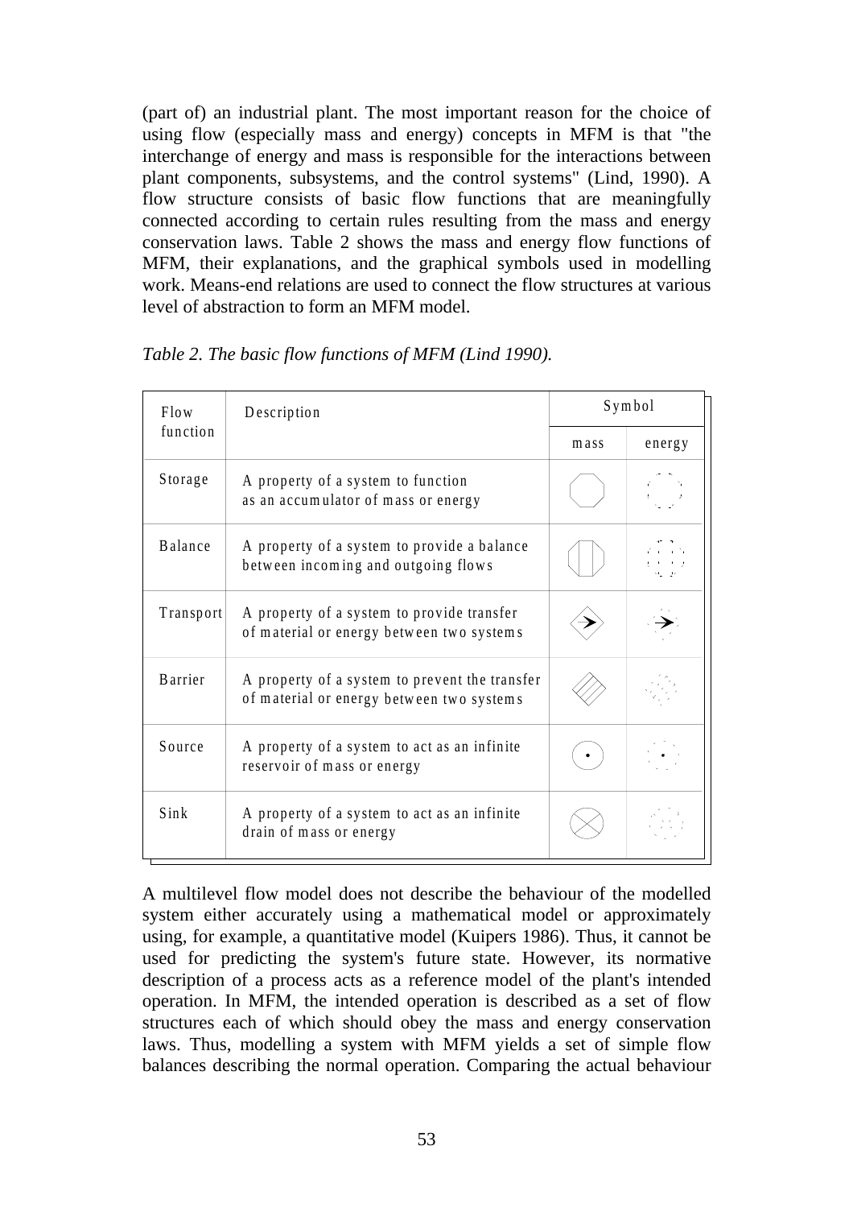(part of) an industrial plant. The most important reason for the choice of using flow (especially mass and energy) concepts in MFM is that "the interchange of energy and mass is responsible for the interactions between plant components, subsystems, and the control systems" (Lind, 1990). A flow structure consists of basic flow functions that are meaningfully connected according to certain rules resulting from the mass and energy conservation laws. Table 2 shows the mass and energy flow functions of MFM, their explanations, and the graphical symbols used in modelling work. Means-end relations are used to connect the flow structures at various level of abstraction to form an MFM model.

*Table 2. The basic flow functions of MFM (Lind 1990).*

| Flow function | Description | Symbol | |
|---|---|---|---|
| | | mass | energy |
| Storage | A property of a system to function as an accumulator of mass or energy | | |
| Balance | A property of a system to provide a balance between incoming and outgoing flows | | |
| Transport | A property of a system to provide transfer of material or energy between two systems | | |
| Barrier | A property of a system to prevent the transfer of material or energy between two systems | | |
| Source | A property of a system to act as an infinite reservoir of mass or energy | | |
| Sink | A property of a system to act as an infinite drain of mass or energy | | |

A multilevel flow model does not describe the behaviour of the modelled system either accurately using a mathematical model or approximately using, for example, a quantitative model (Kuipers 1986). Thus, it cannot be used for predicting the system's future state. However, its normative description of a process acts as a reference model of the plant's intended operation. In MFM, the intended operation is described as a set of flow structures each of which should obey the mass and energy conservation laws. Thus, modelling a system with MFM yields a set of simple flow balances describing the normal operation. Comparing the actual behaviour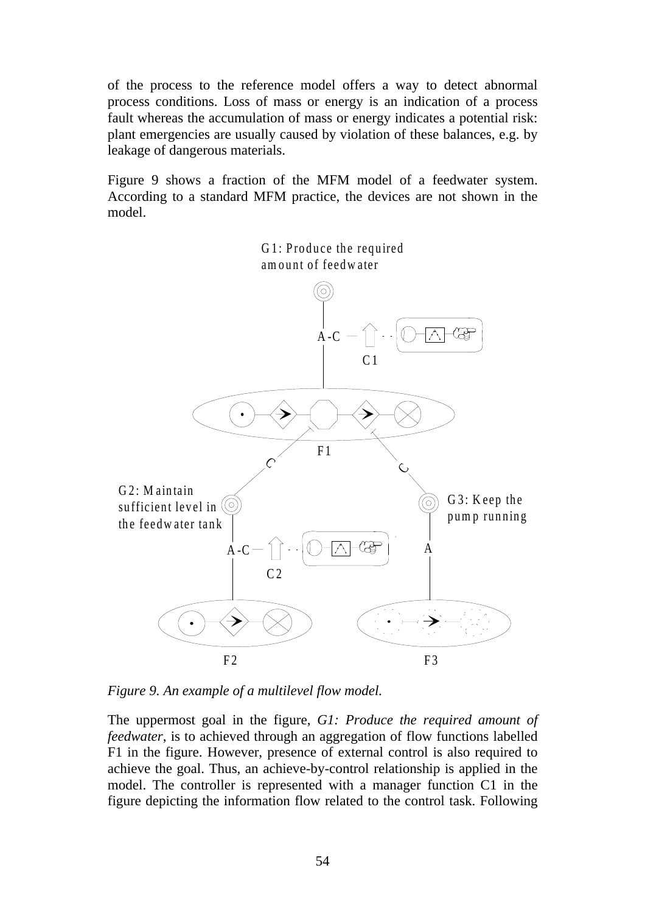of the process to the reference model offers a way to detect abnormal process conditions. Loss of mass or energy is an indication of a process fault whereas the accumulation of mass or energy indicates a potential risk: plant emergencies are usually caused by violation of these balances, e.g. by leakage of dangerous materials.

Figure 9 shows a fraction of the MFM model of a feedwater system. According to a standard MFM practice, the devices are not shown in the model.

G1: Produce the required amount of feedwater

A-C

C1

F1

C

C

G2: Maintain sufficient level in the feedwater tank

G3: Keep the pump running

A-C

C2

A

F2

F3

*Figure 9. An example of a multilevel flow model.*

The uppermost goal in the figure, *G1: Produce the required amount of feedwater*, is to achieved through an aggregation of flow functions labelled F1 in the figure. However, presence of external control is also required to achieve the goal. Thus, an achieve-by-control relationship is applied in the model. The controller is represented with a manager function C1 in the figure depicting the information flow related to the control task. Following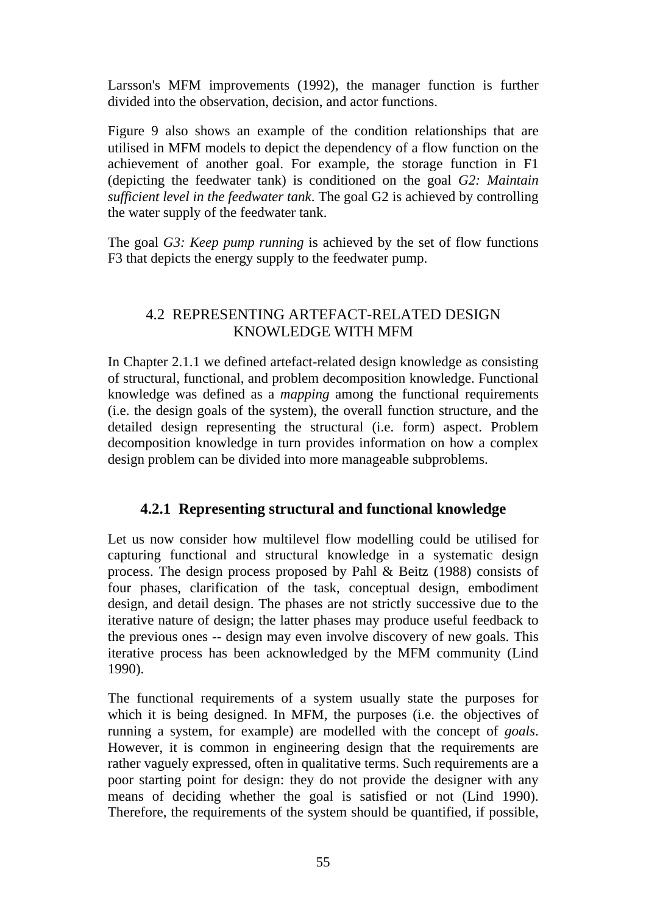Larsson's MFM improvements (1992), the manager function is further divided into the observation, decision, and actor functions.

Figure 9 also shows an example of the condition relationships that are utilised in MFM models to depict the dependency of a flow function on the achievement of another goal. For example, the storage function in F1 (depicting the feedwater tank) is conditioned on the goal *G2: Maintain sufficient level in the feedwater tank*. The goal G2 is achieved by controlling the water supply of the feedwater tank.

The goal *G3: Keep pump running* is achieved by the set of flow functions F3 that depicts the energy supply to the feedwater pump.

## 4.2 REPRESENTING ARTEFACT-RELATED DESIGN KNOWLEDGE WITH MFM

In Chapter 2.1.1 we defined artefact-related design knowledge as consisting of structural, functional, and problem decomposition knowledge. Functional knowledge was defined as a *mapping* among the functional requirements (i.e. the design goals of the system), the overall function structure, and the detailed design representing the structural (i.e. form) aspect. Problem decomposition knowledge in turn provides information on how a complex design problem can be divided into more manageable subproblems.

### 4.2.1 Representing structural and functional knowledge

Let us now consider how multilevel flow modelling could be utilised for capturing functional and structural knowledge in a systematic design process. The design process proposed by Pahl & Beitz (1988) consists of four phases, clarification of the task, conceptual design, embodiment design, and detail design. The phases are not strictly successive due to the iterative nature of design; the latter phases may produce useful feedback to the previous ones -- design may even involve discovery of new goals. This iterative process has been acknowledged by the MFM community (Lind 1990).

The functional requirements of a system usually state the purposes for which it is being designed. In MFM, the purposes (i.e. the objectives of running a system, for example) are modelled with the concept of *goals*. However, it is common in engineering design that the requirements are rather vaguely expressed, often in qualitative terms. Such requirements are a poor starting point for design: they do not provide the designer with any means of deciding whether the goal is satisfied or not (Lind 1990). Therefore, the requirements of the system should be quantified, if possible,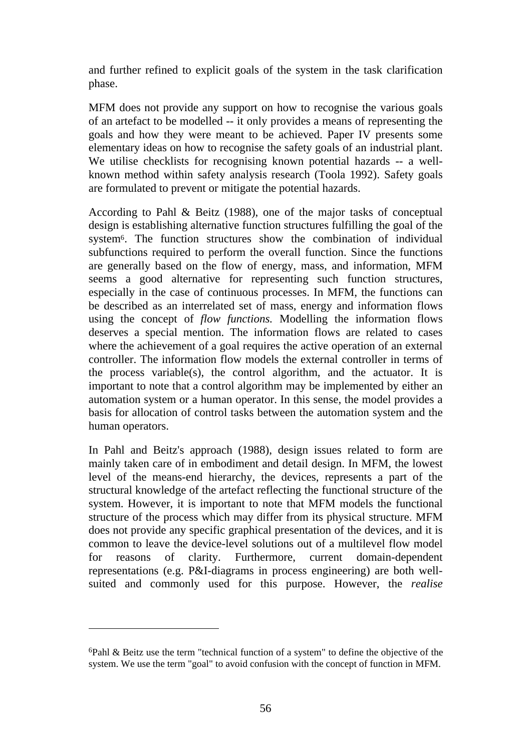and further refined to explicit goals of the system in the task clarification phase.

MFM does not provide any support on how to recognise the various goals of an artefact to be modelled -- it only provides a means of representing the goals and how they were meant to be achieved. Paper IV presents some elementary ideas on how to recognise the safety goals of an industrial plant. We utilise checklists for recognising known potential hazards -- a well-known method within safety analysis research (Toola 1992). Safety goals are formulated to prevent or mitigate the potential hazards.

According to Pahl & Beitz (1988), one of the major tasks of conceptual design is establishing alternative function structures fulfilling the goal of the system[6]. The function structures show the combination of individual subfunctions required to perform the overall function. Since the functions are generally based on the flow of energy, mass, and information, MFM seems a good alternative for representing such function structures, especially in the case of continuous processes. In MFM, the functions can be described as an interrelated set of mass, energy and information flows using the concept of *flow functions.* Modelling the information flows deserves a special mention. The information flows are related to cases where the achievement of a goal requires the active operation of an external controller. The information flow models the external controller in terms of the process variable(s), the control algorithm, and the actuator. It is important to note that a control algorithm may be implemented by either an automation system or a human operator. In this sense, the model provides a basis for allocation of control tasks between the automation system and the human operators.

In Pahl and Beitz's approach (1988), design issues related to form are mainly taken care of in embodiment and detail design. In MFM, the lowest level of the means-end hierarchy, the devices, represents a part of the structural knowledge of the artefact reflecting the functional structure of the system. However, it is important to note that MFM models the functional structure of the process which may differ from its physical structure. MFM does not provide any specific graphical presentation of the devices, and it is common to leave the device-level solutions out of a multilevel flow model for reasons of clarity. Furthermore, current domain-dependent representations (e.g. P&I-diagrams in process engineering) are both well-suited and commonly used for this purpose. However, the *realise*

---

[6]Pahl & Beitz use the term "technical function of a system" to define the objective of the system. We use the term "goal" to avoid confusion with the concept of function in MFM.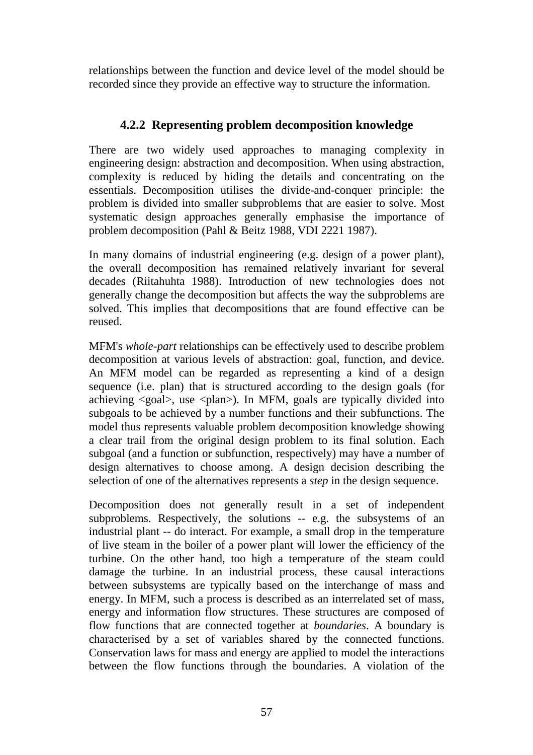relationships between the function and device level of the model should be recorded since they provide an effective way to structure the information.

### 4.2.2 Representing problem decomposition knowledge

There are two widely used approaches to managing complexity in engineering design: abstraction and decomposition. When using abstraction, complexity is reduced by hiding the details and concentrating on the essentials. Decomposition utilises the divide-and-conquer principle: the problem is divided into smaller subproblems that are easier to solve. Most systematic design approaches generally emphasise the importance of problem decomposition (Pahl & Beitz 1988, VDI 2221 1987).

In many domains of industrial engineering (e.g. design of a power plant), the overall decomposition has remained relatively invariant for several decades (Riitahuhta 1988). Introduction of new technologies does not generally change the decomposition but affects the way the subproblems are solved. This implies that decompositions that are found effective can be reused.

MFM's *whole-part* relationships can be effectively used to describe problem decomposition at various levels of abstraction: goal, function, and device. An MFM model can be regarded as representing a kind of a design sequence (i.e. plan) that is structured according to the design goals (for achieving <goal>, use <plan>). In MFM, goals are typically divided into subgoals to be achieved by a number functions and their subfunctions. The model thus represents valuable problem decomposition knowledge showing a clear trail from the original design problem to its final solution. Each subgoal (and a function or subfunction, respectively) may have a number of design alternatives to choose among. A design decision describing the selection of one of the alternatives represents a *step* in the design sequence.

Decomposition does not generally result in a set of independent subproblems. Respectively, the solutions -- e.g. the subsystems of an industrial plant -- do interact. For example, a small drop in the temperature of live steam in the boiler of a power plant will lower the efficiency of the turbine. On the other hand, too high a temperature of the steam could damage the turbine. In an industrial process, these causal interactions between subsystems are typically based on the interchange of mass and energy. In MFM, such a process is described as an interrelated set of mass, energy and information flow structures. These structures are composed of flow functions that are connected together at *boundaries*. A boundary is characterised by a set of variables shared by the connected functions. Conservation laws for mass and energy are applied to model the interactions between the flow functions through the boundaries. A violation of the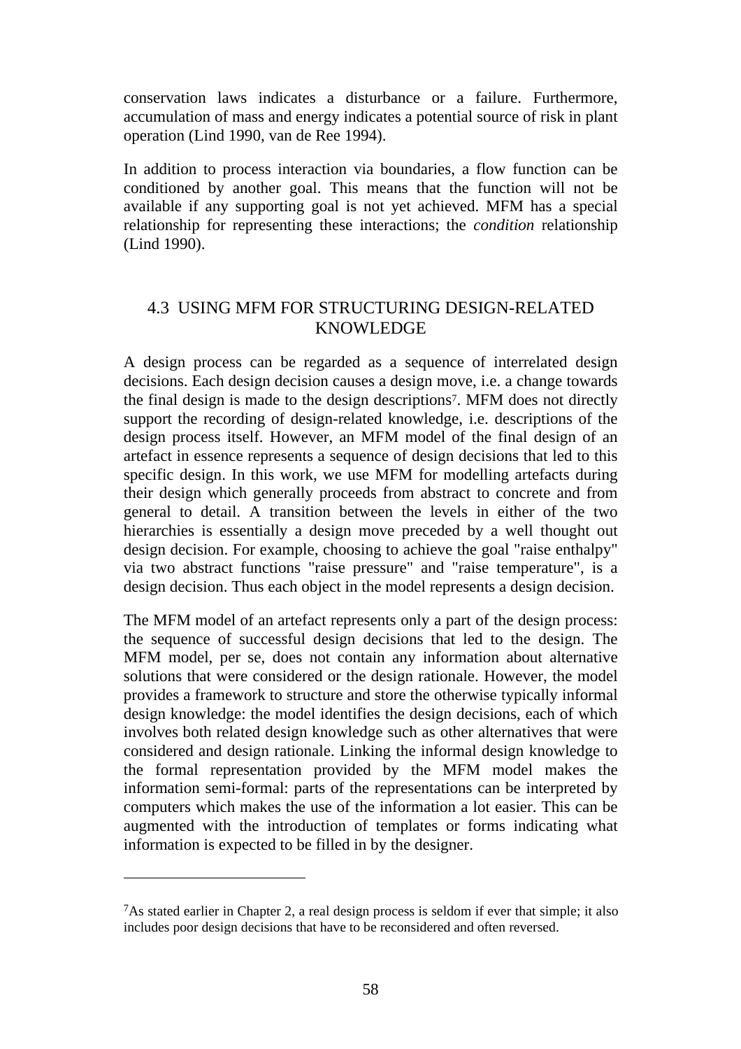conservation laws indicates a disturbance or a failure. Furthermore, accumulation of mass and energy indicates a potential source of risk in plant operation (Lind 1990, van de Ree 1994).

In addition to process interaction via boundaries, a flow function can be conditioned by another goal. This means that the function will not be available if any supporting goal is not yet achieved. MFM has a special relationship for representing these interactions; the *condition* relationship (Lind 1990).

## 4.3 USING MFM FOR STRUCTURING DESIGN-RELATED KNOWLEDGE

A design process can be regarded as a sequence of interrelated design decisions. Each design decision causes a design move, i.e. a change towards the final design is made to the design descriptions[7]. MFM does not directly support the recording of design-related knowledge, i.e. descriptions of the design process itself. However, an MFM model of the final design of an artefact in essence represents a sequence of design decisions that led to this specific design. In this work, we use MFM for modelling artefacts during their design which generally proceeds from abstract to concrete and from general to detail. A transition between the levels in either of the two hierarchies is essentially a design move preceded by a well thought out design decision. For example, choosing to achieve the goal "raise enthalpy" via two abstract functions "raise pressure" and "raise temperature", is a design decision. Thus each object in the model represents a design decision.

The MFM model of an artefact represents only a part of the design process: the sequence of successful design decisions that led to the design. The MFM model, per se, does not contain any information about alternative solutions that were considered or the design rationale. However, the model provides a framework to structure and store the otherwise typically informal design knowledge: the model identifies the design decisions, each of which involves both related design knowledge such as other alternatives that were considered and design rationale. Linking the informal design knowledge to the formal representation provided by the MFM model makes the information semi-formal: parts of the representations can be interpreted by computers which makes the use of the information a lot easier. This can be augmented with the introduction of templates or forms indicating what information is expected to be filled in by the designer.

---

[7]As stated earlier in Chapter 2, a real design process is seldom if ever that simple; it also includes poor design decisions that have to be reconsidered and often reversed.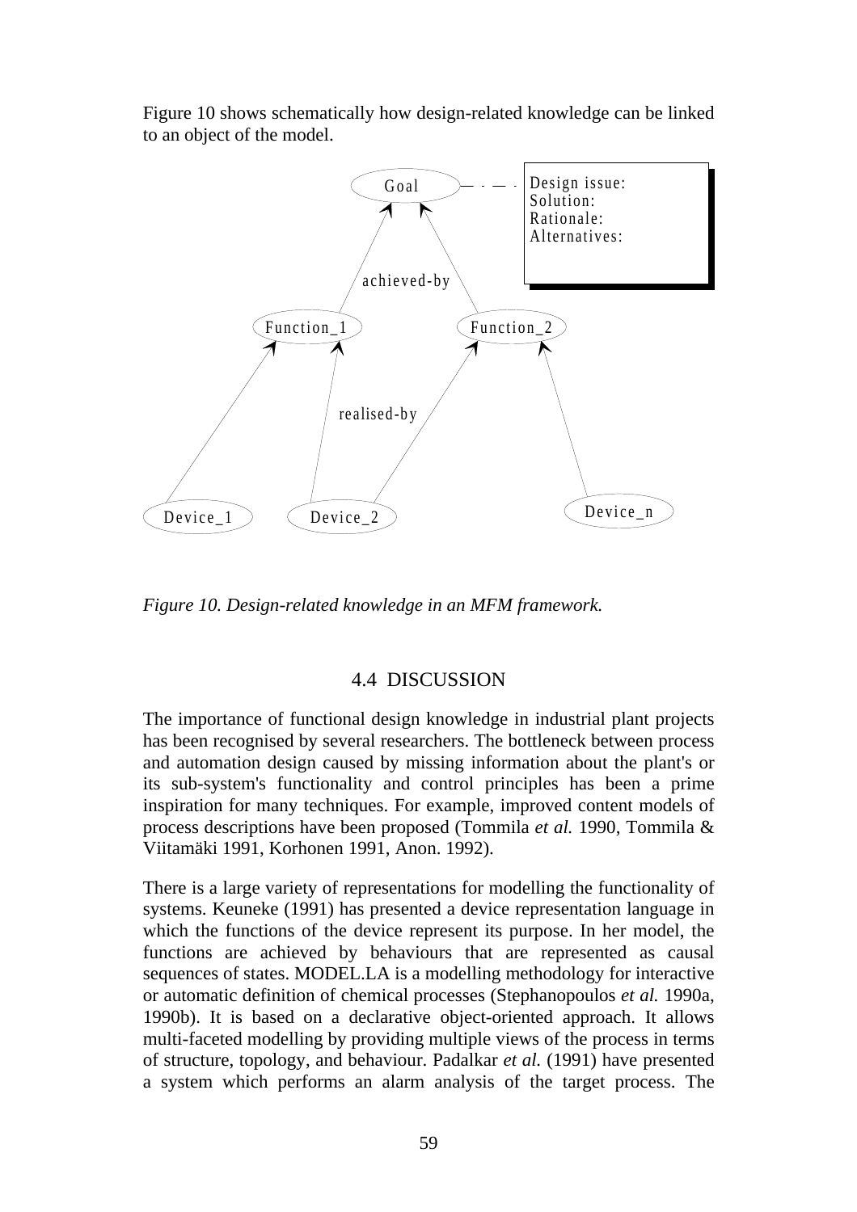Figure 10 shows schematically how design-related knowledge can be linked to an object of the model.

*Figure 10. Design-related knowledge in an MFM framework.*

## 4.4 DISCUSSION

The importance of functional design knowledge in industrial plant projects has been recognised by several researchers. The bottleneck between process and automation design caused by missing information about the plant's or its sub-system's functionality and control principles has been a prime inspiration for many techniques. For example, improved content models of process descriptions have been proposed (Tommila *et al.* 1990, Tommila & Viitamäki 1991, Korhonen 1991, Anon. 1992).

There is a large variety of representations for modelling the functionality of systems. Keuneke (1991) has presented a device representation language in which the functions of the device represent its purpose. In her model, the functions are achieved by behaviours that are represented as causal sequences of states. MODEL.LA is a modelling methodology for interactive or automatic definition of chemical processes (Stephanopoulos *et al.* 1990a, 1990b). It is based on a declarative object-oriented approach. It allows multi-faceted modelling by providing multiple views of the process in terms of structure, topology, and behaviour. Padalkar *et al.* (1991) have presented a system which performs an alarm analysis of the target process. The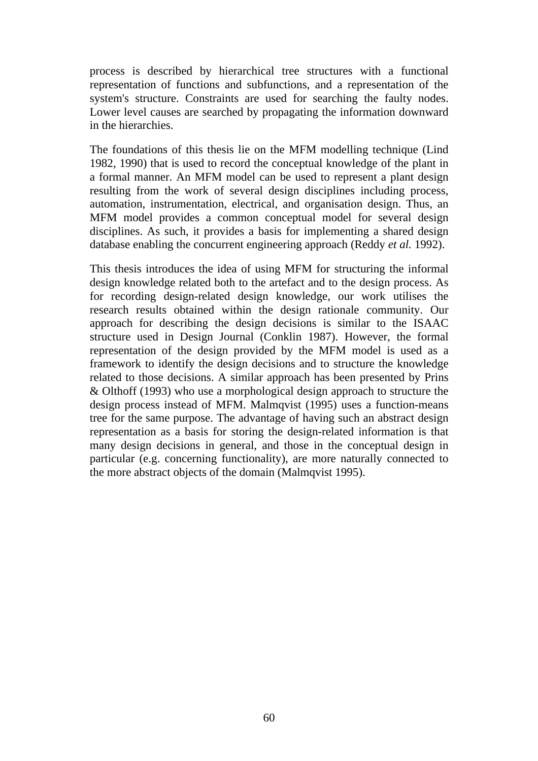process is described by hierarchical tree structures with a functional representation of functions and subfunctions, and a representation of the system's structure. Constraints are used for searching the faulty nodes. Lower level causes are searched by propagating the information downward in the hierarchies.

The foundations of this thesis lie on the MFM modelling technique (Lind 1982, 1990) that is used to record the conceptual knowledge of the plant in a formal manner. An MFM model can be used to represent a plant design resulting from the work of several design disciplines including process, automation, instrumentation, electrical, and organisation design. Thus, an MFM model provides a common conceptual model for several design disciplines. As such, it provides a basis for implementing a shared design database enabling the concurrent engineering approach (Reddy *et al.* 1992).

This thesis introduces the idea of using MFM for structuring the informal design knowledge related both to the artefact and to the design process. As for recording design-related design knowledge, our work utilises the research results obtained within the design rationale community. Our approach for describing the design decisions is similar to the ISAAC structure used in Design Journal (Conklin 1987). However, the formal representation of the design provided by the MFM model is used as a framework to identify the design decisions and to structure the knowledge related to those decisions. A similar approach has been presented by Prins & Olthoff (1993) who use a morphological design approach to structure the design process instead of MFM. Malmqvist (1995) uses a function-means tree for the same purpose. The advantage of having such an abstract design representation as a basis for storing the design-related information is that many design decisions in general, and those in the conceptual design in particular (e.g. concerning functionality), are more naturally connected to the more abstract objects of the domain (Malmqvist 1995).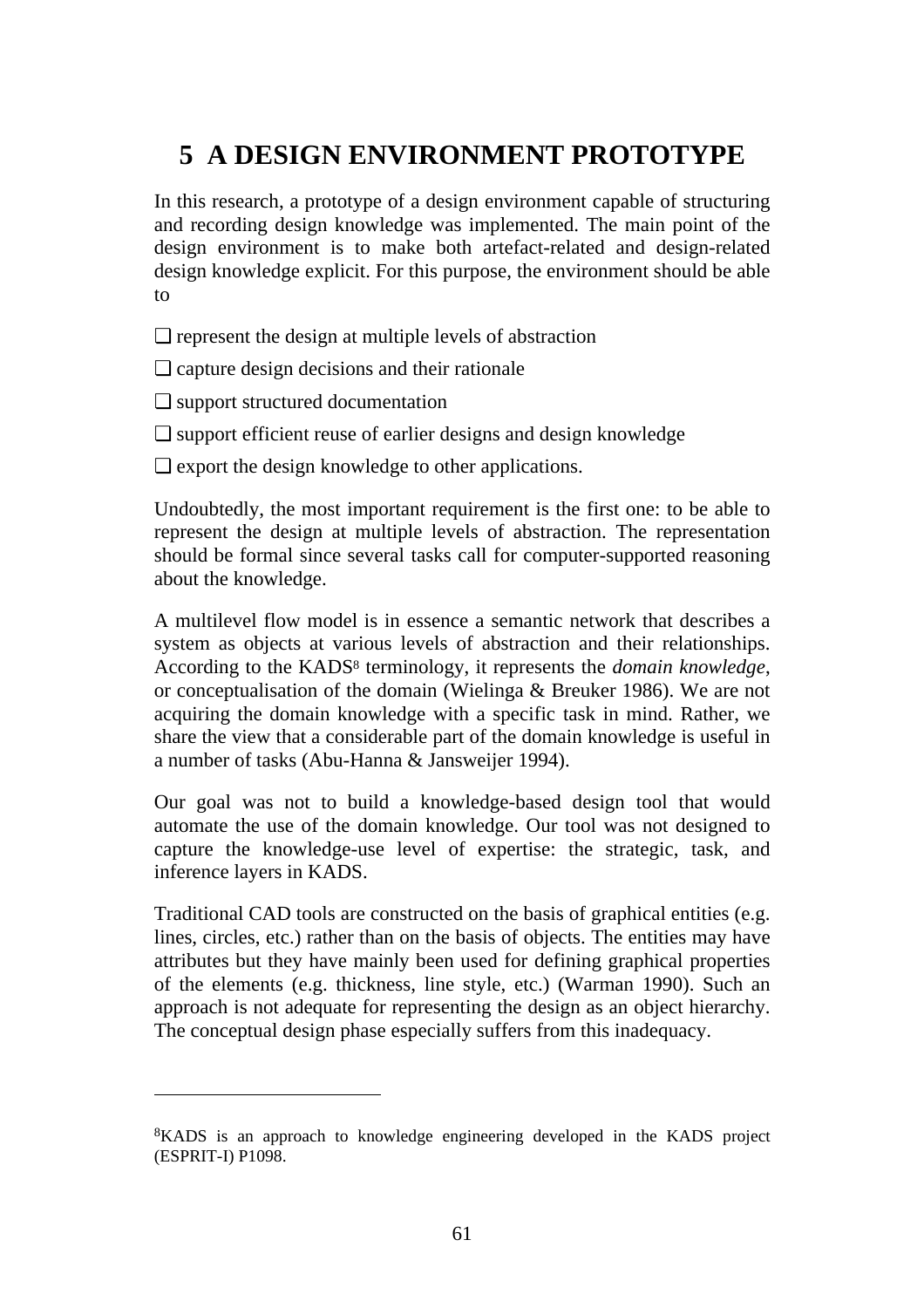# 5 A DESIGN ENVIRONMENT PROTOTYPE

In this research, a prototype of a design environment capable of structuring and recording design knowledge was implemented. The main point of the design environment is to make both artefact-related and design-related design knowledge explicit. For this purpose, the environment should be able to

- ❑ represent the design at multiple levels of abstraction
- ❑ capture design decisions and their rationale
- ❑ support structured documentation
- ❑ support efficient reuse of earlier designs and design knowledge
- ❑ export the design knowledge to other applications.

Undoubtedly, the most important requirement is the first one: to be able to represent the design at multiple levels of abstraction. The representation should be formal since several tasks call for computer-supported reasoning about the knowledge.

A multilevel flow model is in essence a semantic network that describes a system as objects at various levels of abstraction and their relationships. According to the KADS[8] terminology, it represents the *domain knowledge*, or conceptualisation of the domain (Wielinga & Breuker 1986). We are not acquiring the domain knowledge with a specific task in mind. Rather, we share the view that a considerable part of the domain knowledge is useful in a number of tasks (Abu-Hanna & Jansweijer 1994).

Our goal was not to build a knowledge-based design tool that would automate the use of the domain knowledge. Our tool was not designed to capture the knowledge-use level of expertise: the strategic, task, and inference layers in KADS.

Traditional CAD tools are constructed on the basis of graphical entities (e.g. lines, circles, etc.) rather than on the basis of objects. The entities may have attributes but they have mainly been used for defining graphical properties of the elements (e.g. thickness, line style, etc.) (Warman 1990). Such an approach is not adequate for representing the design as an object hierarchy. The conceptual design phase especially suffers from this inadequacy.

---

[8] KADS is an approach to knowledge engineering developed in the KADS project (ESPRIT-I) P1098.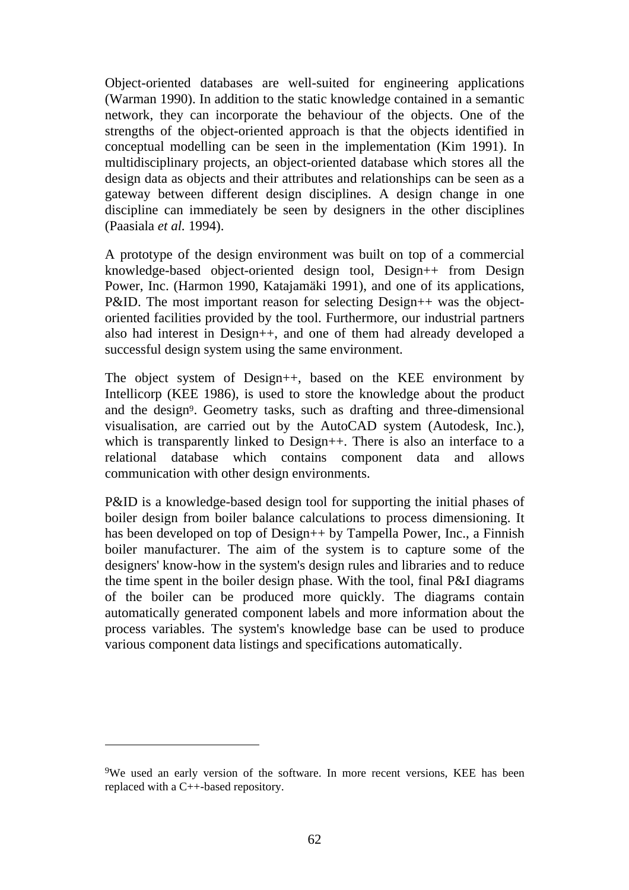Object-oriented databases are well-suited for engineering applications (Warman 1990). In addition to the static knowledge contained in a semantic network, they can incorporate the behaviour of the objects. One of the strengths of the object-oriented approach is that the objects identified in conceptual modelling can be seen in the implementation (Kim 1991). In multidisciplinary projects, an object-oriented database which stores all the design data as objects and their attributes and relationships can be seen as a gateway between different design disciplines. A design change in one discipline can immediately be seen by designers in the other disciplines (Paasiala *et al.* 1994).

A prototype of the design environment was built on top of a commercial knowledge-based object-oriented design tool, Design++ from Design Power, Inc. (Harmon 1990, Katajamäki 1991), and one of its applications, P&ID. The most important reason for selecting Design++ was the object-oriented facilities provided by the tool. Furthermore, our industrial partners also had interest in Design++, and one of them had already developed a successful design system using the same environment.

The object system of Design++, based on the KEE environment by Intellicorp (KEE 1986), is used to store the knowledge about the product and the design[9]. Geometry tasks, such as drafting and three-dimensional visualisation, are carried out by the AutoCAD system (Autodesk, Inc.), which is transparently linked to Design++. There is also an interface to a relational database which contains component data and allows communication with other design environments.

P&ID is a knowledge-based design tool for supporting the initial phases of boiler design from boiler balance calculations to process dimensioning. It has been developed on top of Design++ by Tampella Power, Inc., a Finnish boiler manufacturer. The aim of the system is to capture some of the designers' know-how in the system's design rules and libraries and to reduce the time spent in the boiler design phase. With the tool, final P&I diagrams of the boiler can be produced more quickly. The diagrams contain automatically generated component labels and more information about the process variables. The system's knowledge base can be used to produce various component data listings and specifications automatically.

---

[9]We used an early version of the software. In more recent versions, KEE has been replaced with a C++-based repository.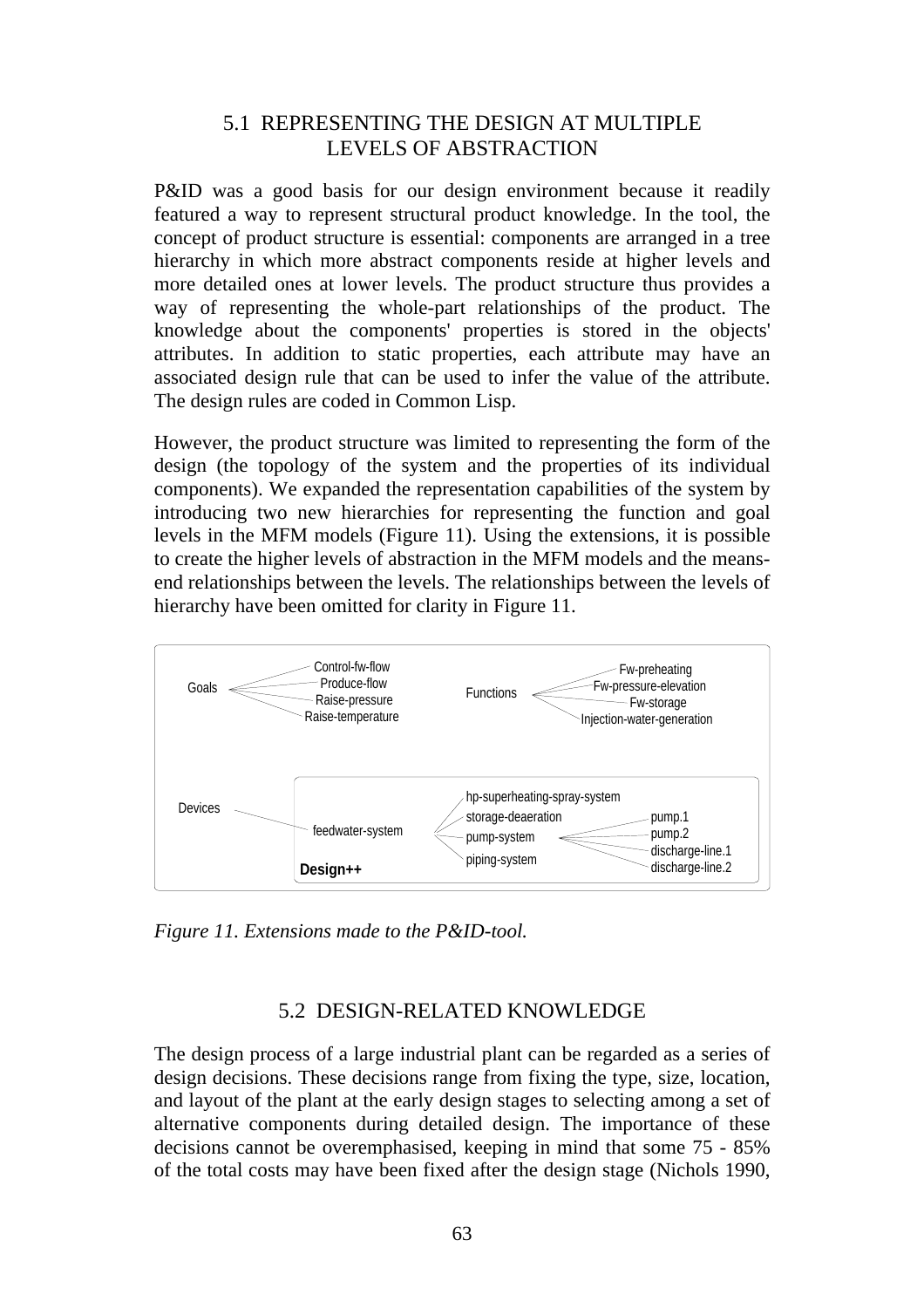## 5.1 REPRESENTING THE DESIGN AT MULTIPLE LEVELS OF ABSTRACTION

P&ID was a good basis for our design environment because it readily featured a way to represent structural product knowledge. In the tool, the concept of product structure is essential: components are arranged in a tree hierarchy in which more abstract components reside at higher levels and more detailed ones at lower levels. The product structure thus provides a way of representing the whole-part relationships of the product. The knowledge about the components' properties is stored in the objects' attributes. In addition to static properties, each attribute may have an associated design rule that can be used to infer the value of the attribute. The design rules are coded in Common Lisp.

However, the product structure was limited to representing the form of the design (the topology of the system and the properties of its individual components). We expanded the representation capabilities of the system by introducing two new hierarchies for representing the function and goal levels in the MFM models (Figure 11). Using the extensions, it is possible to create the higher levels of abstraction in the MFM models and the means-end relationships between the levels. The relationships between the levels of hierarchy have been omitted for clarity in Figure 11.

Goals: Control-fw-flow, Produce-flow, Raise-pressure, Raise-temperature

Functions: Fw-preheating, Fw-pressure-elevation, Fw-storage, Injection-water-generation

Devices: feedwater-system → hp-superheating-spray-system, storage-deaeration, pump-system (→ pump.1, pump.2, discharge-line.1, discharge-line.2), piping-system

Design++

*Figure 11. Extensions made to the P&ID-tool.*

## 5.2 DESIGN-RELATED KNOWLEDGE

The design process of a large industrial plant can be regarded as a series of design decisions. These decisions range from fixing the type, size, location, and layout of the plant at the early design stages to selecting among a set of alternative components during detailed design. The importance of these decisions cannot be overemphasised, keeping in mind that some 75 - 85% of the total costs may have been fixed after the design stage (Nichols 1990,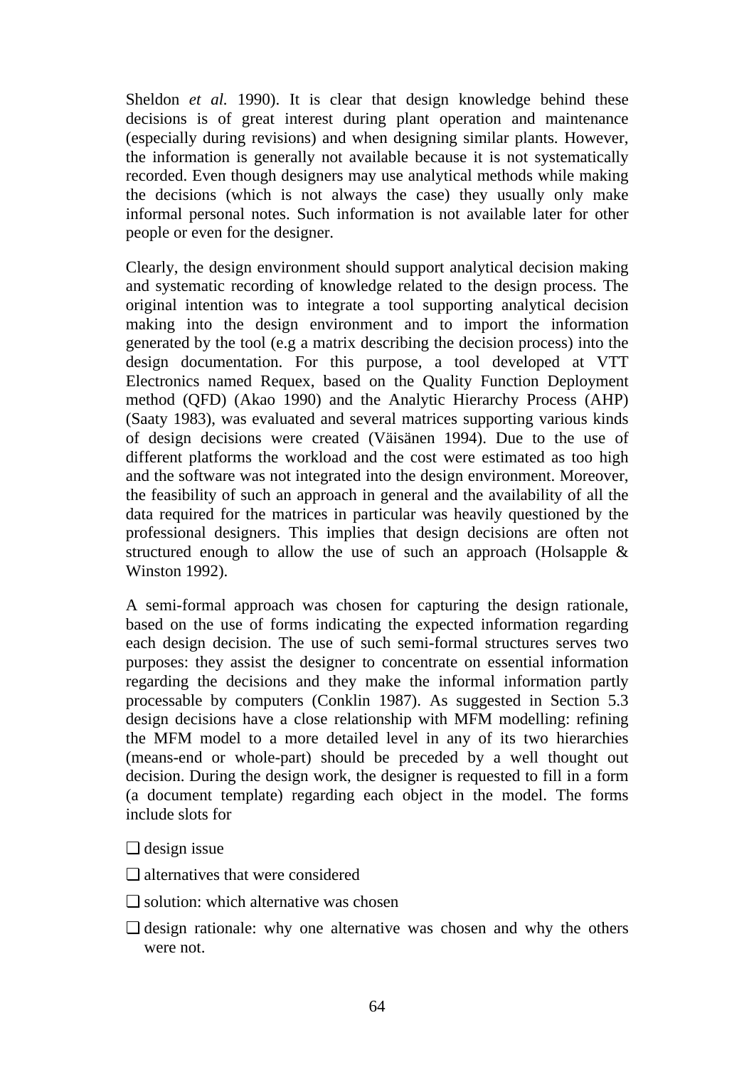Sheldon *et al.* 1990). It is clear that design knowledge behind these decisions is of great interest during plant operation and maintenance (especially during revisions) and when designing similar plants. However, the information is generally not available because it is not systematically recorded. Even though designers may use analytical methods while making the decisions (which is not always the case) they usually only make informal personal notes. Such information is not available later for other people or even for the designer.

Clearly, the design environment should support analytical decision making and systematic recording of knowledge related to the design process. The original intention was to integrate a tool supporting analytical decision making into the design environment and to import the information generated by the tool (e.g a matrix describing the decision process) into the design documentation. For this purpose, a tool developed at VTT Electronics named Requex, based on the Quality Function Deployment method (QFD) (Akao 1990) and the Analytic Hierarchy Process (AHP) (Saaty 1983), was evaluated and several matrices supporting various kinds of design decisions were created (Väisänen 1994). Due to the use of different platforms the workload and the cost were estimated as too high and the software was not integrated into the design environment. Moreover, the feasibility of such an approach in general and the availability of all the data required for the matrices in particular was heavily questioned by the professional designers. This implies that design decisions are often not structured enough to allow the use of such an approach (Holsapple & Winston 1992).

A semi-formal approach was chosen for capturing the design rationale, based on the use of forms indicating the expected information regarding each design decision. The use of such semi-formal structures serves two purposes: they assist the designer to concentrate on essential information regarding the decisions and they make the informal information partly processable by computers (Conklin 1987). As suggested in Section 5.3 design decisions have a close relationship with MFM modelling: refining the MFM model to a more detailed level in any of its two hierarchies (means-end or whole-part) should be preceded by a well thought out decision. During the design work, the designer is requested to fill in a form (a document template) regarding each object in the model. The forms include slots for

- design issue
- alternatives that were considered
- solution: which alternative was chosen
- design rationale: why one alternative was chosen and why the others were not.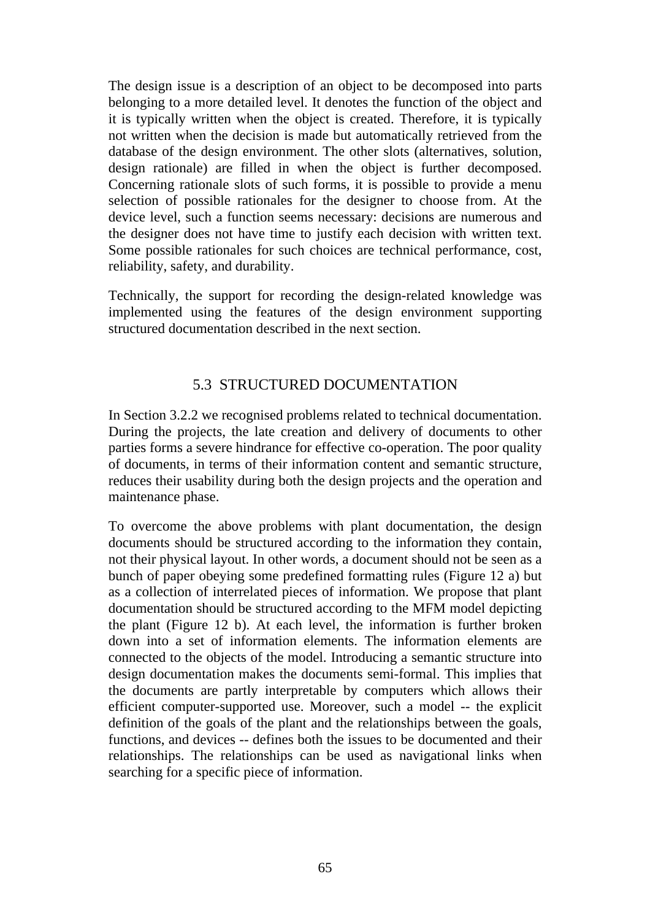The design issue is a description of an object to be decomposed into parts belonging to a more detailed level. It denotes the function of the object and it is typically written when the object is created. Therefore, it is typically not written when the decision is made but automatically retrieved from the database of the design environment. The other slots (alternatives, solution, design rationale) are filled in when the object is further decomposed. Concerning rationale slots of such forms, it is possible to provide a menu selection of possible rationales for the designer to choose from. At the device level, such a function seems necessary: decisions are numerous and the designer does not have time to justify each decision with written text. Some possible rationales for such choices are technical performance, cost, reliability, safety, and durability.

Technically, the support for recording the design-related knowledge was implemented using the features of the design environment supporting structured documentation described in the next section.

## 5.3 STRUCTURED DOCUMENTATION

In Section 3.2.2 we recognised problems related to technical documentation. During the projects, the late creation and delivery of documents to other parties forms a severe hindrance for effective co-operation. The poor quality of documents, in terms of their information content and semantic structure, reduces their usability during both the design projects and the operation and maintenance phase.

To overcome the above problems with plant documentation, the design documents should be structured according to the information they contain, not their physical layout. In other words, a document should not be seen as a bunch of paper obeying some predefined formatting rules (Figure 12 a) but as a collection of interrelated pieces of information. We propose that plant documentation should be structured according to the MFM model depicting the plant (Figure 12 b). At each level, the information is further broken down into a set of information elements. The information elements are connected to the objects of the model. Introducing a semantic structure into design documentation makes the documents semi-formal. This implies that the documents are partly interpretable by computers which allows their efficient computer-supported use. Moreover, such a model -- the explicit definition of the goals of the plant and the relationships between the goals, functions, and devices -- defines both the issues to be documented and their relationships. The relationships can be used as navigational links when searching for a specific piece of information.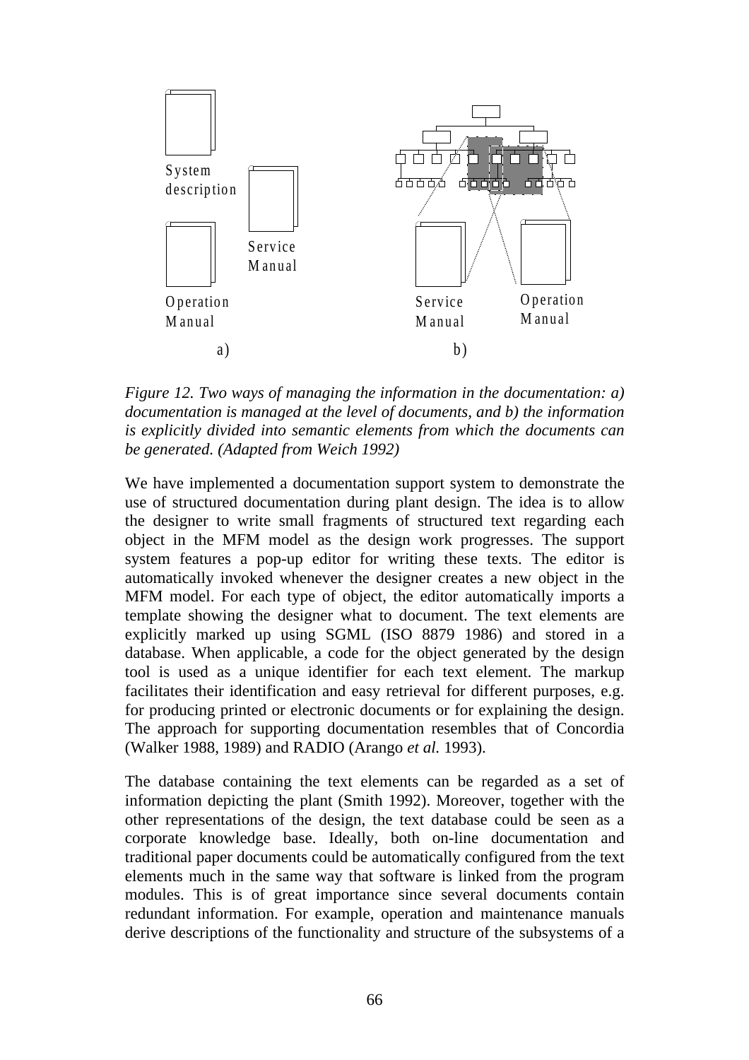*Figure 12. Two ways of managing the information in the documentation: a) documentation is managed at the level of documents, and b) the information is explicitly divided into semantic elements from which the documents can be generated. (Adapted from Weich 1992)*

We have implemented a documentation support system to demonstrate the use of structured documentation during plant design. The idea is to allow the designer to write small fragments of structured text regarding each object in the MFM model as the design work progresses. The support system features a pop-up editor for writing these texts. The editor is automatically invoked whenever the designer creates a new object in the MFM model. For each type of object, the editor automatically imports a template showing the designer what to document. The text elements are explicitly marked up using SGML (ISO 8879 1986) and stored in a database. When applicable, a code for the object generated by the design tool is used as a unique identifier for each text element. The markup facilitates their identification and easy retrieval for different purposes, e.g. for producing printed or electronic documents or for explaining the design. The approach for supporting documentation resembles that of Concordia (Walker 1988, 1989) and RADIO (Arango *et al.* 1993).

The database containing the text elements can be regarded as a set of information depicting the plant (Smith 1992). Moreover, together with the other representations of the design, the text database could be seen as a corporate knowledge base. Ideally, both on-line documentation and traditional paper documents could be automatically configured from the text elements much in the same way that software is linked from the program modules. This is of great importance since several documents contain redundant information. For example, operation and maintenance manuals derive descriptions of the functionality and structure of the subsystems of a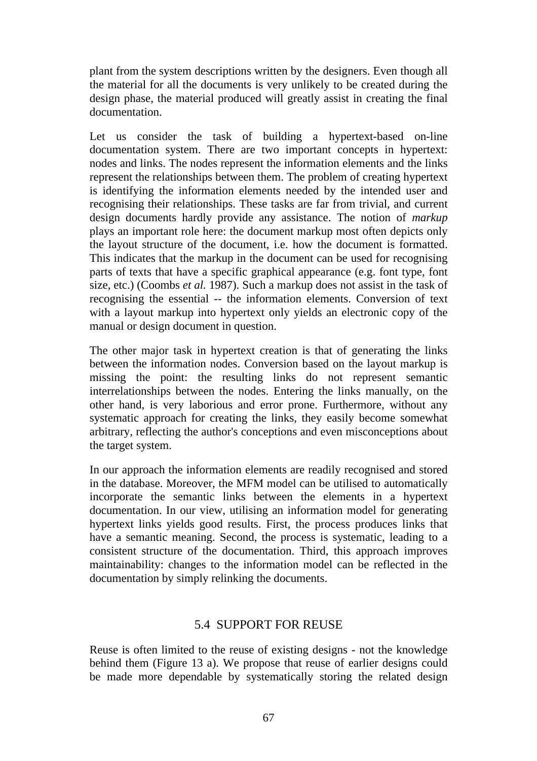plant from the system descriptions written by the designers. Even though all the material for all the documents is very unlikely to be created during the design phase, the material produced will greatly assist in creating the final documentation.

Let us consider the task of building a hypertext-based on-line documentation system. There are two important concepts in hypertext: nodes and links. The nodes represent the information elements and the links represent the relationships between them. The problem of creating hypertext is identifying the information elements needed by the intended user and recognising their relationships. These tasks are far from trivial, and current design documents hardly provide any assistance. The notion of *markup* plays an important role here: the document markup most often depicts only the layout structure of the document, i.e. how the document is formatted. This indicates that the markup in the document can be used for recognising parts of texts that have a specific graphical appearance (e.g. font type, font size, etc.) (Coombs *et al.* 1987). Such a markup does not assist in the task of recognising the essential -- the information elements. Conversion of text with a layout markup into hypertext only yields an electronic copy of the manual or design document in question.

The other major task in hypertext creation is that of generating the links between the information nodes. Conversion based on the layout markup is missing the point: the resulting links do not represent semantic interrelationships between the nodes. Entering the links manually, on the other hand, is very laborious and error prone. Furthermore, without any systematic approach for creating the links, they easily become somewhat arbitrary, reflecting the author's conceptions and even misconceptions about the target system.

In our approach the information elements are readily recognised and stored in the database. Moreover, the MFM model can be utilised to automatically incorporate the semantic links between the elements in a hypertext documentation. In our view, utilising an information model for generating hypertext links yields good results. First, the process produces links that have a semantic meaning. Second, the process is systematic, leading to a consistent structure of the documentation. Third, this approach improves maintainability: changes to the information model can be reflected in the documentation by simply relinking the documents.

## 5.4 SUPPORT FOR REUSE

Reuse is often limited to the reuse of existing designs - not the knowledge behind them (Figure 13 a). We propose that reuse of earlier designs could be made more dependable by systematically storing the related design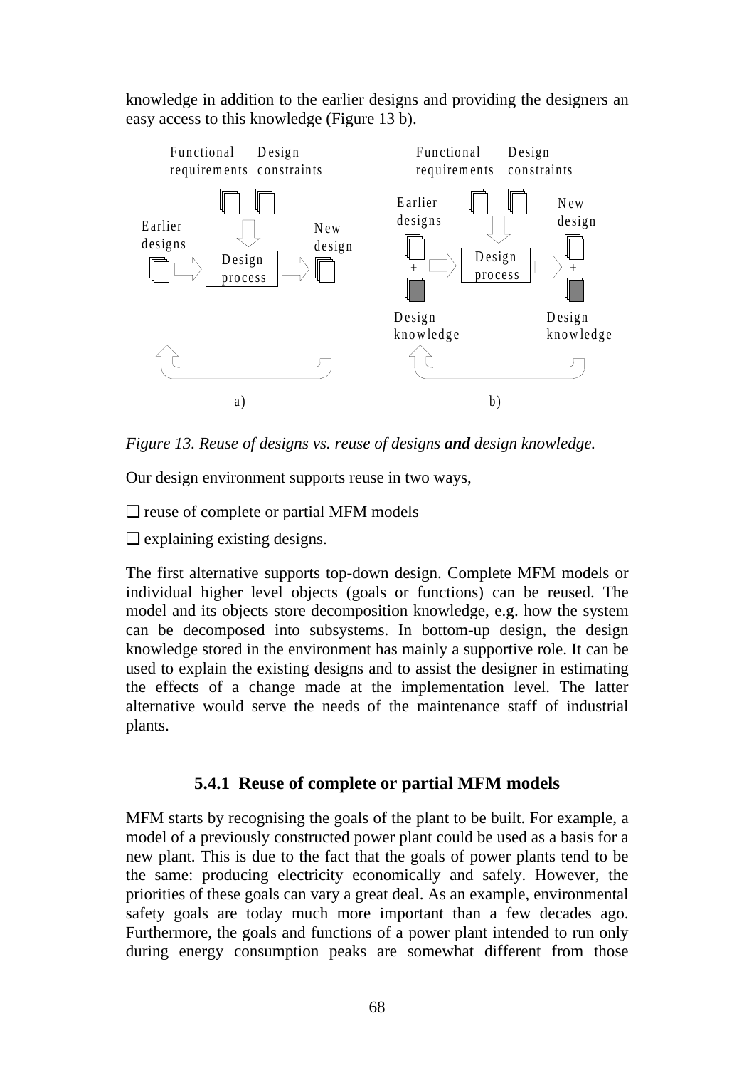knowledge in addition to the earlier designs and providing the designers an easy access to this knowledge (Figure 13 b).

*Figure 13. Reuse of designs vs. reuse of designs **and** design knowledge.*

Our design environment supports reuse in two ways,

❑ reuse of complete or partial MFM models

❑ explaining existing designs.

The first alternative supports top-down design. Complete MFM models or individual higher level objects (goals or functions) can be reused. The model and its objects store decomposition knowledge, e.g. how the system can be decomposed into subsystems. In bottom-up design, the design knowledge stored in the environment has mainly a supportive role. It can be used to explain the existing designs and to assist the designer in estimating the effects of a change made at the implementation level. The latter alternative would serve the needs of the maintenance staff of industrial plants.

### 5.4.1 Reuse of complete or partial MFM models

MFM starts by recognising the goals of the plant to be built. For example, a model of a previously constructed power plant could be used as a basis for a new plant. This is due to the fact that the goals of power plants tend to be the same: producing electricity economically and safely. However, the priorities of these goals can vary a great deal. As an example, environmental safety goals are today much more important than a few decades ago. Furthermore, the goals and functions of a power plant intended to run only during energy consumption peaks are somewhat different from those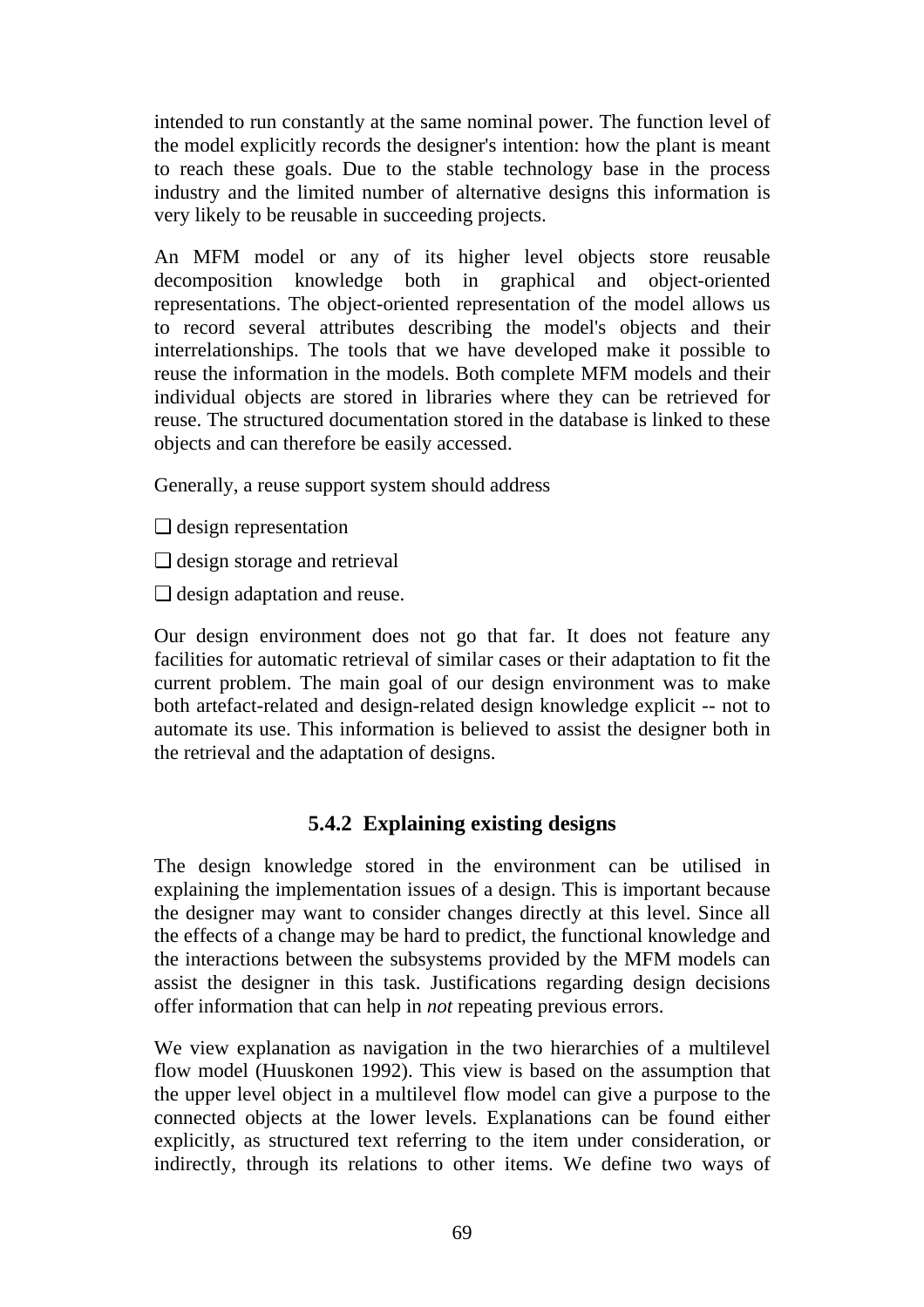intended to run constantly at the same nominal power. The function level of the model explicitly records the designer's intention: how the plant is meant to reach these goals. Due to the stable technology base in the process industry and the limited number of alternative designs this information is very likely to be reusable in succeeding projects.

An MFM model or any of its higher level objects store reusable decomposition knowledge both in graphical and object-oriented representations. The object-oriented representation of the model allows us to record several attributes describing the model's objects and their interrelationships. The tools that we have developed make it possible to reuse the information in the models. Both complete MFM models and their individual objects are stored in libraries where they can be retrieved for reuse. The structured documentation stored in the database is linked to these objects and can therefore be easily accessed.

Generally, a reuse support system should address

- ❑ design representation
- ❑ design storage and retrieval
- ❑ design adaptation and reuse.

Our design environment does not go that far. It does not feature any facilities for automatic retrieval of similar cases or their adaptation to fit the current problem. The main goal of our design environment was to make both artefact-related and design-related design knowledge explicit -- not to automate its use. This information is believed to assist the designer both in the retrieval and the adaptation of designs.

### 5.4.2 Explaining existing designs

The design knowledge stored in the environment can be utilised in explaining the implementation issues of a design. This is important because the designer may want to consider changes directly at this level. Since all the effects of a change may be hard to predict, the functional knowledge and the interactions between the subsystems provided by the MFM models can assist the designer in this task. Justifications regarding design decisions offer information that can help in *not* repeating previous errors.

We view explanation as navigation in the two hierarchies of a multilevel flow model (Huuskonen 1992). This view is based on the assumption that the upper level object in a multilevel flow model can give a purpose to the connected objects at the lower levels. Explanations can be found either explicitly, as structured text referring to the item under consideration, or indirectly, through its relations to other items. We define two ways of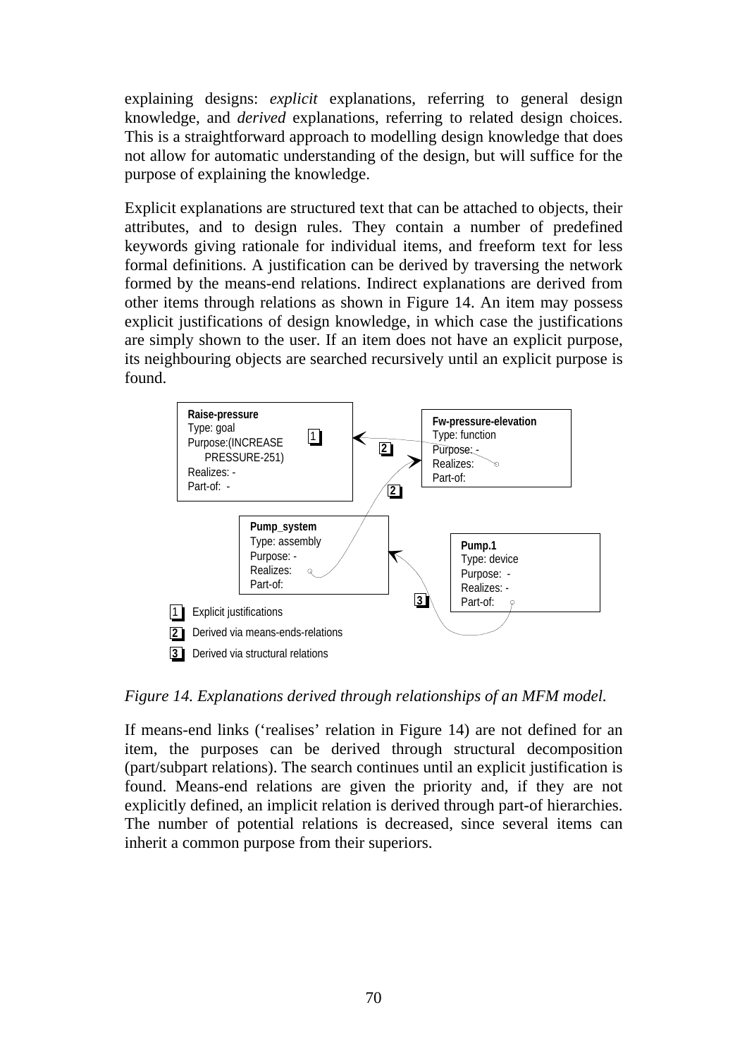explaining designs: *explicit* explanations, referring to general design knowledge, and *derived* explanations, referring to related design choices. This is a straightforward approach to modelling design knowledge that does not allow for automatic understanding of the design, but will suffice for the purpose of explaining the knowledge.

Explicit explanations are structured text that can be attached to objects, their attributes, and to design rules. They contain a number of predefined keywords giving rationale for individual items, and freeform text for less formal definitions. A justification can be derived by traversing the network formed by the means-end relations. Indirect explanations are derived from other items through relations as shown in Figure 14. An item may possess explicit justifications of design knowledge, in which case the justifications are simply shown to the user. If an item does not have an explicit purpose, its neighbouring objects are searched recursively until an explicit purpose is found.

*Figure 14. Explanations derived through relationships of an MFM model.*

If means-end links ('realises' relation in Figure 14) are not defined for an item, the purposes can be derived through structural decomposition (part/subpart relations). The search continues until an explicit justification is found. Means-end relations are given the priority and, if they are not explicitly defined, an implicit relation is derived through part-of hierarchies. The number of potential relations is decreased, since several items can inherit a common purpose from their superiors.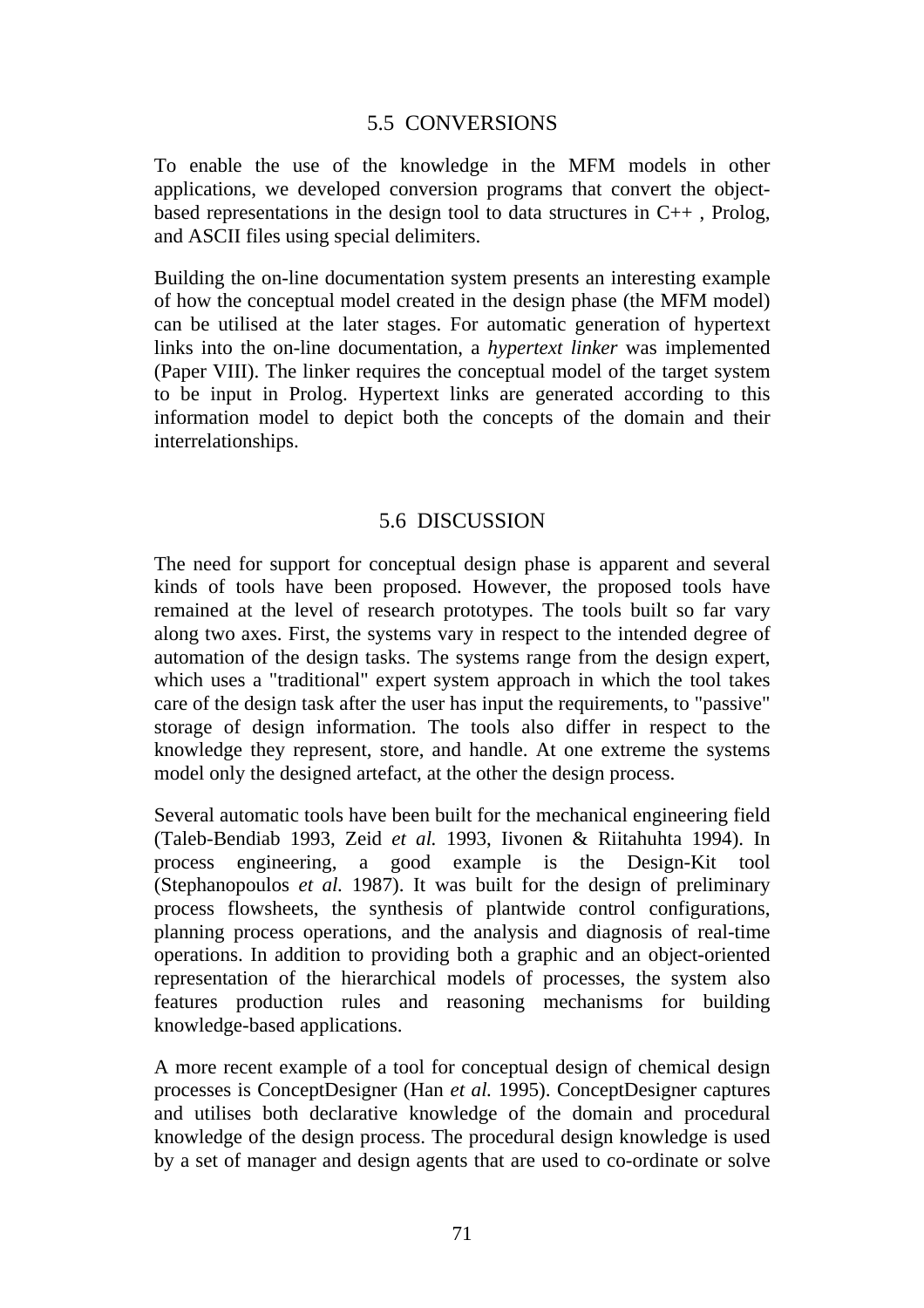## 5.5 CONVERSIONS

To enable the use of the knowledge in the MFM models in other applications, we developed conversion programs that convert the object-based representations in the design tool to data structures in C++ , Prolog, and ASCII files using special delimiters.

Building the on-line documentation system presents an interesting example of how the conceptual model created in the design phase (the MFM model) can be utilised at the later stages. For automatic generation of hypertext links into the on-line documentation, a *hypertext linker* was implemented (Paper VIII). The linker requires the conceptual model of the target system to be input in Prolog. Hypertext links are generated according to this information model to depict both the concepts of the domain and their interrelationships.

## 5.6 DISCUSSION

The need for support for conceptual design phase is apparent and several kinds of tools have been proposed. However, the proposed tools have remained at the level of research prototypes. The tools built so far vary along two axes. First, the systems vary in respect to the intended degree of automation of the design tasks. The systems range from the design expert, which uses a "traditional" expert system approach in which the tool takes care of the design task after the user has input the requirements, to "passive" storage of design information. The tools also differ in respect to the knowledge they represent, store, and handle. At one extreme the systems model only the designed artefact, at the other the design process.

Several automatic tools have been built for the mechanical engineering field (Taleb-Bendiab 1993, Zeid *et al.* 1993, Iivonen & Riitahuhta 1994). In process engineering, a good example is the Design-Kit tool (Stephanopoulos *et al.* 1987). It was built for the design of preliminary process flowsheets, the synthesis of plantwide control configurations, planning process operations, and the analysis and diagnosis of real-time operations. In addition to providing both a graphic and an object-oriented representation of the hierarchical models of processes, the system also features production rules and reasoning mechanisms for building knowledge-based applications.

A more recent example of a tool for conceptual design of chemical design processes is ConceptDesigner (Han *et al.* 1995). ConceptDesigner captures and utilises both declarative knowledge of the domain and procedural knowledge of the design process. The procedural design knowledge is used by a set of manager and design agents that are used to co-ordinate or solve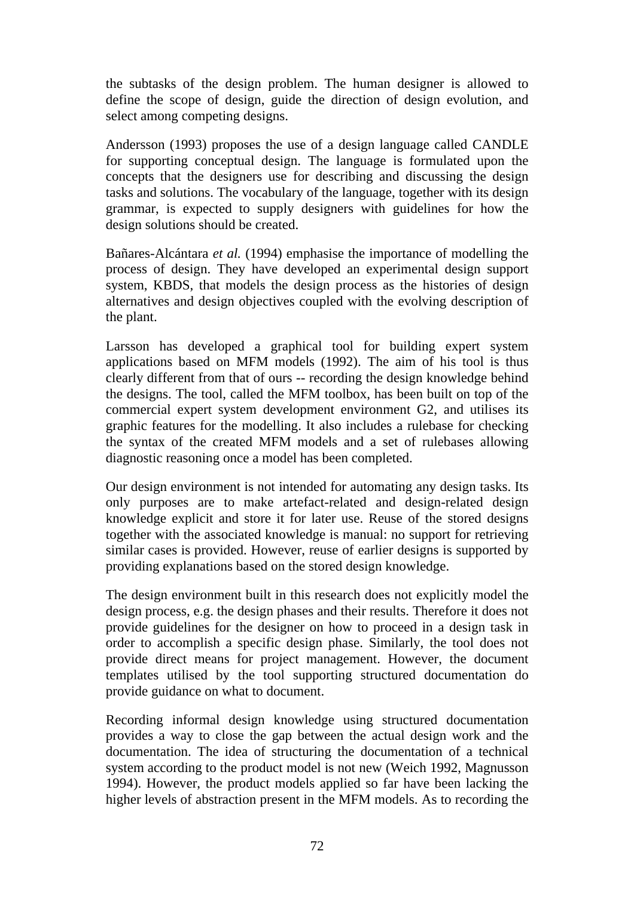the subtasks of the design problem. The human designer is allowed to define the scope of design, guide the direction of design evolution, and select among competing designs.

Andersson (1993) proposes the use of a design language called CANDLE for supporting conceptual design. The language is formulated upon the concepts that the designers use for describing and discussing the design tasks and solutions. The vocabulary of the language, together with its design grammar, is expected to supply designers with guidelines for how the design solutions should be created.

Bañares-Alcántara *et al.* (1994) emphasise the importance of modelling the process of design. They have developed an experimental design support system, KBDS, that models the design process as the histories of design alternatives and design objectives coupled with the evolving description of the plant.

Larsson has developed a graphical tool for building expert system applications based on MFM models (1992). The aim of his tool is thus clearly different from that of ours -- recording the design knowledge behind the designs. The tool, called the MFM toolbox, has been built on top of the commercial expert system development environment G2, and utilises its graphic features for the modelling. It also includes a rulebase for checking the syntax of the created MFM models and a set of rulebases allowing diagnostic reasoning once a model has been completed.

Our design environment is not intended for automating any design tasks. Its only purposes are to make artefact-related and design-related design knowledge explicit and store it for later use. Reuse of the stored designs together with the associated knowledge is manual: no support for retrieving similar cases is provided. However, reuse of earlier designs is supported by providing explanations based on the stored design knowledge.

The design environment built in this research does not explicitly model the design process, e.g. the design phases and their results. Therefore it does not provide guidelines for the designer on how to proceed in a design task in order to accomplish a specific design phase. Similarly, the tool does not provide direct means for project management. However, the document templates utilised by the tool supporting structured documentation do provide guidance on what to document.

Recording informal design knowledge using structured documentation provides a way to close the gap between the actual design work and the documentation. The idea of structuring the documentation of a technical system according to the product model is not new (Weich 1992, Magnusson 1994). However, the product models applied so far have been lacking the higher levels of abstraction present in the MFM models. As to recording the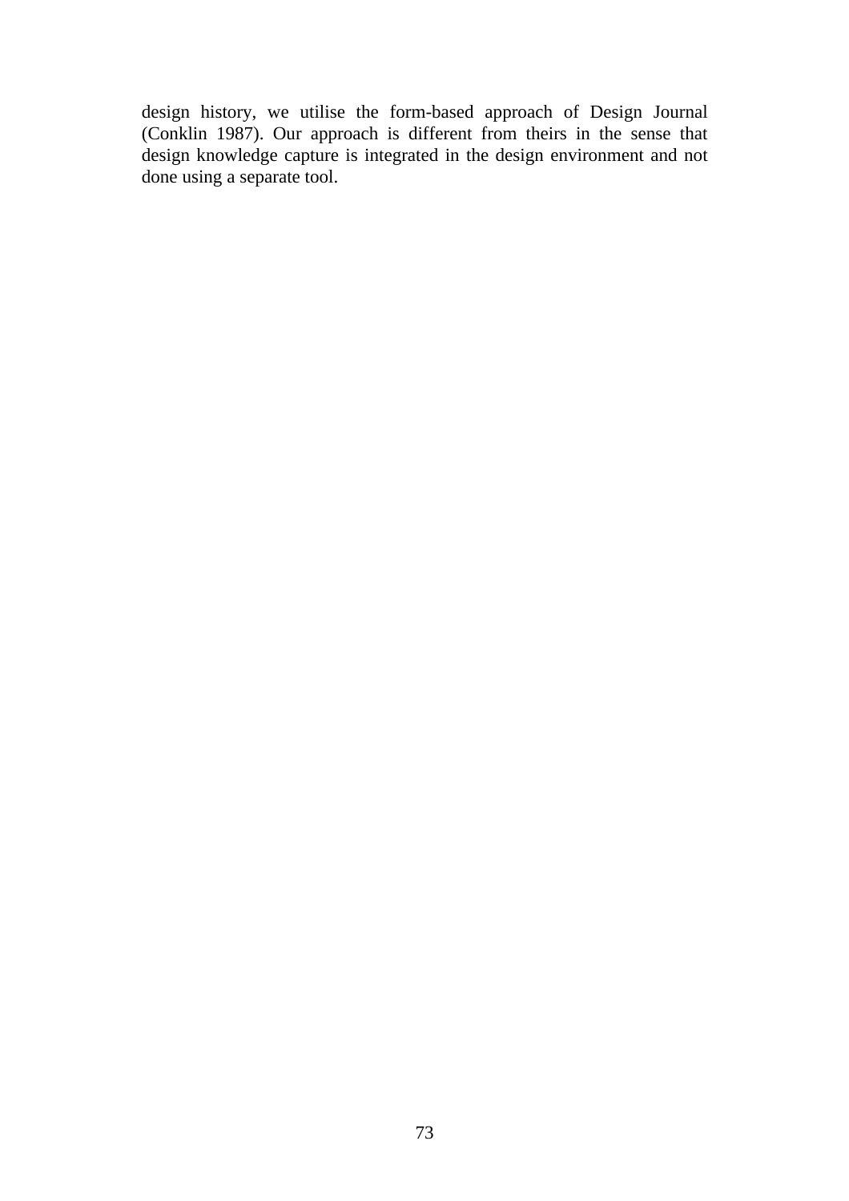design history, we utilise the form-based approach of Design Journal (Conklin 1987). Our approach is different from theirs in the sense that design knowledge capture is integrated in the design environment and not done using a separate tool.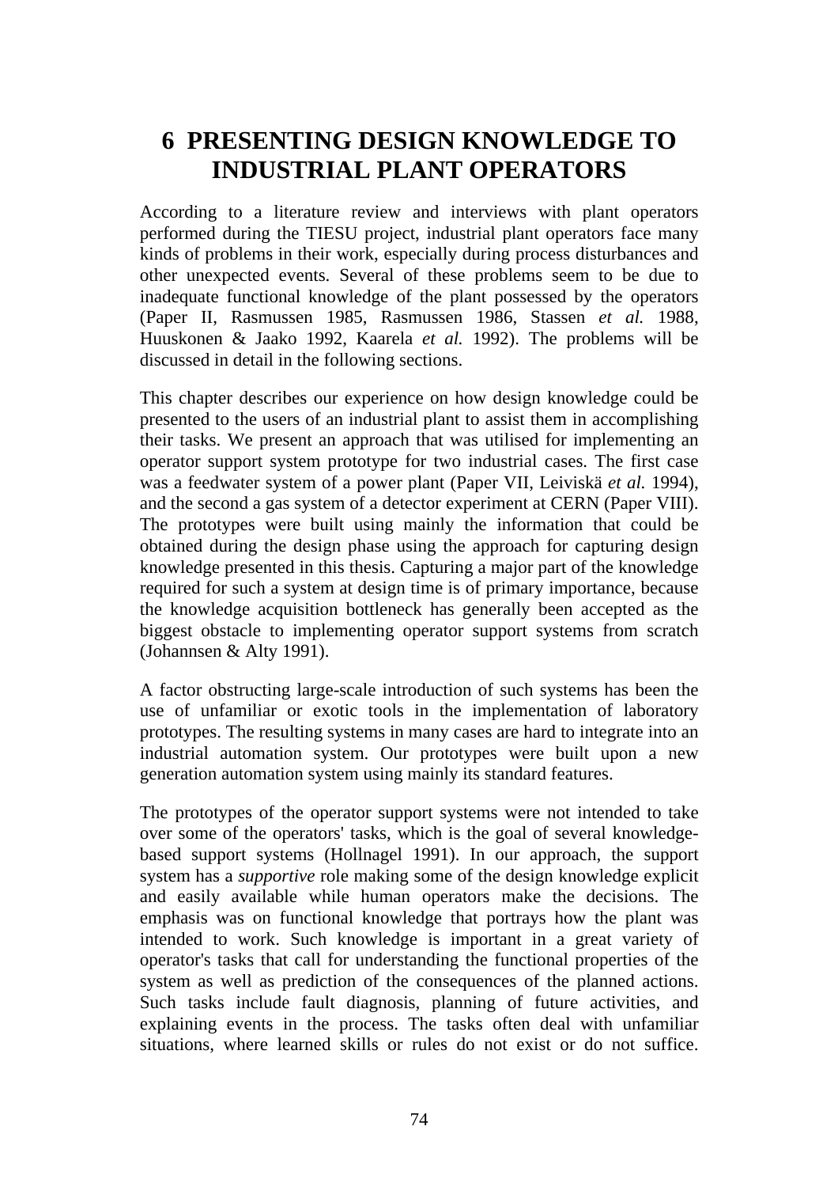# 6 PRESENTING DESIGN KNOWLEDGE TO INDUSTRIAL PLANT OPERATORS

According to a literature review and interviews with plant operators performed during the TIESU project, industrial plant operators face many kinds of problems in their work, especially during process disturbances and other unexpected events. Several of these problems seem to be due to inadequate functional knowledge of the plant possessed by the operators (Paper II, Rasmussen 1985, Rasmussen 1986, Stassen *et al.* 1988, Huuskonen & Jaako 1992, Kaarela *et al.* 1992). The problems will be discussed in detail in the following sections.

This chapter describes our experience on how design knowledge could be presented to the users of an industrial plant to assist them in accomplishing their tasks. We present an approach that was utilised for implementing an operator support system prototype for two industrial cases. The first case was a feedwater system of a power plant (Paper VII, Leiviskä *et al.* 1994), and the second a gas system of a detector experiment at CERN (Paper VIII). The prototypes were built using mainly the information that could be obtained during the design phase using the approach for capturing design knowledge presented in this thesis. Capturing a major part of the knowledge required for such a system at design time is of primary importance, because the knowledge acquisition bottleneck has generally been accepted as the biggest obstacle to implementing operator support systems from scratch (Johannsen & Alty 1991).

A factor obstructing large-scale introduction of such systems has been the use of unfamiliar or exotic tools in the implementation of laboratory prototypes. The resulting systems in many cases are hard to integrate into an industrial automation system. Our prototypes were built upon a new generation automation system using mainly its standard features.

The prototypes of the operator support systems were not intended to take over some of the operators' tasks, which is the goal of several knowledge-based support systems (Hollnagel 1991). In our approach, the support system has a *supportive* role making some of the design knowledge explicit and easily available while human operators make the decisions. The emphasis was on functional knowledge that portrays how the plant was intended to work. Such knowledge is important in a great variety of operator's tasks that call for understanding the functional properties of the system as well as prediction of the consequences of the planned actions. Such tasks include fault diagnosis, planning of future activities, and explaining events in the process. The tasks often deal with unfamiliar situations, where learned skills or rules do not exist or do not suffice.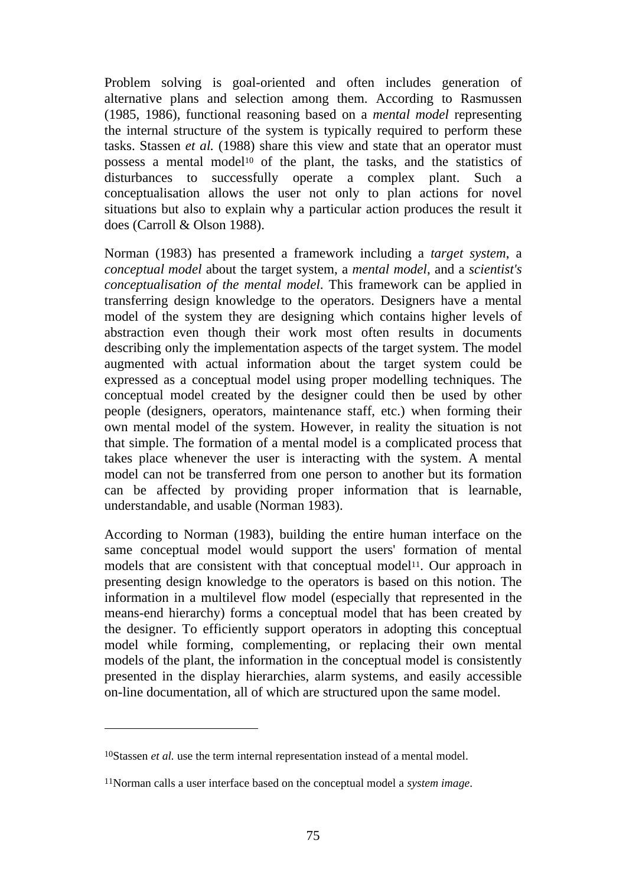Problem solving is goal-oriented and often includes generation of alternative plans and selection among them. According to Rasmussen (1985, 1986), functional reasoning based on a *mental model* representing the internal structure of the system is typically required to perform these tasks. Stassen *et al.* (1988) share this view and state that an operator must possess a mental model[10] of the plant, the tasks, and the statistics of disturbances to successfully operate a complex plant. Such a conceptualisation allows the user not only to plan actions for novel situations but also to explain why a particular action produces the result it does (Carroll & Olson 1988).

Norman (1983) has presented a framework including a *target system*, a *conceptual model* about the target system, a *mental model*, and a *scientist's conceptualisation of the mental model*. This framework can be applied in transferring design knowledge to the operators. Designers have a mental model of the system they are designing which contains higher levels of abstraction even though their work most often results in documents describing only the implementation aspects of the target system. The model augmented with actual information about the target system could be expressed as a conceptual model using proper modelling techniques. The conceptual model created by the designer could then be used by other people (designers, operators, maintenance staff, etc.) when forming their own mental model of the system. However, in reality the situation is not that simple. The formation of a mental model is a complicated process that takes place whenever the user is interacting with the system. A mental model can not be transferred from one person to another but its formation can be affected by providing proper information that is learnable, understandable, and usable (Norman 1983).

According to Norman (1983), building the entire human interface on the same conceptual model would support the users' formation of mental models that are consistent with that conceptual model[11]. Our approach in presenting design knowledge to the operators is based on this notion. The information in a multilevel flow model (especially that represented in the means-end hierarchy) forms a conceptual model that has been created by the designer. To efficiently support operators in adopting this conceptual model while forming, complementing, or replacing their own mental models of the plant, the information in the conceptual model is consistently presented in the display hierarchies, alarm systems, and easily accessible on-line documentation, all of which are structured upon the same model.

---

[10] Stassen *et al.* use the term internal representation instead of a mental model.

[11] Norman calls a user interface based on the conceptual model a *system image*.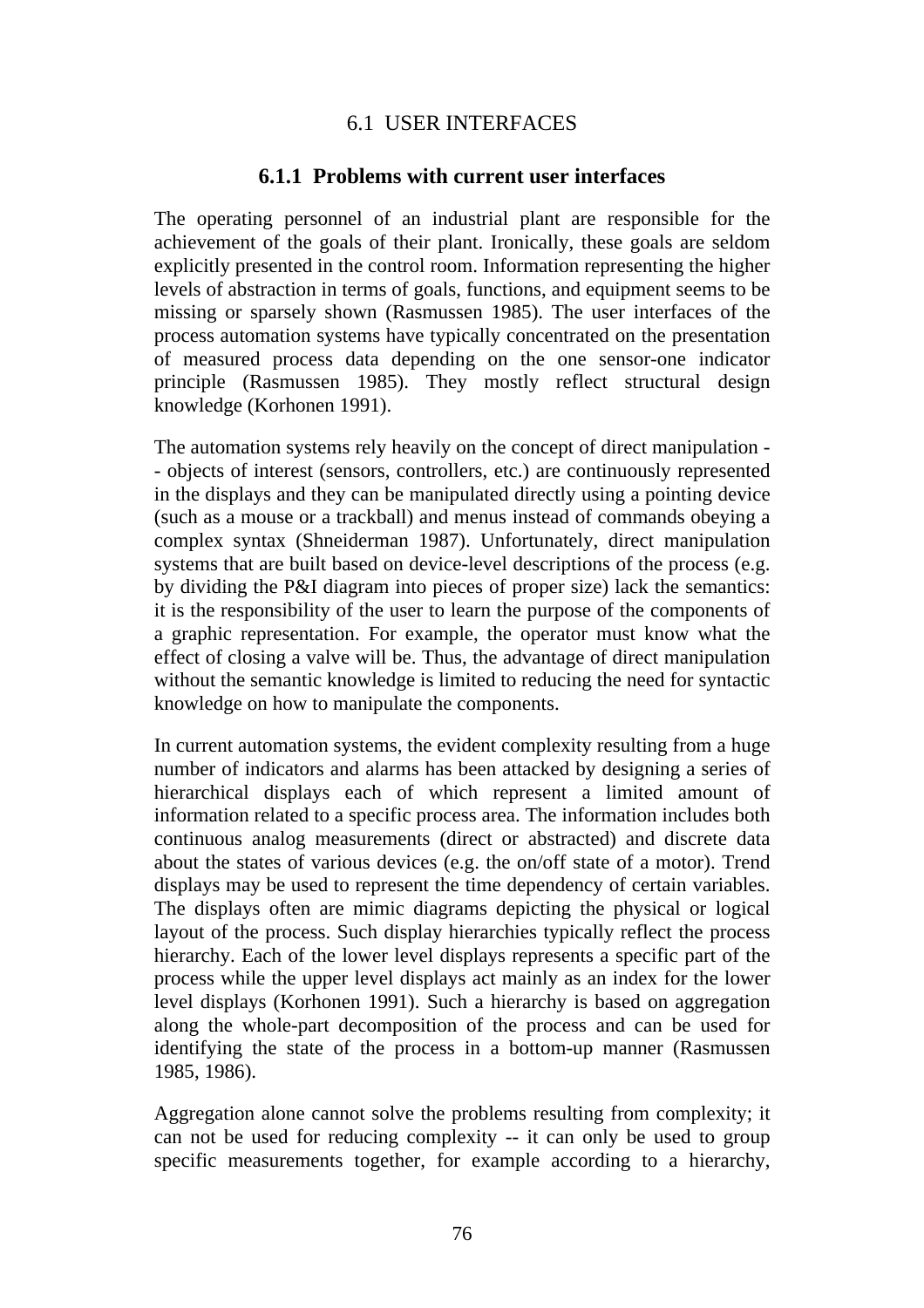## 6.1 USER INTERFACES

### 6.1.1 Problems with current user interfaces

The operating personnel of an industrial plant are responsible for the achievement of the goals of their plant. Ironically, these goals are seldom explicitly presented in the control room. Information representing the higher levels of abstraction in terms of goals, functions, and equipment seems to be missing or sparsely shown (Rasmussen 1985). The user interfaces of the process automation systems have typically concentrated on the presentation of measured process data depending on the one sensor-one indicator principle (Rasmussen 1985). They mostly reflect structural design knowledge (Korhonen 1991).

The automation systems rely heavily on the concept of direct manipulation -- objects of interest (sensors, controllers, etc.) are continuously represented in the displays and they can be manipulated directly using a pointing device (such as a mouse or a trackball) and menus instead of commands obeying a complex syntax (Shneiderman 1987). Unfortunately, direct manipulation systems that are built based on device-level descriptions of the process (e.g. by dividing the P&I diagram into pieces of proper size) lack the semantics: it is the responsibility of the user to learn the purpose of the components of a graphic representation. For example, the operator must know what the effect of closing a valve will be. Thus, the advantage of direct manipulation without the semantic knowledge is limited to reducing the need for syntactic knowledge on how to manipulate the components.

In current automation systems, the evident complexity resulting from a huge number of indicators and alarms has been attacked by designing a series of hierarchical displays each of which represent a limited amount of information related to a specific process area. The information includes both continuous analog measurements (direct or abstracted) and discrete data about the states of various devices (e.g. the on/off state of a motor). Trend displays may be used to represent the time dependency of certain variables. The displays often are mimic diagrams depicting the physical or logical layout of the process. Such display hierarchies typically reflect the process hierarchy. Each of the lower level displays represents a specific part of the process while the upper level displays act mainly as an index for the lower level displays (Korhonen 1991). Such a hierarchy is based on aggregation along the whole-part decomposition of the process and can be used for identifying the state of the process in a bottom-up manner (Rasmussen 1985, 1986).

Aggregation alone cannot solve the problems resulting from complexity; it can not be used for reducing complexity -- it can only be used to group specific measurements together, for example according to a hierarchy,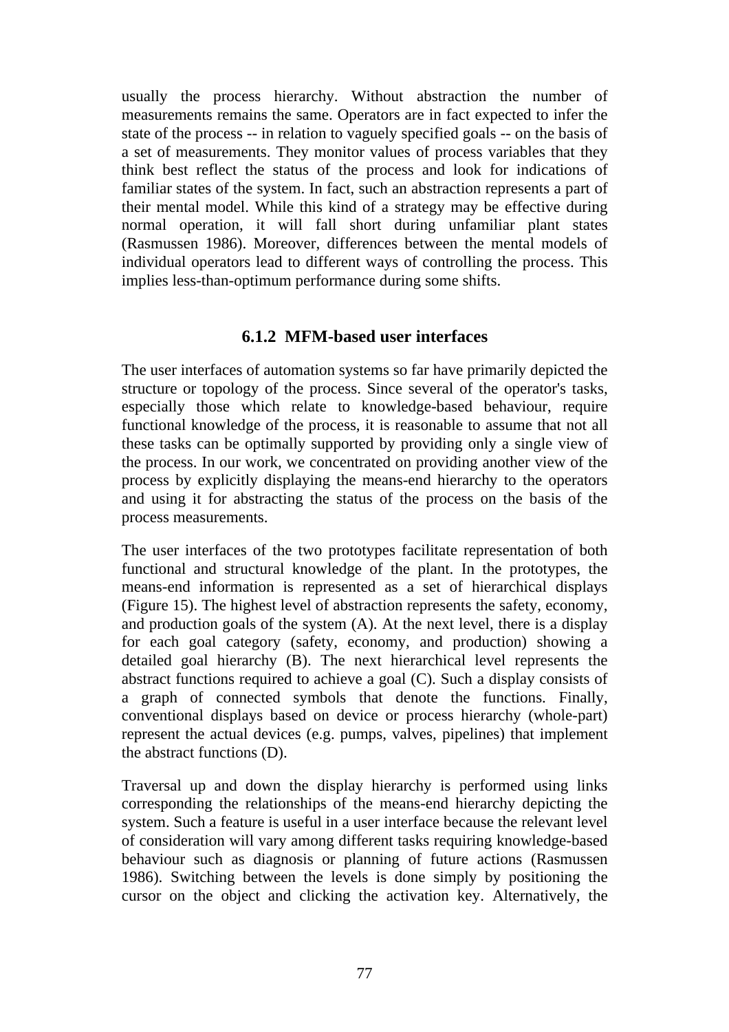usually the process hierarchy. Without abstraction the number of measurements remains the same. Operators are in fact expected to infer the state of the process -- in relation to vaguely specified goals -- on the basis of a set of measurements. They monitor values of process variables that they think best reflect the status of the process and look for indications of familiar states of the system. In fact, such an abstraction represents a part of their mental model. While this kind of a strategy may be effective during normal operation, it will fall short during unfamiliar plant states (Rasmussen 1986). Moreover, differences between the mental models of individual operators lead to different ways of controlling the process. This implies less-than-optimum performance during some shifts.

### 6.1.2 MFM-based user interfaces

The user interfaces of automation systems so far have primarily depicted the structure or topology of the process. Since several of the operator's tasks, especially those which relate to knowledge-based behaviour, require functional knowledge of the process, it is reasonable to assume that not all these tasks can be optimally supported by providing only a single view of the process. In our work, we concentrated on providing another view of the process by explicitly displaying the means-end hierarchy to the operators and using it for abstracting the status of the process on the basis of the process measurements.

The user interfaces of the two prototypes facilitate representation of both functional and structural knowledge of the plant. In the prototypes, the means-end information is represented as a set of hierarchical displays (Figure 15). The highest level of abstraction represents the safety, economy, and production goals of the system (A). At the next level, there is a display for each goal category (safety, economy, and production) showing a detailed goal hierarchy (B). The next hierarchical level represents the abstract functions required to achieve a goal (C). Such a display consists of a graph of connected symbols that denote the functions. Finally, conventional displays based on device or process hierarchy (whole-part) represent the actual devices (e.g. pumps, valves, pipelines) that implement the abstract functions (D).

Traversal up and down the display hierarchy is performed using links corresponding the relationships of the means-end hierarchy depicting the system. Such a feature is useful in a user interface because the relevant level of consideration will vary among different tasks requiring knowledge-based behaviour such as diagnosis or planning of future actions (Rasmussen 1986). Switching between the levels is done simply by positioning the cursor on the object and clicking the activation key. Alternatively, the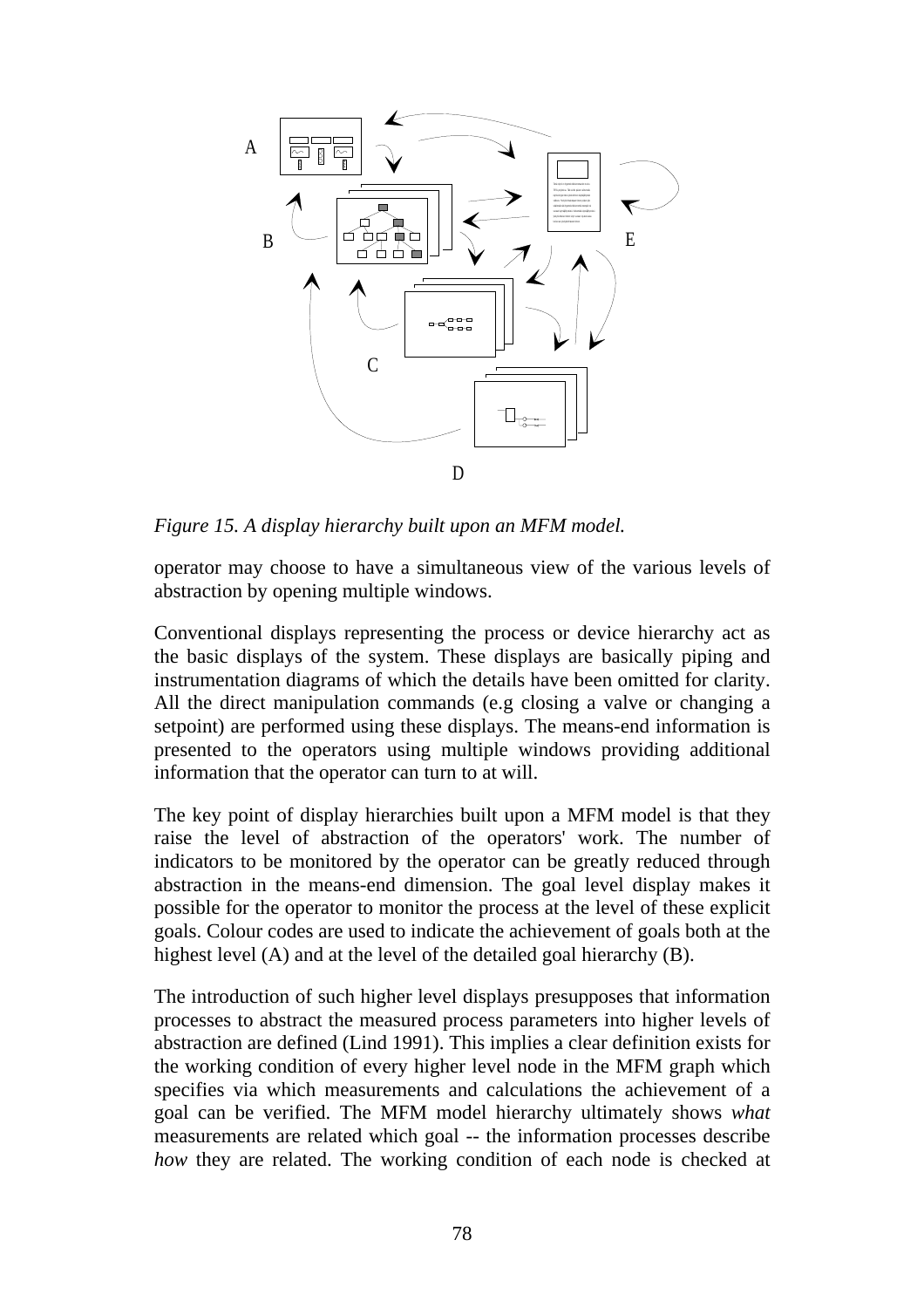*Figure 15. A display hierarchy built upon an MFM model.*

operator may choose to have a simultaneous view of the various levels of abstraction by opening multiple windows.

Conventional displays representing the process or device hierarchy act as the basic displays of the system. These displays are basically piping and instrumentation diagrams of which the details have been omitted for clarity. All the direct manipulation commands (e.g closing a valve or changing a setpoint) are performed using these displays. The means-end information is presented to the operators using multiple windows providing additional information that the operator can turn to at will.

The key point of display hierarchies built upon a MFM model is that they raise the level of abstraction of the operators' work. The number of indicators to be monitored by the operator can be greatly reduced through abstraction in the means-end dimension. The goal level display makes it possible for the operator to monitor the process at the level of these explicit goals. Colour codes are used to indicate the achievement of goals both at the highest level (A) and at the level of the detailed goal hierarchy (B).

The introduction of such higher level displays presupposes that information processes to abstract the measured process parameters into higher levels of abstraction are defined (Lind 1991). This implies a clear definition exists for the working condition of every higher level node in the MFM graph which specifies via which measurements and calculations the achievement of a goal can be verified. The MFM model hierarchy ultimately shows *what* measurements are related which goal -- the information processes describe *how* they are related. The working condition of each node is checked at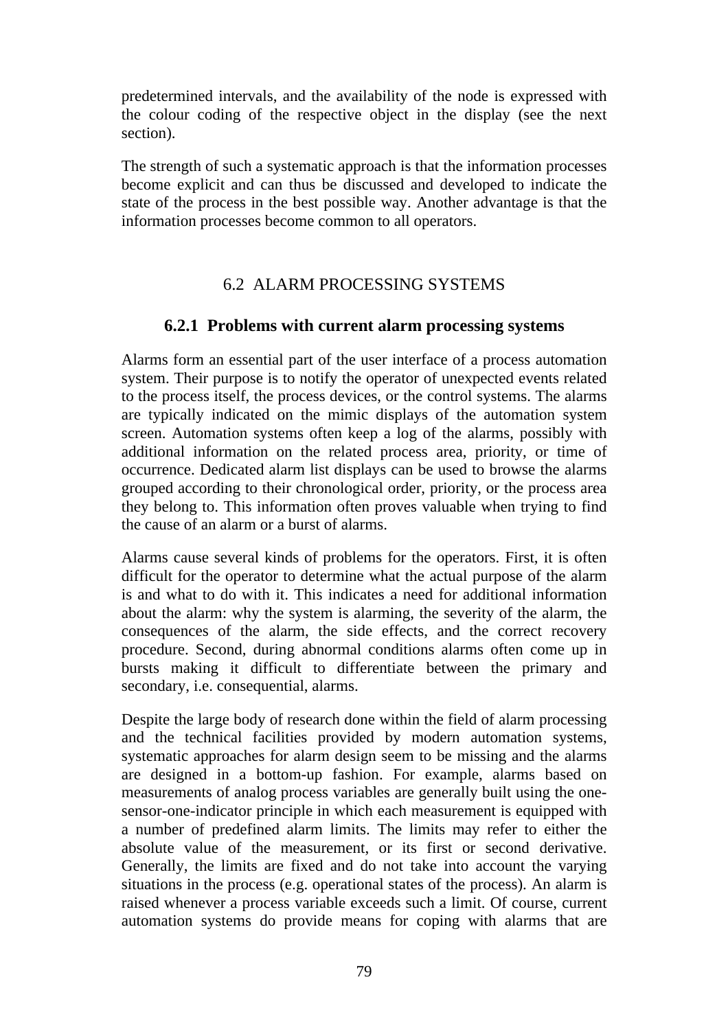predetermined intervals, and the availability of the node is expressed with the colour coding of the respective object in the display (see the next section).

The strength of such a systematic approach is that the information processes become explicit and can thus be discussed and developed to indicate the state of the process in the best possible way. Another advantage is that the information processes become common to all operators.

## 6.2 ALARM PROCESSING SYSTEMS

### 6.2.1 Problems with current alarm processing systems

Alarms form an essential part of the user interface of a process automation system. Their purpose is to notify the operator of unexpected events related to the process itself, the process devices, or the control systems. The alarms are typically indicated on the mimic displays of the automation system screen. Automation systems often keep a log of the alarms, possibly with additional information on the related process area, priority, or time of occurrence. Dedicated alarm list displays can be used to browse the alarms grouped according to their chronological order, priority, or the process area they belong to. This information often proves valuable when trying to find the cause of an alarm or a burst of alarms.

Alarms cause several kinds of problems for the operators. First, it is often difficult for the operator to determine what the actual purpose of the alarm is and what to do with it. This indicates a need for additional information about the alarm: why the system is alarming, the severity of the alarm, the consequences of the alarm, the side effects, and the correct recovery procedure. Second, during abnormal conditions alarms often come up in bursts making it difficult to differentiate between the primary and secondary, i.e. consequential, alarms.

Despite the large body of research done within the field of alarm processing and the technical facilities provided by modern automation systems, systematic approaches for alarm design seem to be missing and the alarms are designed in a bottom-up fashion. For example, alarms based on measurements of analog process variables are generally built using the one-sensor-one-indicator principle in which each measurement is equipped with a number of predefined alarm limits. The limits may refer to either the absolute value of the measurement, or its first or second derivative. Generally, the limits are fixed and do not take into account the varying situations in the process (e.g. operational states of the process). An alarm is raised whenever a process variable exceeds such a limit. Of course, current automation systems do provide means for coping with alarms that are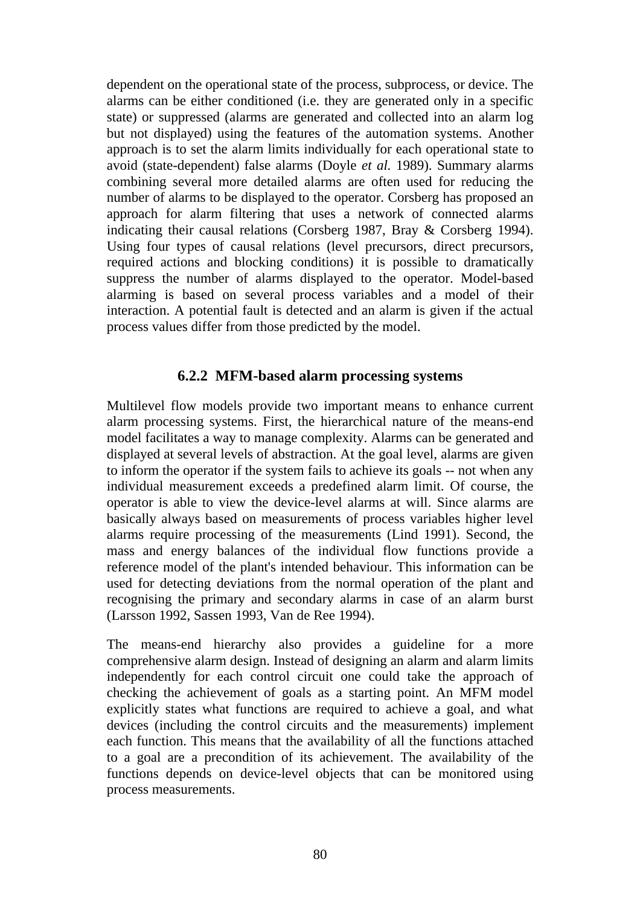dependent on the operational state of the process, subprocess, or device. The alarms can be either conditioned (i.e. they are generated only in a specific state) or suppressed (alarms are generated and collected into an alarm log but not displayed) using the features of the automation systems. Another approach is to set the alarm limits individually for each operational state to avoid (state-dependent) false alarms (Doyle *et al.* 1989). Summary alarms combining several more detailed alarms are often used for reducing the number of alarms to be displayed to the operator. Corsberg has proposed an approach for alarm filtering that uses a network of connected alarms indicating their causal relations (Corsberg 1987, Bray & Corsberg 1994). Using four types of causal relations (level precursors, direct precursors, required actions and blocking conditions) it is possible to dramatically suppress the number of alarms displayed to the operator. Model-based alarming is based on several process variables and a model of their interaction. A potential fault is detected and an alarm is given if the actual process values differ from those predicted by the model.

### 6.2.2 MFM-based alarm processing systems

Multilevel flow models provide two important means to enhance current alarm processing systems. First, the hierarchical nature of the means-end model facilitates a way to manage complexity. Alarms can be generated and displayed at several levels of abstraction. At the goal level, alarms are given to inform the operator if the system fails to achieve its goals -- not when any individual measurement exceeds a predefined alarm limit. Of course, the operator is able to view the device-level alarms at will. Since alarms are basically always based on measurements of process variables higher level alarms require processing of the measurements (Lind 1991). Second, the mass and energy balances of the individual flow functions provide a reference model of the plant's intended behaviour. This information can be used for detecting deviations from the normal operation of the plant and recognising the primary and secondary alarms in case of an alarm burst (Larsson 1992, Sassen 1993, Van de Ree 1994).

The means-end hierarchy also provides a guideline for a more comprehensive alarm design. Instead of designing an alarm and alarm limits independently for each control circuit one could take the approach of checking the achievement of goals as a starting point. An MFM model explicitly states what functions are required to achieve a goal, and what devices (including the control circuits and the measurements) implement each function. This means that the availability of all the functions attached to a goal are a precondition of its achievement. The availability of the functions depends on device-level objects that can be monitored using process measurements.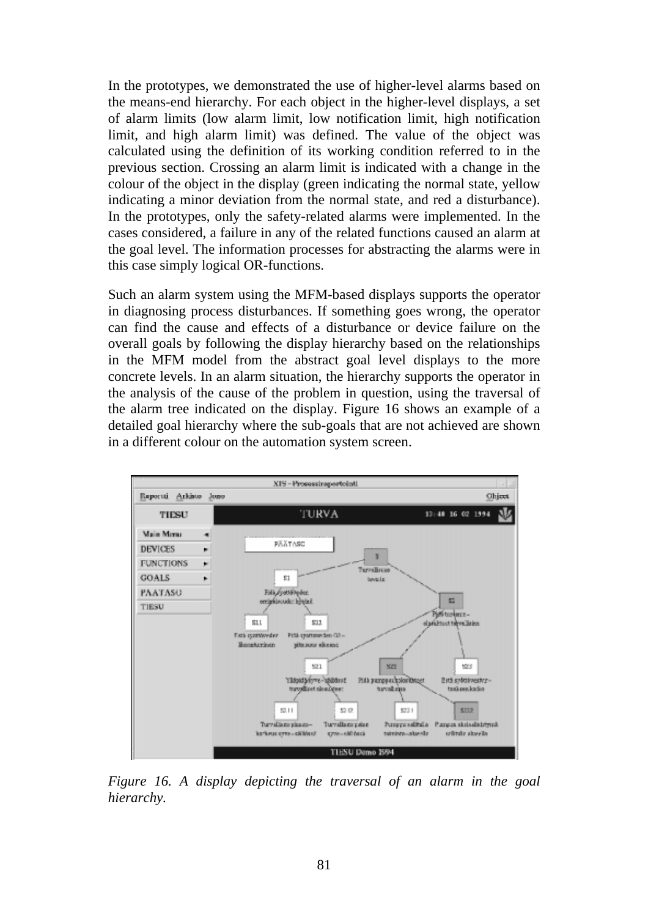In the prototypes, we demonstrated the use of higher-level alarms based on the means-end hierarchy. For each object in the higher-level displays, a set of alarm limits (low alarm limit, low notification limit, high notification limit, and high alarm limit) was defined. The value of the object was calculated using the definition of its working condition referred to in the previous section. Crossing an alarm limit is indicated with a change in the colour of the object in the display (green indicating the normal state, yellow indicating a minor deviation from the normal state, and red a disturbance). In the prototypes, only the safety-related alarms were implemented. In the cases considered, a failure in any of the related functions caused an alarm at the goal level. The information processes for abstracting the alarms were in this case simply logical OR-functions.

Such an alarm system using the MFM-based displays supports the operator in diagnosing process disturbances. If something goes wrong, the operator can find the cause and effects of a disturbance or device failure on the overall goals by following the display hierarchy based on the relationships in the MFM model from the abstract goal level displays to the more concrete levels. In an alarm situation, the hierarchy supports the operator in the analysis of the cause of the problem in question, using the traversal of the alarm tree indicated on the display. Figure 16 shows an example of a detailed goal hierarchy where the sub-goals that are not achieved are shown in a different colour on the automation system screen.

*Figure 16. A display depicting the traversal of an alarm in the goal hierarchy.*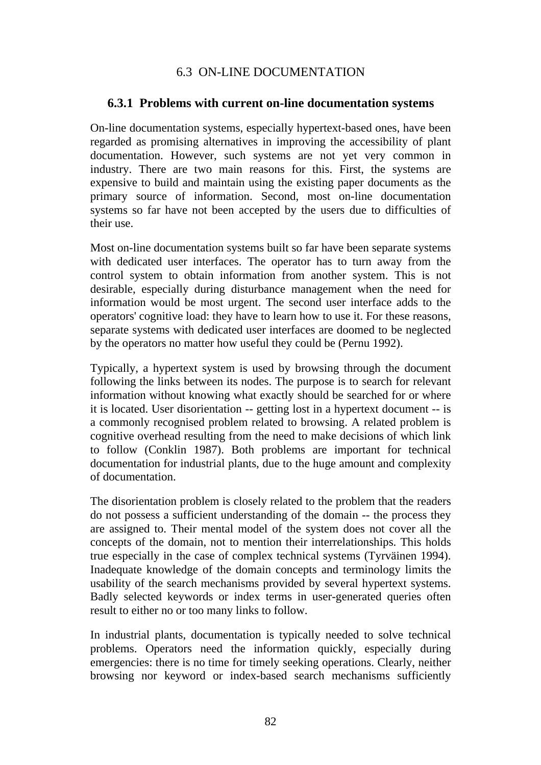## 6.3 ON-LINE DOCUMENTATION

### 6.3.1 Problems with current on-line documentation systems

On-line documentation systems, especially hypertext-based ones, have been regarded as promising alternatives in improving the accessibility of plant documentation. However, such systems are not yet very common in industry. There are two main reasons for this. First, the systems are expensive to build and maintain using the existing paper documents as the primary source of information. Second, most on-line documentation systems so far have not been accepted by the users due to difficulties of their use.

Most on-line documentation systems built so far have been separate systems with dedicated user interfaces. The operator has to turn away from the control system to obtain information from another system. This is not desirable, especially during disturbance management when the need for information would be most urgent. The second user interface adds to the operators' cognitive load: they have to learn how to use it. For these reasons, separate systems with dedicated user interfaces are doomed to be neglected by the operators no matter how useful they could be (Pernu 1992).

Typically, a hypertext system is used by browsing through the document following the links between its nodes. The purpose is to search for relevant information without knowing what exactly should be searched for or where it is located. User disorientation -- getting lost in a hypertext document -- is a commonly recognised problem related to browsing. A related problem is cognitive overhead resulting from the need to make decisions of which link to follow (Conklin 1987). Both problems are important for technical documentation for industrial plants, due to the huge amount and complexity of documentation.

The disorientation problem is closely related to the problem that the readers do not possess a sufficient understanding of the domain -- the process they are assigned to. Their mental model of the system does not cover all the concepts of the domain, not to mention their interrelationships. This holds true especially in the case of complex technical systems (Tyrväinen 1994). Inadequate knowledge of the domain concepts and terminology limits the usability of the search mechanisms provided by several hypertext systems. Badly selected keywords or index terms in user-generated queries often result to either no or too many links to follow.

In industrial plants, documentation is typically needed to solve technical problems. Operators need the information quickly, especially during emergencies: there is no time for timely seeking operations. Clearly, neither browsing nor keyword or index-based search mechanisms sufficiently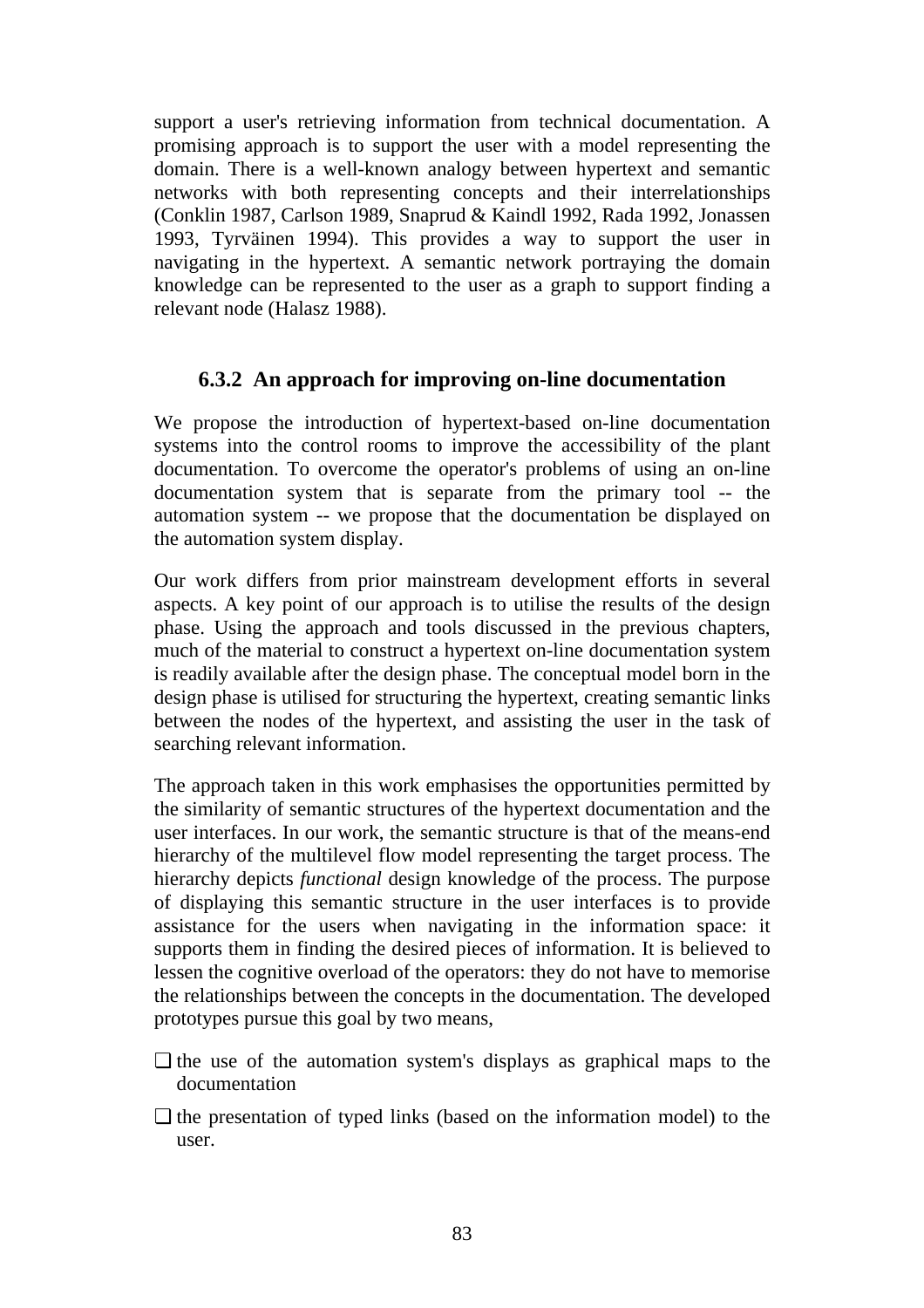support a user's retrieving information from technical documentation. A promising approach is to support the user with a model representing the domain. There is a well-known analogy between hypertext and semantic networks with both representing concepts and their interrelationships (Conklin 1987, Carlson 1989, Snaprud & Kaindl 1992, Rada 1992, Jonassen 1993, Tyrväinen 1994). This provides a way to support the user in navigating in the hypertext. A semantic network portraying the domain knowledge can be represented to the user as a graph to support finding a relevant node (Halasz 1988).

### 6.3.2 An approach for improving on-line documentation

We propose the introduction of hypertext-based on-line documentation systems into the control rooms to improve the accessibility of the plant documentation. To overcome the operator's problems of using an on-line documentation system that is separate from the primary tool -- the automation system -- we propose that the documentation be displayed on the automation system display.

Our work differs from prior mainstream development efforts in several aspects. A key point of our approach is to utilise the results of the design phase. Using the approach and tools discussed in the previous chapters, much of the material to construct a hypertext on-line documentation system is readily available after the design phase. The conceptual model born in the design phase is utilised for structuring the hypertext, creating semantic links between the nodes of the hypertext, and assisting the user in the task of searching relevant information.

The approach taken in this work emphasises the opportunities permitted by the similarity of semantic structures of the hypertext documentation and the user interfaces. In our work, the semantic structure is that of the means-end hierarchy of the multilevel flow model representing the target process. The hierarchy depicts *functional* design knowledge of the process. The purpose of displaying this semantic structure in the user interfaces is to provide assistance for the users when navigating in the information space: it supports them in finding the desired pieces of information. It is believed to lessen the cognitive overload of the operators: they do not have to memorise the relationships between the concepts in the documentation. The developed prototypes pursue this goal by two means,

- the use of the automation system's displays as graphical maps to the documentation
- the presentation of typed links (based on the information model) to the user.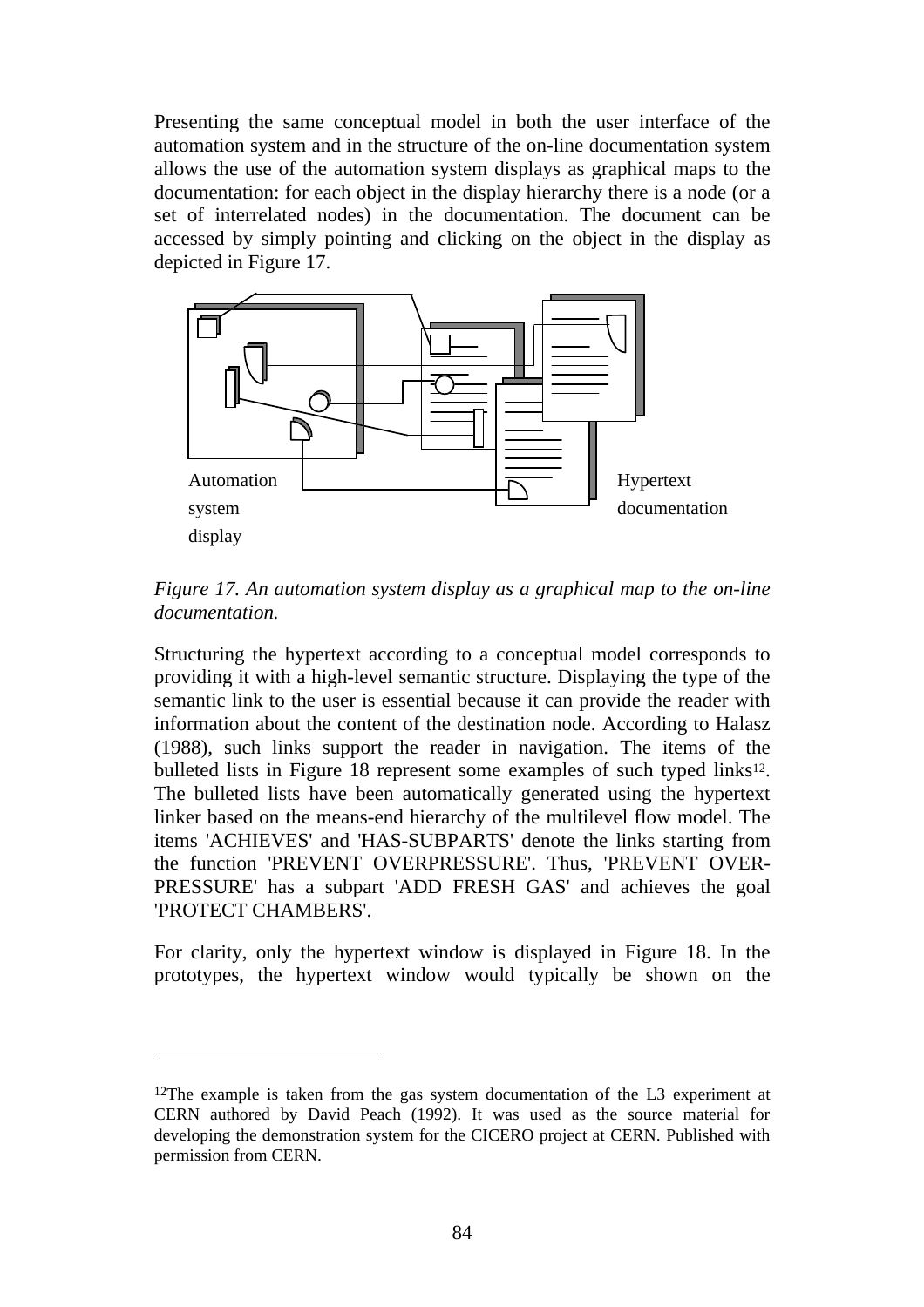Presenting the same conceptual model in both the user interface of the automation system and in the structure of the on-line documentation system allows the use of the automation system displays as graphical maps to the documentation: for each object in the display hierarchy there is a node (or a set of interrelated nodes) in the documentation. The document can be accessed by simply pointing and clicking on the object in the display as depicted in Figure 17.

Automation system display

Hypertext documentation

*Figure 17. An automation system display as a graphical map to the on-line documentation.*

Structuring the hypertext according to a conceptual model corresponds to providing it with a high-level semantic structure. Displaying the type of the semantic link to the user is essential because it can provide the reader with information about the content of the destination node. According to Halasz (1988), such links support the reader in navigation. The items of the bulleted lists in Figure 18 represent some examples of such typed links[12]. The bulleted lists have been automatically generated using the hypertext linker based on the means-end hierarchy of the multilevel flow model. The items 'ACHIEVES' and 'HAS-SUBPARTS' denote the links starting from the function 'PREVENT OVERPRESSURE'. Thus, 'PREVENT OVER-PRESSURE' has a subpart 'ADD FRESH GAS' and achieves the goal 'PROTECT CHAMBERS'.

For clarity, only the hypertext window is displayed in Figure 18. In the prototypes, the hypertext window would typically be shown on the

---

[12]The example is taken from the gas system documentation of the L3 experiment at CERN authored by David Peach (1992). It was used as the source material for developing the demonstration system for the CICERO project at CERN. Published with permission from CERN.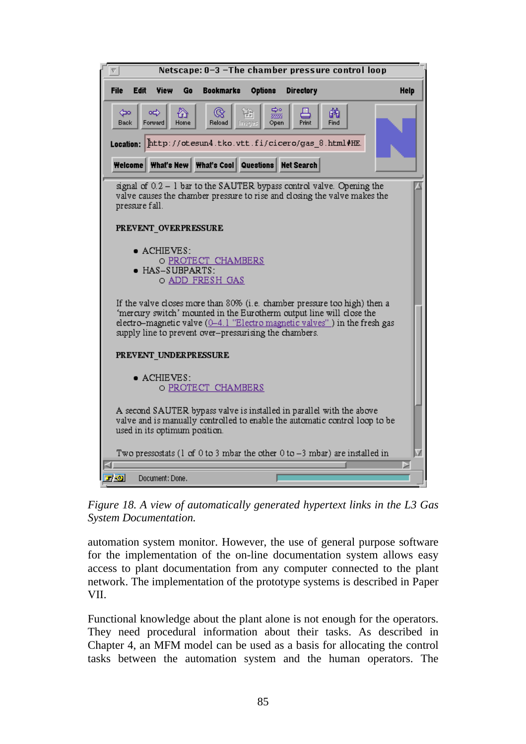*Figure 18. A view of automatically generated hypertext links in the L3 Gas System Documentation.*

automation system monitor. However, the use of general purpose software for the implementation of the on-line documentation system allows easy access to plant documentation from any computer connected to the plant network. The implementation of the prototype systems is described in Paper VII.

Functional knowledge about the plant alone is not enough for the operators. They need procedural information about their tasks. As described in Chapter 4, an MFM model can be used as a basis for allocating the control tasks between the automation system and the human operators. The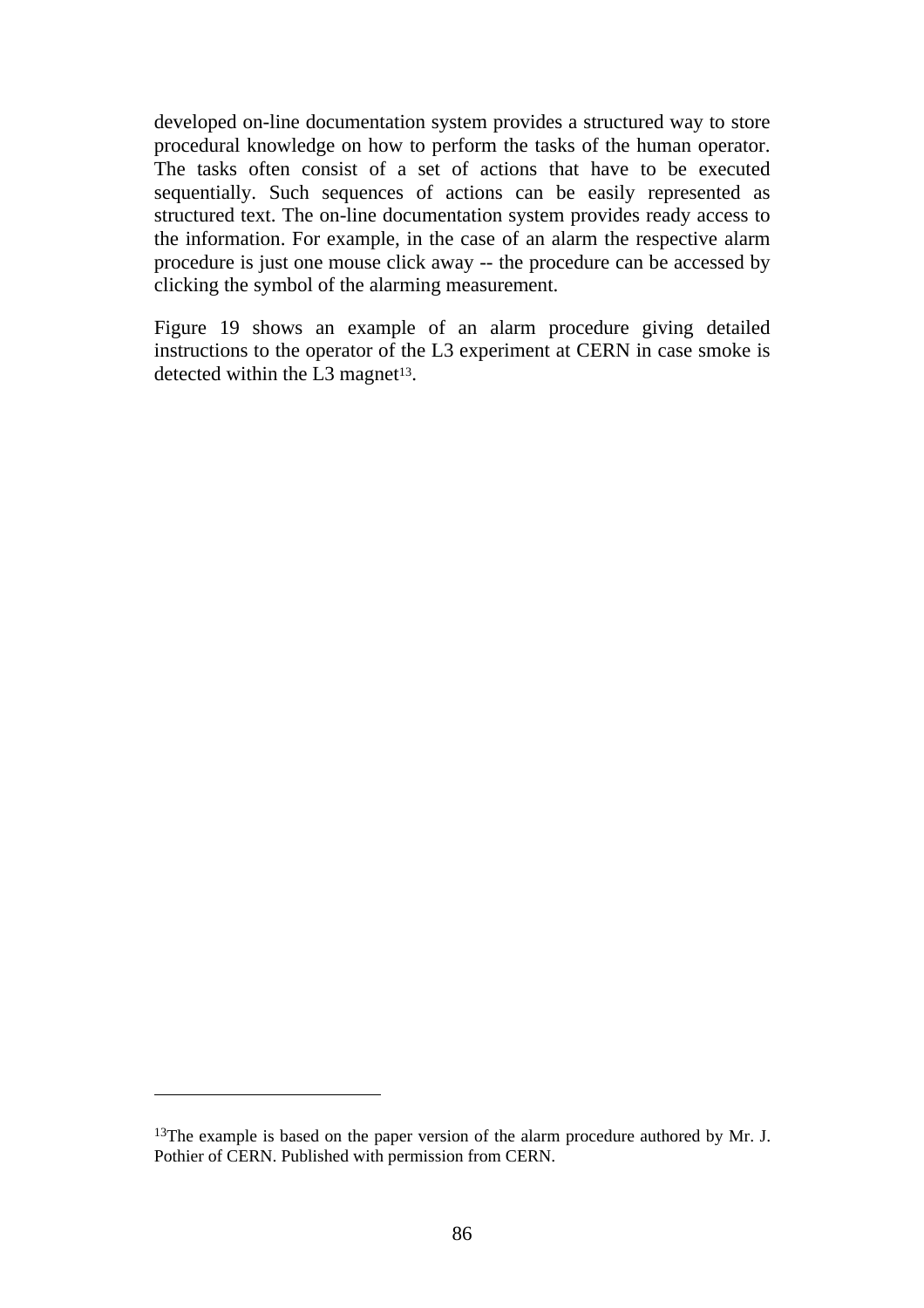developed on-line documentation system provides a structured way to store procedural knowledge on how to perform the tasks of the human operator. The tasks often consist of a set of actions that have to be executed sequentially. Such sequences of actions can be easily represented as structured text. The on-line documentation system provides ready access to the information. For example, in the case of an alarm the respective alarm procedure is just one mouse click away -- the procedure can be accessed by clicking the symbol of the alarming measurement.

Figure 19 shows an example of an alarm procedure giving detailed instructions to the operator of the L3 experiment at CERN in case smoke is detected within the L3 magnet[13].

---

[13]The example is based on the paper version of the alarm procedure authored by Mr. J. Pothier of CERN. Published with permission from CERN.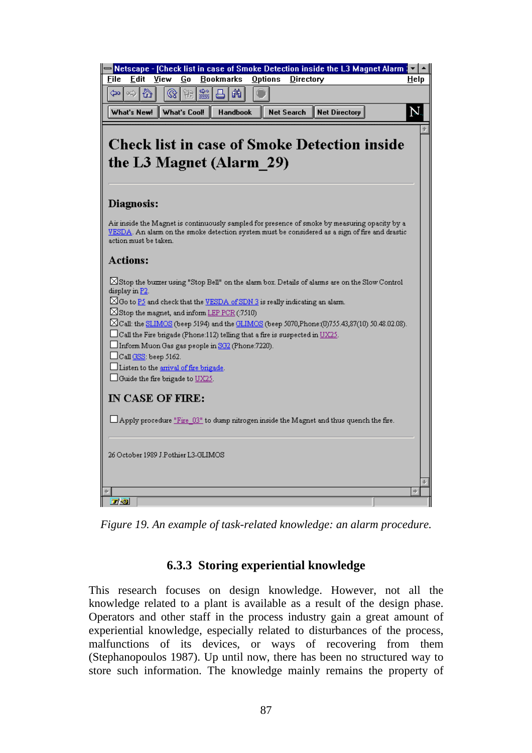Netscape - [Check list in case of Smoke Detection inside the L3 Magnet Alarm

File Edit View Go Bookmarks Options Directory Help

What's New! What's Cool! Handbook Net Search Net Directory

# Check list in case of Smoke Detection inside the L3 Magnet (Alarm_29)

## Diagnosis:

Air inside the Magnet is continuously sampled for presence of smoke by measuring opacity by a VESDA. An alarm on the smoke detection system must be considered as a sign of fire and drastic action must be taken.

## Actions:

- ☒ Stop the buzzer using "Stop Bell" on the alarm box. Details of alarms are on the Slow Control display in P2.
- ☒ Go to P5 and check that the VESDA of SDN 3 is really indicating an alarm.
- ☒ Stop the magnet, and inform LEP PCR (:7510)
- ☒ Call: the SLIMOS (beep 5194) and the GLIMOS (beep 5070,Phone:(0)755.43,87(10) 50.48.02.08).
- ☐ Call the Fire brigade (Phone:112) telling that a fire is suspected in UX25.
- ☐ Inform Muon Gas gas people in SG2 (Phone:7220).
- ☐ Call GSS: beep 5162.
- ☐ Listen to the arrival of fire brigade.
- ☐ Guide the fire brigade to UX25.

## IN CASE OF FIRE:

- ☐ Apply procedure "Fire_03" to dump nitrogen inside the Magnet and thus quench the fire.

26 October 1989 J.Pothier L3-GLIMOS

*Figure 19. An example of task-related knowledge: an alarm procedure.*

### 6.3.3 Storing experiential knowledge

This research focuses on design knowledge. However, not all the knowledge related to a plant is available as a result of the design phase. Operators and other staff in the process industry gain a great amount of experiential knowledge, especially related to disturbances of the process, malfunctions of its devices, or ways of recovering from them (Stephanopoulos 1987). Up until now, there has been no structured way to store such information. The knowledge mainly remains the property of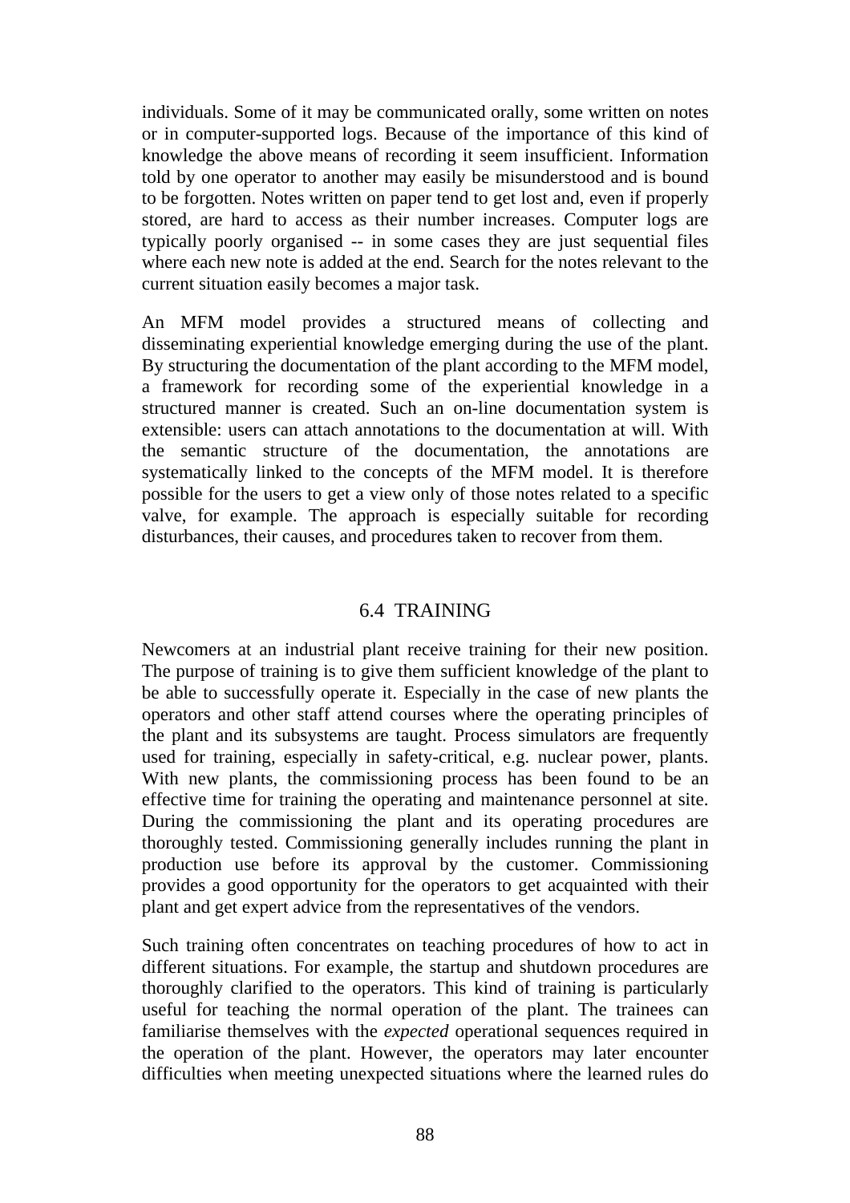individuals. Some of it may be communicated orally, some written on notes or in computer-supported logs. Because of the importance of this kind of knowledge the above means of recording it seem insufficient. Information told by one operator to another may easily be misunderstood and is bound to be forgotten. Notes written on paper tend to get lost and, even if properly stored, are hard to access as their number increases. Computer logs are typically poorly organised -- in some cases they are just sequential files where each new note is added at the end. Search for the notes relevant to the current situation easily becomes a major task.

An MFM model provides a structured means of collecting and disseminating experiential knowledge emerging during the use of the plant. By structuring the documentation of the plant according to the MFM model, a framework for recording some of the experiential knowledge in a structured manner is created. Such an on-line documentation system is extensible: users can attach annotations to the documentation at will. With the semantic structure of the documentation, the annotations are systematically linked to the concepts of the MFM model. It is therefore possible for the users to get a view only of those notes related to a specific valve, for example. The approach is especially suitable for recording disturbances, their causes, and procedures taken to recover from them.

## 6.4 TRAINING

Newcomers at an industrial plant receive training for their new position. The purpose of training is to give them sufficient knowledge of the plant to be able to successfully operate it. Especially in the case of new plants the operators and other staff attend courses where the operating principles of the plant and its subsystems are taught. Process simulators are frequently used for training, especially in safety-critical, e.g. nuclear power, plants. With new plants, the commissioning process has been found to be an effective time for training the operating and maintenance personnel at site. During the commissioning the plant and its operating procedures are thoroughly tested. Commissioning generally includes running the plant in production use before its approval by the customer. Commissioning provides a good opportunity for the operators to get acquainted with their plant and get expert advice from the representatives of the vendors.

Such training often concentrates on teaching procedures of how to act in different situations. For example, the startup and shutdown procedures are thoroughly clarified to the operators. This kind of training is particularly useful for teaching the normal operation of the plant. The trainees can familiarise themselves with the *expected* operational sequences required in the operation of the plant. However, the operators may later encounter difficulties when meeting unexpected situations where the learned rules do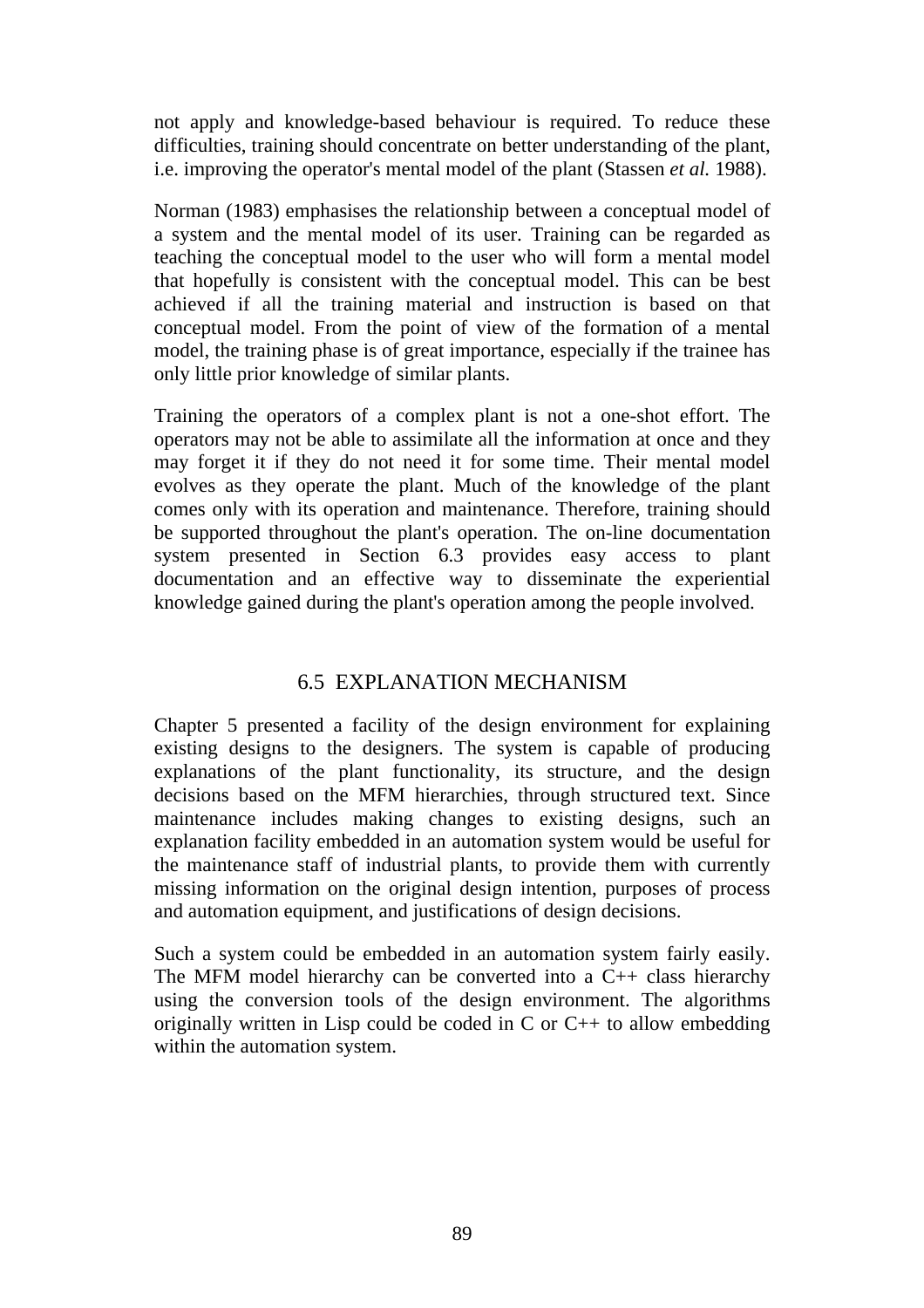not apply and knowledge-based behaviour is required. To reduce these difficulties, training should concentrate on better understanding of the plant, i.e. improving the operator's mental model of the plant (Stassen *et al.* 1988).

Norman (1983) emphasises the relationship between a conceptual model of a system and the mental model of its user. Training can be regarded as teaching the conceptual model to the user who will form a mental model that hopefully is consistent with the conceptual model. This can be best achieved if all the training material and instruction is based on that conceptual model. From the point of view of the formation of a mental model, the training phase is of great importance, especially if the trainee has only little prior knowledge of similar plants.

Training the operators of a complex plant is not a one-shot effort. The operators may not be able to assimilate all the information at once and they may forget it if they do not need it for some time. Their mental model evolves as they operate the plant. Much of the knowledge of the plant comes only with its operation and maintenance. Therefore, training should be supported throughout the plant's operation. The on-line documentation system presented in Section 6.3 provides easy access to plant documentation and an effective way to disseminate the experiential knowledge gained during the plant's operation among the people involved.

## 6.5 EXPLANATION MECHANISM

Chapter 5 presented a facility of the design environment for explaining existing designs to the designers. The system is capable of producing explanations of the plant functionality, its structure, and the design decisions based on the MFM hierarchies, through structured text. Since maintenance includes making changes to existing designs, such an explanation facility embedded in an automation system would be useful for the maintenance staff of industrial plants, to provide them with currently missing information on the original design intention, purposes of process and automation equipment, and justifications of design decisions.

Such a system could be embedded in an automation system fairly easily. The MFM model hierarchy can be converted into a C++ class hierarchy using the conversion tools of the design environment. The algorithms originally written in Lisp could be coded in C or C++ to allow embedding within the automation system.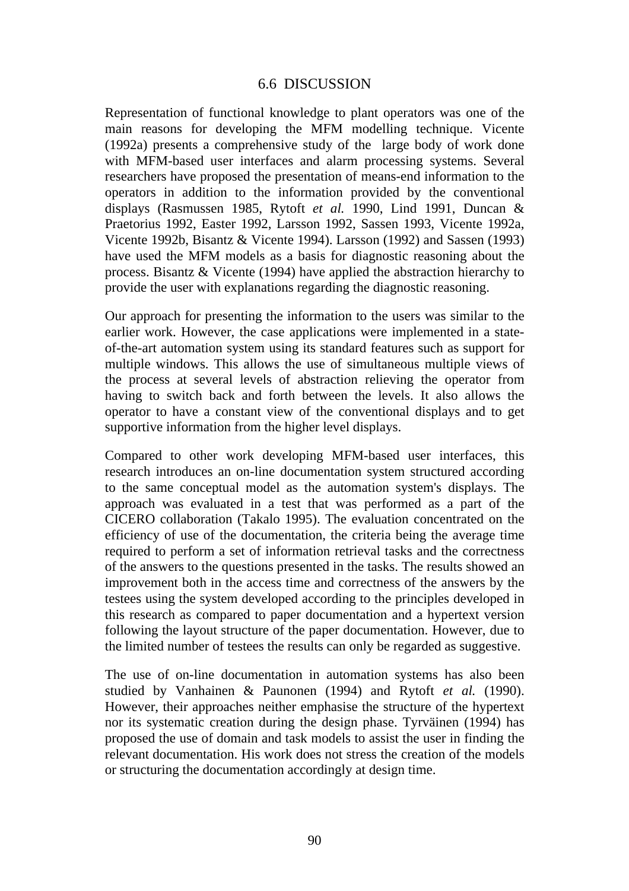## 6.6 DISCUSSION

Representation of functional knowledge to plant operators was one of the main reasons for developing the MFM modelling technique. Vicente (1992a) presents a comprehensive study of the large body of work done with MFM-based user interfaces and alarm processing systems. Several researchers have proposed the presentation of means-end information to the operators in addition to the information provided by the conventional displays (Rasmussen 1985, Rytoft *et al.* 1990, Lind 1991, Duncan & Praetorius 1992, Easter 1992, Larsson 1992, Sassen 1993, Vicente 1992a, Vicente 1992b, Bisantz & Vicente 1994). Larsson (1992) and Sassen (1993) have used the MFM models as a basis for diagnostic reasoning about the process. Bisantz & Vicente (1994) have applied the abstraction hierarchy to provide the user with explanations regarding the diagnostic reasoning.

Our approach for presenting the information to the users was similar to the earlier work. However, the case applications were implemented in a state-of-the-art automation system using its standard features such as support for multiple windows. This allows the use of simultaneous multiple views of the process at several levels of abstraction relieving the operator from having to switch back and forth between the levels. It also allows the operator to have a constant view of the conventional displays and to get supportive information from the higher level displays.

Compared to other work developing MFM-based user interfaces, this research introduces an on-line documentation system structured according to the same conceptual model as the automation system's displays. The approach was evaluated in a test that was performed as a part of the CICERO collaboration (Takalo 1995). The evaluation concentrated on the efficiency of use of the documentation, the criteria being the average time required to perform a set of information retrieval tasks and the correctness of the answers to the questions presented in the tasks. The results showed an improvement both in the access time and correctness of the answers by the testees using the system developed according to the principles developed in this research as compared to paper documentation and a hypertext version following the layout structure of the paper documentation. However, due to the limited number of testees the results can only be regarded as suggestive.

The use of on-line documentation in automation systems has also been studied by Vanhainen & Paunonen (1994) and Rytoft *et al.* (1990). However, their approaches neither emphasise the structure of the hypertext nor its systematic creation during the design phase. Tyrväinen (1994) has proposed the use of domain and task models to assist the user in finding the relevant documentation. His work does not stress the creation of the models or structuring the documentation accordingly at design time.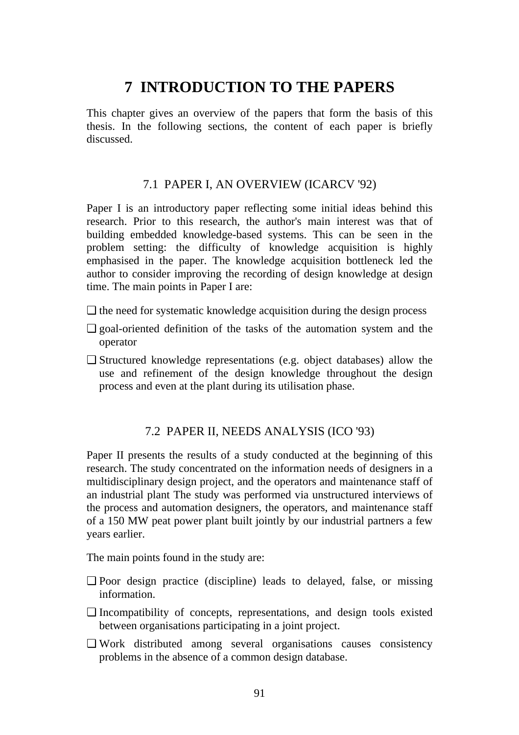# 7 INTRODUCTION TO THE PAPERS

This chapter gives an overview of the papers that form the basis of this thesis. In the following sections, the content of each paper is briefly discussed.

## 7.1 PAPER I, AN OVERVIEW (ICARCV '92)

Paper I is an introductory paper reflecting some initial ideas behind this research. Prior to this research, the author's main interest was that of building embedded knowledge-based systems. This can be seen in the problem setting: the difficulty of knowledge acquisition is highly emphasised in the paper. The knowledge acquisition bottleneck led the author to consider improving the recording of design knowledge at design time. The main points in Paper I are:

- the need for systematic knowledge acquisition during the design process
- goal-oriented definition of the tasks of the automation system and the operator
- Structured knowledge representations (e.g. object databases) allow the use and refinement of the design knowledge throughout the design process and even at the plant during its utilisation phase.

## 7.2 PAPER II, NEEDS ANALYSIS (ICO '93)

Paper II presents the results of a study conducted at the beginning of this research. The study concentrated on the information needs of designers in a multidisciplinary design project, and the operators and maintenance staff of an industrial plant The study was performed via unstructured interviews of the process and automation designers, the operators, and maintenance staff of a 150 MW peat power plant built jointly by our industrial partners a few years earlier.

The main points found in the study are:

- Poor design practice (discipline) leads to delayed, false, or missing information.
- Incompatibility of concepts, representations, and design tools existed between organisations participating in a joint project.
- Work distributed among several organisations causes consistency problems in the absence of a common design database.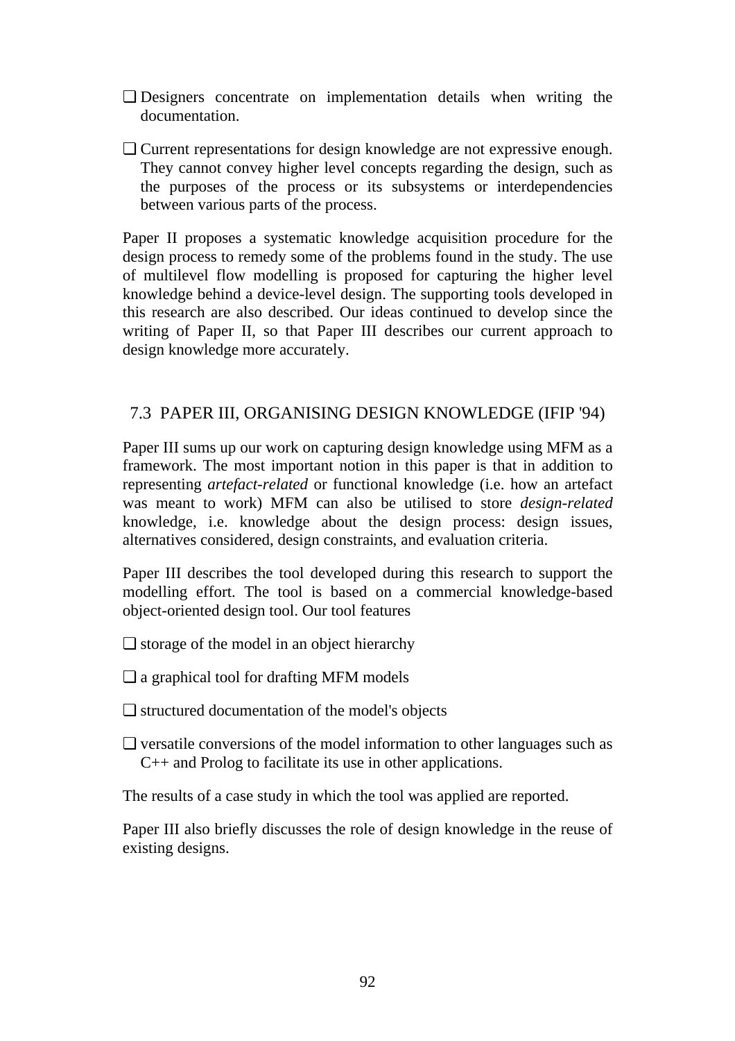- Designers concentrate on implementation details when writing the documentation.

- Current representations for design knowledge are not expressive enough. They cannot convey higher level concepts regarding the design, such as the purposes of the process or its subsystems or interdependencies between various parts of the process.

Paper II proposes a systematic knowledge acquisition procedure for the design process to remedy some of the problems found in the study. The use of multilevel flow modelling is proposed for capturing the higher level knowledge behind a device-level design. The supporting tools developed in this research are also described. Our ideas continued to develop since the writing of Paper II, so that Paper III describes our current approach to design knowledge more accurately.

## 7.3 PAPER III, ORGANISING DESIGN KNOWLEDGE (IFIP '94)

Paper III sums up our work on capturing design knowledge using MFM as a framework. The most important notion in this paper is that in addition to representing *artefact-related* or functional knowledge (i.e. how an artefact was meant to work) MFM can also be utilised to store *design-related* knowledge, i.e. knowledge about the design process: design issues, alternatives considered, design constraints, and evaluation criteria.

Paper III describes the tool developed during this research to support the modelling effort. The tool is based on a commercial knowledge-based object-oriented design tool. Our tool features

- storage of the model in an object hierarchy

- a graphical tool for drafting MFM models

- structured documentation of the model's objects

- versatile conversions of the model information to other languages such as C++ and Prolog to facilitate its use in other applications.

The results of a case study in which the tool was applied are reported.

Paper III also briefly discusses the role of design knowledge in the reuse of existing designs.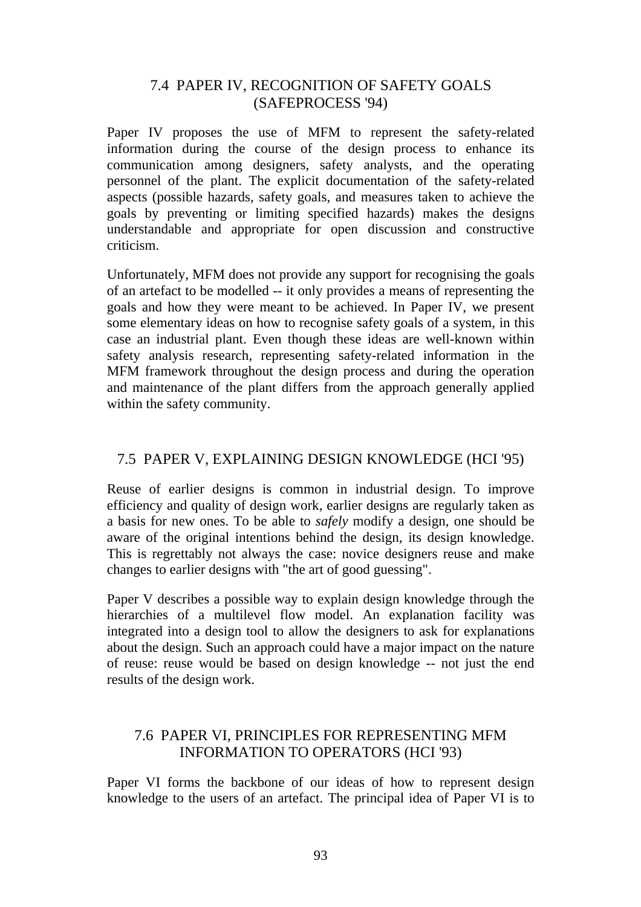## 7.4 PAPER IV, RECOGNITION OF SAFETY GOALS (SAFEPROCESS '94)

Paper IV proposes the use of MFM to represent the safety-related information during the course of the design process to enhance its communication among designers, safety analysts, and the operating personnel of the plant. The explicit documentation of the safety-related aspects (possible hazards, safety goals, and measures taken to achieve the goals by preventing or limiting specified hazards) makes the designs understandable and appropriate for open discussion and constructive criticism.

Unfortunately, MFM does not provide any support for recognising the goals of an artefact to be modelled -- it only provides a means of representing the goals and how they were meant to be achieved. In Paper IV, we present some elementary ideas on how to recognise safety goals of a system, in this case an industrial plant. Even though these ideas are well-known within safety analysis research, representing safety-related information in the MFM framework throughout the design process and during the operation and maintenance of the plant differs from the approach generally applied within the safety community.

## 7.5 PAPER V, EXPLAINING DESIGN KNOWLEDGE (HCI '95)

Reuse of earlier designs is common in industrial design. To improve efficiency and quality of design work, earlier designs are regularly taken as a basis for new ones. To be able to *safely* modify a design, one should be aware of the original intentions behind the design, its design knowledge. This is regrettably not always the case: novice designers reuse and make changes to earlier designs with "the art of good guessing".

Paper V describes a possible way to explain design knowledge through the hierarchies of a multilevel flow model. An explanation facility was integrated into a design tool to allow the designers to ask for explanations about the design. Such an approach could have a major impact on the nature of reuse: reuse would be based on design knowledge -- not just the end results of the design work.

## 7.6 PAPER VI, PRINCIPLES FOR REPRESENTING MFM INFORMATION TO OPERATORS (HCI '93)

Paper VI forms the backbone of our ideas of how to represent design knowledge to the users of an artefact. The principal idea of Paper VI is to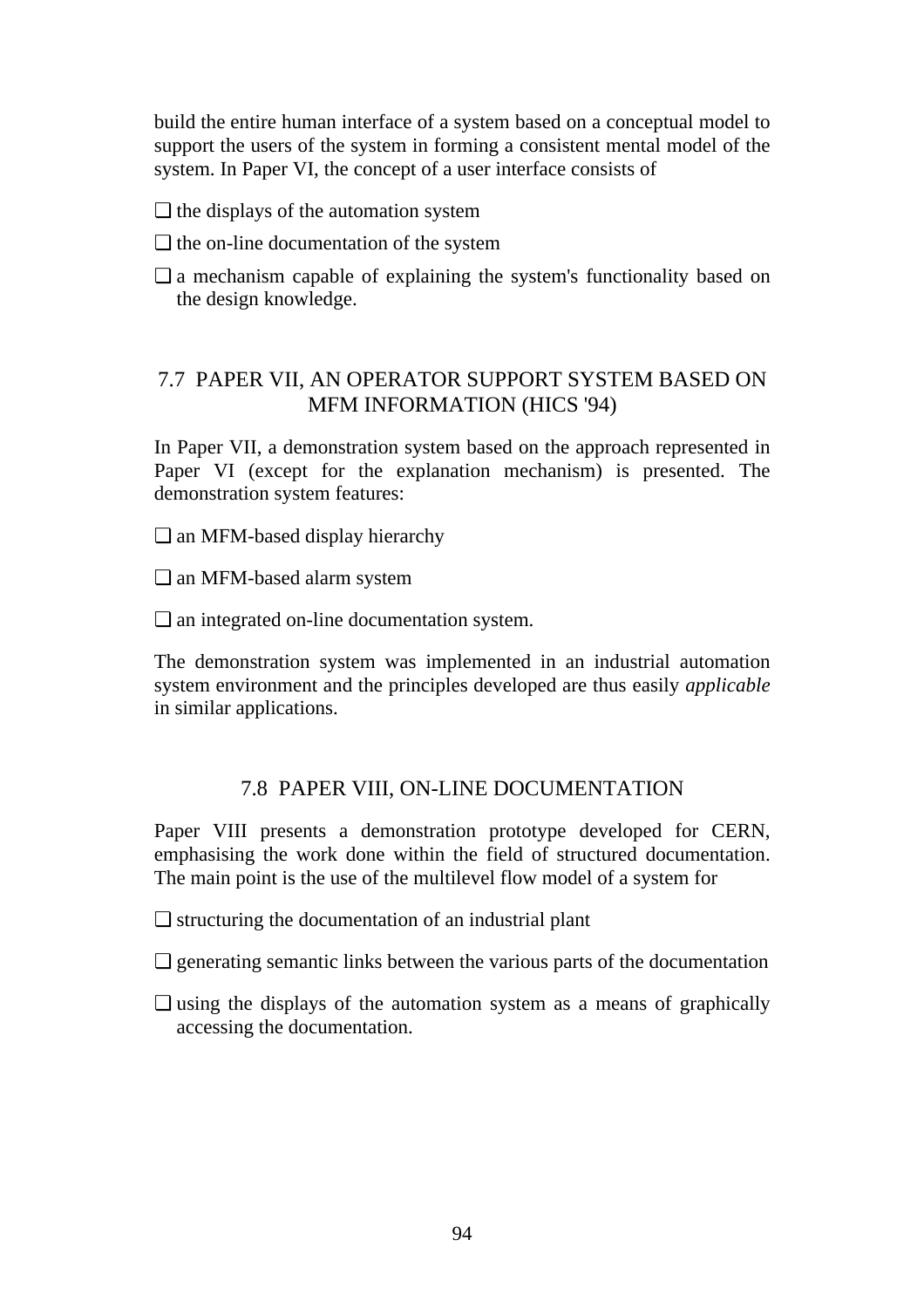build the entire human interface of a system based on a conceptual model to support the users of the system in forming a consistent mental model of the system. In Paper VI, the concept of a user interface consists of

- the displays of the automation system
- the on-line documentation of the system
- a mechanism capable of explaining the system's functionality based on the design knowledge.

## 7.7 PAPER VII, AN OPERATOR SUPPORT SYSTEM BASED ON MFM INFORMATION (HICS '94)

In Paper VII, a demonstration system based on the approach represented in Paper VI (except for the explanation mechanism) is presented. The demonstration system features:

- an MFM-based display hierarchy
- an MFM-based alarm system
- an integrated on-line documentation system.

The demonstration system was implemented in an industrial automation system environment and the principles developed are thus easily *applicable* in similar applications.

## 7.8 PAPER VIII, ON-LINE DOCUMENTATION

Paper VIII presents a demonstration prototype developed for CERN, emphasising the work done within the field of structured documentation. The main point is the use of the multilevel flow model of a system for

- structuring the documentation of an industrial plant
- generating semantic links between the various parts of the documentation
- using the displays of the automation system as a means of graphically accessing the documentation.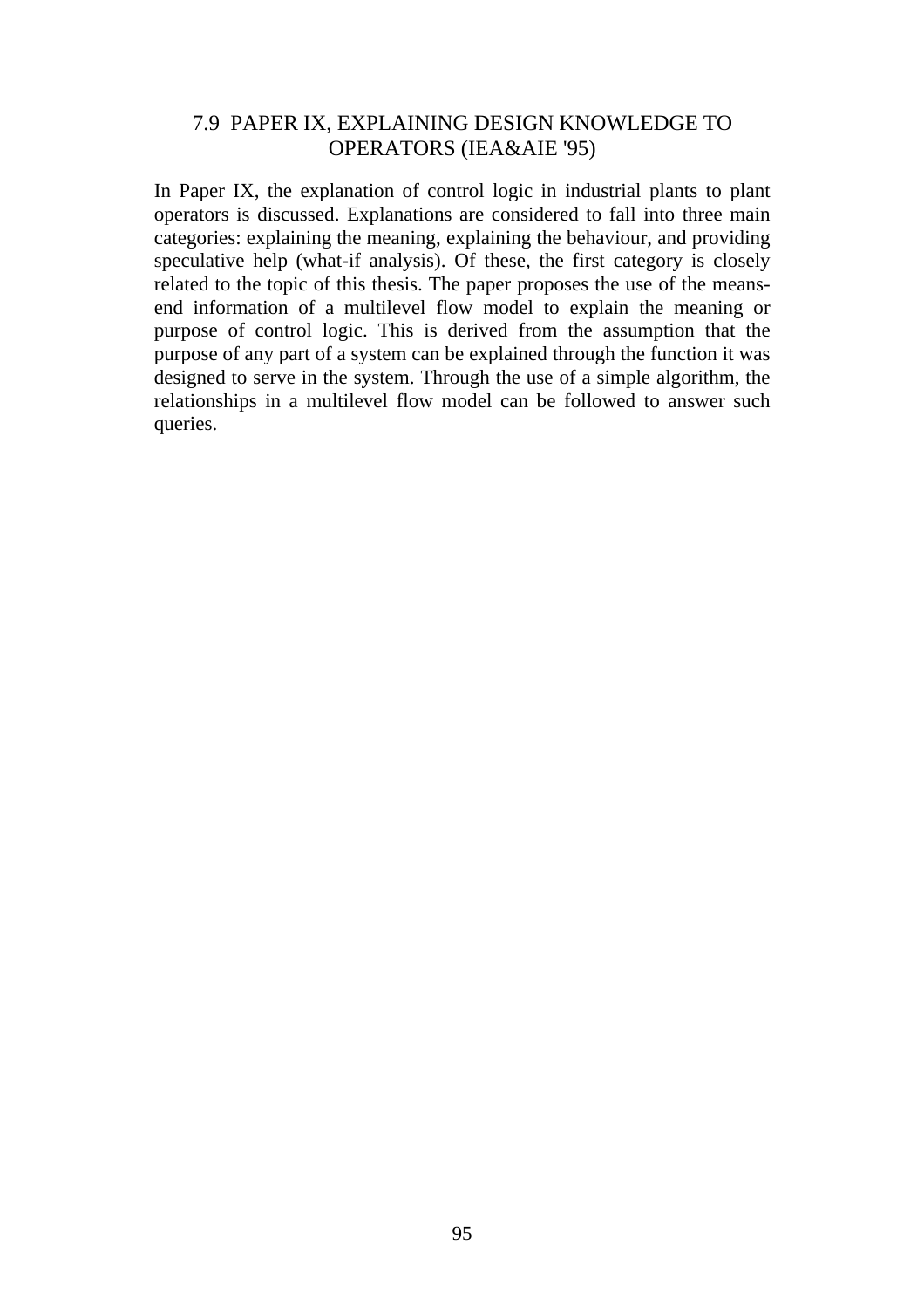## 7.9 PAPER IX, EXPLAINING DESIGN KNOWLEDGE TO OPERATORS (IEA&AIE '95)

In Paper IX, the explanation of control logic in industrial plants to plant operators is discussed. Explanations are considered to fall into three main categories: explaining the meaning, explaining the behaviour, and providing speculative help (what-if analysis). Of these, the first category is closely related to the topic of this thesis. The paper proposes the use of the means-end information of a multilevel flow model to explain the meaning or purpose of control logic. This is derived from the assumption that the purpose of any part of a system can be explained through the function it was designed to serve in the system. Through the use of a simple algorithm, the relationships in a multilevel flow model can be followed to answer such queries.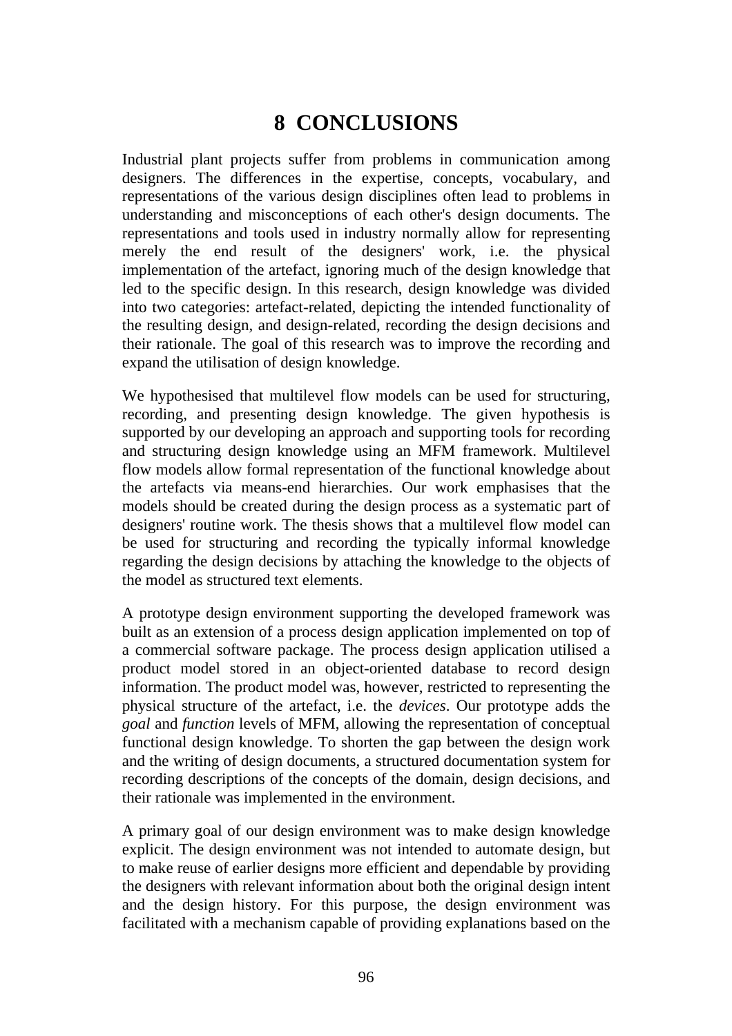# 8 CONCLUSIONS

Industrial plant projects suffer from problems in communication among designers. The differences in the expertise, concepts, vocabulary, and representations of the various design disciplines often lead to problems in understanding and misconceptions of each other's design documents. The representations and tools used in industry normally allow for representing merely the end result of the designers' work, i.e. the physical implementation of the artefact, ignoring much of the design knowledge that led to the specific design. In this research, design knowledge was divided into two categories: artefact-related, depicting the intended functionality of the resulting design, and design-related, recording the design decisions and their rationale. The goal of this research was to improve the recording and expand the utilisation of design knowledge.

We hypothesised that multilevel flow models can be used for structuring, recording, and presenting design knowledge. The given hypothesis is supported by our developing an approach and supporting tools for recording and structuring design knowledge using an MFM framework. Multilevel flow models allow formal representation of the functional knowledge about the artefacts via means-end hierarchies. Our work emphasises that the models should be created during the design process as a systematic part of designers' routine work. The thesis shows that a multilevel flow model can be used for structuring and recording the typically informal knowledge regarding the design decisions by attaching the knowledge to the objects of the model as structured text elements.

A prototype design environment supporting the developed framework was built as an extension of a process design application implemented on top of a commercial software package. The process design application utilised a product model stored in an object-oriented database to record design information. The product model was, however, restricted to representing the physical structure of the artefact, i.e. the *devices*. Our prototype adds the *goal* and *function* levels of MFM, allowing the representation of conceptual functional design knowledge. To shorten the gap between the design work and the writing of design documents, a structured documentation system for recording descriptions of the concepts of the domain, design decisions, and their rationale was implemented in the environment.

A primary goal of our design environment was to make design knowledge explicit. The design environment was not intended to automate design, but to make reuse of earlier designs more efficient and dependable by providing the designers with relevant information about both the original design intent and the design history. For this purpose, the design environment was facilitated with a mechanism capable of providing explanations based on the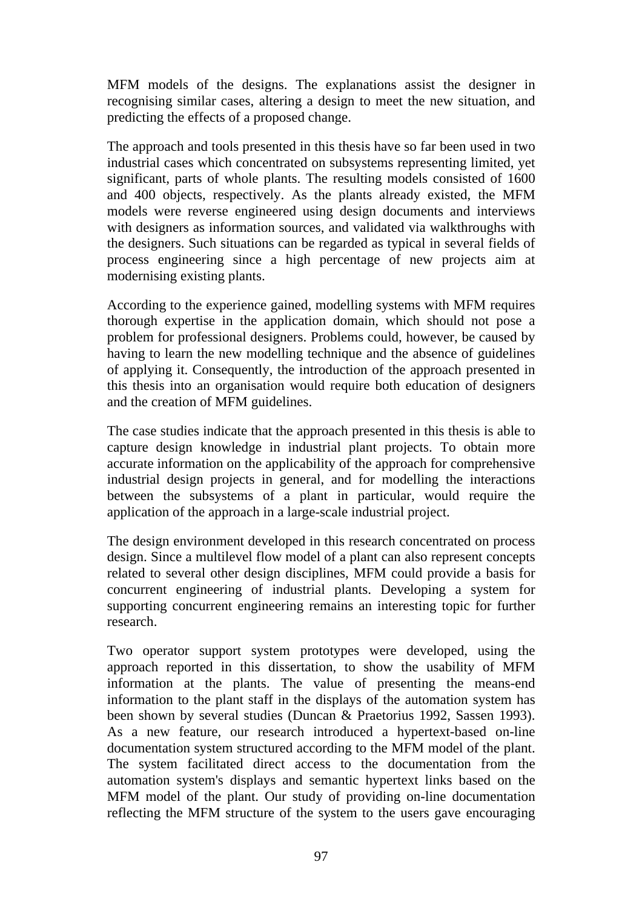MFM models of the designs. The explanations assist the designer in recognising similar cases, altering a design to meet the new situation, and predicting the effects of a proposed change.

The approach and tools presented in this thesis have so far been used in two industrial cases which concentrated on subsystems representing limited, yet significant, parts of whole plants. The resulting models consisted of 1600 and 400 objects, respectively. As the plants already existed, the MFM models were reverse engineered using design documents and interviews with designers as information sources, and validated via walkthroughs with the designers. Such situations can be regarded as typical in several fields of process engineering since a high percentage of new projects aim at modernising existing plants.

According to the experience gained, modelling systems with MFM requires thorough expertise in the application domain, which should not pose a problem for professional designers. Problems could, however, be caused by having to learn the new modelling technique and the absence of guidelines of applying it. Consequently, the introduction of the approach presented in this thesis into an organisation would require both education of designers and the creation of MFM guidelines.

The case studies indicate that the approach presented in this thesis is able to capture design knowledge in industrial plant projects. To obtain more accurate information on the applicability of the approach for comprehensive industrial design projects in general, and for modelling the interactions between the subsystems of a plant in particular, would require the application of the approach in a large-scale industrial project.

The design environment developed in this research concentrated on process design. Since a multilevel flow model of a plant can also represent concepts related to several other design disciplines, MFM could provide a basis for concurrent engineering of industrial plants. Developing a system for supporting concurrent engineering remains an interesting topic for further research.

Two operator support system prototypes were developed, using the approach reported in this dissertation, to show the usability of MFM information at the plants. The value of presenting the means-end information to the plant staff in the displays of the automation system has been shown by several studies (Duncan & Praetorius 1992, Sassen 1993). As a new feature, our research introduced a hypertext-based on-line documentation system structured according to the MFM model of the plant. The system facilitated direct access to the documentation from the automation system's displays and semantic hypertext links based on the MFM model of the plant. Our study of providing on-line documentation reflecting the MFM structure of the system to the users gave encouraging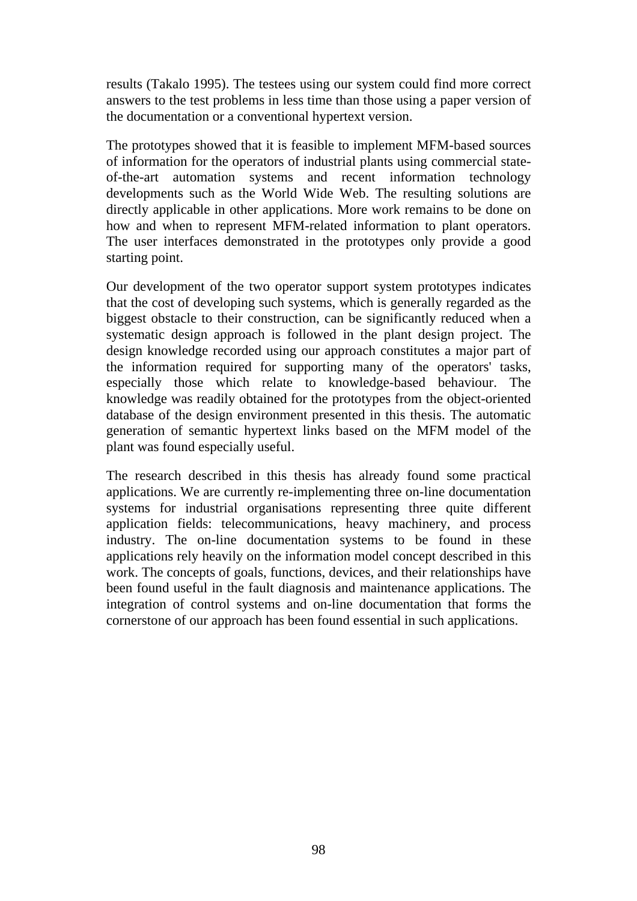results (Takalo 1995). The testees using our system could find more correct answers to the test problems in less time than those using a paper version of the documentation or a conventional hypertext version.

The prototypes showed that it is feasible to implement MFM-based sources of information for the operators of industrial plants using commercial state-of-the-art automation systems and recent information technology developments such as the World Wide Web. The resulting solutions are directly applicable in other applications. More work remains to be done on how and when to represent MFM-related information to plant operators. The user interfaces demonstrated in the prototypes only provide a good starting point.

Our development of the two operator support system prototypes indicates that the cost of developing such systems, which is generally regarded as the biggest obstacle to their construction, can be significantly reduced when a systematic design approach is followed in the plant design project. The design knowledge recorded using our approach constitutes a major part of the information required for supporting many of the operators' tasks, especially those which relate to knowledge-based behaviour. The knowledge was readily obtained for the prototypes from the object-oriented database of the design environment presented in this thesis. The automatic generation of semantic hypertext links based on the MFM model of the plant was found especially useful.

The research described in this thesis has already found some practical applications. We are currently re-implementing three on-line documentation systems for industrial organisations representing three quite different application fields: telecommunications, heavy machinery, and process industry. The on-line documentation systems to be found in these applications rely heavily on the information model concept described in this work. The concepts of goals, functions, devices, and their relationships have been found useful in the fault diagnosis and maintenance applications. The integration of control systems and on-line documentation that forms the cornerstone of our approach has been found essential in such applications.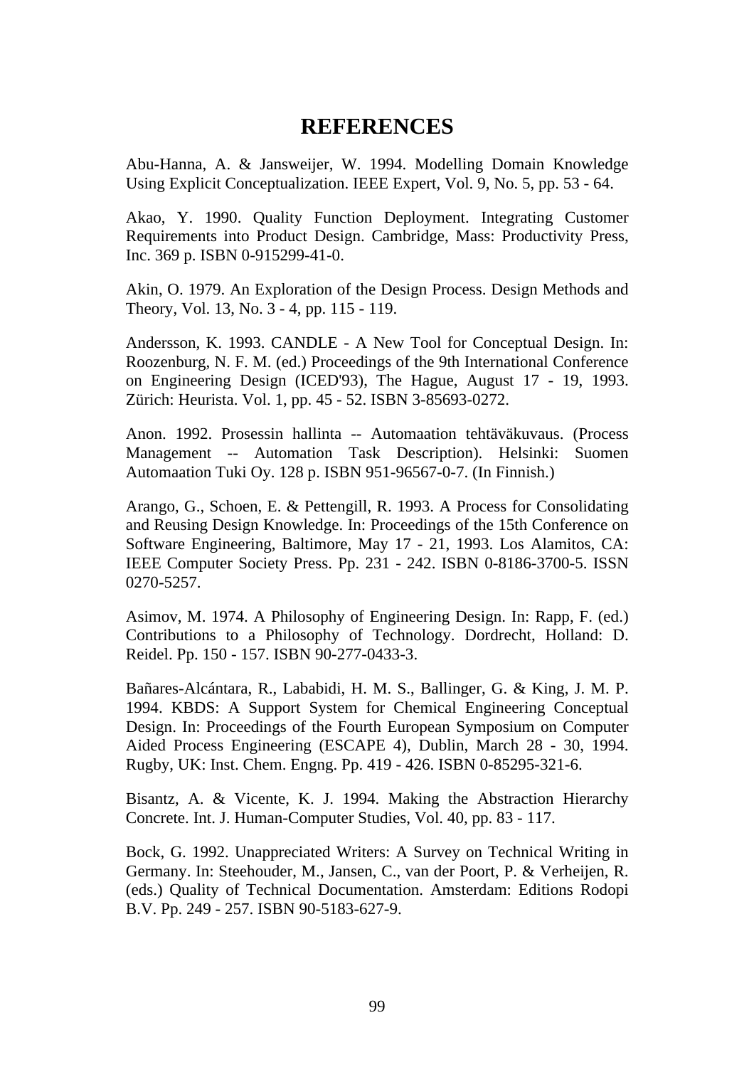# REFERENCES

Abu-Hanna, A. & Jansweijer, W. 1994. Modelling Domain Knowledge Using Explicit Conceptualization. IEEE Expert, Vol. 9, No. 5, pp. 53 - 64.

Akao, Y. 1990. Quality Function Deployment. Integrating Customer Requirements into Product Design. Cambridge, Mass: Productivity Press, Inc. 369 p. ISBN 0-915299-41-0.

Akin, O. 1979. An Exploration of the Design Process. Design Methods and Theory, Vol. 13, No. 3 - 4, pp. 115 - 119.

Andersson, K. 1993. CANDLE - A New Tool for Conceptual Design. In: Roozenburg, N. F. M. (ed.) Proceedings of the 9th International Conference on Engineering Design (ICED'93), The Hague, August 17 - 19, 1993. Zürich: Heurista. Vol. 1, pp. 45 - 52. ISBN 3-85693-0272.

Anon. 1992. Prosessin hallinta -- Automaation tehtäväkuvaus. (Process Management -- Automation Task Description). Helsinki: Suomen Automaation Tuki Oy. 128 p. ISBN 951-96567-0-7. (In Finnish.)

Arango, G., Schoen, E. & Pettengill, R. 1993. A Process for Consolidating and Reusing Design Knowledge. In: Proceedings of the 15th Conference on Software Engineering, Baltimore, May 17 - 21, 1993. Los Alamitos, CA: IEEE Computer Society Press. Pp. 231 - 242. ISBN 0-8186-3700-5. ISSN 0270-5257.

Asimov, M. 1974. A Philosophy of Engineering Design. In: Rapp, F. (ed.) Contributions to a Philosophy of Technology. Dordrecht, Holland: D. Reidel. Pp. 150 - 157. ISBN 90-277-0433-3.

Bañares-Alcántara, R., Lababidi, H. M. S., Ballinger, G. & King, J. M. P. 1994. KBDS: A Support System for Chemical Engineering Conceptual Design. In: Proceedings of the Fourth European Symposium on Computer Aided Process Engineering (ESCAPE 4), Dublin, March 28 - 30, 1994. Rugby, UK: Inst. Chem. Engng. Pp. 419 - 426. ISBN 0-85295-321-6.

Bisantz, A. & Vicente, K. J. 1994. Making the Abstraction Hierarchy Concrete. Int. J. Human-Computer Studies, Vol. 40, pp. 83 - 117.

Bock, G. 1992. Unappreciated Writers: A Survey on Technical Writing in Germany. In: Steehouder, M., Jansen, C., van der Poort, P. & Verheijen, R. (eds.) Quality of Technical Documentation. Amsterdam: Editions Rodopi B.V. Pp. 249 - 257. ISBN 90-5183-627-9.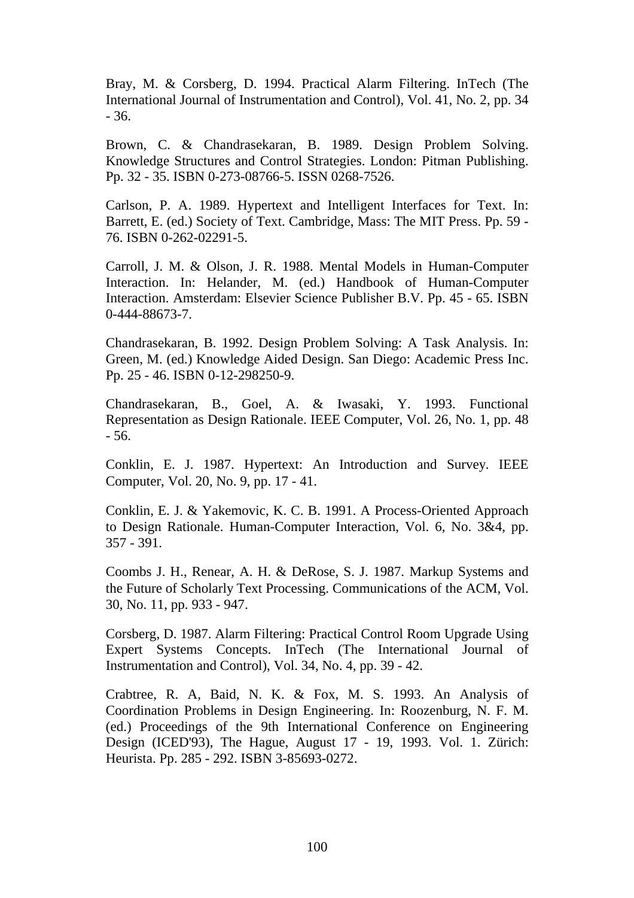Bray, M. & Corsberg, D. 1994. Practical Alarm Filtering. InTech (The International Journal of Instrumentation and Control), Vol. 41, No. 2, pp. 34 - 36.

Brown, C. & Chandrasekaran, B. 1989. Design Problem Solving. Knowledge Structures and Control Strategies. London: Pitman Publishing. Pp. 32 - 35. ISBN 0-273-08766-5. ISSN 0268-7526.

Carlson, P. A. 1989. Hypertext and Intelligent Interfaces for Text. In: Barrett, E. (ed.) Society of Text. Cambridge, Mass: The MIT Press. Pp. 59 - 76. ISBN 0-262-02291-5.

Carroll, J. M. & Olson, J. R. 1988. Mental Models in Human-Computer Interaction. In: Helander, M. (ed.) Handbook of Human-Computer Interaction. Amsterdam: Elsevier Science Publisher B.V. Pp. 45 - 65. ISBN 0-444-88673-7.

Chandrasekaran, B. 1992. Design Problem Solving: A Task Analysis. In: Green, M. (ed.) Knowledge Aided Design. San Diego: Academic Press Inc. Pp. 25 - 46. ISBN 0-12-298250-9.

Chandrasekaran, B., Goel, A. & Iwasaki, Y. 1993. Functional Representation as Design Rationale. IEEE Computer, Vol. 26, No. 1, pp. 48 - 56.

Conklin, E. J. 1987. Hypertext: An Introduction and Survey. IEEE Computer, Vol. 20, No. 9, pp. 17 - 41.

Conklin, E. J. & Yakemovic, K. C. B. 1991. A Process-Oriented Approach to Design Rationale. Human-Computer Interaction, Vol. 6, No. 3&4, pp. 357 - 391.

Coombs J. H., Renear, A. H. & DeRose, S. J. 1987. Markup Systems and the Future of Scholarly Text Processing. Communications of the ACM, Vol. 30, No. 11, pp. 933 - 947.

Corsberg, D. 1987. Alarm Filtering: Practical Control Room Upgrade Using Expert Systems Concepts. InTech (The International Journal of Instrumentation and Control), Vol. 34, No. 4, pp. 39 - 42.

Crabtree, R. A, Baid, N. K. & Fox, M. S. 1993. An Analysis of Coordination Problems in Design Engineering. In: Roozenburg, N. F. M. (ed.) Proceedings of the 9th International Conference on Engineering Design (ICED'93), The Hague, August 17 - 19, 1993. Vol. 1. Zürich: Heurista. Pp. 285 - 292. ISBN 3-85693-0272.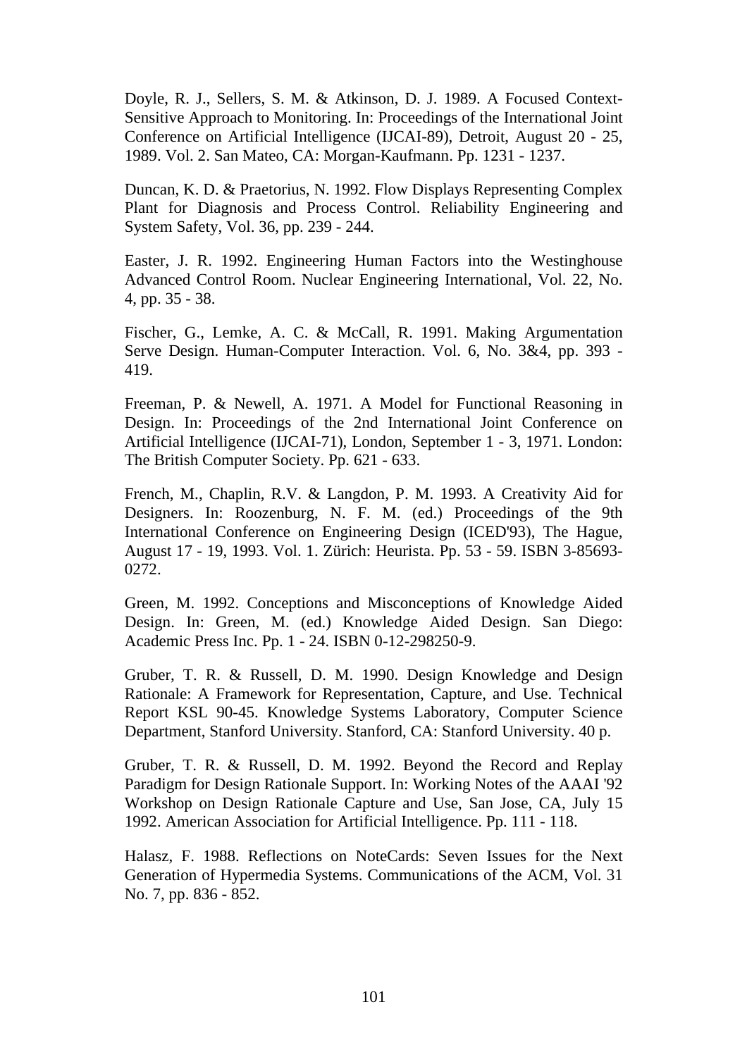Doyle, R. J., Sellers, S. M. & Atkinson, D. J. 1989. A Focused Context-Sensitive Approach to Monitoring. In: Proceedings of the International Joint Conference on Artificial Intelligence (IJCAI-89), Detroit, August 20 - 25, 1989. Vol. 2. San Mateo, CA: Morgan-Kaufmann. Pp. 1231 - 1237.

Duncan, K. D. & Praetorius, N. 1992. Flow Displays Representing Complex Plant for Diagnosis and Process Control. Reliability Engineering and System Safety, Vol. 36, pp. 239 - 244.

Easter, J. R. 1992. Engineering Human Factors into the Westinghouse Advanced Control Room. Nuclear Engineering International, Vol. 22, No. 4, pp. 35 - 38.

Fischer, G., Lemke, A. C. & McCall, R. 1991. Making Argumentation Serve Design. Human-Computer Interaction. Vol. 6, No. 3&4, pp. 393 - 419.

Freeman, P. & Newell, A. 1971. A Model for Functional Reasoning in Design. In: Proceedings of the 2nd International Joint Conference on Artificial Intelligence (IJCAI-71), London, September 1 - 3, 1971. London: The British Computer Society. Pp. 621 - 633.

French, M., Chaplin, R.V. & Langdon, P. M. 1993. A Creativity Aid for Designers. In: Roozenburg, N. F. M. (ed.) Proceedings of the 9th International Conference on Engineering Design (ICED'93), The Hague, August 17 - 19, 1993. Vol. 1. Zürich: Heurista. Pp. 53 - 59. ISBN 3-85693-0272.

Green, M. 1992. Conceptions and Misconceptions of Knowledge Aided Design. In: Green, M. (ed.) Knowledge Aided Design. San Diego: Academic Press Inc. Pp. 1 - 24. ISBN 0-12-298250-9.

Gruber, T. R. & Russell, D. M. 1990. Design Knowledge and Design Rationale: A Framework for Representation, Capture, and Use. Technical Report KSL 90-45. Knowledge Systems Laboratory, Computer Science Department, Stanford University. Stanford, CA: Stanford University. 40 p.

Gruber, T. R. & Russell, D. M. 1992. Beyond the Record and Replay Paradigm for Design Rationale Support. In: Working Notes of the AAAI '92 Workshop on Design Rationale Capture and Use, San Jose, CA, July 15 1992. American Association for Artificial Intelligence. Pp. 111 - 118.

Halasz, F. 1988. Reflections on NoteCards: Seven Issues for the Next Generation of Hypermedia Systems. Communications of the ACM, Vol. 31 No. 7, pp. 836 - 852.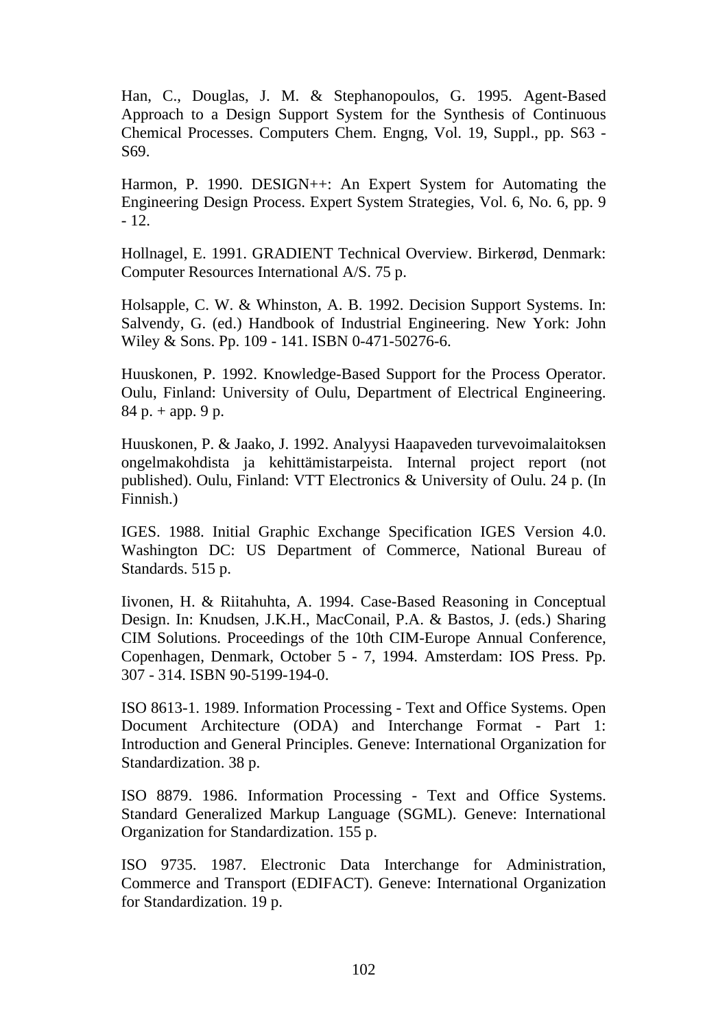Han, C., Douglas, J. M. & Stephanopoulos, G. 1995. Agent-Based Approach to a Design Support System for the Synthesis of Continuous Chemical Processes. Computers Chem. Engng, Vol. 19, Suppl., pp. S63 - S69.

Harmon, P. 1990. DESIGN++: An Expert System for Automating the Engineering Design Process. Expert System Strategies, Vol. 6, No. 6, pp. 9 - 12.

Hollnagel, E. 1991. GRADIENT Technical Overview. Birkerød, Denmark: Computer Resources International A/S. 75 p.

Holsapple, C. W. & Whinston, A. B. 1992. Decision Support Systems. In: Salvendy, G. (ed.) Handbook of Industrial Engineering. New York: John Wiley & Sons. Pp. 109 - 141. ISBN 0-471-50276-6.

Huuskonen, P. 1992. Knowledge-Based Support for the Process Operator. Oulu, Finland: University of Oulu, Department of Electrical Engineering. 84 p. + app. 9 p.

Huuskonen, P. & Jaako, J. 1992. Analyysi Haapaveden turvevoimalaitoksen ongelmakohdista ja kehittämistarpeista. Internal project report (not published). Oulu, Finland: VTT Electronics & University of Oulu. 24 p. (In Finnish.)

IGES. 1988. Initial Graphic Exchange Specification IGES Version 4.0. Washington DC: US Department of Commerce, National Bureau of Standards. 515 p.

Iivonen, H. & Riitahuhta, A. 1994. Case-Based Reasoning in Conceptual Design. In: Knudsen, J.K.H., MacConail, P.A. & Bastos, J. (eds.) Sharing CIM Solutions. Proceedings of the 10th CIM-Europe Annual Conference, Copenhagen, Denmark, October 5 - 7, 1994. Amsterdam: IOS Press. Pp. 307 - 314. ISBN 90-5199-194-0.

ISO 8613-1. 1989. Information Processing - Text and Office Systems. Open Document Architecture (ODA) and Interchange Format - Part 1: Introduction and General Principles. Geneve: International Organization for Standardization. 38 p.

ISO 8879. 1986. Information Processing - Text and Office Systems. Standard Generalized Markup Language (SGML). Geneve: International Organization for Standardization. 155 p.

ISO 9735. 1987. Electronic Data Interchange for Administration, Commerce and Transport (EDIFACT). Geneve: International Organization for Standardization. 19 p.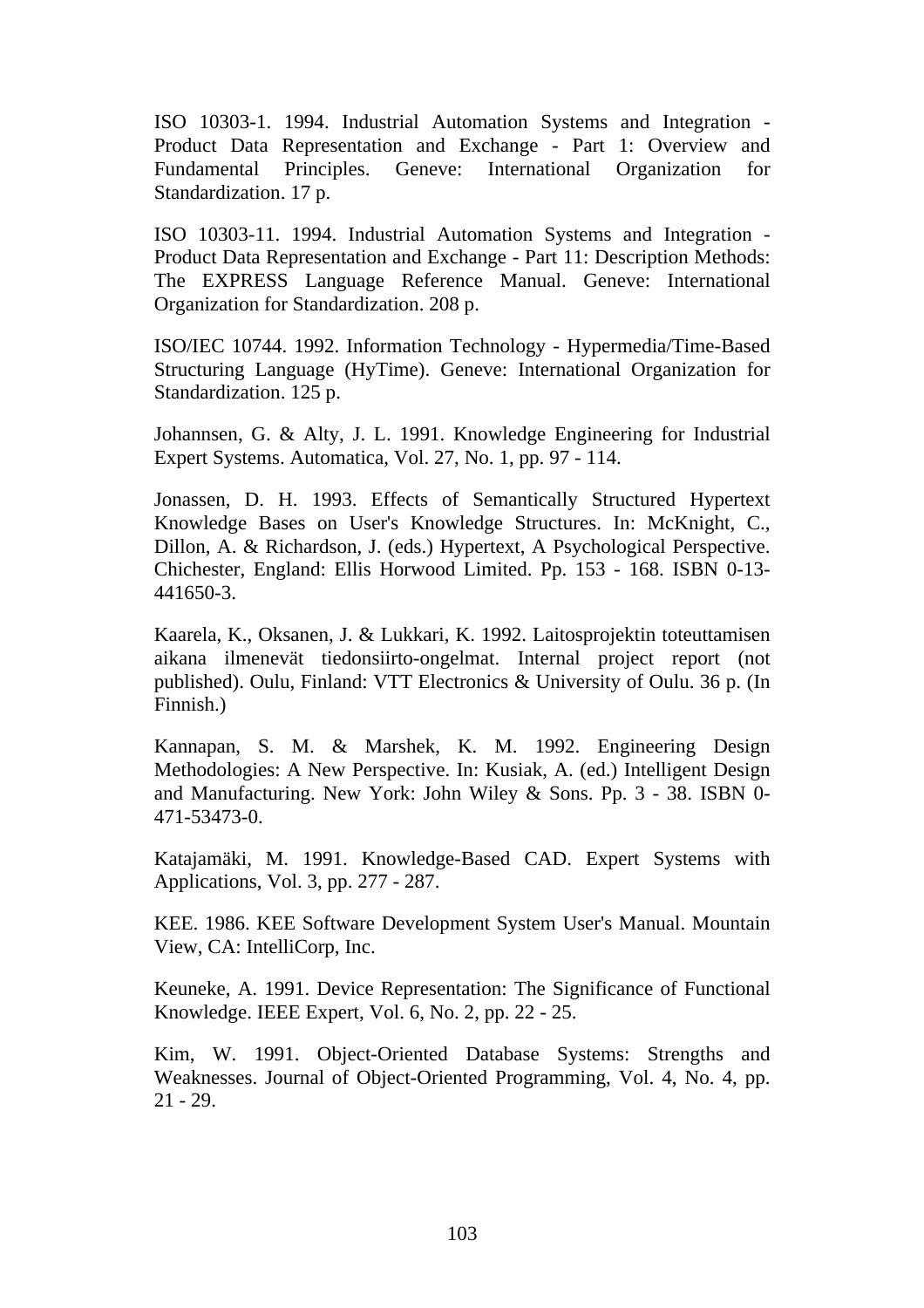ISO 10303-1. 1994. Industrial Automation Systems and Integration - Product Data Representation and Exchange - Part 1: Overview and Fundamental Principles. Geneve: International Organization for Standardization. 17 p.

ISO 10303-11. 1994. Industrial Automation Systems and Integration - Product Data Representation and Exchange - Part 11: Description Methods: The EXPRESS Language Reference Manual. Geneve: International Organization for Standardization. 208 p.

ISO/IEC 10744. 1992. Information Technology - Hypermedia/Time-Based Structuring Language (HyTime). Geneve: International Organization for Standardization. 125 p.

Johannsen, G. & Alty, J. L. 1991. Knowledge Engineering for Industrial Expert Systems. Automatica, Vol. 27, No. 1, pp. 97 - 114.

Jonassen, D. H. 1993. Effects of Semantically Structured Hypertext Knowledge Bases on User's Knowledge Structures. In: McKnight, C., Dillon, A. & Richardson, J. (eds.) Hypertext, A Psychological Perspective. Chichester, England: Ellis Horwood Limited. Pp. 153 - 168. ISBN 0-13-441650-3.

Kaarela, K., Oksanen, J. & Lukkari, K. 1992. Laitosprojektin toteuttamisen aikana ilmenevät tiedonsiirto-ongelmat. Internal project report (not published). Oulu, Finland: VTT Electronics & University of Oulu. 36 p. (In Finnish.)

Kannapan, S. M. & Marshek, K. M. 1992. Engineering Design Methodologies: A New Perspective. In: Kusiak, A. (ed.) Intelligent Design and Manufacturing. New York: John Wiley & Sons. Pp. 3 - 38. ISBN 0-471-53473-0.

Katajamäki, M. 1991. Knowledge-Based CAD. Expert Systems with Applications, Vol. 3, pp. 277 - 287.

KEE. 1986. KEE Software Development System User's Manual. Mountain View, CA: IntelliCorp, Inc.

Keuneke, A. 1991. Device Representation: The Significance of Functional Knowledge. IEEE Expert, Vol. 6, No. 2, pp. 22 - 25.

Kim, W. 1991. Object-Oriented Database Systems: Strengths and Weaknesses. Journal of Object-Oriented Programming, Vol. 4, No. 4, pp. 21 - 29.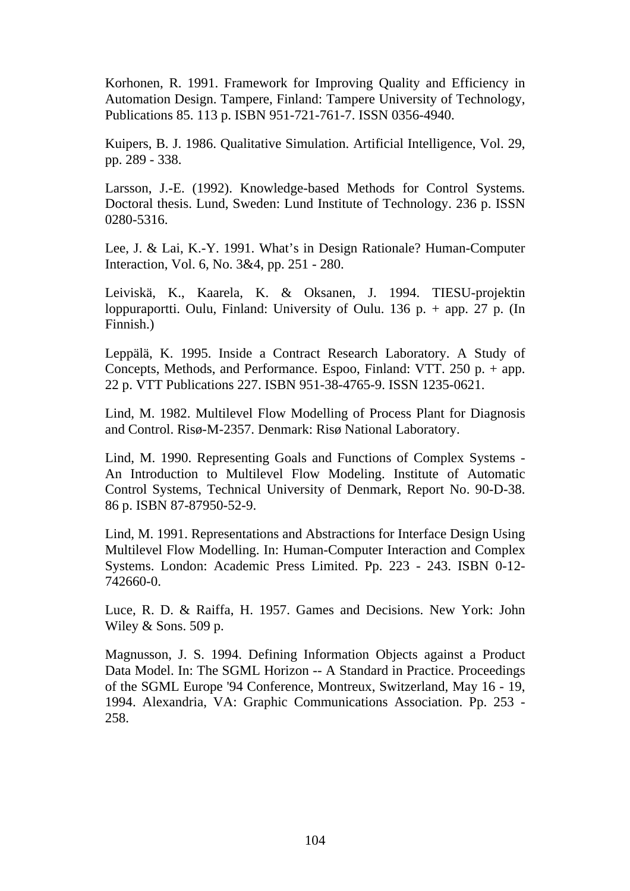Korhonen, R. 1991. Framework for Improving Quality and Efficiency in Automation Design. Tampere, Finland: Tampere University of Technology, Publications 85. 113 p. ISBN 951-721-761-7. ISSN 0356-4940.

Kuipers, B. J. 1986. Qualitative Simulation. Artificial Intelligence, Vol. 29, pp. 289 - 338.

Larsson, J.-E. (1992). Knowledge-based Methods for Control Systems. Doctoral thesis. Lund, Sweden: Lund Institute of Technology. 236 p. ISSN 0280-5316.

Lee, J. & Lai, K.-Y. 1991. What's in Design Rationale? Human-Computer Interaction, Vol. 6, No. 3&4, pp. 251 - 280.

Leiviskä, K., Kaarela, K. & Oksanen, J. 1994. TIESU-projektin loppuraportti. Oulu, Finland: University of Oulu. 136 p. + app. 27 p. (In Finnish.)

Leppälä, K. 1995. Inside a Contract Research Laboratory. A Study of Concepts, Methods, and Performance. Espoo, Finland: VTT. 250 p. + app. 22 p. VTT Publications 227. ISBN 951-38-4765-9. ISSN 1235-0621.

Lind, M. 1982. Multilevel Flow Modelling of Process Plant for Diagnosis and Control. Risø-M-2357. Denmark: Risø National Laboratory.

Lind, M. 1990. Representing Goals and Functions of Complex Systems - An Introduction to Multilevel Flow Modeling. Institute of Automatic Control Systems, Technical University of Denmark, Report No. 90-D-38. 86 p. ISBN 87-87950-52-9.

Lind, M. 1991. Representations and Abstractions for Interface Design Using Multilevel Flow Modelling. In: Human-Computer Interaction and Complex Systems. London: Academic Press Limited. Pp. 223 - 243. ISBN 0-12-742660-0.

Luce, R. D. & Raiffa, H. 1957. Games and Decisions. New York: John Wiley & Sons. 509 p.

Magnusson, J. S. 1994. Defining Information Objects against a Product Data Model. In: The SGML Horizon -- A Standard in Practice. Proceedings of the SGML Europe '94 Conference, Montreux, Switzerland, May 16 - 19, 1994. Alexandria, VA: Graphic Communications Association. Pp. 253 - 258.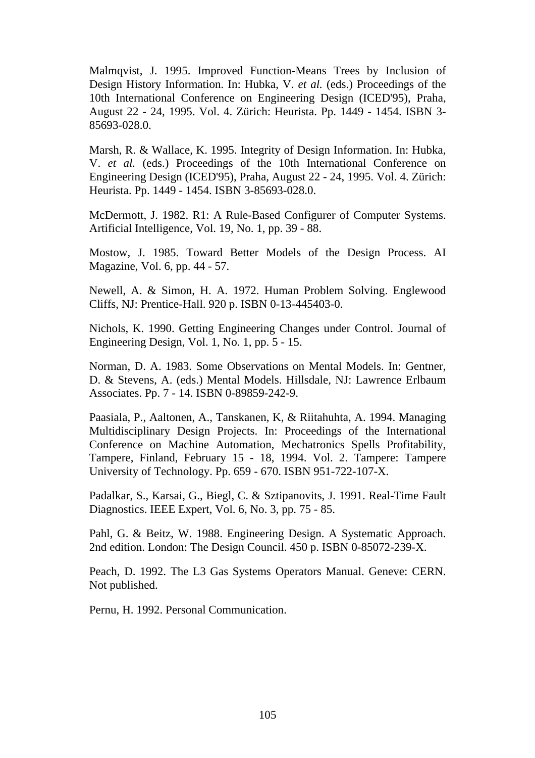Malmqvist, J. 1995. Improved Function-Means Trees by Inclusion of Design History Information. In: Hubka, V. *et al.* (eds.) Proceedings of the 10th International Conference on Engineering Design (ICED'95), Praha, August 22 - 24, 1995. Vol. 4. Zürich: Heurista. Pp. 1449 - 1454. ISBN 3-85693-028.0.

Marsh, R. & Wallace, K. 1995. Integrity of Design Information. In: Hubka, V. *et al.* (eds.) Proceedings of the 10th International Conference on Engineering Design (ICED'95), Praha, August 22 - 24, 1995. Vol. 4. Zürich: Heurista. Pp. 1449 - 1454. ISBN 3-85693-028.0.

McDermott, J. 1982. R1: A Rule-Based Configurer of Computer Systems. Artificial Intelligence, Vol. 19, No. 1, pp. 39 - 88.

Mostow, J. 1985. Toward Better Models of the Design Process. AI Magazine, Vol. 6, pp. 44 - 57.

Newell, A. & Simon, H. A. 1972. Human Problem Solving. Englewood Cliffs, NJ: Prentice-Hall. 920 p. ISBN 0-13-445403-0.

Nichols, K. 1990. Getting Engineering Changes under Control. Journal of Engineering Design, Vol. 1, No. 1, pp. 5 - 15.

Norman, D. A. 1983. Some Observations on Mental Models. In: Gentner, D. & Stevens, A. (eds.) Mental Models. Hillsdale, NJ: Lawrence Erlbaum Associates. Pp. 7 - 14. ISBN 0-89859-242-9.

Paasiala, P., Aaltonen, A., Tanskanen, K, & Riitahuhta, A. 1994. Managing Multidisciplinary Design Projects. In: Proceedings of the International Conference on Machine Automation, Mechatronics Spells Profitability, Tampere, Finland, February 15 - 18, 1994. Vol. 2. Tampere: Tampere University of Technology. Pp. 659 - 670. ISBN 951-722-107-X.

Padalkar, S., Karsai, G., Biegl, C. & Sztipanovits, J. 1991. Real-Time Fault Diagnostics. IEEE Expert, Vol. 6, No. 3, pp. 75 - 85.

Pahl, G. & Beitz, W. 1988. Engineering Design. A Systematic Approach. 2nd edition. London: The Design Council. 450 p. ISBN 0-85072-239-X.

Peach, D. 1992. The L3 Gas Systems Operators Manual. Geneve: CERN. Not published.

Pernu, H. 1992. Personal Communication.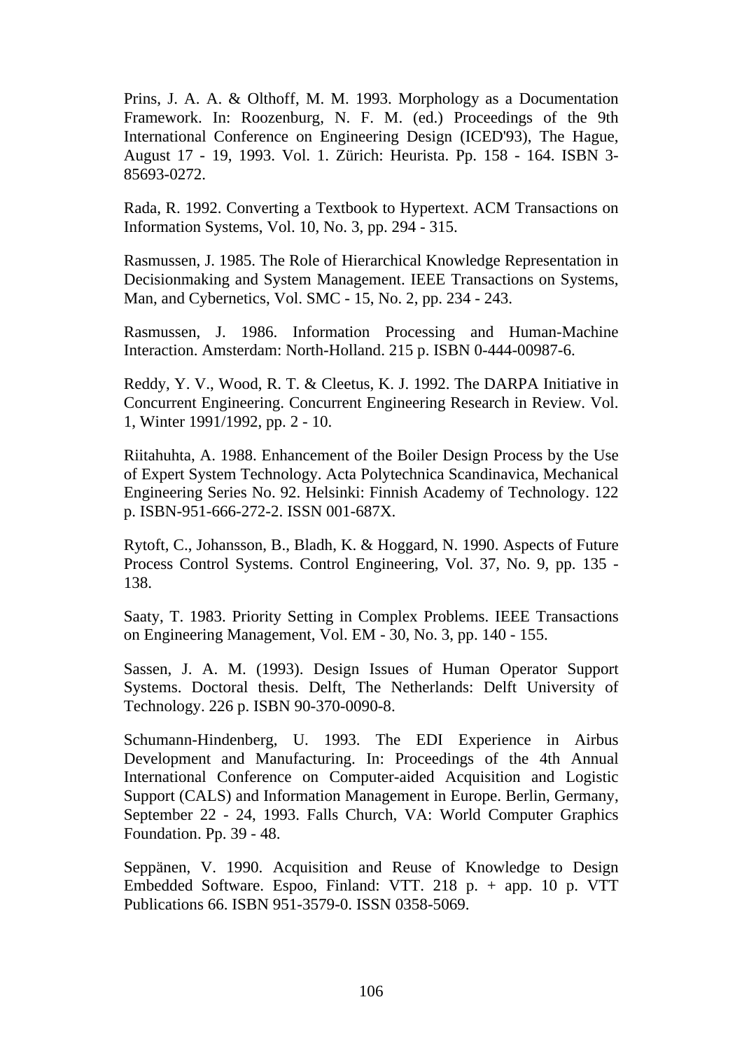Prins, J. A. A. & Olthoff, M. M. 1993. Morphology as a Documentation Framework. In: Roozenburg, N. F. M. (ed.) Proceedings of the 9th International Conference on Engineering Design (ICED'93), The Hague, August 17 - 19, 1993. Vol. 1. Zürich: Heurista. Pp. 158 - 164. ISBN 3-85693-0272.

Rada, R. 1992. Converting a Textbook to Hypertext. ACM Transactions on Information Systems, Vol. 10, No. 3, pp. 294 - 315.

Rasmussen, J. 1985. The Role of Hierarchical Knowledge Representation in Decisionmaking and System Management. IEEE Transactions on Systems, Man, and Cybernetics, Vol. SMC - 15, No. 2, pp. 234 - 243.

Rasmussen, J. 1986. Information Processing and Human-Machine Interaction. Amsterdam: North-Holland. 215 p. ISBN 0-444-00987-6.

Reddy, Y. V., Wood, R. T. & Cleetus, K. J. 1992. The DARPA Initiative in Concurrent Engineering. Concurrent Engineering Research in Review. Vol. 1, Winter 1991/1992, pp. 2 - 10.

Riitahuhta, A. 1988. Enhancement of the Boiler Design Process by the Use of Expert System Technology. Acta Polytechnica Scandinavica, Mechanical Engineering Series No. 92. Helsinki: Finnish Academy of Technology. 122 p. ISBN-951-666-272-2. ISSN 001-687X.

Rytoft, C., Johansson, B., Bladh, K. & Hoggard, N. 1990. Aspects of Future Process Control Systems. Control Engineering, Vol. 37, No. 9, pp. 135 - 138.

Saaty, T. 1983. Priority Setting in Complex Problems. IEEE Transactions on Engineering Management, Vol. EM - 30, No. 3, pp. 140 - 155.

Sassen, J. A. M. (1993). Design Issues of Human Operator Support Systems. Doctoral thesis. Delft, The Netherlands: Delft University of Technology. 226 p. ISBN 90-370-0090-8.

Schumann-Hindenberg, U. 1993. The EDI Experience in Airbus Development and Manufacturing. In: Proceedings of the 4th Annual International Conference on Computer-aided Acquisition and Logistic Support (CALS) and Information Management in Europe. Berlin, Germany, September 22 - 24, 1993. Falls Church, VA: World Computer Graphics Foundation. Pp. 39 - 48.

Seppänen, V. 1990. Acquisition and Reuse of Knowledge to Design Embedded Software. Espoo, Finland: VTT. 218 p. + app. 10 p. VTT Publications 66. ISBN 951-3579-0. ISSN 0358-5069.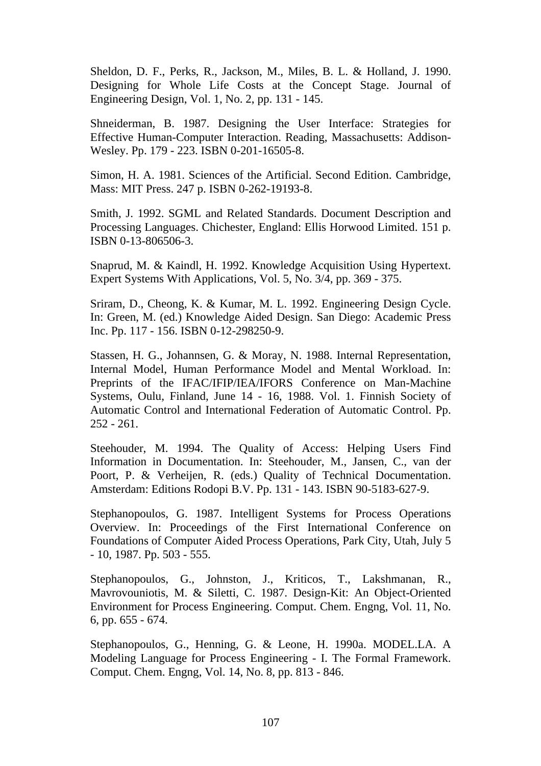Sheldon, D. F., Perks, R., Jackson, M., Miles, B. L. & Holland, J. 1990. Designing for Whole Life Costs at the Concept Stage. Journal of Engineering Design, Vol. 1, No. 2, pp. 131 - 145.

Shneiderman, B. 1987. Designing the User Interface: Strategies for Effective Human-Computer Interaction. Reading, Massachusetts: Addison-Wesley. Pp. 179 - 223. ISBN 0-201-16505-8.

Simon, H. A. 1981. Sciences of the Artificial. Second Edition. Cambridge, Mass: MIT Press. 247 p. ISBN 0-262-19193-8.

Smith, J. 1992. SGML and Related Standards. Document Description and Processing Languages. Chichester, England: Ellis Horwood Limited. 151 p. ISBN 0-13-806506-3.

Snaprud, M. & Kaindl, H. 1992. Knowledge Acquisition Using Hypertext. Expert Systems With Applications, Vol. 5, No. 3/4, pp. 369 - 375.

Sriram, D., Cheong, K. & Kumar, M. L. 1992. Engineering Design Cycle. In: Green, M. (ed.) Knowledge Aided Design. San Diego: Academic Press Inc. Pp. 117 - 156. ISBN 0-12-298250-9.

Stassen, H. G., Johannsen, G. & Moray, N. 1988. Internal Representation, Internal Model, Human Performance Model and Mental Workload. In: Preprints of the IFAC/IFIP/IEA/IFORS Conference on Man-Machine Systems, Oulu, Finland, June 14 - 16, 1988. Vol. 1. Finnish Society of Automatic Control and International Federation of Automatic Control. Pp. 252 - 261.

Steehouder, M. 1994. The Quality of Access: Helping Users Find Information in Documentation. In: Steehouder, M., Jansen, C., van der Poort, P. & Verheijen, R. (eds.) Quality of Technical Documentation. Amsterdam: Editions Rodopi B.V. Pp. 131 - 143. ISBN 90-5183-627-9.

Stephanopoulos, G. 1987. Intelligent Systems for Process Operations Overview. In: Proceedings of the First International Conference on Foundations of Computer Aided Process Operations, Park City, Utah, July 5 - 10, 1987. Pp. 503 - 555.

Stephanopoulos, G., Johnston, J., Kriticos, T., Lakshmanan, R., Mavrovouniotis, M. & Siletti, C. 1987. Design-Kit: An Object-Oriented Environment for Process Engineering. Comput. Chem. Engng, Vol. 11, No. 6, pp. 655 - 674.

Stephanopoulos, G., Henning, G. & Leone, H. 1990a. MODEL.LA. A Modeling Language for Process Engineering - I. The Formal Framework. Comput. Chem. Engng, Vol. 14, No. 8, pp. 813 - 846.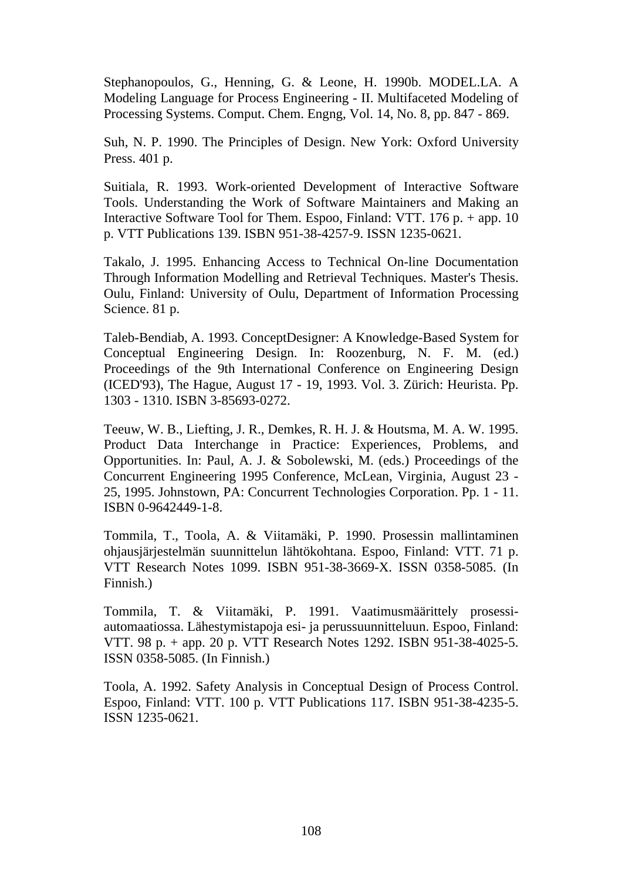Stephanopoulos, G., Henning, G. & Leone, H. 1990b. MODEL.LA. A Modeling Language for Process Engineering - II. Multifaceted Modeling of Processing Systems. Comput. Chem. Engng, Vol. 14, No. 8, pp. 847 - 869.

Suh, N. P. 1990. The Principles of Design. New York: Oxford University Press. 401 p.

Suitiala, R. 1993. Work-oriented Development of Interactive Software Tools. Understanding the Work of Software Maintainers and Making an Interactive Software Tool for Them. Espoo, Finland: VTT. 176 p. + app. 10 p. VTT Publications 139. ISBN 951-38-4257-9. ISSN 1235-0621.

Takalo, J. 1995. Enhancing Access to Technical On-line Documentation Through Information Modelling and Retrieval Techniques. Master's Thesis. Oulu, Finland: University of Oulu, Department of Information Processing Science. 81 p.

Taleb-Bendiab, A. 1993. ConceptDesigner: A Knowledge-Based System for Conceptual Engineering Design. In: Roozenburg, N. F. M. (ed.) Proceedings of the 9th International Conference on Engineering Design (ICED'93), The Hague, August 17 - 19, 1993. Vol. 3. Zürich: Heurista. Pp. 1303 - 1310. ISBN 3-85693-0272.

Teeuw, W. B., Liefting, J. R., Demkes, R. H. J. & Houtsma, M. A. W. 1995. Product Data Interchange in Practice: Experiences, Problems, and Opportunities. In: Paul, A. J. & Sobolewski, M. (eds.) Proceedings of the Concurrent Engineering 1995 Conference, McLean, Virginia, August 23 - 25, 1995. Johnstown, PA: Concurrent Technologies Corporation. Pp. 1 - 11. ISBN 0-9642449-1-8.

Tommila, T., Toola, A. & Viitamäki, P. 1990. Prosessin mallintaminen ohjausjärjestelmän suunnittelun lähtökohtana. Espoo, Finland: VTT. 71 p. VTT Research Notes 1099. ISBN 951-38-3669-X. ISSN 0358-5085. (In Finnish.)

Tommila, T. & Viitamäki, P. 1991. Vaatimusmäärittely prosessi-automaatiossa. Lähestymistapoja esi- ja perussuunnitteluun. Espoo, Finland: VTT. 98 p. + app. 20 p. VTT Research Notes 1292. ISBN 951-38-4025-5. ISSN 0358-5085. (In Finnish.)

Toola, A. 1992. Safety Analysis in Conceptual Design of Process Control. Espoo, Finland: VTT. 100 p. VTT Publications 117. ISBN 951-38-4235-5. ISSN 1235-0621.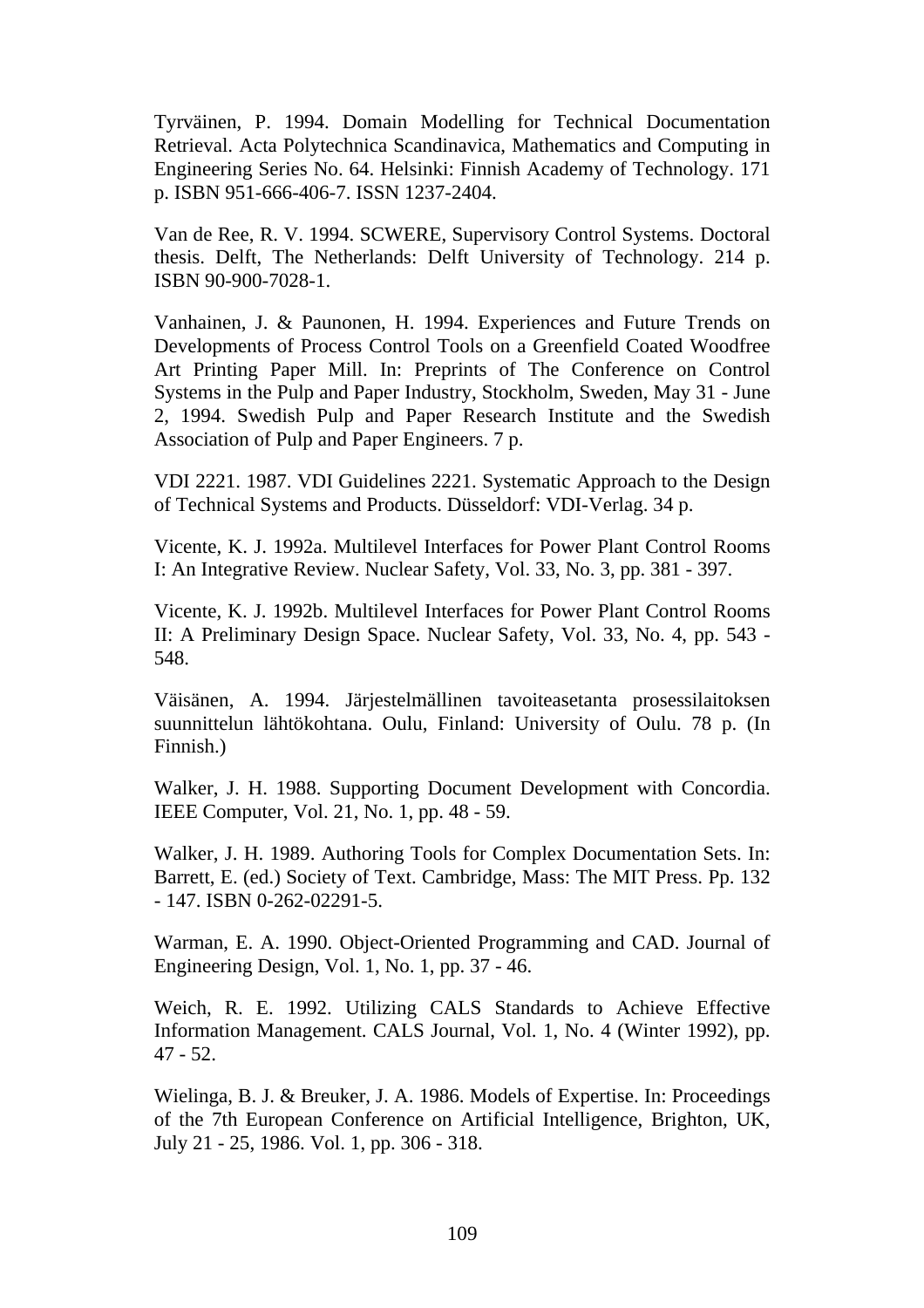Tyrväinen, P. 1994. Domain Modelling for Technical Documentation Retrieval. Acta Polytechnica Scandinavica, Mathematics and Computing in Engineering Series No. 64. Helsinki: Finnish Academy of Technology. 171 p. ISBN 951-666-406-7. ISSN 1237-2404.

Van de Ree, R. V. 1994. SCWERE, Supervisory Control Systems. Doctoral thesis. Delft, The Netherlands: Delft University of Technology. 214 p. ISBN 90-900-7028-1.

Vanhainen, J. & Paunonen, H. 1994. Experiences and Future Trends on Developments of Process Control Tools on a Greenfield Coated Woodfree Art Printing Paper Mill. In: Preprints of The Conference on Control Systems in the Pulp and Paper Industry, Stockholm, Sweden, May 31 - June 2, 1994. Swedish Pulp and Paper Research Institute and the Swedish Association of Pulp and Paper Engineers. 7 p.

VDI 2221. 1987. VDI Guidelines 2221. Systematic Approach to the Design of Technical Systems and Products. Düsseldorf: VDI-Verlag. 34 p.

Vicente, K. J. 1992a. Multilevel Interfaces for Power Plant Control Rooms I: An Integrative Review. Nuclear Safety, Vol. 33, No. 3, pp. 381 - 397.

Vicente, K. J. 1992b. Multilevel Interfaces for Power Plant Control Rooms II: A Preliminary Design Space. Nuclear Safety, Vol. 33, No. 4, pp. 543 - 548.

Väisänen, A. 1994. Järjestelmällinen tavoiteasetanta prosessilaitoksen suunnittelun lähtökohtana. Oulu, Finland: University of Oulu. 78 p. (In Finnish.)

Walker, J. H. 1988. Supporting Document Development with Concordia. IEEE Computer, Vol. 21, No. 1, pp. 48 - 59.

Walker, J. H. 1989. Authoring Tools for Complex Documentation Sets. In: Barrett, E. (ed.) Society of Text. Cambridge, Mass: The MIT Press. Pp. 132 - 147. ISBN 0-262-02291-5.

Warman, E. A. 1990. Object-Oriented Programming and CAD. Journal of Engineering Design, Vol. 1, No. 1, pp. 37 - 46.

Weich, R. E. 1992. Utilizing CALS Standards to Achieve Effective Information Management. CALS Journal, Vol. 1, No. 4 (Winter 1992), pp. 47 - 52.

Wielinga, B. J. & Breuker, J. A. 1986. Models of Expertise. In: Proceedings of the 7th European Conference on Artificial Intelligence, Brighton, UK, July 21 - 25, 1986. Vol. 1, pp. 306 - 318.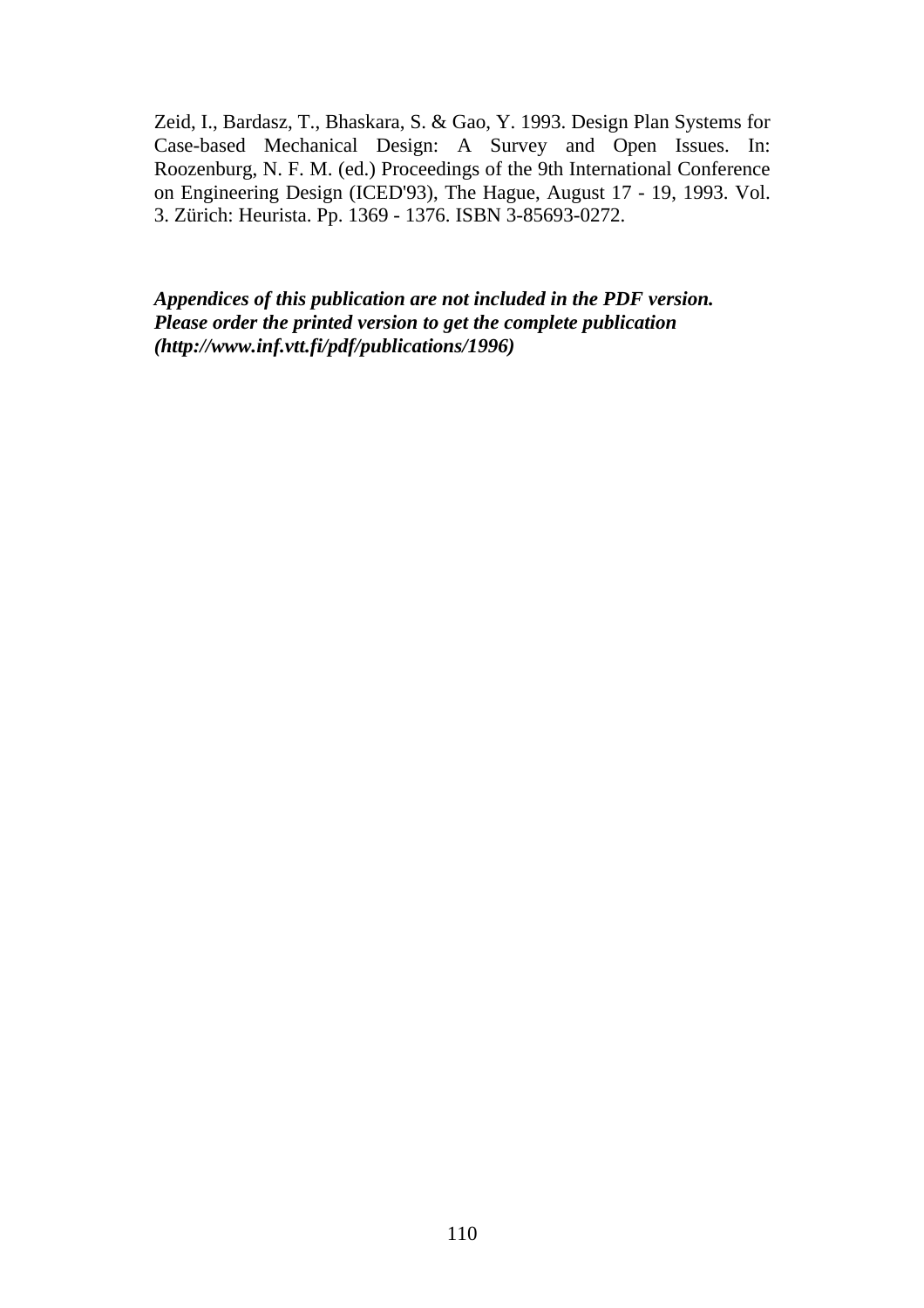Zeid, I., Bardasz, T., Bhaskara, S. & Gao, Y. 1993. Design Plan Systems for Case-based Mechanical Design: A Survey and Open Issues. In: Roozenburg, N. F. M. (ed.) Proceedings of the 9th International Conference on Engineering Design (ICED'93), The Hague, August 17 - 19, 1993. Vol. 3. Zürich: Heurista. Pp. 1369 - 1376. ISBN 3-85693-0272.

***Appendices of this publication are not included in the PDF version. Please order the printed version to get the complete publication (http://www.inf.vtt.fi/pdf/publications/1996)***